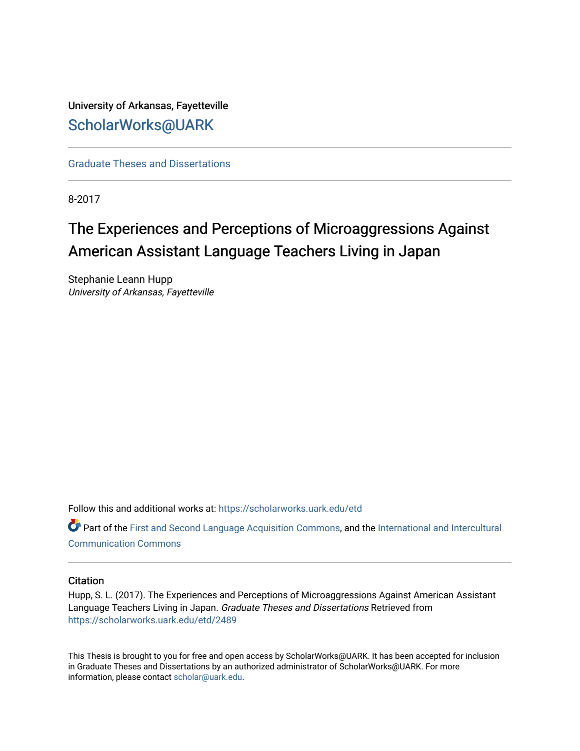University of Arkansas, Fayetteville

ScholarWorks@UARK

Graduate Theses and Dissertations

8-2017

# The Experiences and Perceptions of Microaggressions Against American Assistant Language Teachers Living in Japan

Stephanie Leann Hupp
*University of Arkansas, Fayetteville*

Follow this and additional works at: https://scholarworks.uark.edu/etd

Part of the First and Second Language Acquisition Commons, and the International and Intercultural Communication Commons

## Citation

Hupp, S. L. (2017). The Experiences and Perceptions of Microaggressions Against American Assistant Language Teachers Living in Japan. *Graduate Theses and Dissertations* Retrieved from https://scholarworks.uark.edu/etd/2489

This Thesis is brought to you for free and open access by ScholarWorks@UARK. It has been accepted for inclusion in Graduate Theses and Dissertations by an authorized administrator of ScholarWorks@UARK. For more information, please contact scholar@uark.edu.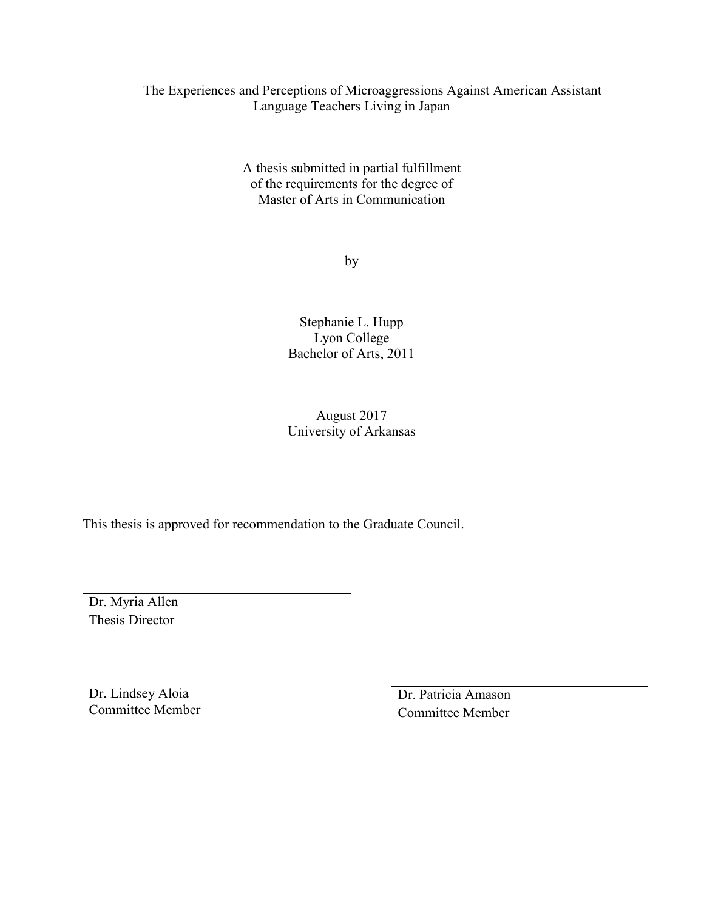The Experiences and Perceptions of Microaggressions Against American Assistant Language Teachers Living in Japan

A thesis submitted in partial fulfillment
of the requirements for the degree of
Master of Arts in Communication

by

Stephanie L. Hupp
Lyon College
Bachelor of Arts, 2011

August 2017
University of Arkansas

This thesis is approved for recommendation to the Graduate Council.

Dr. Myria Allen
Thesis Director

Dr. Lindsey Aloia
Committee Member

Dr. Patricia Amason
Committee Member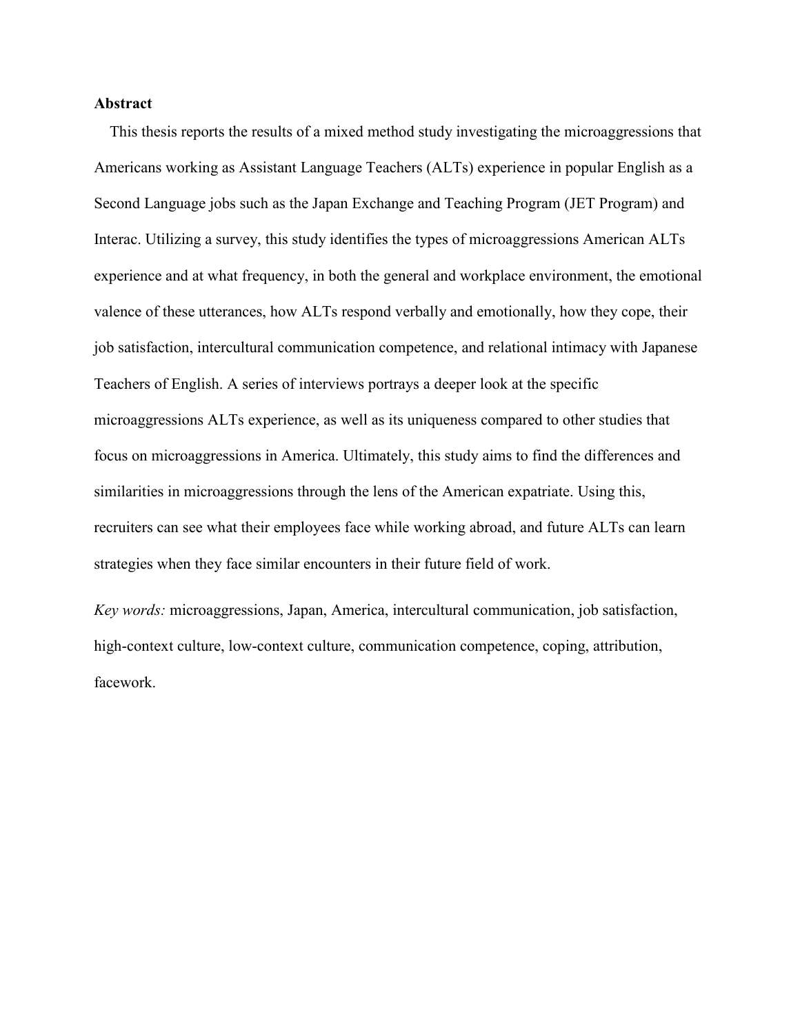**Abstract**

This thesis reports the results of a mixed method study investigating the microaggressions that Americans working as Assistant Language Teachers (ALTs) experience in popular English as a Second Language jobs such as the Japan Exchange and Teaching Program (JET Program) and Interac. Utilizing a survey, this study identifies the types of microaggressions American ALTs experience and at what frequency, in both the general and workplace environment, the emotional valence of these utterances, how ALTs respond verbally and emotionally, how they cope, their job satisfaction, intercultural communication competence, and relational intimacy with Japanese Teachers of English. A series of interviews portrays a deeper look at the specific microaggressions ALTs experience, as well as its uniqueness compared to other studies that focus on microaggressions in America. Ultimately, this study aims to find the differences and similarities in microaggressions through the lens of the American expatriate. Using this, recruiters can see what their employees face while working abroad, and future ALTs can learn strategies when they face similar encounters in their future field of work.

*Key words:* microaggressions, Japan, America, intercultural communication, job satisfaction, high-context culture, low-context culture, communication competence, coping, attribution, facework.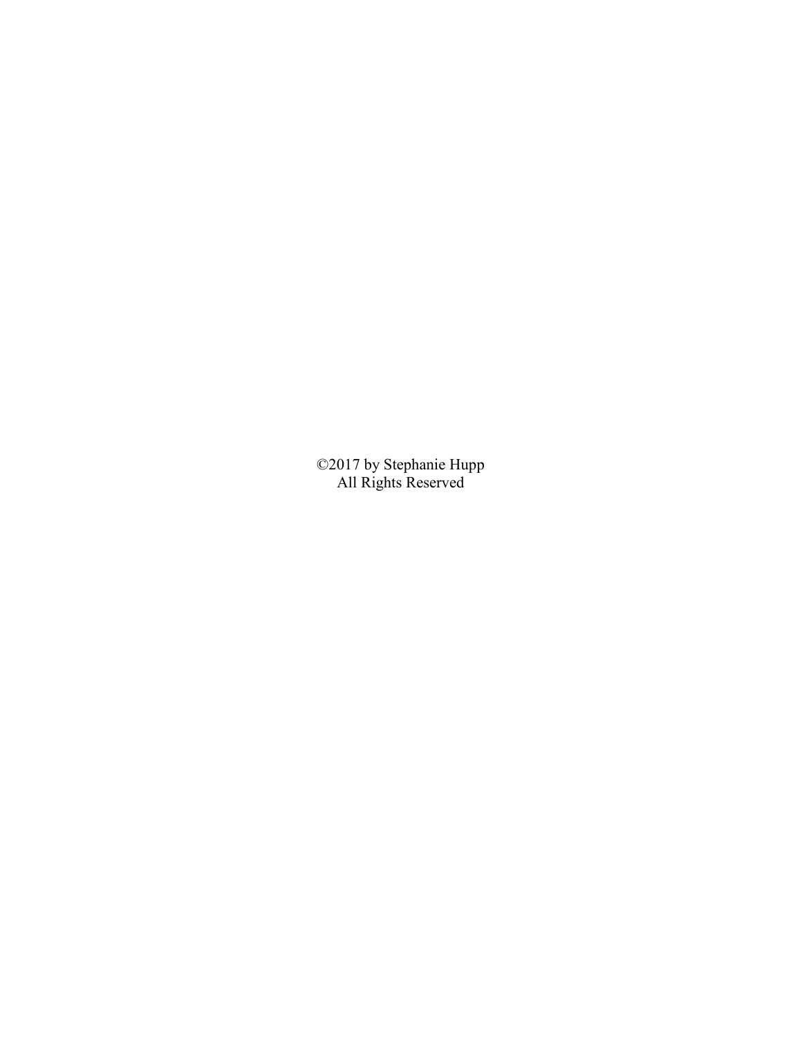©2017 by Stephanie Hupp
All Rights Reserved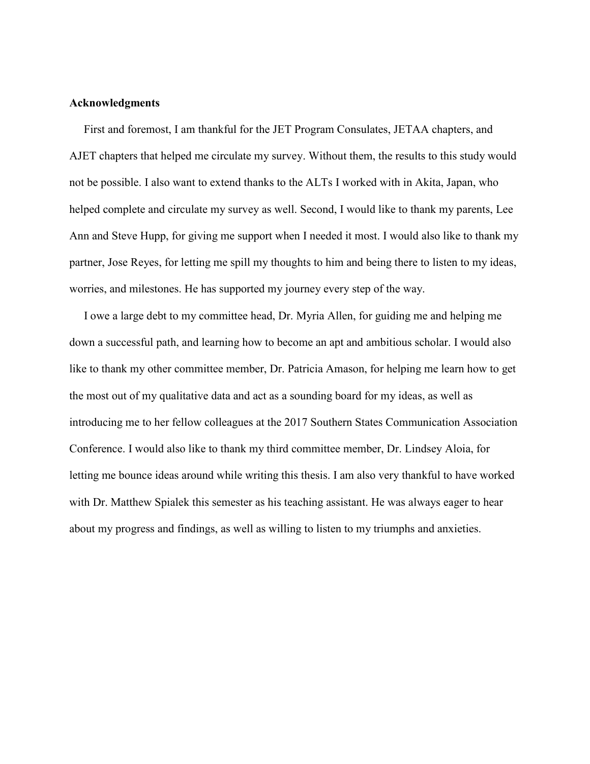**Acknowledgments**

First and foremost, I am thankful for the JET Program Consulates, JETAA chapters, and AJET chapters that helped me circulate my survey. Without them, the results to this study would not be possible. I also want to extend thanks to the ALTs I worked with in Akita, Japan, who helped complete and circulate my survey as well. Second, I would like to thank my parents, Lee Ann and Steve Hupp, for giving me support when I needed it most. I would also like to thank my partner, Jose Reyes, for letting me spill my thoughts to him and being there to listen to my ideas, worries, and milestones. He has supported my journey every step of the way.

I owe a large debt to my committee head, Dr. Myria Allen, for guiding me and helping me down a successful path, and learning how to become an apt and ambitious scholar. I would also like to thank my other committee member, Dr. Patricia Amason, for helping me learn how to get the most out of my qualitative data and act as a sounding board for my ideas, as well as introducing me to her fellow colleagues at the 2017 Southern States Communication Association Conference. I would also like to thank my third committee member, Dr. Lindsey Aloia, for letting me bounce ideas around while writing this thesis. I am also very thankful to have worked with Dr. Matthew Spialek this semester as his teaching assistant. He was always eager to hear about my progress and findings, as well as willing to listen to my triumphs and anxieties.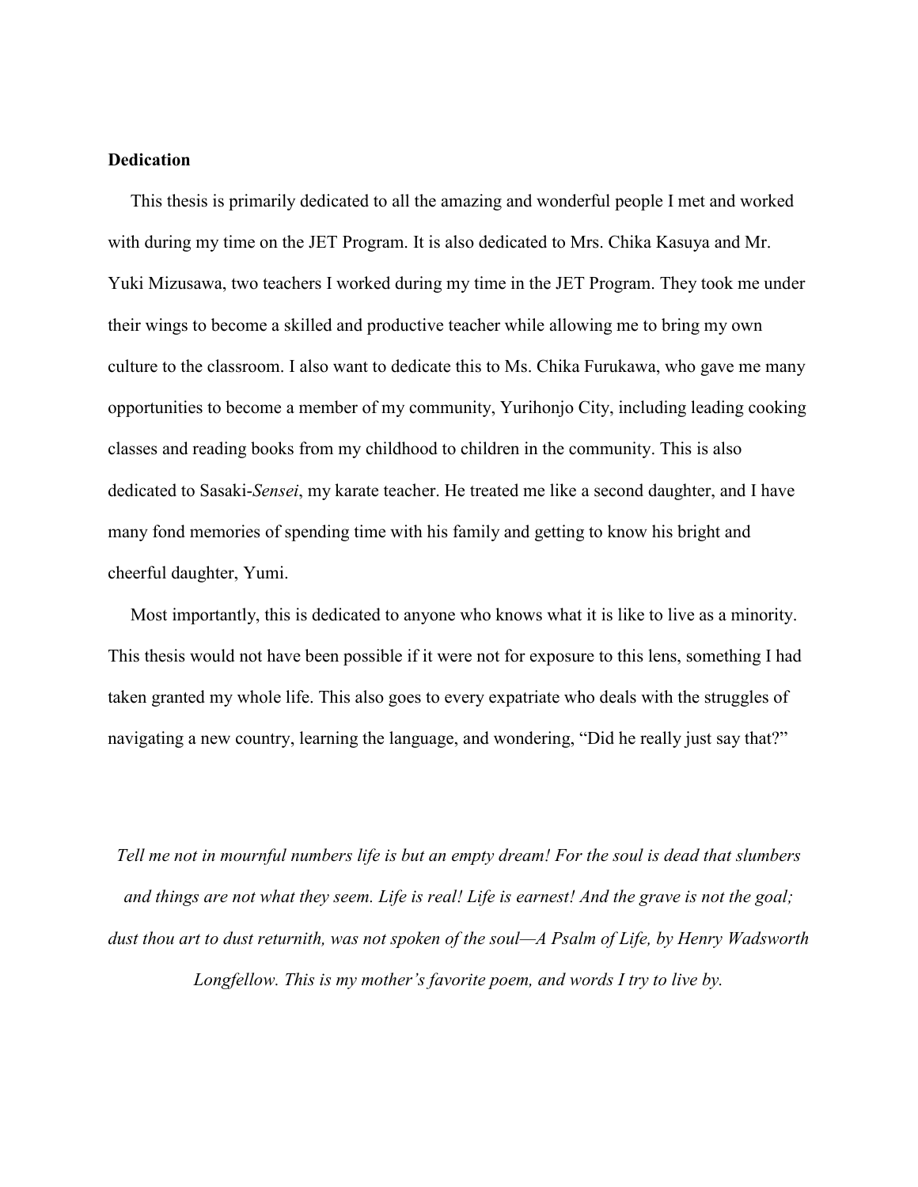**Dedication**

This thesis is primarily dedicated to all the amazing and wonderful people I met and worked with during my time on the JET Program. It is also dedicated to Mrs. Chika Kasuya and Mr. Yuki Mizusawa, two teachers I worked during my time in the JET Program. They took me under their wings to become a skilled and productive teacher while allowing me to bring my own culture to the classroom. I also want to dedicate this to Ms. Chika Furukawa, who gave me many opportunities to become a member of my community, Yurihonjo City, including leading cooking classes and reading books from my childhood to children in the community. This is also dedicated to Sasaki-*Sensei*, my karate teacher. He treated me like a second daughter, and I have many fond memories of spending time with his family and getting to know his bright and cheerful daughter, Yumi.

Most importantly, this is dedicated to anyone who knows what it is like to live as a minority. This thesis would not have been possible if it were not for exposure to this lens, something I had taken granted my whole life. This also goes to every expatriate who deals with the struggles of navigating a new country, learning the language, and wondering, "Did he really just say that?"

*Tell me not in mournful numbers life is but an empty dream! For the soul is dead that slumbers and things are not what they seem. Life is real! Life is earnest! And the grave is not the goal; dust thou art to dust returnith, was not spoken of the soul—A Psalm of Life, by Henry Wadsworth Longfellow. This is my mother's favorite poem, and words I try to live by.*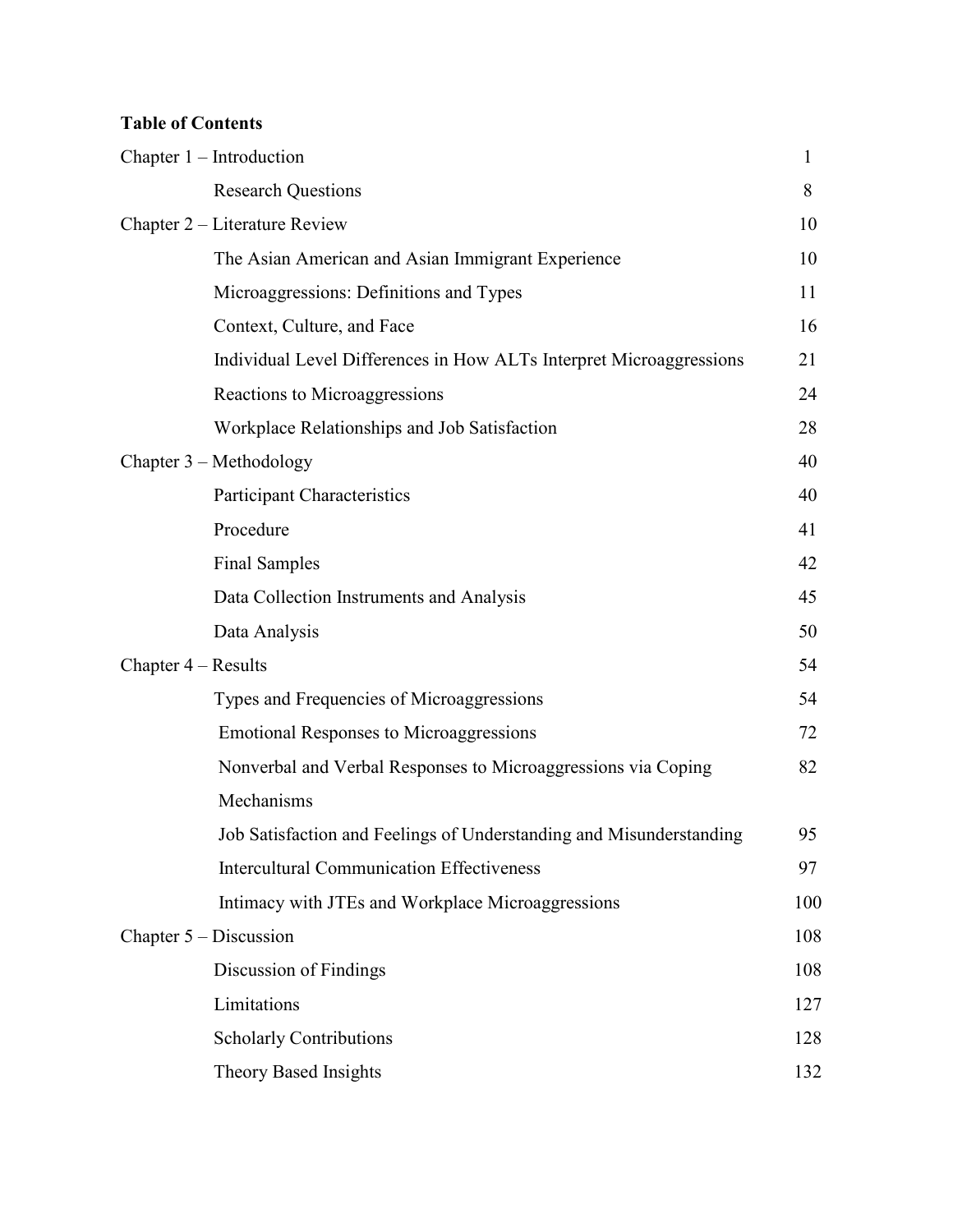**Table of Contents**

| | |
|---|---|
| Chapter 1 – Introduction | 1 |
| Research Questions | 8 |
| Chapter 2 – Literature Review | 10 |
| The Asian American and Asian Immigrant Experience | 10 |
| Microaggressions: Definitions and Types | 11 |
| Context, Culture, and Face | 16 |
| Individual Level Differences in How ALTs Interpret Microaggressions | 21 |
| Reactions to Microaggressions | 24 |
| Workplace Relationships and Job Satisfaction | 28 |
| Chapter 3 – Methodology | 40 |
| Participant Characteristics | 40 |
| Procedure | 41 |
| Final Samples | 42 |
| Data Collection Instruments and Analysis | 45 |
| Data Analysis | 50 |
| Chapter 4 – Results | 54 |
| Types and Frequencies of Microaggressions | 54 |
| Emotional Responses to Microaggressions | 72 |
| Nonverbal and Verbal Responses to Microaggressions via Coping Mechanisms | 82 |
| Job Satisfaction and Feelings of Understanding and Misunderstanding | 95 |
| Intercultural Communication Effectiveness | 97 |
| Intimacy with JTEs and Workplace Microaggressions | 100 |
| Chapter 5 – Discussion | 108 |
| Discussion of Findings | 108 |
| Limitations | 127 |
| Scholarly Contributions | 128 |
| Theory Based Insights | 132 |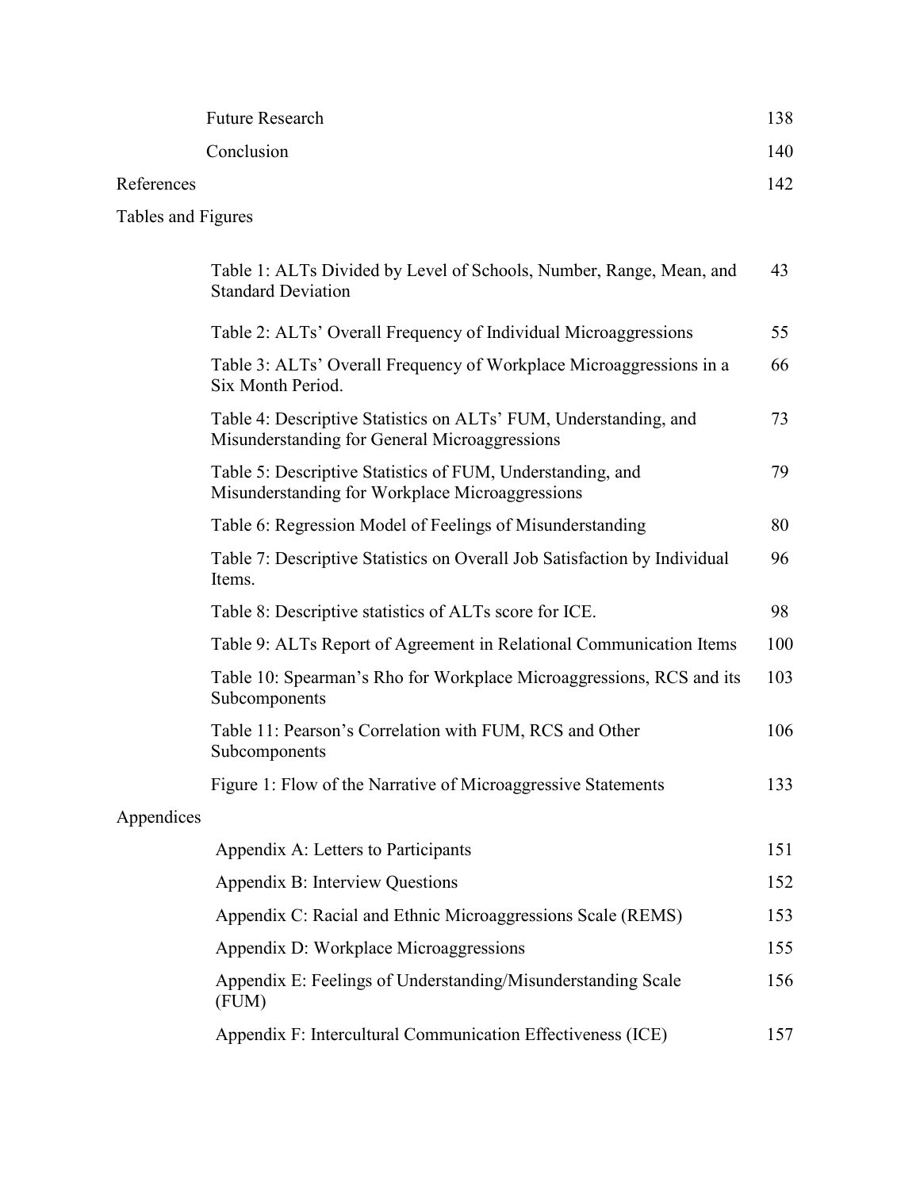| | |
|---|---|
| Future Research | 138 |
| Conclusion | 140 |
| References | 142 |
| Tables and Figures | |
| Table 1: ALTs Divided by Level of Schools, Number, Range, Mean, and Standard Deviation | 43 |
| Table 2: ALTs' Overall Frequency of Individual Microaggressions | 55 |
| Table 3: ALTs' Overall Frequency of Workplace Microaggressions in a Six Month Period. | 66 |
| Table 4: Descriptive Statistics on ALTs' FUM, Understanding, and Misunderstanding for General Microaggressions | 73 |
| Table 5: Descriptive Statistics of FUM, Understanding, and Misunderstanding for Workplace Microaggressions | 79 |
| Table 6: Regression Model of Feelings of Misunderstanding | 80 |
| Table 7: Descriptive Statistics on Overall Job Satisfaction by Individual Items. | 96 |
| Table 8: Descriptive statistics of ALTs score for ICE. | 98 |
| Table 9: ALTs Report of Agreement in Relational Communication Items | 100 |
| Table 10: Spearman's Rho for Workplace Microaggressions, RCS and its Subcomponents | 103 |
| Table 11: Pearson's Correlation with FUM, RCS and Other Subcomponents | 106 |
| Figure 1: Flow of the Narrative of Microaggressive Statements | 133 |
| Appendices | |
| Appendix A: Letters to Participants | 151 |
| Appendix B: Interview Questions | 152 |
| Appendix C: Racial and Ethnic Microaggressions Scale (REMS) | 153 |
| Appendix D: Workplace Microaggressions | 155 |
| Appendix E: Feelings of Understanding/Misunderstanding Scale (FUM) | 156 |
| Appendix F: Intercultural Communication Effectiveness (ICE) | 157 |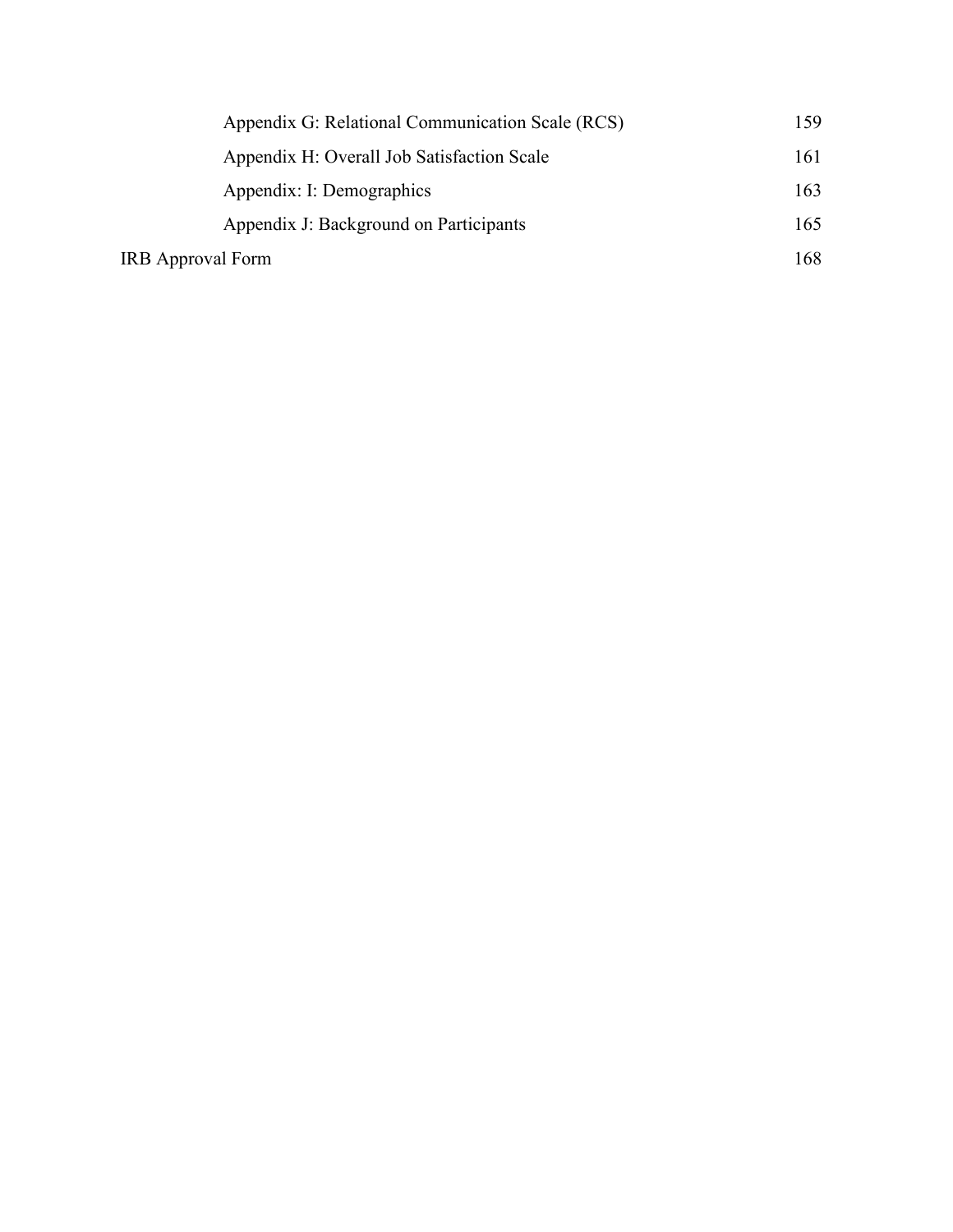Appendix G: Relational Communication Scale (RCS) 159

Appendix H: Overall Job Satisfaction Scale 161

Appendix: I: Demographics 163

Appendix J: Background on Participants 165

IRB Approval Form 168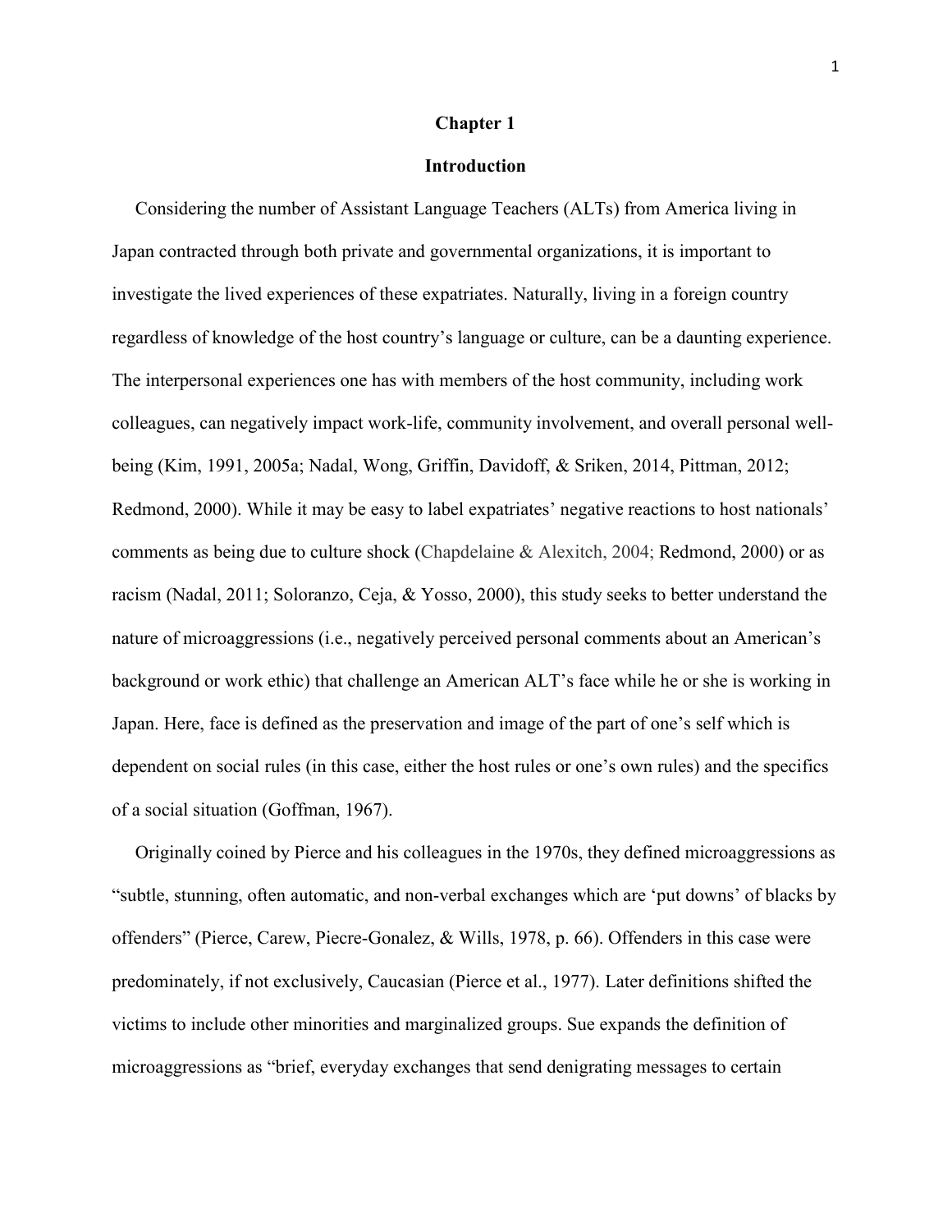# Chapter 1

## Introduction

Considering the number of Assistant Language Teachers (ALTs) from America living in Japan contracted through both private and governmental organizations, it is important to investigate the lived experiences of these expatriates. Naturally, living in a foreign country regardless of knowledge of the host country's language or culture, can be a daunting experience. The interpersonal experiences one has with members of the host community, including work colleagues, can negatively impact work-life, community involvement, and overall personal well-being (Kim, 1991, 2005a; Nadal, Wong, Griffin, Davidoff, & Sriken, 2014, Pittman, 2012; Redmond, 2000). While it may be easy to label expatriates' negative reactions to host nationals' comments as being due to culture shock (Chapdelaine & Alexitch, 2004; Redmond, 2000) or as racism (Nadal, 2011; Soloranzo, Ceja, & Yosso, 2000), this study seeks to better understand the nature of microaggressions (i.e., negatively perceived personal comments about an American's background or work ethic) that challenge an American ALT's face while he or she is working in Japan. Here, face is defined as the preservation and image of the part of one's self which is dependent on social rules (in this case, either the host rules or one's own rules) and the specifics of a social situation (Goffman, 1967).

Originally coined by Pierce and his colleagues in the 1970s, they defined microaggressions as "subtle, stunning, often automatic, and non-verbal exchanges which are 'put downs' of blacks by offenders" (Pierce, Carew, Piecre-Gonalez, & Wills, 1978, p. 66). Offenders in this case were predominately, if not exclusively, Caucasian (Pierce et al., 1977). Later definitions shifted the victims to include other minorities and marginalized groups. Sue expands the definition of microaggressions as "brief, everyday exchanges that send denigrating messages to certain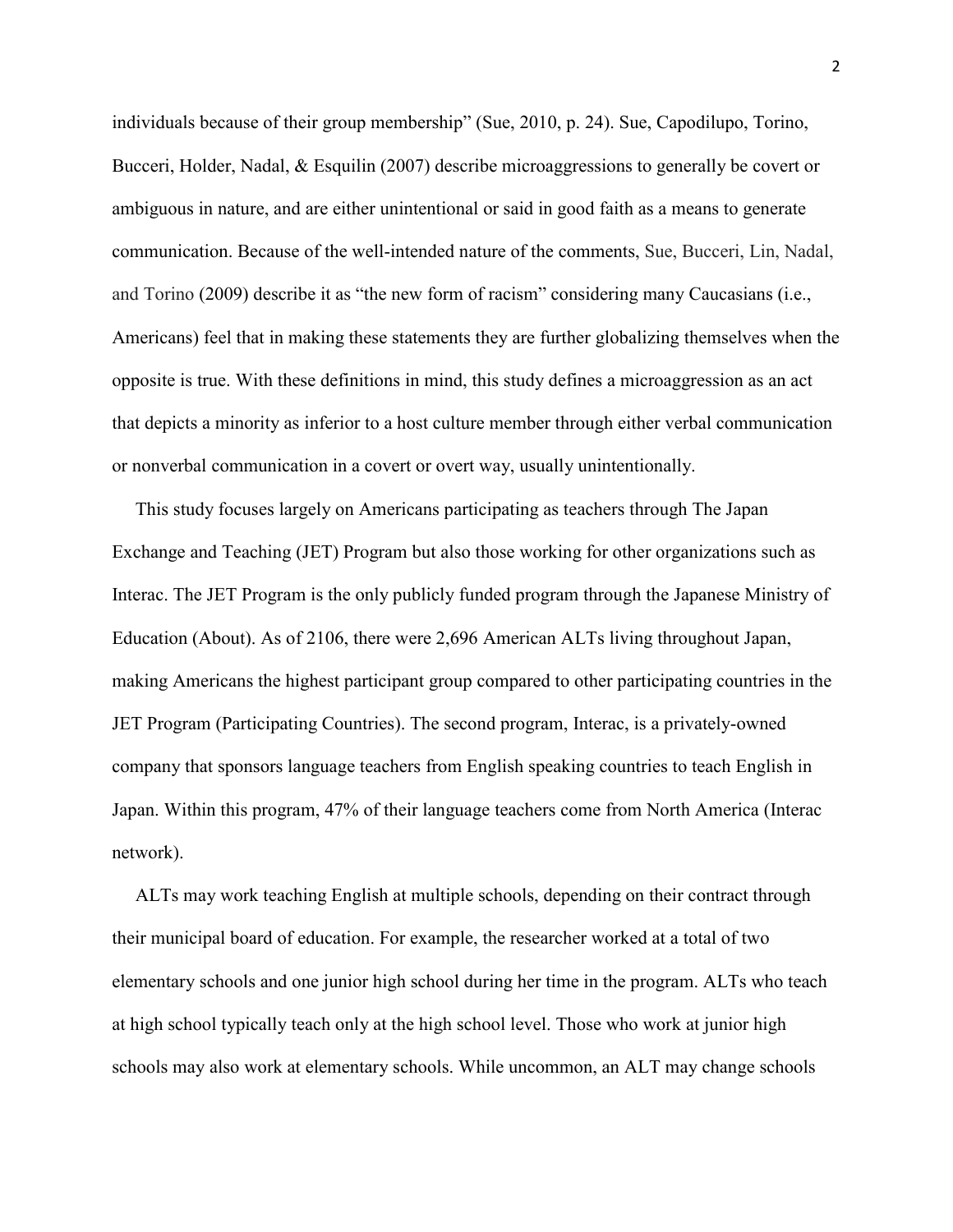individuals because of their group membership" (Sue, 2010, p. 24). Sue, Capodilupo, Torino, Bucceri, Holder, Nadal, & Esquilin (2007) describe microaggressions to generally be covert or ambiguous in nature, and are either unintentional or said in good faith as a means to generate communication. Because of the well-intended nature of the comments, Sue, Bucceri, Lin, Nadal, and Torino (2009) describe it as "the new form of racism" considering many Caucasians (i.e., Americans) feel that in making these statements they are further globalizing themselves when the opposite is true. With these definitions in mind, this study defines a microaggression as an act that depicts a minority as inferior to a host culture member through either verbal communication or nonverbal communication in a covert or overt way, usually unintentionally.

This study focuses largely on Americans participating as teachers through The Japan Exchange and Teaching (JET) Program but also those working for other organizations such as Interac. The JET Program is the only publicly funded program through the Japanese Ministry of Education (About). As of 2106, there were 2,696 American ALTs living throughout Japan, making Americans the highest participant group compared to other participating countries in the JET Program (Participating Countries). The second program, Interac, is a privately-owned company that sponsors language teachers from English speaking countries to teach English in Japan. Within this program, 47% of their language teachers come from North America (Interac network).

ALTs may work teaching English at multiple schools, depending on their contract through their municipal board of education. For example, the researcher worked at a total of two elementary schools and one junior high school during her time in the program. ALTs who teach at high school typically teach only at the high school level. Those who work at junior high schools may also work at elementary schools. While uncommon, an ALT may change schools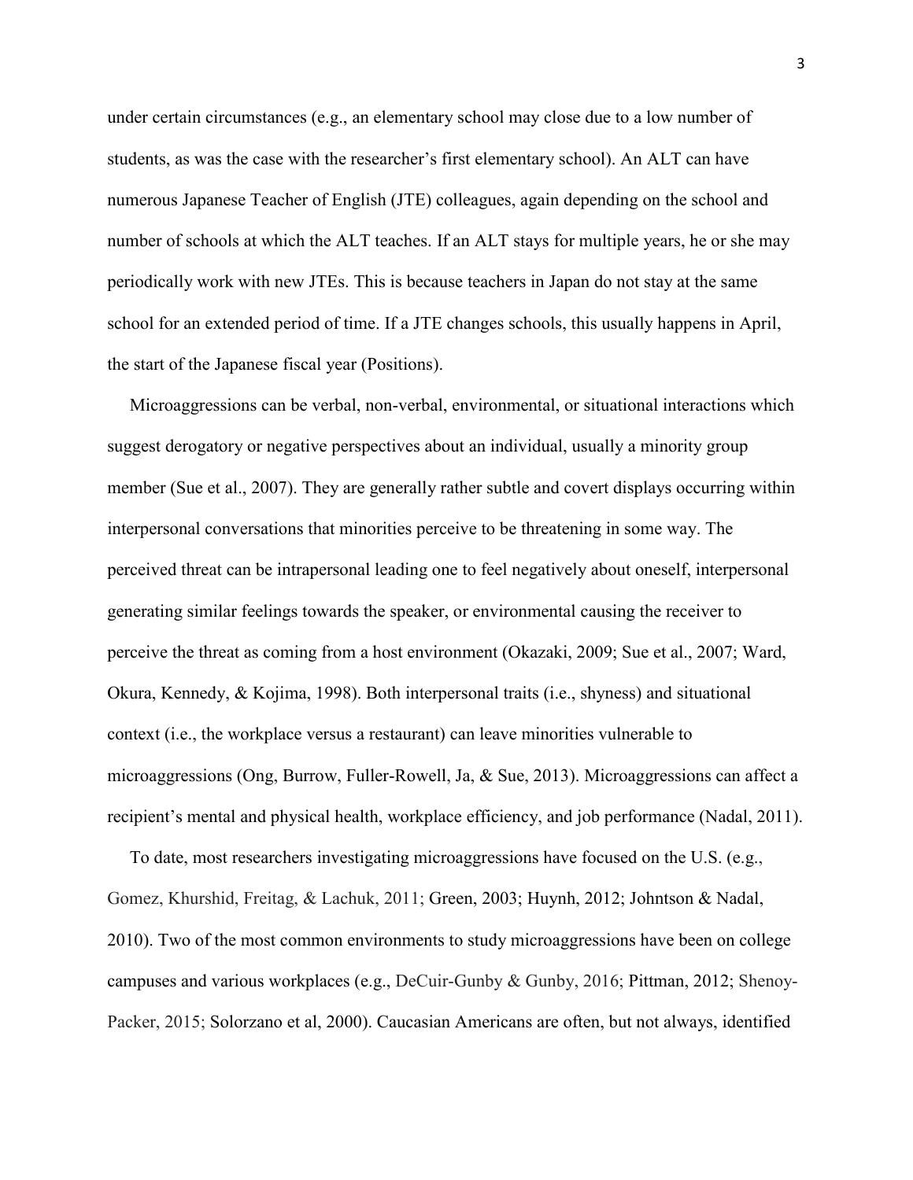under certain circumstances (e.g., an elementary school may close due to a low number of students, as was the case with the researcher's first elementary school). An ALT can have numerous Japanese Teacher of English (JTE) colleagues, again depending on the school and number of schools at which the ALT teaches. If an ALT stays for multiple years, he or she may periodically work with new JTEs. This is because teachers in Japan do not stay at the same school for an extended period of time. If a JTE changes schools, this usually happens in April, the start of the Japanese fiscal year (Positions).

Microaggressions can be verbal, non-verbal, environmental, or situational interactions which suggest derogatory or negative perspectives about an individual, usually a minority group member (Sue et al., 2007). They are generally rather subtle and covert displays occurring within interpersonal conversations that minorities perceive to be threatening in some way. The perceived threat can be intrapersonal leading one to feel negatively about oneself, interpersonal generating similar feelings towards the speaker, or environmental causing the receiver to perceive the threat as coming from a host environment (Okazaki, 2009; Sue et al., 2007; Ward, Okura, Kennedy, & Kojima, 1998). Both interpersonal traits (i.e., shyness) and situational context (i.e., the workplace versus a restaurant) can leave minorities vulnerable to microaggressions (Ong, Burrow, Fuller-Rowell, Ja, & Sue, 2013). Microaggressions can affect a recipient's mental and physical health, workplace efficiency, and job performance (Nadal, 2011).

To date, most researchers investigating microaggressions have focused on the U.S. (e.g., Gomez, Khurshid, Freitag, & Lachuk, 2011; Green, 2003; Huynh, 2012; Johntson & Nadal, 2010). Two of the most common environments to study microaggressions have been on college campuses and various workplaces (e.g., DeCuir-Gunby & Gunby, 2016; Pittman, 2012; Shenoy-Packer, 2015; Solorzano et al, 2000). Caucasian Americans are often, but not always, identified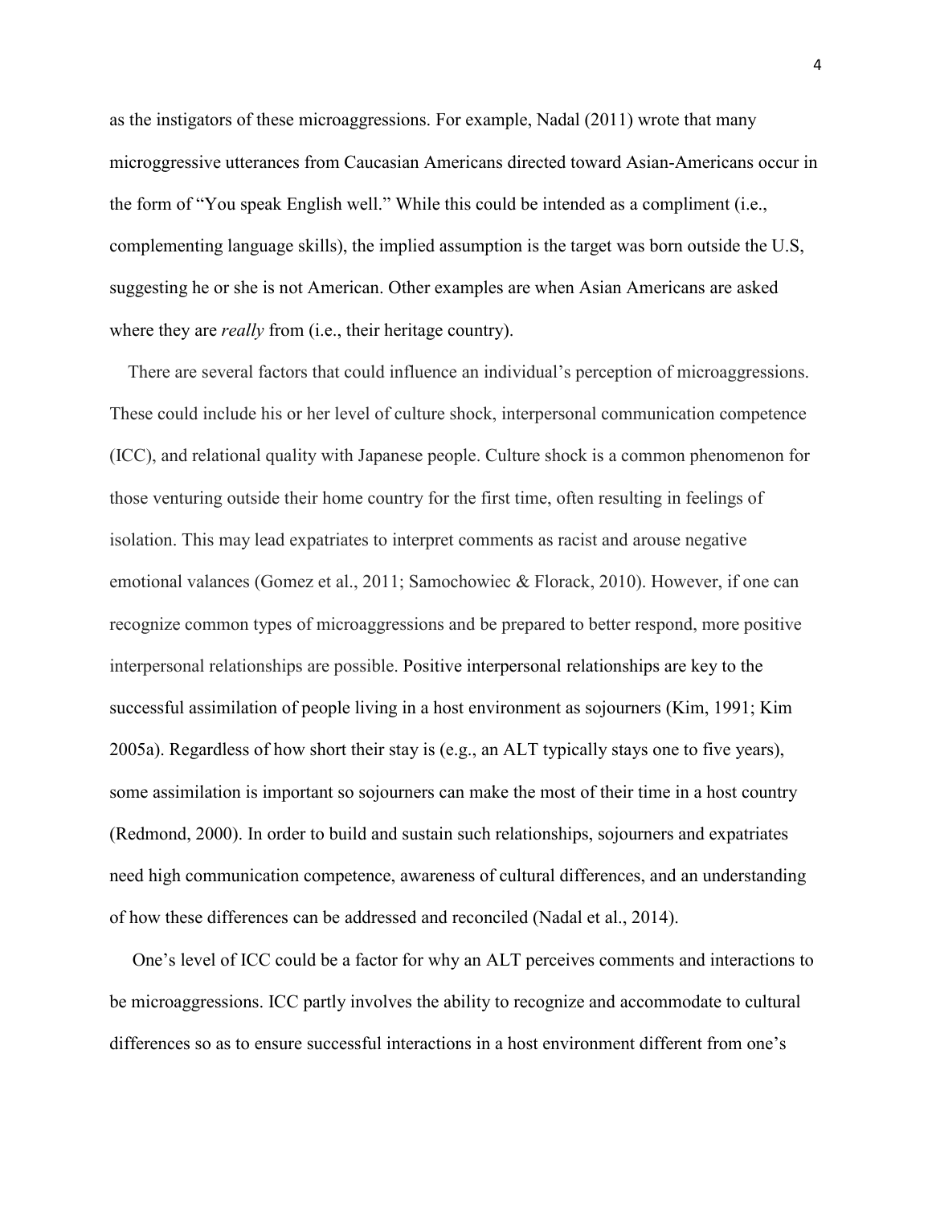as the instigators of these microaggressions. For example, Nadal (2011) wrote that many microggressive utterances from Caucasian Americans directed toward Asian-Americans occur in the form of "You speak English well." While this could be intended as a compliment (i.e., complementing language skills), the implied assumption is the target was born outside the U.S, suggesting he or she is not American. Other examples are when Asian Americans are asked where they are *really* from (i.e., their heritage country).

There are several factors that could influence an individual's perception of microaggressions. These could include his or her level of culture shock, interpersonal communication competence (ICC), and relational quality with Japanese people. Culture shock is a common phenomenon for those venturing outside their home country for the first time, often resulting in feelings of isolation. This may lead expatriates to interpret comments as racist and arouse negative emotional valances (Gomez et al., 2011; Samochowiec & Florack, 2010). However, if one can recognize common types of microaggressions and be prepared to better respond, more positive interpersonal relationships are possible. Positive interpersonal relationships are key to the successful assimilation of people living in a host environment as sojourners (Kim, 1991; Kim 2005a). Regardless of how short their stay is (e.g., an ALT typically stays one to five years), some assimilation is important so sojourners can make the most of their time in a host country (Redmond, 2000). In order to build and sustain such relationships, sojourners and expatriates need high communication competence, awareness of cultural differences, and an understanding of how these differences can be addressed and reconciled (Nadal et al., 2014).

One's level of ICC could be a factor for why an ALT perceives comments and interactions to be microaggressions. ICC partly involves the ability to recognize and accommodate to cultural differences so as to ensure successful interactions in a host environment different from one's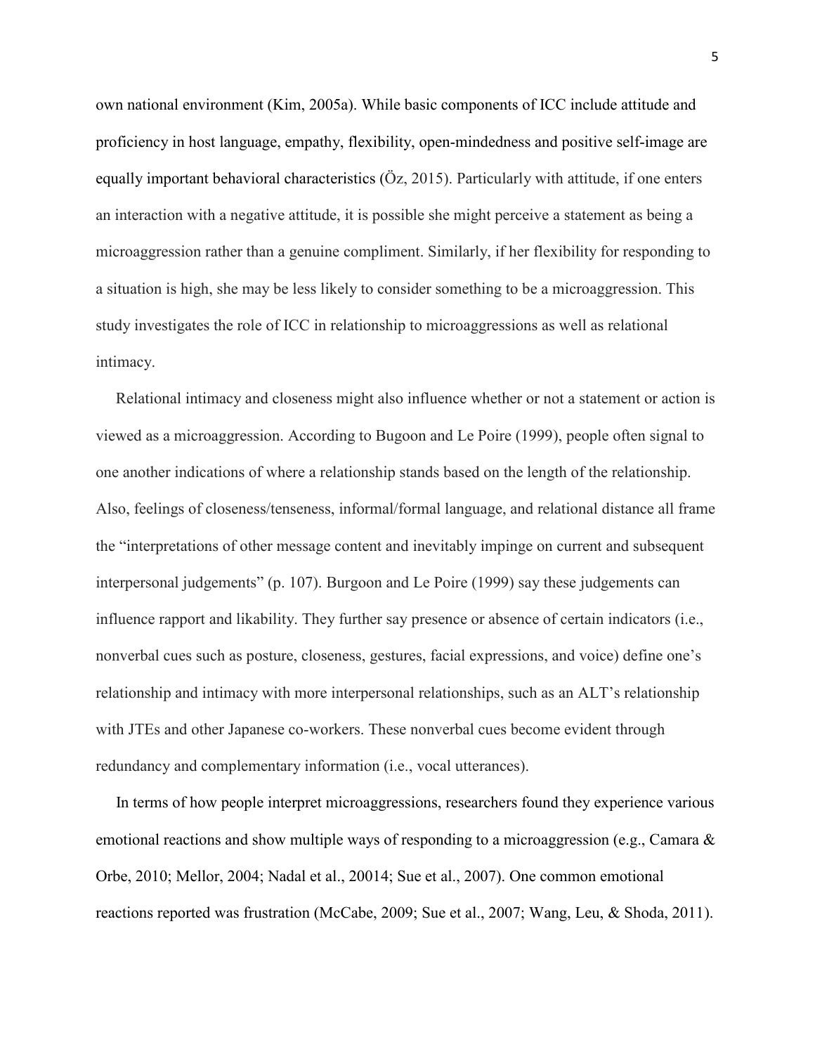own national environment (Kim, 2005a). While basic components of ICC include attitude and proficiency in host language, empathy, flexibility, open-mindedness and positive self-image are equally important behavioral characteristics (Öz, 2015). Particularly with attitude, if one enters an interaction with a negative attitude, it is possible she might perceive a statement as being a microaggression rather than a genuine compliment. Similarly, if her flexibility for responding to a situation is high, she may be less likely to consider something to be a microaggression. This study investigates the role of ICC in relationship to microaggressions as well as relational intimacy.

Relational intimacy and closeness might also influence whether or not a statement or action is viewed as a microaggression. According to Bugoon and Le Poire (1999), people often signal to one another indications of where a relationship stands based on the length of the relationship. Also, feelings of closeness/tenseness, informal/formal language, and relational distance all frame the "interpretations of other message content and inevitably impinge on current and subsequent interpersonal judgements" (p. 107). Burgoon and Le Poire (1999) say these judgements can influence rapport and likability. They further say presence or absence of certain indicators (i.e., nonverbal cues such as posture, closeness, gestures, facial expressions, and voice) define one's relationship and intimacy with more interpersonal relationships, such as an ALT's relationship with JTEs and other Japanese co-workers. These nonverbal cues become evident through redundancy and complementary information (i.e., vocal utterances).

In terms of how people interpret microaggressions, researchers found they experience various emotional reactions and show multiple ways of responding to a microaggression (e.g., Camara & Orbe, 2010; Mellor, 2004; Nadal et al., 20014; Sue et al., 2007). One common emotional reactions reported was frustration (McCabe, 2009; Sue et al., 2007; Wang, Leu, & Shoda, 2011).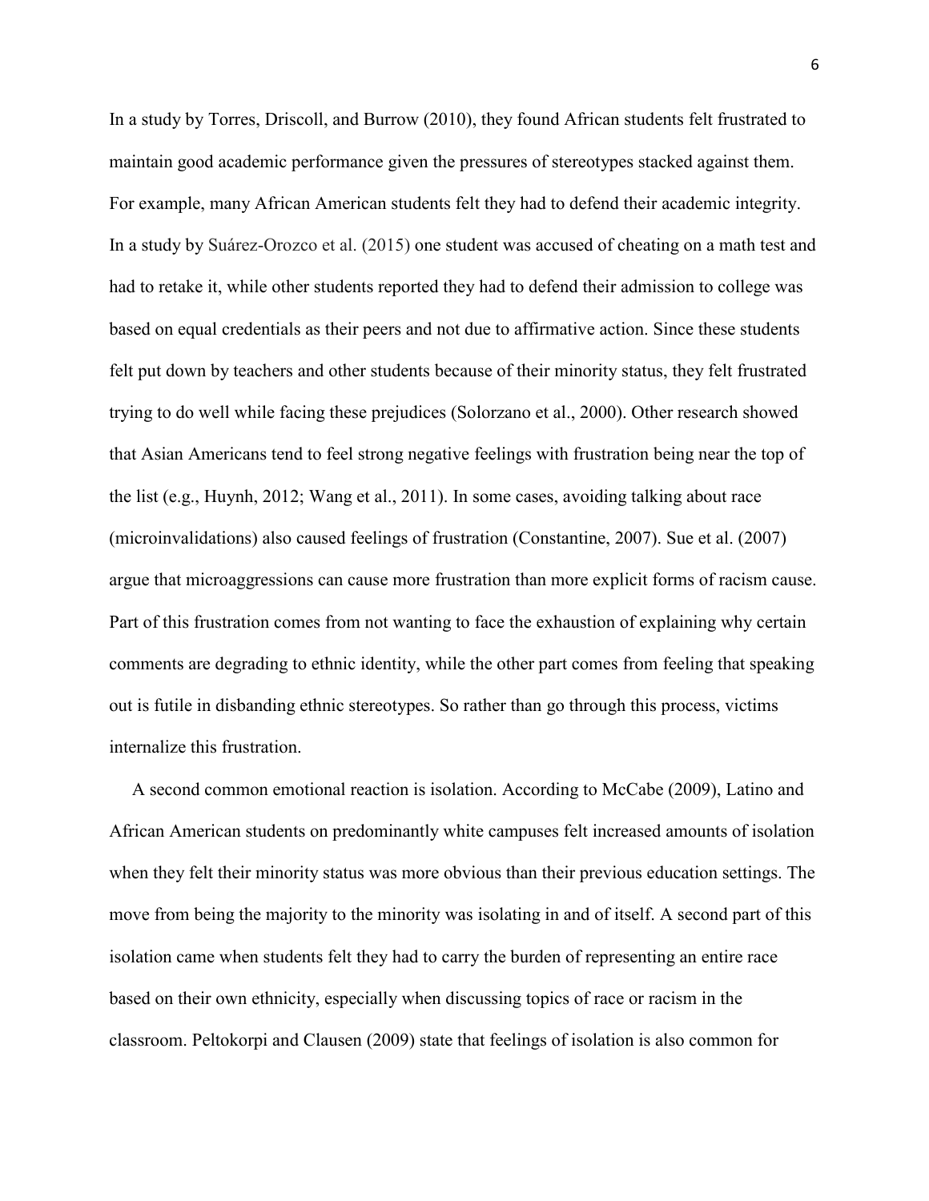In a study by Torres, Driscoll, and Burrow (2010), they found African students felt frustrated to maintain good academic performance given the pressures of stereotypes stacked against them. For example, many African American students felt they had to defend their academic integrity. In a study by Suárez-Orozco et al. (2015) one student was accused of cheating on a math test and had to retake it, while other students reported they had to defend their admission to college was based on equal credentials as their peers and not due to affirmative action. Since these students felt put down by teachers and other students because of their minority status, they felt frustrated trying to do well while facing these prejudices (Solorzano et al., 2000). Other research showed that Asian Americans tend to feel strong negative feelings with frustration being near the top of the list (e.g., Huynh, 2012; Wang et al., 2011). In some cases, avoiding talking about race (microinvalidations) also caused feelings of frustration (Constantine, 2007). Sue et al. (2007) argue that microaggressions can cause more frustration than more explicit forms of racism cause. Part of this frustration comes from not wanting to face the exhaustion of explaining why certain comments are degrading to ethnic identity, while the other part comes from feeling that speaking out is futile in disbanding ethnic stereotypes. So rather than go through this process, victims internalize this frustration.

A second common emotional reaction is isolation. According to McCabe (2009), Latino and African American students on predominantly white campuses felt increased amounts of isolation when they felt their minority status was more obvious than their previous education settings. The move from being the majority to the minority was isolating in and of itself. A second part of this isolation came when students felt they had to carry the burden of representing an entire race based on their own ethnicity, especially when discussing topics of race or racism in the classroom. Peltokorpi and Clausen (2009) state that feelings of isolation is also common for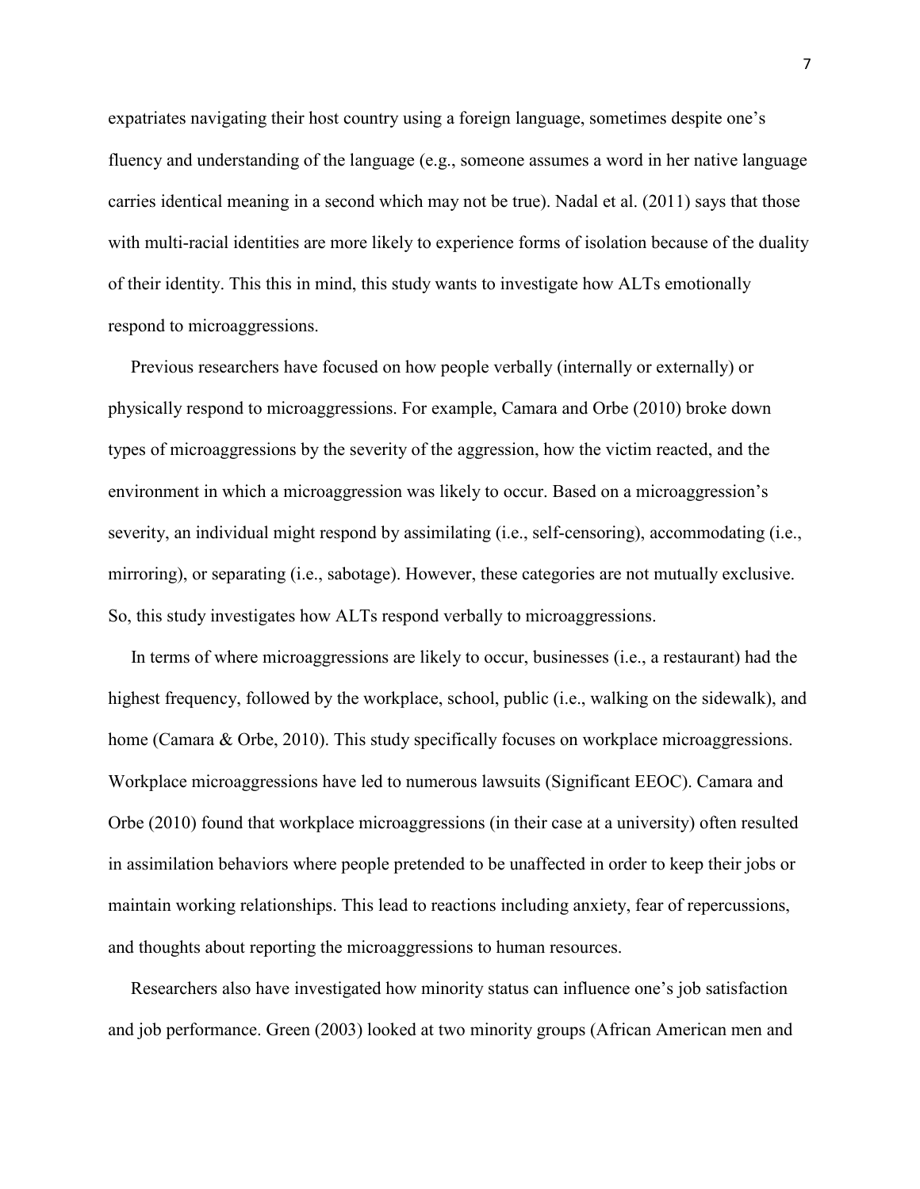expatriates navigating their host country using a foreign language, sometimes despite one's fluency and understanding of the language (e.g., someone assumes a word in her native language carries identical meaning in a second which may not be true). Nadal et al. (2011) says that those with multi-racial identities are more likely to experience forms of isolation because of the duality of their identity. This this in mind, this study wants to investigate how ALTs emotionally respond to microaggressions.

Previous researchers have focused on how people verbally (internally or externally) or physically respond to microaggressions. For example, Camara and Orbe (2010) broke down types of microaggressions by the severity of the aggression, how the victim reacted, and the environment in which a microaggression was likely to occur. Based on a microaggression's severity, an individual might respond by assimilating (i.e., self-censoring), accommodating (i.e., mirroring), or separating (i.e., sabotage). However, these categories are not mutually exclusive. So, this study investigates how ALTs respond verbally to microaggressions.

In terms of where microaggressions are likely to occur, businesses (i.e., a restaurant) had the highest frequency, followed by the workplace, school, public (i.e., walking on the sidewalk), and home (Camara & Orbe, 2010). This study specifically focuses on workplace microaggressions. Workplace microaggressions have led to numerous lawsuits (Significant EEOC). Camara and Orbe (2010) found that workplace microaggressions (in their case at a university) often resulted in assimilation behaviors where people pretended to be unaffected in order to keep their jobs or maintain working relationships. This lead to reactions including anxiety, fear of repercussions, and thoughts about reporting the microaggressions to human resources.

Researchers also have investigated how minority status can influence one's job satisfaction and job performance. Green (2003) looked at two minority groups (African American men and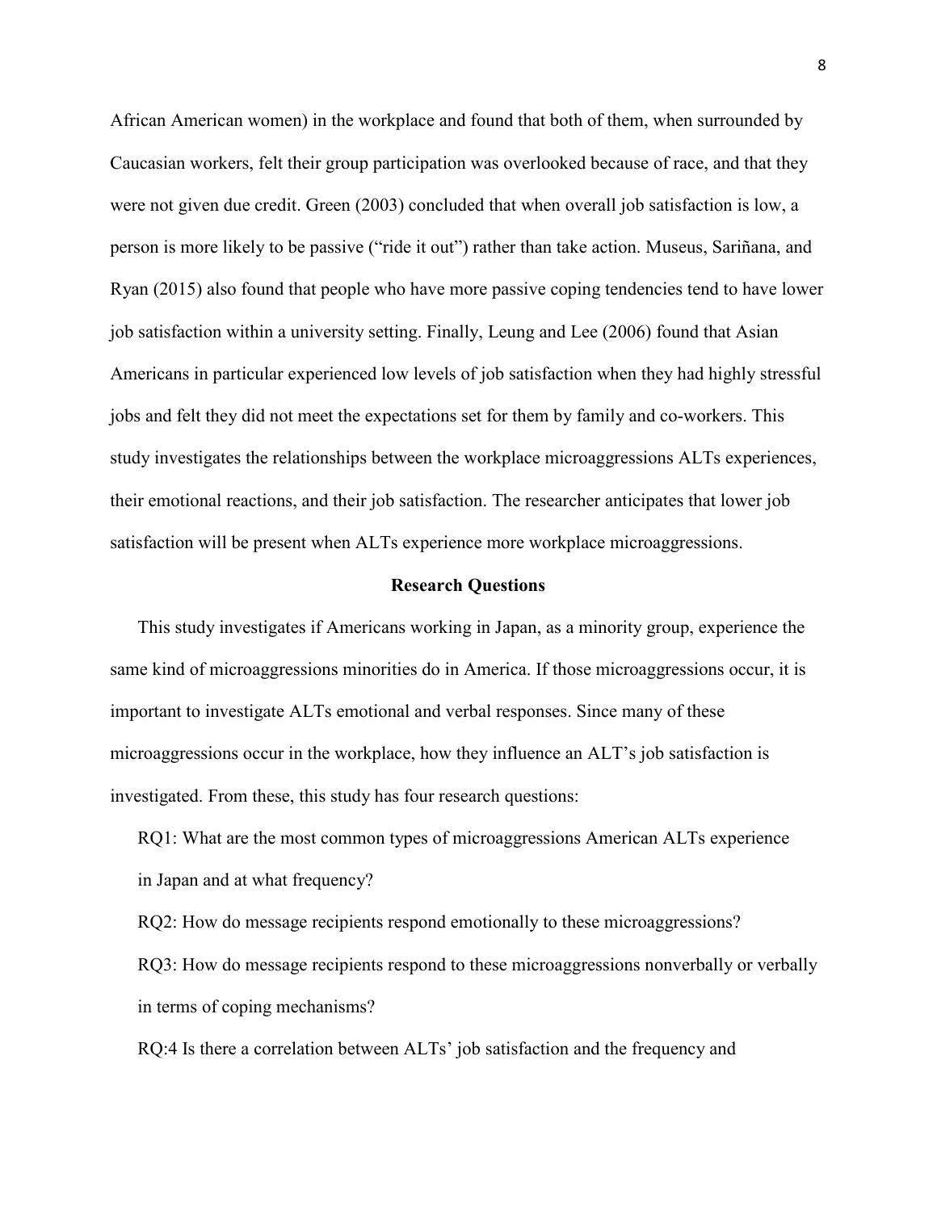African American women) in the workplace and found that both of them, when surrounded by Caucasian workers, felt their group participation was overlooked because of race, and that they were not given due credit. Green (2003) concluded that when overall job satisfaction is low, a person is more likely to be passive ("ride it out") rather than take action. Museus, Sariñana, and Ryan (2015) also found that people who have more passive coping tendencies tend to have lower job satisfaction within a university setting. Finally, Leung and Lee (2006) found that Asian Americans in particular experienced low levels of job satisfaction when they had highly stressful jobs and felt they did not meet the expectations set for them by family and co-workers. This study investigates the relationships between the workplace microaggressions ALTs experiences, their emotional reactions, and their job satisfaction. The researcher anticipates that lower job satisfaction will be present when ALTs experience more workplace microaggressions.

## Research Questions

This study investigates if Americans working in Japan, as a minority group, experience the same kind of microaggressions minorities do in America. If those microaggressions occur, it is important to investigate ALTs emotional and verbal responses. Since many of these microaggressions occur in the workplace, how they influence an ALT's job satisfaction is investigated. From these, this study has four research questions:

RQ1: What are the most common types of microaggressions American ALTs experience in Japan and at what frequency?

RQ2: How do message recipients respond emotionally to these microaggressions?

RQ3: How do message recipients respond to these microaggressions nonverbally or verbally in terms of coping mechanisms?

RQ:4 Is there a correlation between ALTs' job satisfaction and the frequency and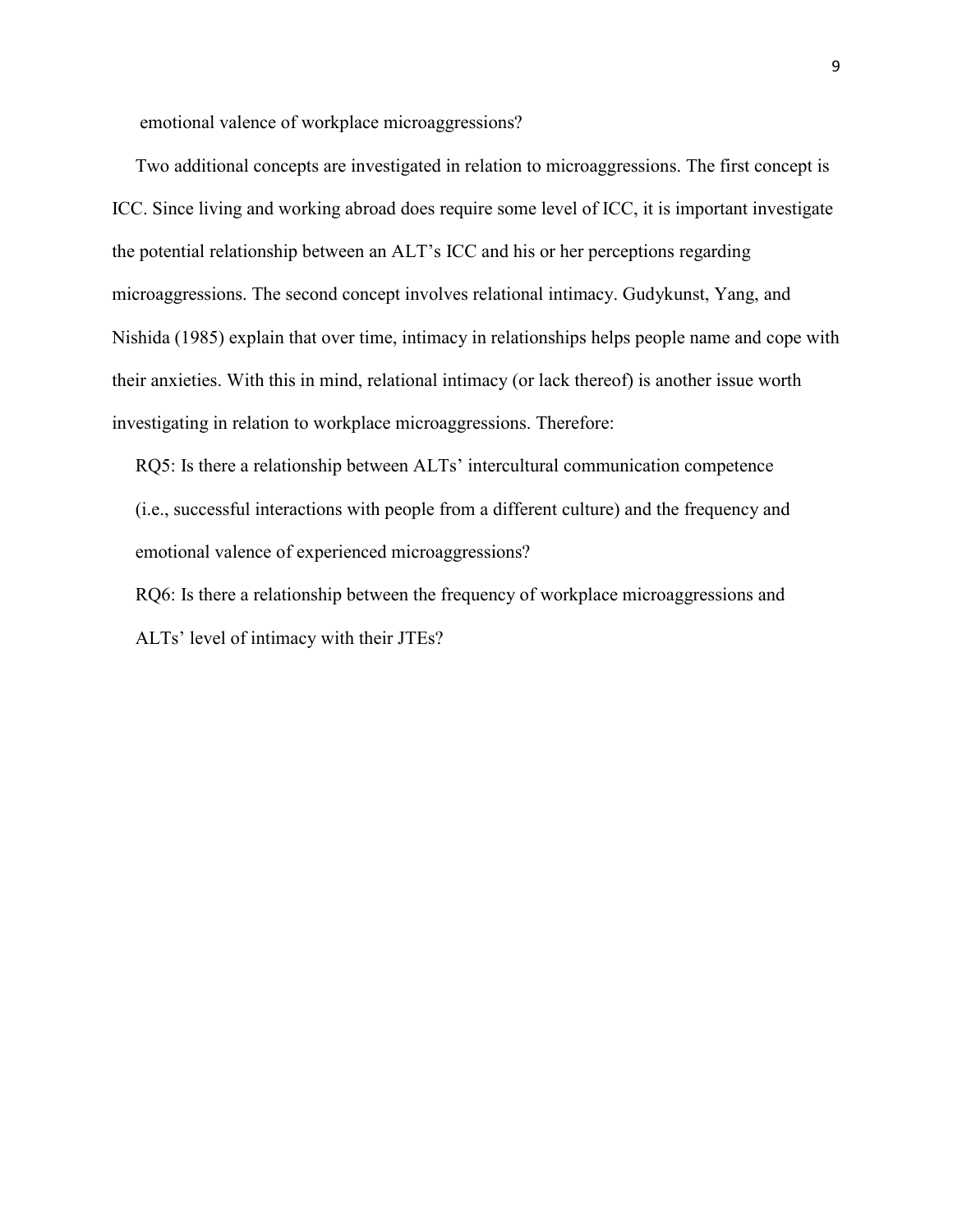emotional valence of workplace microaggressions?

Two additional concepts are investigated in relation to microaggressions. The first concept is ICC. Since living and working abroad does require some level of ICC, it is important investigate the potential relationship between an ALT's ICC and his or her perceptions regarding microaggressions. The second concept involves relational intimacy. Gudykunst, Yang, and Nishida (1985) explain that over time, intimacy in relationships helps people name and cope with their anxieties. With this in mind, relational intimacy (or lack thereof) is another issue worth investigating in relation to workplace microaggressions. Therefore:

RQ5: Is there a relationship between ALTs' intercultural communication competence (i.e., successful interactions with people from a different culture) and the frequency and emotional valence of experienced microaggressions?

RQ6: Is there a relationship between the frequency of workplace microaggressions and ALTs' level of intimacy with their JTEs?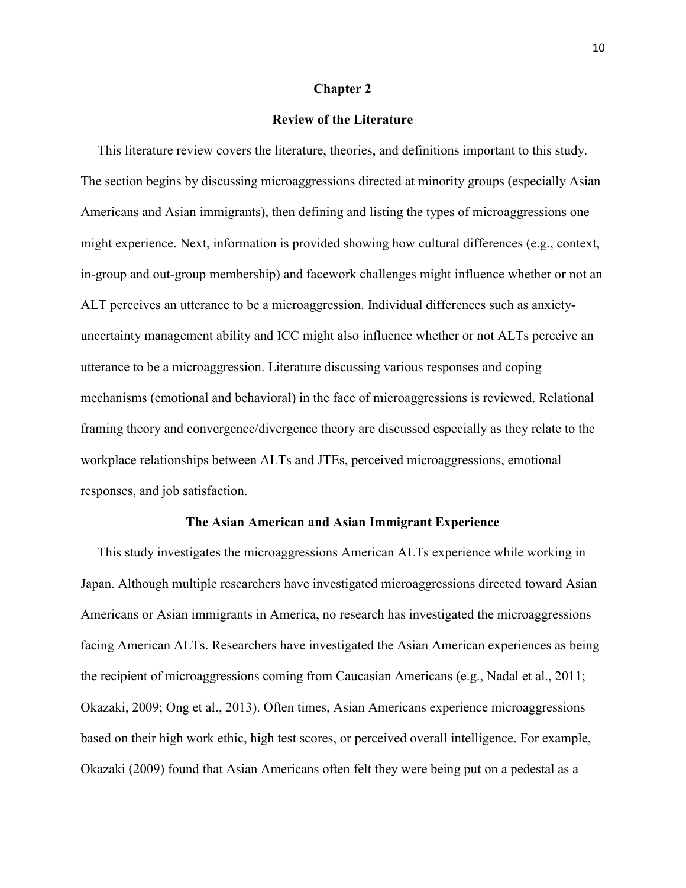# Chapter 2

## Review of the Literature

This literature review covers the literature, theories, and definitions important to this study. The section begins by discussing microaggressions directed at minority groups (especially Asian Americans and Asian immigrants), then defining and listing the types of microaggressions one might experience. Next, information is provided showing how cultural differences (e.g., context, in-group and out-group membership) and facework challenges might influence whether or not an ALT perceives an utterance to be a microaggression. Individual differences such as anxiety-uncertainty management ability and ICC might also influence whether or not ALTs perceive an utterance to be a microaggression. Literature discussing various responses and coping mechanisms (emotional and behavioral) in the face of microaggressions is reviewed. Relational framing theory and convergence/divergence theory are discussed especially as they relate to the workplace relationships between ALTs and JTEs, perceived microaggressions, emotional responses, and job satisfaction.

### The Asian American and Asian Immigrant Experience

This study investigates the microaggressions American ALTs experience while working in Japan. Although multiple researchers have investigated microaggressions directed toward Asian Americans or Asian immigrants in America, no research has investigated the microaggressions facing American ALTs. Researchers have investigated the Asian American experiences as being the recipient of microaggressions coming from Caucasian Americans (e.g., Nadal et al., 2011; Okazaki, 2009; Ong et al., 2013). Often times, Asian Americans experience microaggressions based on their high work ethic, high test scores, or perceived overall intelligence. For example, Okazaki (2009) found that Asian Americans often felt they were being put on a pedestal as a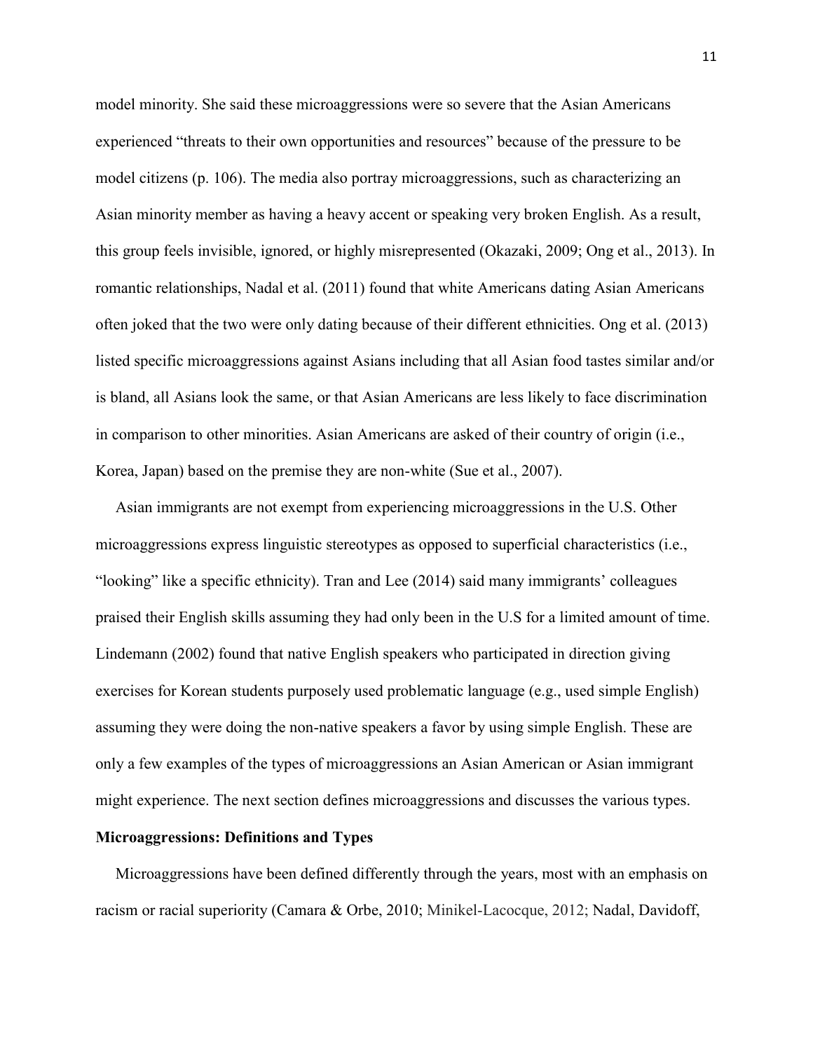model minority. She said these microaggressions were so severe that the Asian Americans experienced “threats to their own opportunities and resources” because of the pressure to be model citizens (p. 106). The media also portray microaggressions, such as characterizing an Asian minority member as having a heavy accent or speaking very broken English. As a result, this group feels invisible, ignored, or highly misrepresented (Okazaki, 2009; Ong et al., 2013). In romantic relationships, Nadal et al. (2011) found that white Americans dating Asian Americans often joked that the two were only dating because of their different ethnicities. Ong et al. (2013) listed specific microaggressions against Asians including that all Asian food tastes similar and/or is bland, all Asians look the same, or that Asian Americans are less likely to face discrimination in comparison to other minorities. Asian Americans are asked of their country of origin (i.e., Korea, Japan) based on the premise they are non-white (Sue et al., 2007).

Asian immigrants are not exempt from experiencing microaggressions in the U.S. Other microaggressions express linguistic stereotypes as opposed to superficial characteristics (i.e., “looking” like a specific ethnicity). Tran and Lee (2014) said many immigrants’ colleagues praised their English skills assuming they had only been in the U.S for a limited amount of time. Lindemann (2002) found that native English speakers who participated in direction giving exercises for Korean students purposely used problematic language (e.g., used simple English) assuming they were doing the non-native speakers a favor by using simple English. These are only a few examples of the types of microaggressions an Asian American or Asian immigrant might experience. The next section defines microaggressions and discusses the various types.

**Microaggressions: Definitions and Types**

Microaggressions have been defined differently through the years, most with an emphasis on racism or racial superiority (Camara & Orbe, 2010; Minikel-Lacocque, 2012; Nadal, Davidoff,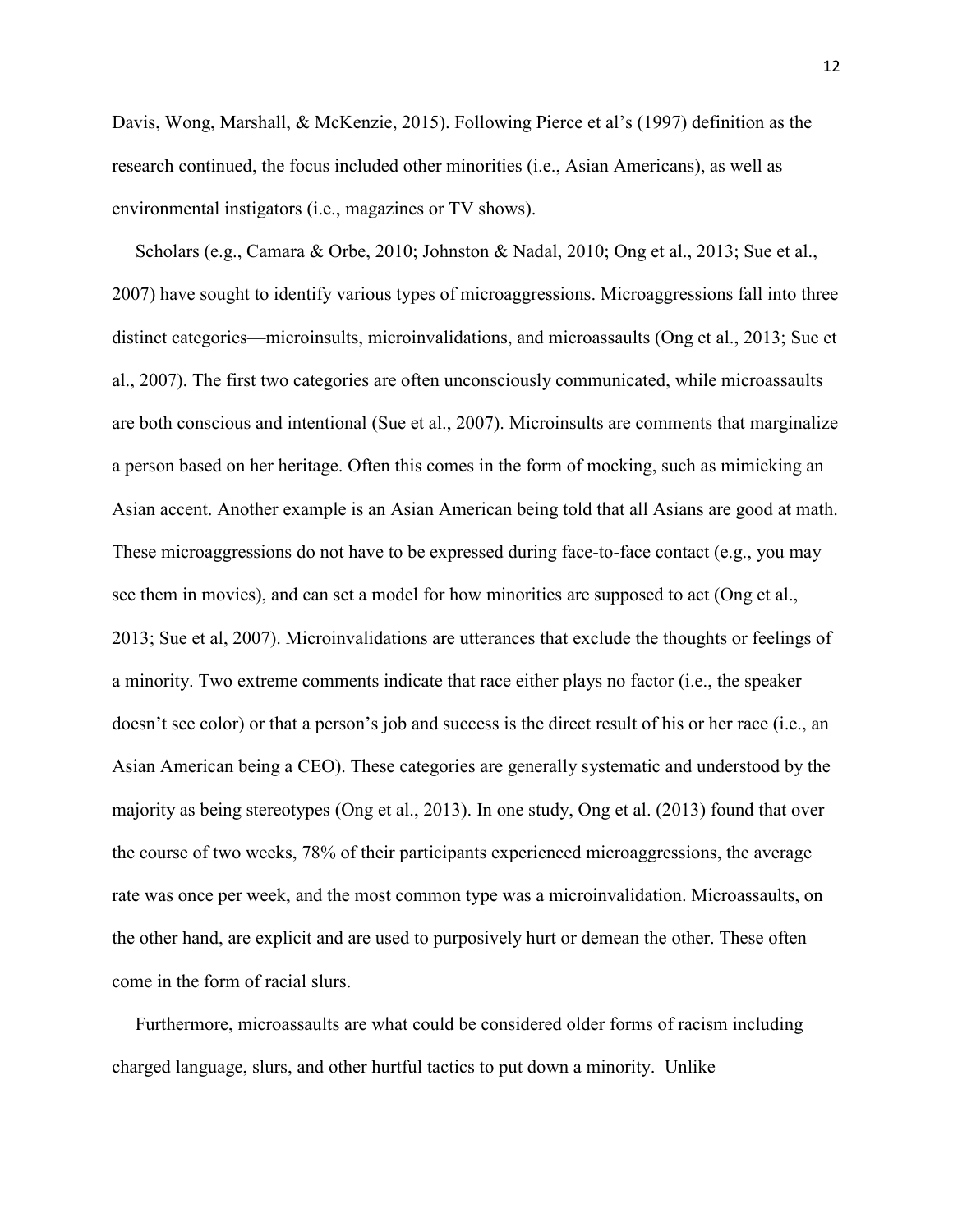Davis, Wong, Marshall, & McKenzie, 2015). Following Pierce et al's (1997) definition as the research continued, the focus included other minorities (i.e., Asian Americans), as well as environmental instigators (i.e., magazines or TV shows).

Scholars (e.g., Camara & Orbe, 2010; Johnston & Nadal, 2010; Ong et al., 2013; Sue et al., 2007) have sought to identify various types of microaggressions. Microaggressions fall into three distinct categories—microinsults, microinvalidations, and microassaults (Ong et al., 2013; Sue et al., 2007). The first two categories are often unconsciously communicated, while microassaults are both conscious and intentional (Sue et al., 2007). Microinsults are comments that marginalize a person based on her heritage. Often this comes in the form of mocking, such as mimicking an Asian accent. Another example is an Asian American being told that all Asians are good at math. These microaggressions do not have to be expressed during face-to-face contact (e.g., you may see them in movies), and can set a model for how minorities are supposed to act (Ong et al., 2013; Sue et al, 2007). Microinvalidations are utterances that exclude the thoughts or feelings of a minority. Two extreme comments indicate that race either plays no factor (i.e., the speaker doesn't see color) or that a person's job and success is the direct result of his or her race (i.e., an Asian American being a CEO). These categories are generally systematic and understood by the majority as being stereotypes (Ong et al., 2013). In one study, Ong et al. (2013) found that over the course of two weeks, 78% of their participants experienced microaggressions, the average rate was once per week, and the most common type was a microinvalidation. Microassaults, on the other hand, are explicit and are used to purposively hurt or demean the other. These often come in the form of racial slurs.

Furthermore, microassaults are what could be considered older forms of racism including charged language, slurs, and other hurtful tactics to put down a minority. Unlike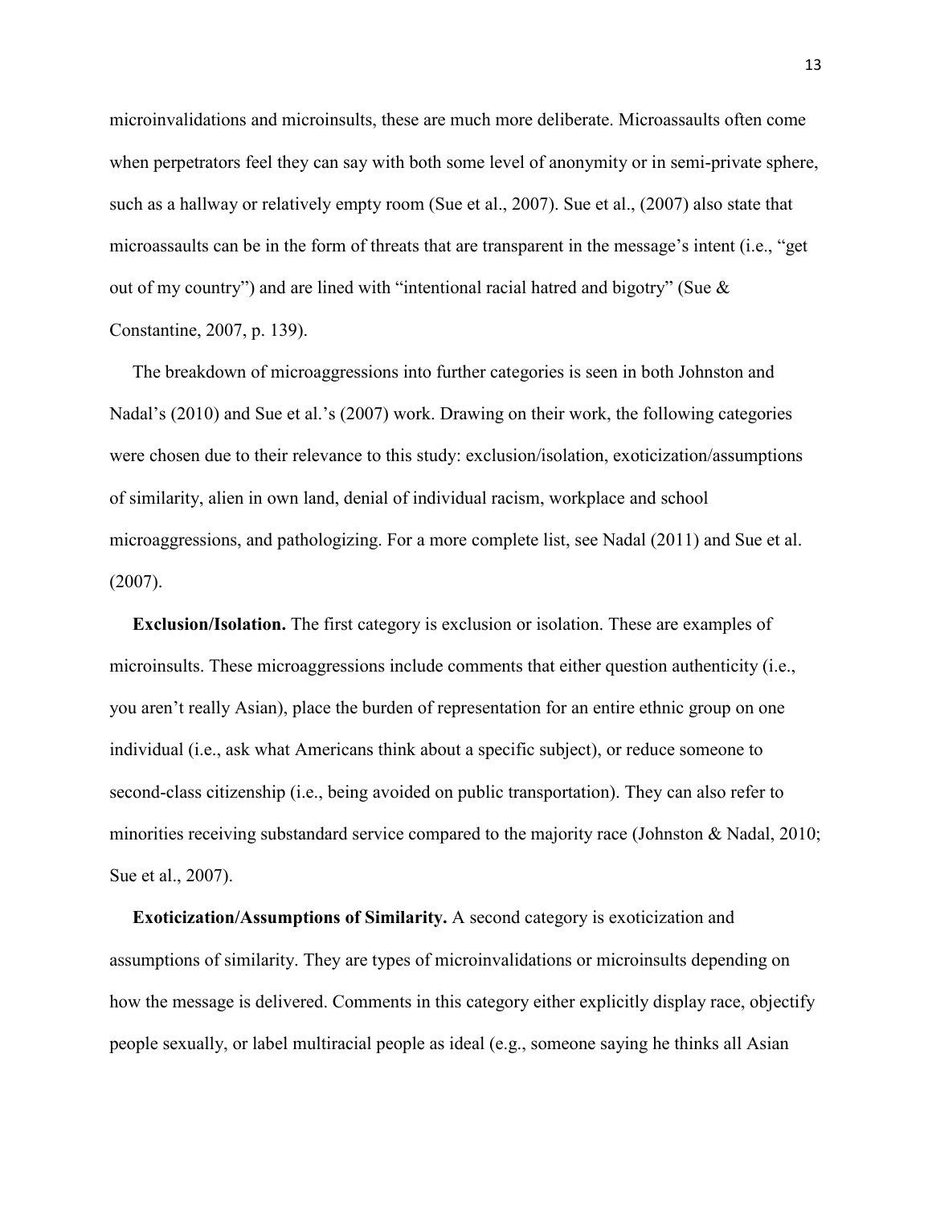microinvalidations and microinsults, these are much more deliberate. Microassaults often come when perpetrators feel they can say with both some level of anonymity or in semi-private sphere, such as a hallway or relatively empty room (Sue et al., 2007). Sue et al., (2007) also state that microassaults can be in the form of threats that are transparent in the message's intent (i.e., "get out of my country") and are lined with "intentional racial hatred and bigotry" (Sue & Constantine, 2007, p. 139).

The breakdown of microaggressions into further categories is seen in both Johnston and Nadal's (2010) and Sue et al.'s (2007) work. Drawing on their work, the following categories were chosen due to their relevance to this study: exclusion/isolation, exoticization/assumptions of similarity, alien in own land, denial of individual racism, workplace and school microaggressions, and pathologizing. For a more complete list, see Nadal (2011) and Sue et al. (2007).

**Exclusion/Isolation.** The first category is exclusion or isolation. These are examples of microinsults. These microaggressions include comments that either question authenticity (i.e., you aren't really Asian), place the burden of representation for an entire ethnic group on one individual (i.e., ask what Americans think about a specific subject), or reduce someone to second-class citizenship (i.e., being avoided on public transportation). They can also refer to minorities receiving substandard service compared to the majority race (Johnston & Nadal, 2010; Sue et al., 2007).

**Exoticization/Assumptions of Similarity.** A second category is exoticization and assumptions of similarity. They are types of microinvalidations or microinsults depending on how the message is delivered. Comments in this category either explicitly display race, objectify people sexually, or label multiracial people as ideal (e.g., someone saying he thinks all Asian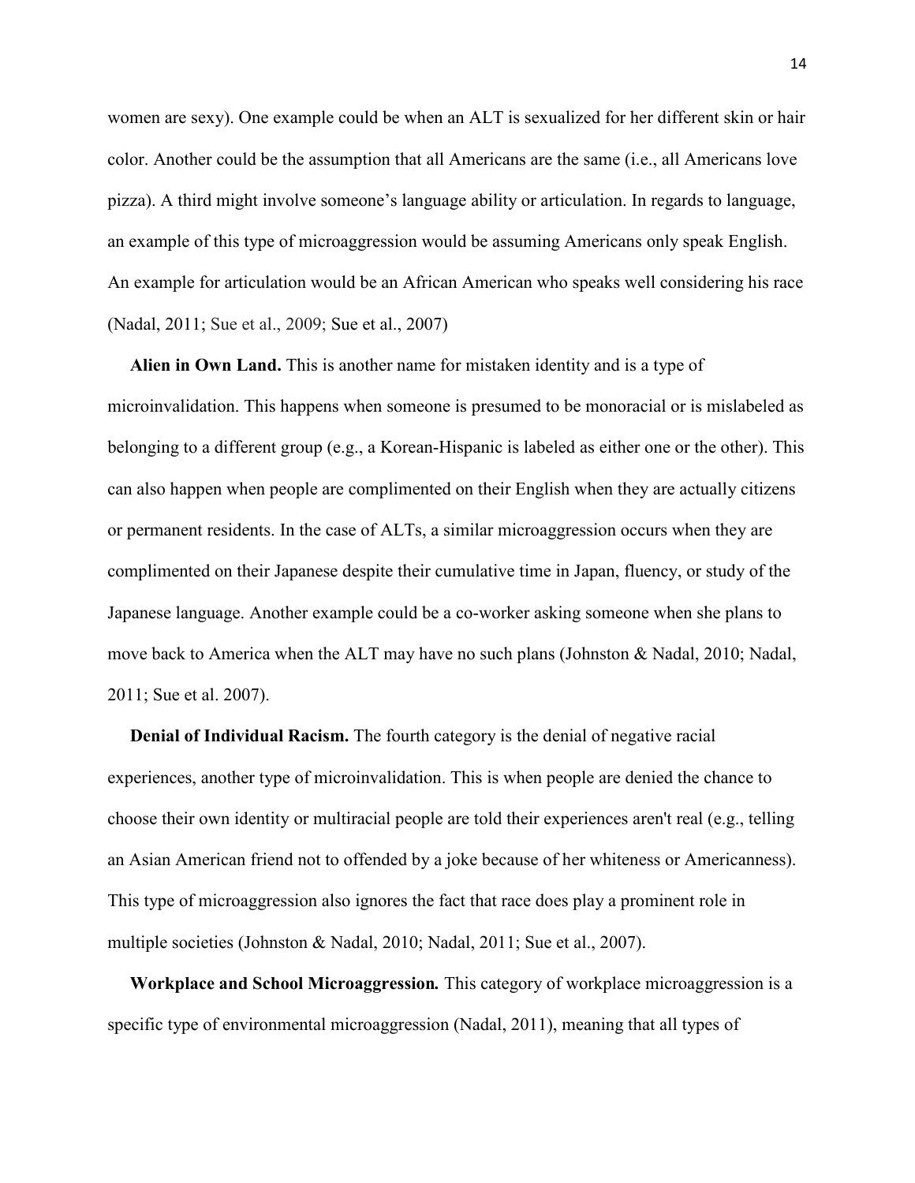women are sexy). One example could be when an ALT is sexualized for her different skin or hair color. Another could be the assumption that all Americans are the same (i.e., all Americans love pizza). A third might involve someone's language ability or articulation. In regards to language, an example of this type of microaggression would be assuming Americans only speak English. An example for articulation would be an African American who speaks well considering his race (Nadal, 2011; Sue et al., 2009; Sue et al., 2007)

**Alien in Own Land.** This is another name for mistaken identity and is a type of microinvalidation. This happens when someone is presumed to be monoracial or is mislabeled as belonging to a different group (e.g., a Korean-Hispanic is labeled as either one or the other). This can also happen when people are complimented on their English when they are actually citizens or permanent residents. In the case of ALTs, a similar microaggression occurs when they are complimented on their Japanese despite their cumulative time in Japan, fluency, or study of the Japanese language. Another example could be a co-worker asking someone when she plans to move back to America when the ALT may have no such plans (Johnston & Nadal, 2010; Nadal, 2011; Sue et al. 2007).

**Denial of Individual Racism.** The fourth category is the denial of negative racial experiences, another type of microinvalidation. This is when people are denied the chance to choose their own identity or multiracial people are told their experiences aren't real (e.g., telling an Asian American friend not to offended by a joke because of her whiteness or Americanness). This type of microaggression also ignores the fact that race does play a prominent role in multiple societies (Johnston & Nadal, 2010; Nadal, 2011; Sue et al., 2007).

***Workplace and School Microaggression.*** This category of workplace microaggression is a specific type of environmental microaggression (Nadal, 2011), meaning that all types of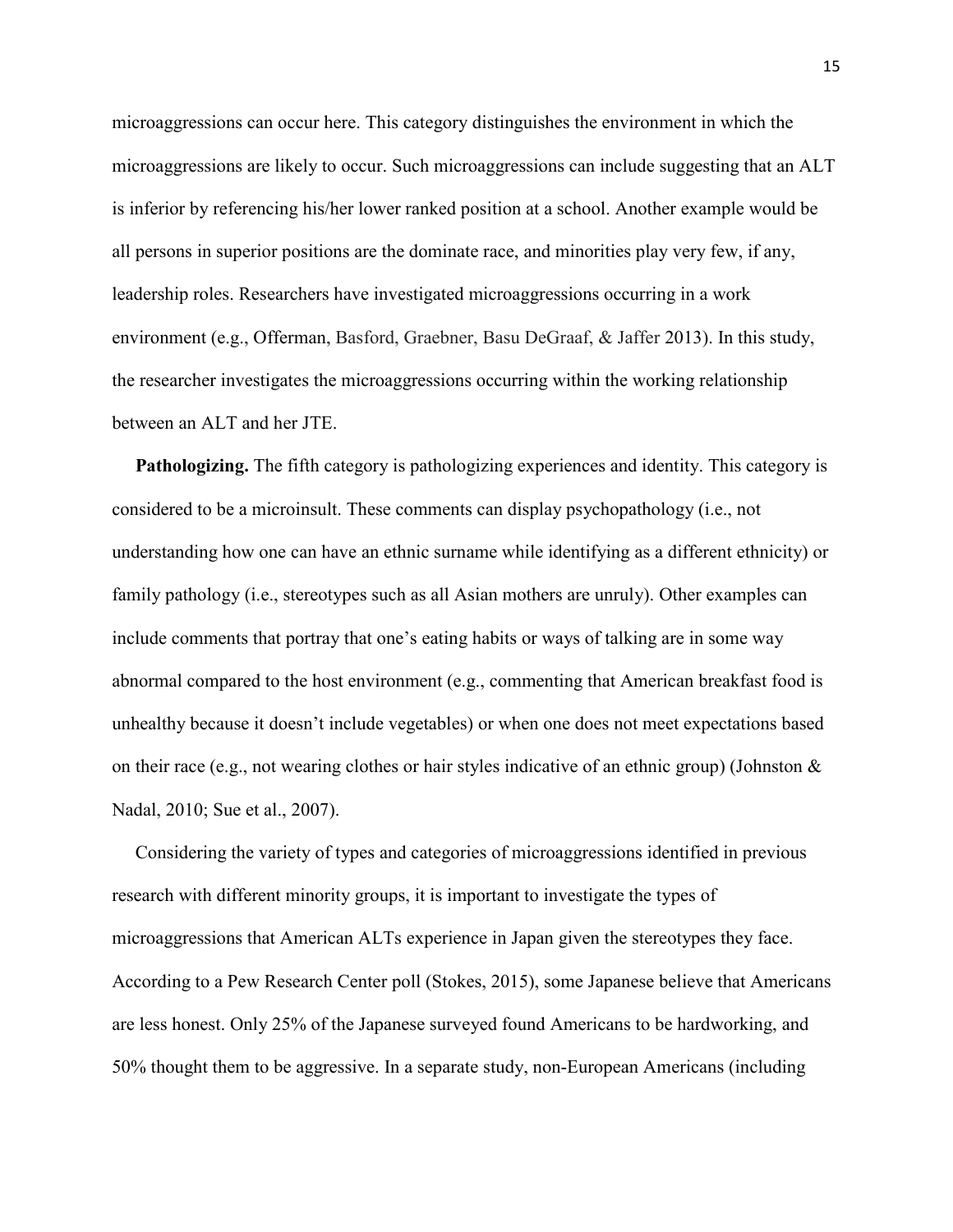microaggressions can occur here. This category distinguishes the environment in which the microaggressions are likely to occur. Such microaggressions can include suggesting that an ALT is inferior by referencing his/her lower ranked position at a school. Another example would be all persons in superior positions are the dominate race, and minorities play very few, if any, leadership roles. Researchers have investigated microaggressions occurring in a work environment (e.g., Offerman, Basford, Graebner, Basu DeGraaf, & Jaffer 2013). In this study, the researcher investigates the microaggressions occurring within the working relationship between an ALT and her JTE.

**Pathologizing.** The fifth category is pathologizing experiences and identity. This category is considered to be a microinsult. These comments can display psychopathology (i.e., not understanding how one can have an ethnic surname while identifying as a different ethnicity) or family pathology (i.e., stereotypes such as all Asian mothers are unruly). Other examples can include comments that portray that one's eating habits or ways of talking are in some way abnormal compared to the host environment (e.g., commenting that American breakfast food is unhealthy because it doesn't include vegetables) or when one does not meet expectations based on their race (e.g., not wearing clothes or hair styles indicative of an ethnic group) (Johnston & Nadal, 2010; Sue et al., 2007).

Considering the variety of types and categories of microaggressions identified in previous research with different minority groups, it is important to investigate the types of microaggressions that American ALTs experience in Japan given the stereotypes they face. According to a Pew Research Center poll (Stokes, 2015), some Japanese believe that Americans are less honest. Only 25% of the Japanese surveyed found Americans to be hardworking, and 50% thought them to be aggressive. In a separate study, non-European Americans (including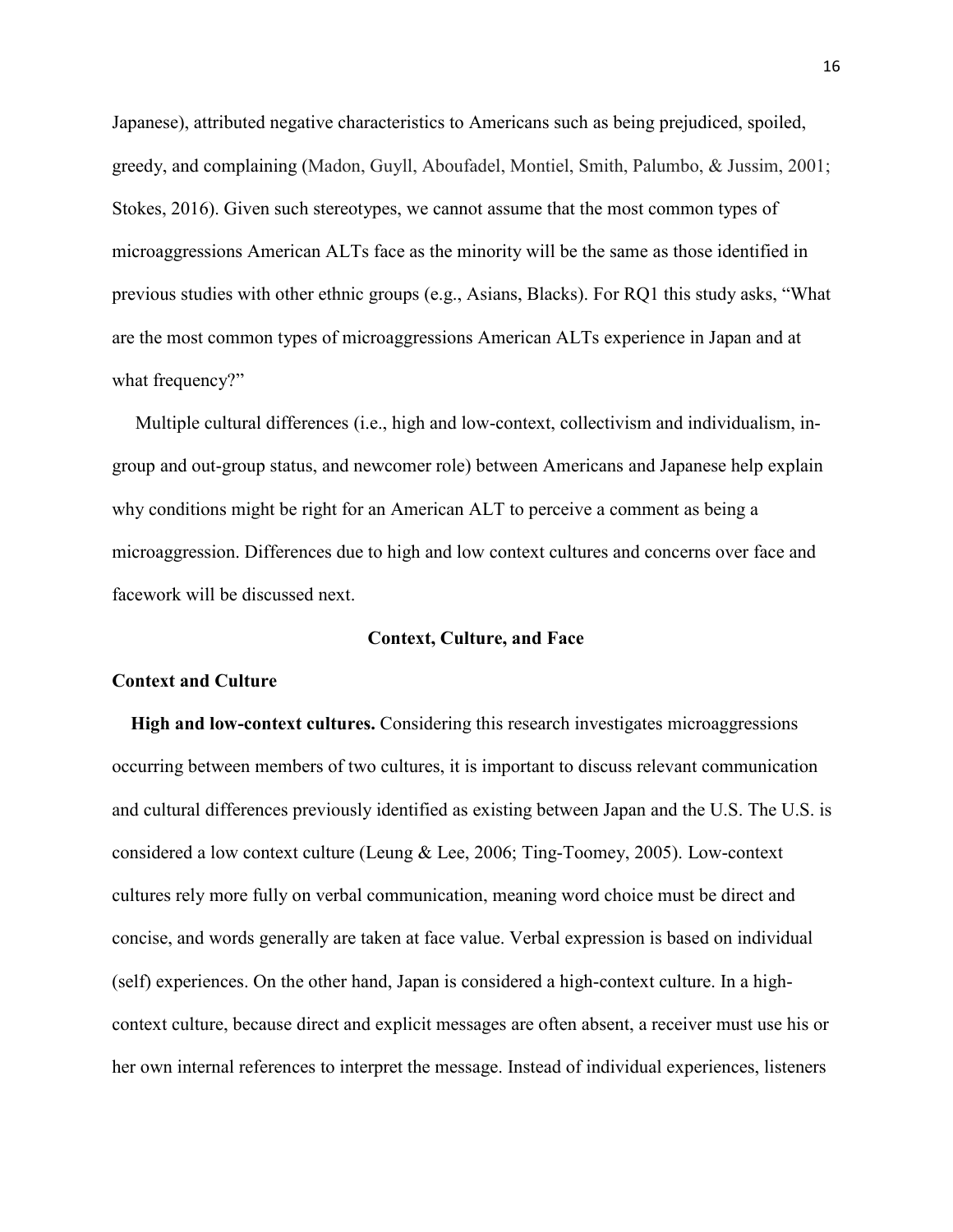Japanese), attributed negative characteristics to Americans such as being prejudiced, spoiled, greedy, and complaining (Madon, Guyll, Aboufadel, Montiel, Smith, Palumbo, & Jussim, 2001; Stokes, 2016). Given such stereotypes, we cannot assume that the most common types of microaggressions American ALTs face as the minority will be the same as those identified in previous studies with other ethnic groups (e.g., Asians, Blacks). For RQ1 this study asks, "What are the most common types of microaggressions American ALTs experience in Japan and at what frequency?"

Multiple cultural differences (i.e., high and low-context, collectivism and individualism, in-group and out-group status, and newcomer role) between Americans and Japanese help explain why conditions might be right for an American ALT to perceive a comment as being a microaggression. Differences due to high and low context cultures and concerns over face and facework will be discussed next.

## Context, Culture, and Face

### Context and Culture

**High and low-context cultures.** Considering this research investigates microaggressions occurring between members of two cultures, it is important to discuss relevant communication and cultural differences previously identified as existing between Japan and the U.S. The U.S. is considered a low context culture (Leung & Lee, 2006; Ting-Toomey, 2005). Low-context cultures rely more fully on verbal communication, meaning word choice must be direct and concise, and words generally are taken at face value. Verbal expression is based on individual (self) experiences. On the other hand, Japan is considered a high-context culture. In a high-context culture, because direct and explicit messages are often absent, a receiver must use his or her own internal references to interpret the message. Instead of individual experiences, listeners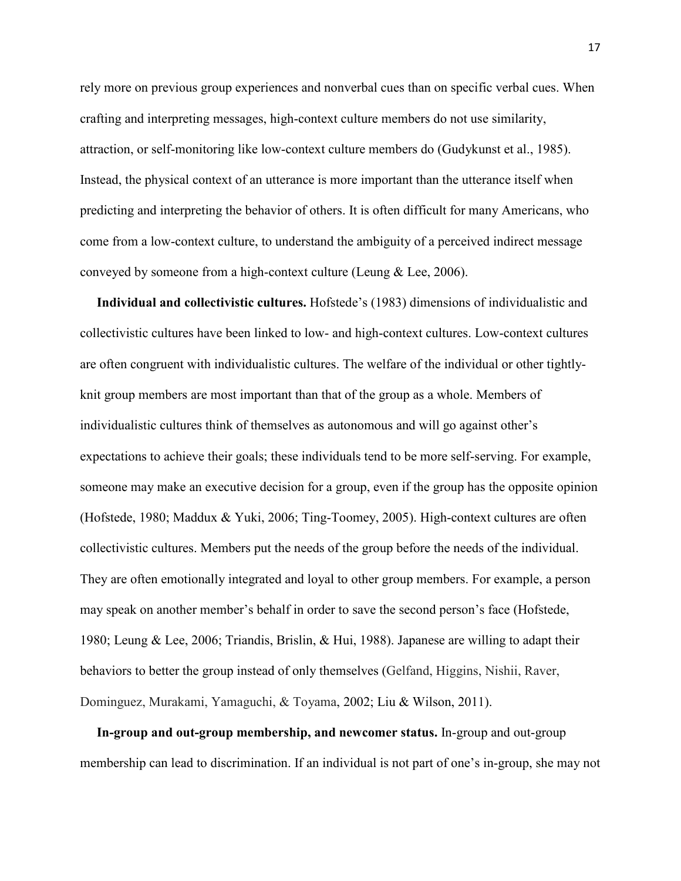rely more on previous group experiences and nonverbal cues than on specific verbal cues. When crafting and interpreting messages, high-context culture members do not use similarity, attraction, or self-monitoring like low-context culture members do (Gudykunst et al., 1985). Instead, the physical context of an utterance is more important than the utterance itself when predicting and interpreting the behavior of others. It is often difficult for many Americans, who come from a low-context culture, to understand the ambiguity of a perceived indirect message conveyed by someone from a high-context culture (Leung & Lee, 2006).

**Individual and collectivistic cultures.** Hofstede's (1983) dimensions of individualistic and collectivistic cultures have been linked to low- and high-context cultures. Low-context cultures are often congruent with individualistic cultures. The welfare of the individual or other tightly-knit group members are most important than that of the group as a whole. Members of individualistic cultures think of themselves as autonomous and will go against other's expectations to achieve their goals; these individuals tend to be more self-serving. For example, someone may make an executive decision for a group, even if the group has the opposite opinion (Hofstede, 1980; Maddux & Yuki, 2006; Ting-Toomey, 2005). High-context cultures are often collectivistic cultures. Members put the needs of the group before the needs of the individual. They are often emotionally integrated and loyal to other group members. For example, a person may speak on another member's behalf in order to save the second person's face (Hofstede, 1980; Leung & Lee, 2006; Triandis, Brislin, & Hui, 1988). Japanese are willing to adapt their behaviors to better the group instead of only themselves (Gelfand, Higgins, Nishii, Raver, Dominguez, Murakami, Yamaguchi, & Toyama, 2002; Liu & Wilson, 2011).

**In-group and out-group membership, and newcomer status.** In-group and out-group membership can lead to discrimination. If an individual is not part of one's in-group, she may not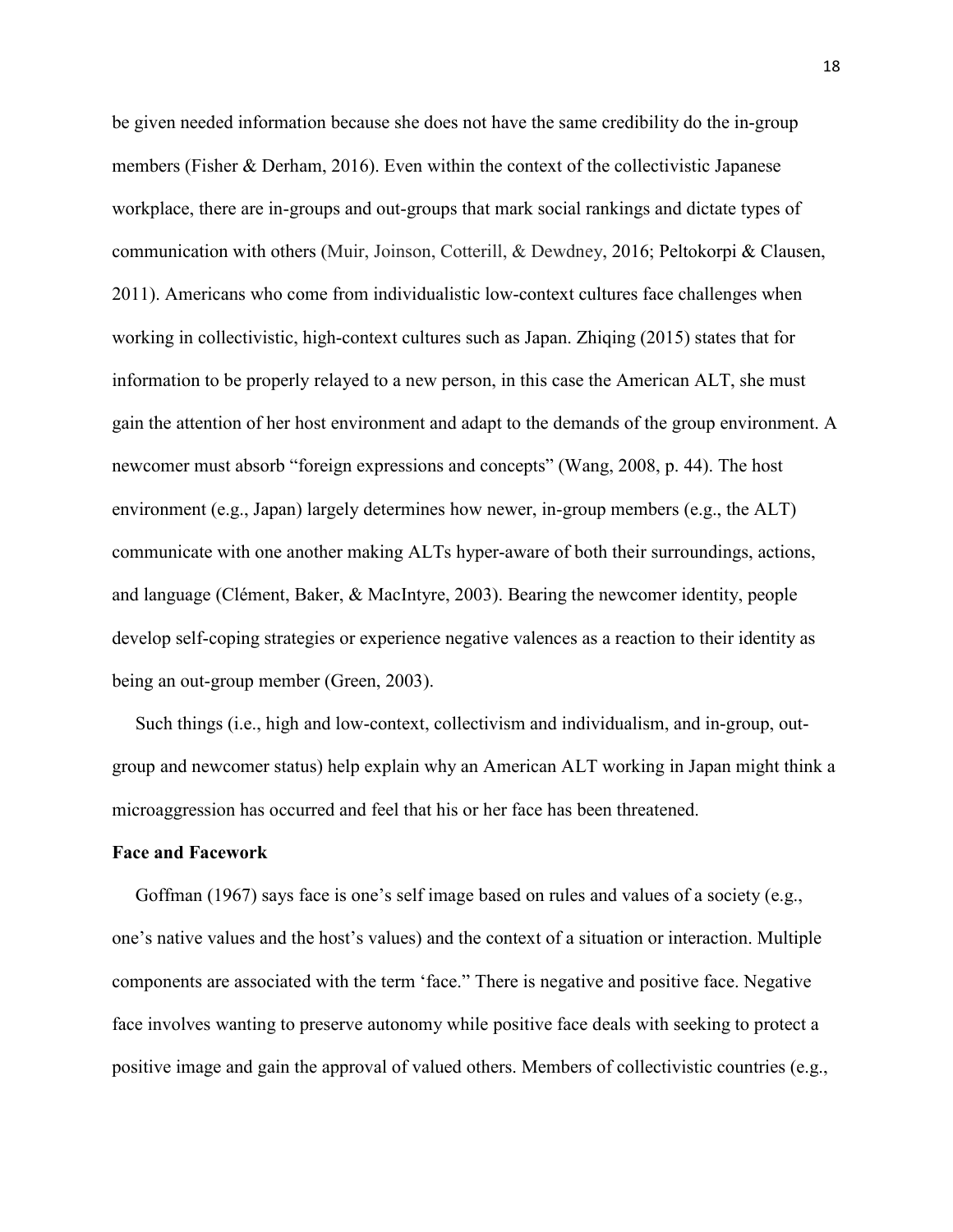be given needed information because she does not have the same credibility do the in-group members (Fisher & Derham, 2016). Even within the context of the collectivistic Japanese workplace, there are in-groups and out-groups that mark social rankings and dictate types of communication with others (Muir, Joinson, Cotterill, & Dewdney, 2016; Peltokorpi & Clausen, 2011). Americans who come from individualistic low-context cultures face challenges when working in collectivistic, high-context cultures such as Japan. Zhiqing (2015) states that for information to be properly relayed to a new person, in this case the American ALT, she must gain the attention of her host environment and adapt to the demands of the group environment. A newcomer must absorb "foreign expressions and concepts" (Wang, 2008, p. 44). The host environment (e.g., Japan) largely determines how newer, in-group members (e.g., the ALT) communicate with one another making ALTs hyper-aware of both their surroundings, actions, and language (Clément, Baker, & MacIntyre, 2003). Bearing the newcomer identity, people develop self-coping strategies or experience negative valences as a reaction to their identity as being an out-group member (Green, 2003).

Such things (i.e., high and low-context, collectivism and individualism, and in-group, out-group and newcomer status) help explain why an American ALT working in Japan might think a microaggression has occurred and feel that his or her face has been threatened.

**Face and Facework**

Goffman (1967) says face is one's self image based on rules and values of a society (e.g., one's native values and the host's values) and the context of a situation or interaction. Multiple components are associated with the term 'face." There is negative and positive face. Negative face involves wanting to preserve autonomy while positive face deals with seeking to protect a positive image and gain the approval of valued others. Members of collectivistic countries (e.g.,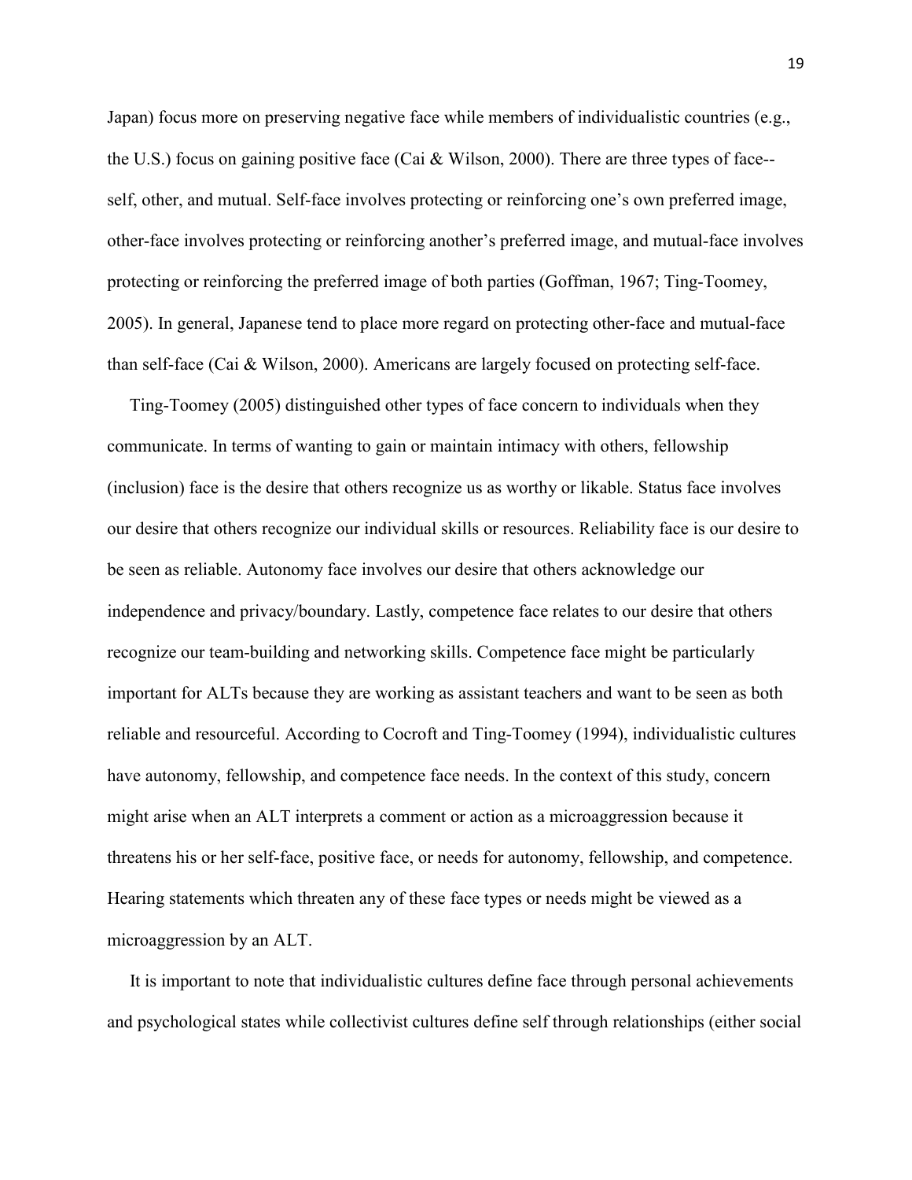Japan) focus more on preserving negative face while members of individualistic countries (e.g., the U.S.) focus on gaining positive face (Cai & Wilson, 2000). There are three types of face--self, other, and mutual. Self-face involves protecting or reinforcing one's own preferred image, other-face involves protecting or reinforcing another's preferred image, and mutual-face involves protecting or reinforcing the preferred image of both parties (Goffman, 1967; Ting-Toomey, 2005). In general, Japanese tend to place more regard on protecting other-face and mutual-face than self-face (Cai & Wilson, 2000). Americans are largely focused on protecting self-face.

Ting-Toomey (2005) distinguished other types of face concern to individuals when they communicate. In terms of wanting to gain or maintain intimacy with others, fellowship (inclusion) face is the desire that others recognize us as worthy or likable. Status face involves our desire that others recognize our individual skills or resources. Reliability face is our desire to be seen as reliable. Autonomy face involves our desire that others acknowledge our independence and privacy/boundary. Lastly, competence face relates to our desire that others recognize our team-building and networking skills. Competence face might be particularly important for ALTs because they are working as assistant teachers and want to be seen as both reliable and resourceful. According to Cocroft and Ting-Toomey (1994), individualistic cultures have autonomy, fellowship, and competence face needs. In the context of this study, concern might arise when an ALT interprets a comment or action as a microaggression because it threatens his or her self-face, positive face, or needs for autonomy, fellowship, and competence. Hearing statements which threaten any of these face types or needs might be viewed as a microaggression by an ALT.

It is important to note that individualistic cultures define face through personal achievements and psychological states while collectivist cultures define self through relationships (either social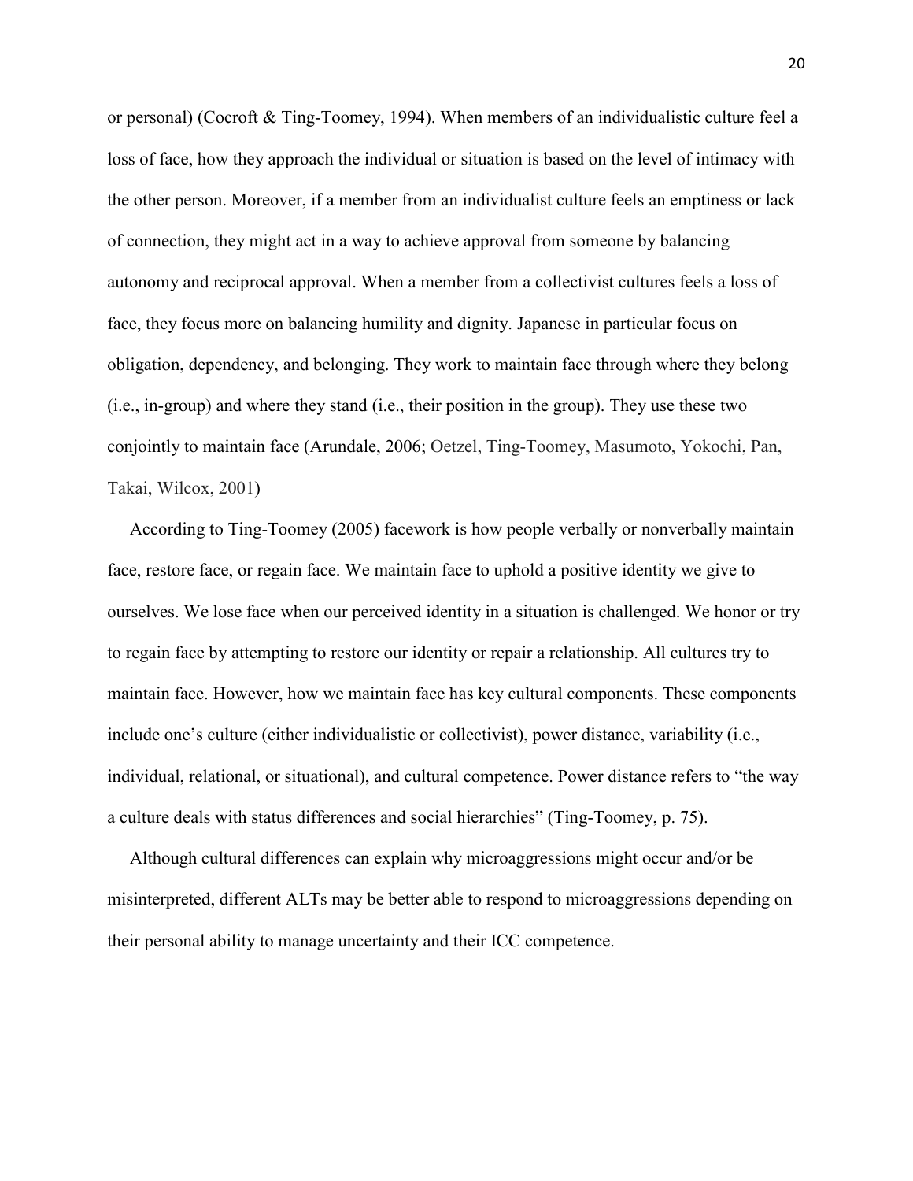or personal) (Cocroft & Ting-Toomey, 1994). When members of an individualistic culture feel a loss of face, how they approach the individual or situation is based on the level of intimacy with the other person. Moreover, if a member from an individualist culture feels an emptiness or lack of connection, they might act in a way to achieve approval from someone by balancing autonomy and reciprocal approval. When a member from a collectivist cultures feels a loss of face, they focus more on balancing humility and dignity. Japanese in particular focus on obligation, dependency, and belonging. They work to maintain face through where they belong (i.e., in-group) and where they stand (i.e., their position in the group). They use these two conjointly to maintain face (Arundale, 2006; Oetzel, Ting-Toomey, Masumoto, Yokochi, Pan, Takai, Wilcox, 2001)

According to Ting-Toomey (2005) facework is how people verbally or nonverbally maintain face, restore face, or regain face. We maintain face to uphold a positive identity we give to ourselves. We lose face when our perceived identity in a situation is challenged. We honor or try to regain face by attempting to restore our identity or repair a relationship. All cultures try to maintain face. However, how we maintain face has key cultural components. These components include one's culture (either individualistic or collectivist), power distance, variability (i.e., individual, relational, or situational), and cultural competence. Power distance refers to "the way a culture deals with status differences and social hierarchies" (Ting-Toomey, p. 75).

Although cultural differences can explain why microaggressions might occur and/or be misinterpreted, different ALTs may be better able to respond to microaggressions depending on their personal ability to manage uncertainty and their ICC competence.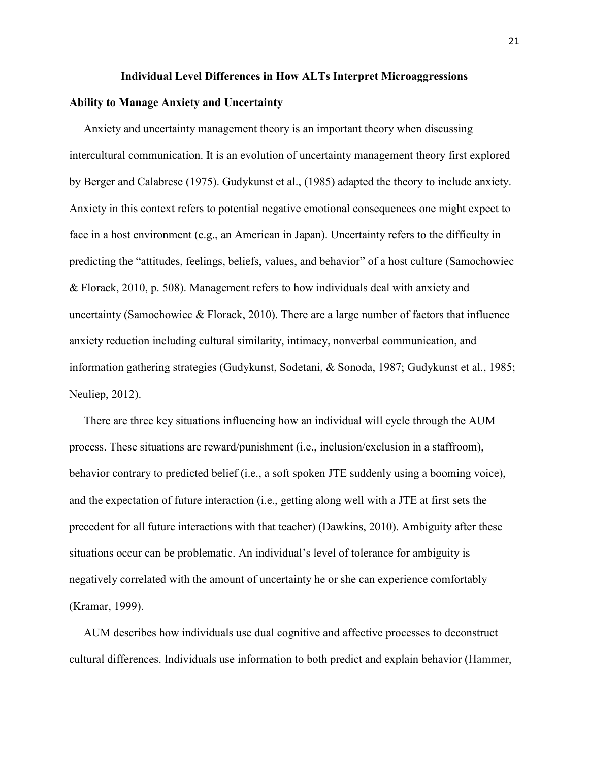## Individual Level Differences in How ALTs Interpret Microaggressions

### Ability to Manage Anxiety and Uncertainty

Anxiety and uncertainty management theory is an important theory when discussing intercultural communication. It is an evolution of uncertainty management theory first explored by Berger and Calabrese (1975). Gudykunst et al., (1985) adapted the theory to include anxiety. Anxiety in this context refers to potential negative emotional consequences one might expect to face in a host environment (e.g., an American in Japan). Uncertainty refers to the difficulty in predicting the "attitudes, feelings, beliefs, values, and behavior" of a host culture (Samochowiec & Florack, 2010, p. 508). Management refers to how individuals deal with anxiety and uncertainty (Samochowiec & Florack, 2010). There are a large number of factors that influence anxiety reduction including cultural similarity, intimacy, nonverbal communication, and information gathering strategies (Gudykunst, Sodetani, & Sonoda, 1987; Gudykunst et al., 1985; Neuliep, 2012).

There are three key situations influencing how an individual will cycle through the AUM process. These situations are reward/punishment (i.e., inclusion/exclusion in a staffroom), behavior contrary to predicted belief (i.e., a soft spoken JTE suddenly using a booming voice), and the expectation of future interaction (i.e., getting along well with a JTE at first sets the precedent for all future interactions with that teacher) (Dawkins, 2010). Ambiguity after these situations occur can be problematic. An individual's level of tolerance for ambiguity is negatively correlated with the amount of uncertainty he or she can experience comfortably (Kramar, 1999).

AUM describes how individuals use dual cognitive and affective processes to deconstruct cultural differences. Individuals use information to both predict and explain behavior (Hammer,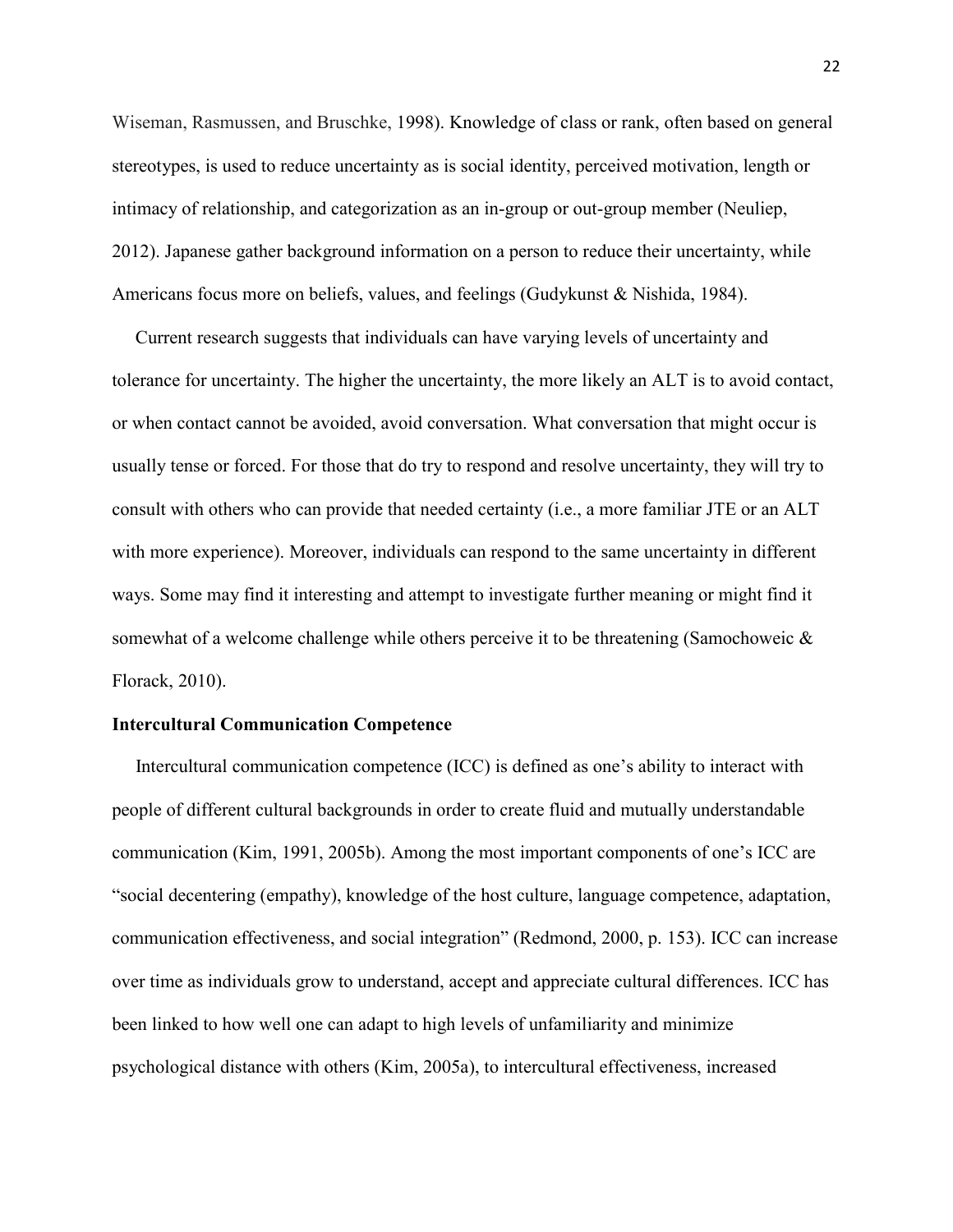Wiseman, Rasmussen, and Bruschke, 1998). Knowledge of class or rank, often based on general stereotypes, is used to reduce uncertainty as is social identity, perceived motivation, length or intimacy of relationship, and categorization as an in-group or out-group member (Neuliep, 2012). Japanese gather background information on a person to reduce their uncertainty, while Americans focus more on beliefs, values, and feelings (Gudykunst & Nishida, 1984).

Current research suggests that individuals can have varying levels of uncertainty and tolerance for uncertainty. The higher the uncertainty, the more likely an ALT is to avoid contact, or when contact cannot be avoided, avoid conversation. What conversation that might occur is usually tense or forced. For those that do try to respond and resolve uncertainty, they will try to consult with others who can provide that needed certainty (i.e., a more familiar JTE or an ALT with more experience). Moreover, individuals can respond to the same uncertainty in different ways. Some may find it interesting and attempt to investigate further meaning or might find it somewhat of a welcome challenge while others perceive it to be threatening (Samochoweic & Florack, 2010).

**Intercultural Communication Competence**

Intercultural communication competence (ICC) is defined as one's ability to interact with people of different cultural backgrounds in order to create fluid and mutually understandable communication (Kim, 1991, 2005b). Among the most important components of one's ICC are "social decentering (empathy), knowledge of the host culture, language competence, adaptation, communication effectiveness, and social integration" (Redmond, 2000, p. 153). ICC can increase over time as individuals grow to understand, accept and appreciate cultural differences. ICC has been linked to how well one can adapt to high levels of unfamiliarity and minimize psychological distance with others (Kim, 2005a), to intercultural effectiveness, increased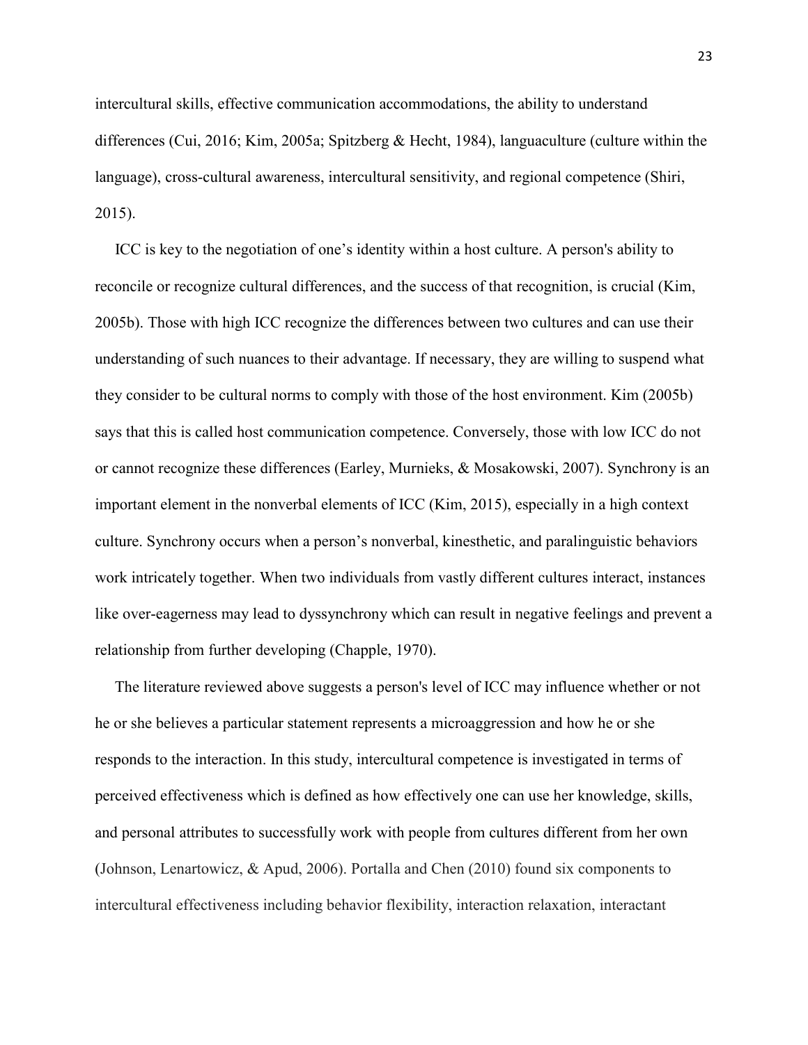intercultural skills, effective communication accommodations, the ability to understand differences (Cui, 2016; Kim, 2005a; Spitzberg & Hecht, 1984), languaculture (culture within the language), cross-cultural awareness, intercultural sensitivity, and regional competence (Shiri, 2015).

ICC is key to the negotiation of one's identity within a host culture. A person's ability to reconcile or recognize cultural differences, and the success of that recognition, is crucial (Kim, 2005b). Those with high ICC recognize the differences between two cultures and can use their understanding of such nuances to their advantage. If necessary, they are willing to suspend what they consider to be cultural norms to comply with those of the host environment. Kim (2005b) says that this is called host communication competence. Conversely, those with low ICC do not or cannot recognize these differences (Earley, Murnieks, & Mosakowski, 2007). Synchrony is an important element in the nonverbal elements of ICC (Kim, 2015), especially in a high context culture. Synchrony occurs when a person's nonverbal, kinesthetic, and paralinguistic behaviors work intricately together. When two individuals from vastly different cultures interact, instances like over-eagerness may lead to dyssynchrony which can result in negative feelings and prevent a relationship from further developing (Chapple, 1970).

The literature reviewed above suggests a person's level of ICC may influence whether or not he or she believes a particular statement represents a microaggression and how he or she responds to the interaction. In this study, intercultural competence is investigated in terms of perceived effectiveness which is defined as how effectively one can use her knowledge, skills, and personal attributes to successfully work with people from cultures different from her own (Johnson, Lenartowicz, & Apud, 2006). Portalla and Chen (2010) found six components to intercultural effectiveness including behavior flexibility, interaction relaxation, interactant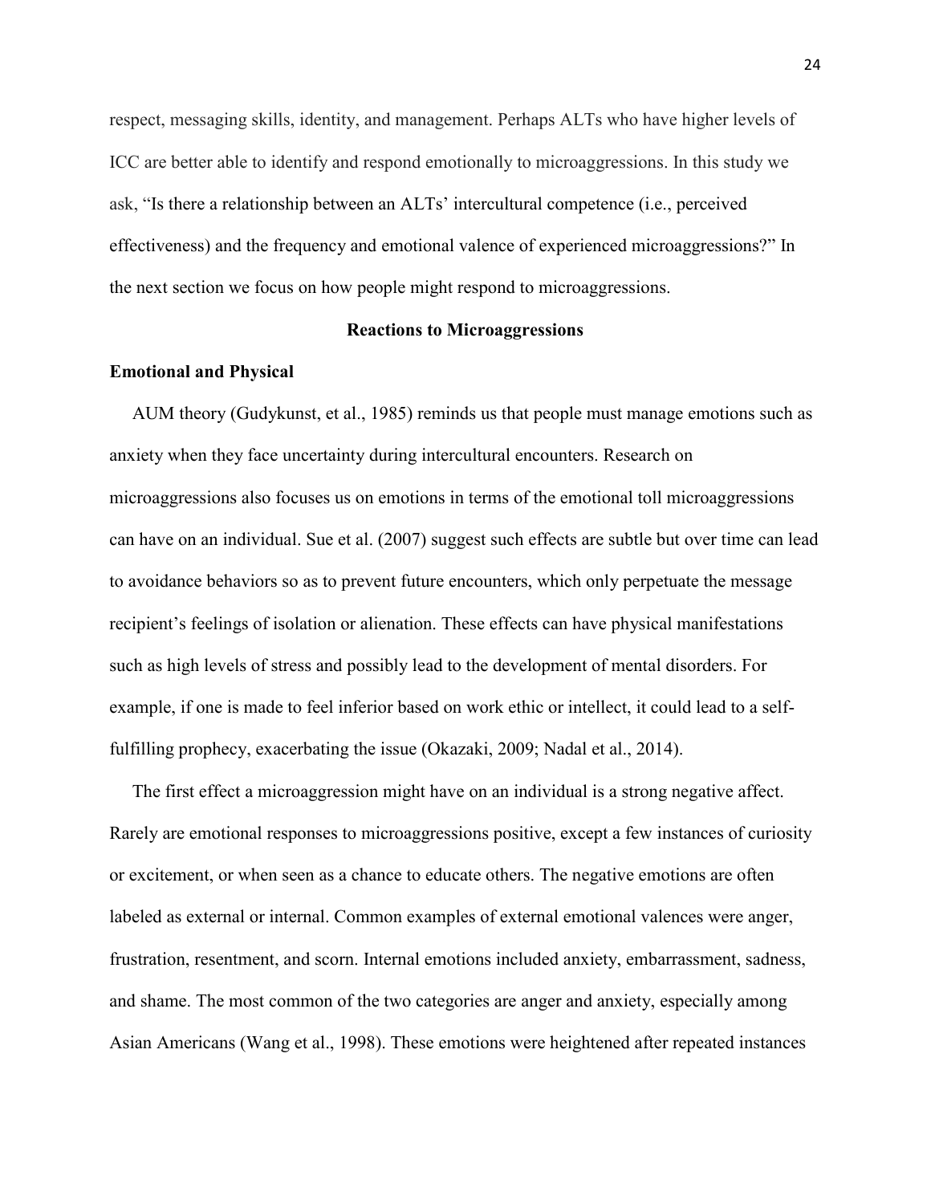respect, messaging skills, identity, and management. Perhaps ALTs who have higher levels of ICC are better able to identify and respond emotionally to microaggressions. In this study we ask, "Is there a relationship between an ALTs' intercultural competence (i.e., perceived effectiveness) and the frequency and emotional valence of experienced microaggressions?" In the next section we focus on how people might respond to microaggressions.

## Reactions to Microaggressions

### Emotional and Physical

AUM theory (Gudykunst, et al., 1985) reminds us that people must manage emotions such as anxiety when they face uncertainty during intercultural encounters. Research on microaggressions also focuses us on emotions in terms of the emotional toll microaggressions can have on an individual. Sue et al. (2007) suggest such effects are subtle but over time can lead to avoidance behaviors so as to prevent future encounters, which only perpetuate the message recipient's feelings of isolation or alienation. These effects can have physical manifestations such as high levels of stress and possibly lead to the development of mental disorders. For example, if one is made to feel inferior based on work ethic or intellect, it could lead to a self-fulfilling prophecy, exacerbating the issue (Okazaki, 2009; Nadal et al., 2014).

The first effect a microaggression might have on an individual is a strong negative affect. Rarely are emotional responses to microaggressions positive, except a few instances of curiosity or excitement, or when seen as a chance to educate others. The negative emotions are often labeled as external or internal. Common examples of external emotional valences were anger, frustration, resentment, and scorn. Internal emotions included anxiety, embarrassment, sadness, and shame. The most common of the two categories are anger and anxiety, especially among Asian Americans (Wang et al., 1998). These emotions were heightened after repeated instances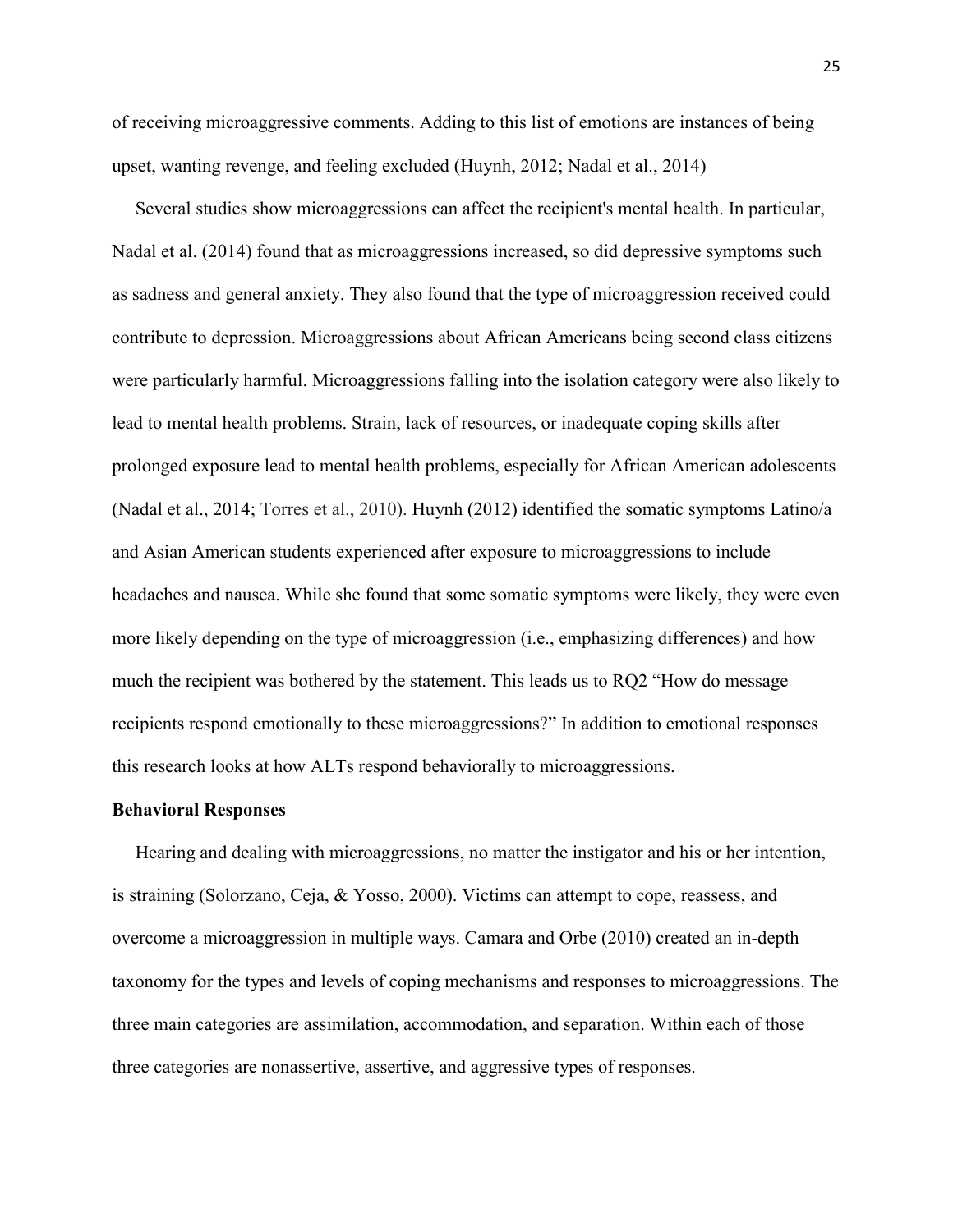of receiving microaggressive comments. Adding to this list of emotions are instances of being upset, wanting revenge, and feeling excluded (Huynh, 2012; Nadal et al., 2014)

Several studies show microaggressions can affect the recipient's mental health. In particular, Nadal et al. (2014) found that as microaggressions increased, so did depressive symptoms such as sadness and general anxiety. They also found that the type of microaggression received could contribute to depression. Microaggressions about African Americans being second class citizens were particularly harmful. Microaggressions falling into the isolation category were also likely to lead to mental health problems. Strain, lack of resources, or inadequate coping skills after prolonged exposure lead to mental health problems, especially for African American adolescents (Nadal et al., 2014; Torres et al., 2010). Huynh (2012) identified the somatic symptoms Latino/a and Asian American students experienced after exposure to microaggressions to include headaches and nausea. While she found that some somatic symptoms were likely, they were even more likely depending on the type of microaggression (i.e., emphasizing differences) and how much the recipient was bothered by the statement. This leads us to RQ2 "How do message recipients respond emotionally to these microaggressions?" In addition to emotional responses this research looks at how ALTs respond behaviorally to microaggressions.

**Behavioral Responses**

Hearing and dealing with microaggressions, no matter the instigator and his or her intention, is straining (Solorzano, Ceja, & Yosso, 2000). Victims can attempt to cope, reassess, and overcome a microaggression in multiple ways. Camara and Orbe (2010) created an in-depth taxonomy for the types and levels of coping mechanisms and responses to microaggressions. The three main categories are assimilation, accommodation, and separation. Within each of those three categories are nonassertive, assertive, and aggressive types of responses.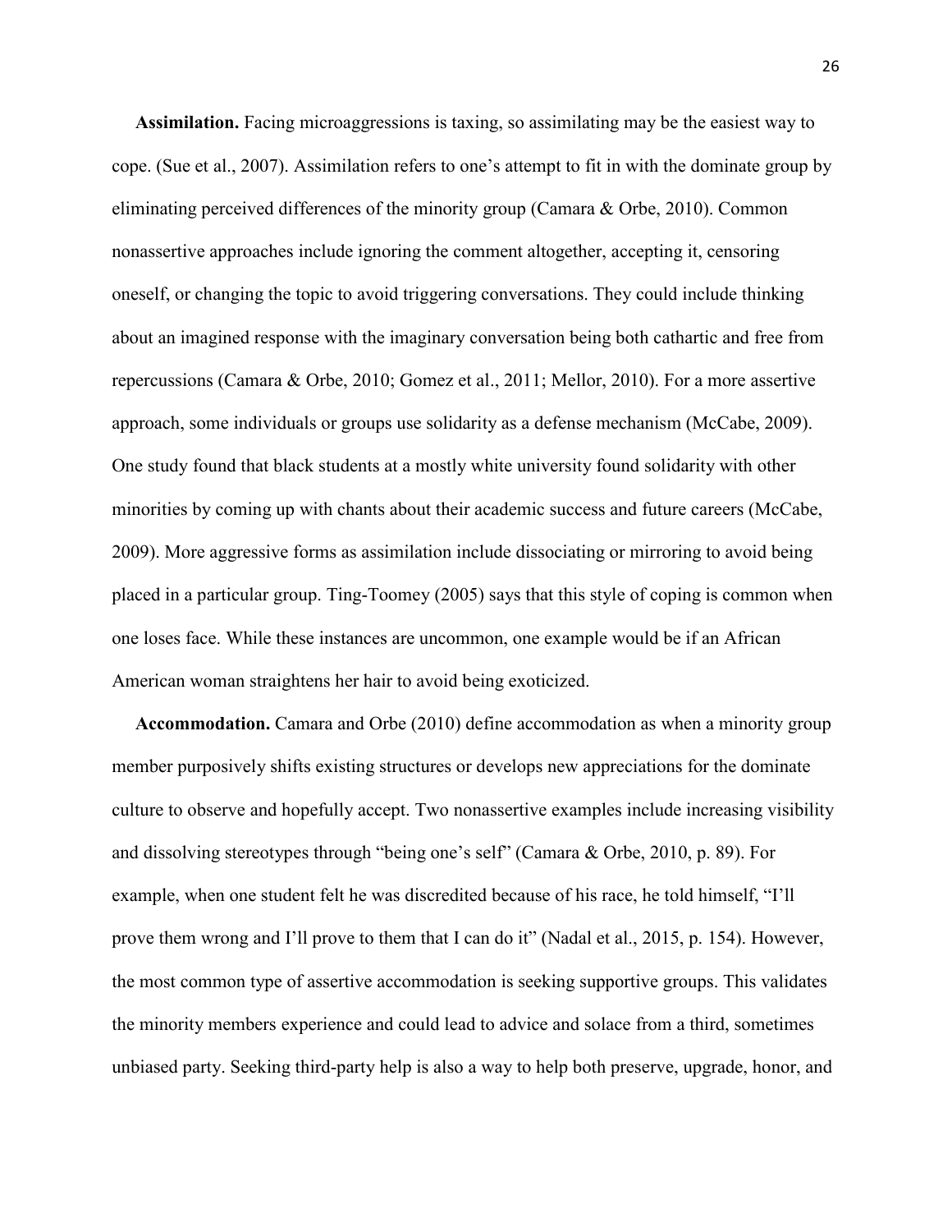**Assimilation.** Facing microaggressions is taxing, so assimilating may be the easiest way to cope. (Sue et al., 2007). Assimilation refers to one's attempt to fit in with the dominate group by eliminating perceived differences of the minority group (Camara & Orbe, 2010). Common nonassertive approaches include ignoring the comment altogether, accepting it, censoring oneself, or changing the topic to avoid triggering conversations. They could include thinking about an imagined response with the imaginary conversation being both cathartic and free from repercussions (Camara & Orbe, 2010; Gomez et al., 2011; Mellor, 2010). For a more assertive approach, some individuals or groups use solidarity as a defense mechanism (McCabe, 2009). One study found that black students at a mostly white university found solidarity with other minorities by coming up with chants about their academic success and future careers (McCabe, 2009). More aggressive forms as assimilation include dissociating or mirroring to avoid being placed in a particular group. Ting-Toomey (2005) says that this style of coping is common when one loses face. While these instances are uncommon, one example would be if an African American woman straightens her hair to avoid being exoticized.

**Accommodation.** Camara and Orbe (2010) define accommodation as when a minority group member purposively shifts existing structures or develops new appreciations for the dominate culture to observe and hopefully accept. Two nonassertive examples include increasing visibility and dissolving stereotypes through "being one's self" (Camara & Orbe, 2010, p. 89). For example, when one student felt he was discredited because of his race, he told himself, "I'll prove them wrong and I'll prove to them that I can do it" (Nadal et al., 2015, p. 154). However, the most common type of assertive accommodation is seeking supportive groups. This validates the minority members experience and could lead to advice and solace from a third, sometimes unbiased party. Seeking third-party help is also a way to help both preserve, upgrade, honor, and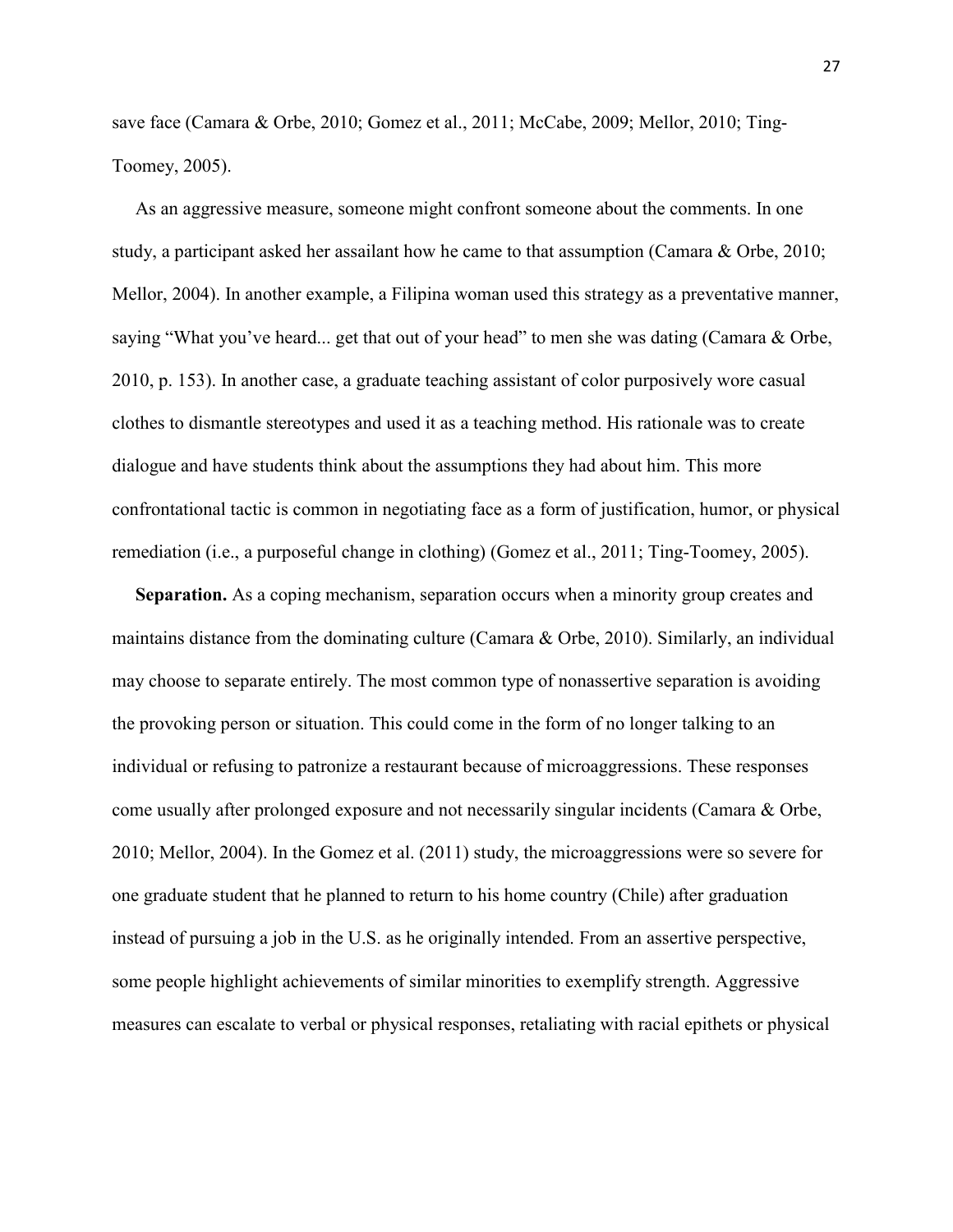save face (Camara & Orbe, 2010; Gomez et al., 2011; McCabe, 2009; Mellor, 2010; Ting-Toomey, 2005).

As an aggressive measure, someone might confront someone about the comments. In one study, a participant asked her assailant how he came to that assumption (Camara & Orbe, 2010; Mellor, 2004). In another example, a Filipina woman used this strategy as a preventative manner, saying "What you've heard... get that out of your head" to men she was dating (Camara & Orbe, 2010, p. 153). In another case, a graduate teaching assistant of color purposively wore casual clothes to dismantle stereotypes and used it as a teaching method. His rationale was to create dialogue and have students think about the assumptions they had about him. This more confrontational tactic is common in negotiating face as a form of justification, humor, or physical remediation (i.e., a purposeful change in clothing) (Gomez et al., 2011; Ting-Toomey, 2005).

**Separation.** As a coping mechanism, separation occurs when a minority group creates and maintains distance from the dominating culture (Camara & Orbe, 2010). Similarly, an individual may choose to separate entirely. The most common type of nonassertive separation is avoiding the provoking person or situation. This could come in the form of no longer talking to an individual or refusing to patronize a restaurant because of microaggressions. These responses come usually after prolonged exposure and not necessarily singular incidents (Camara & Orbe, 2010; Mellor, 2004). In the Gomez et al. (2011) study, the microaggressions were so severe for one graduate student that he planned to return to his home country (Chile) after graduation instead of pursuing a job in the U.S. as he originally intended. From an assertive perspective, some people highlight achievements of similar minorities to exemplify strength. Aggressive measures can escalate to verbal or physical responses, retaliating with racial epithets or physical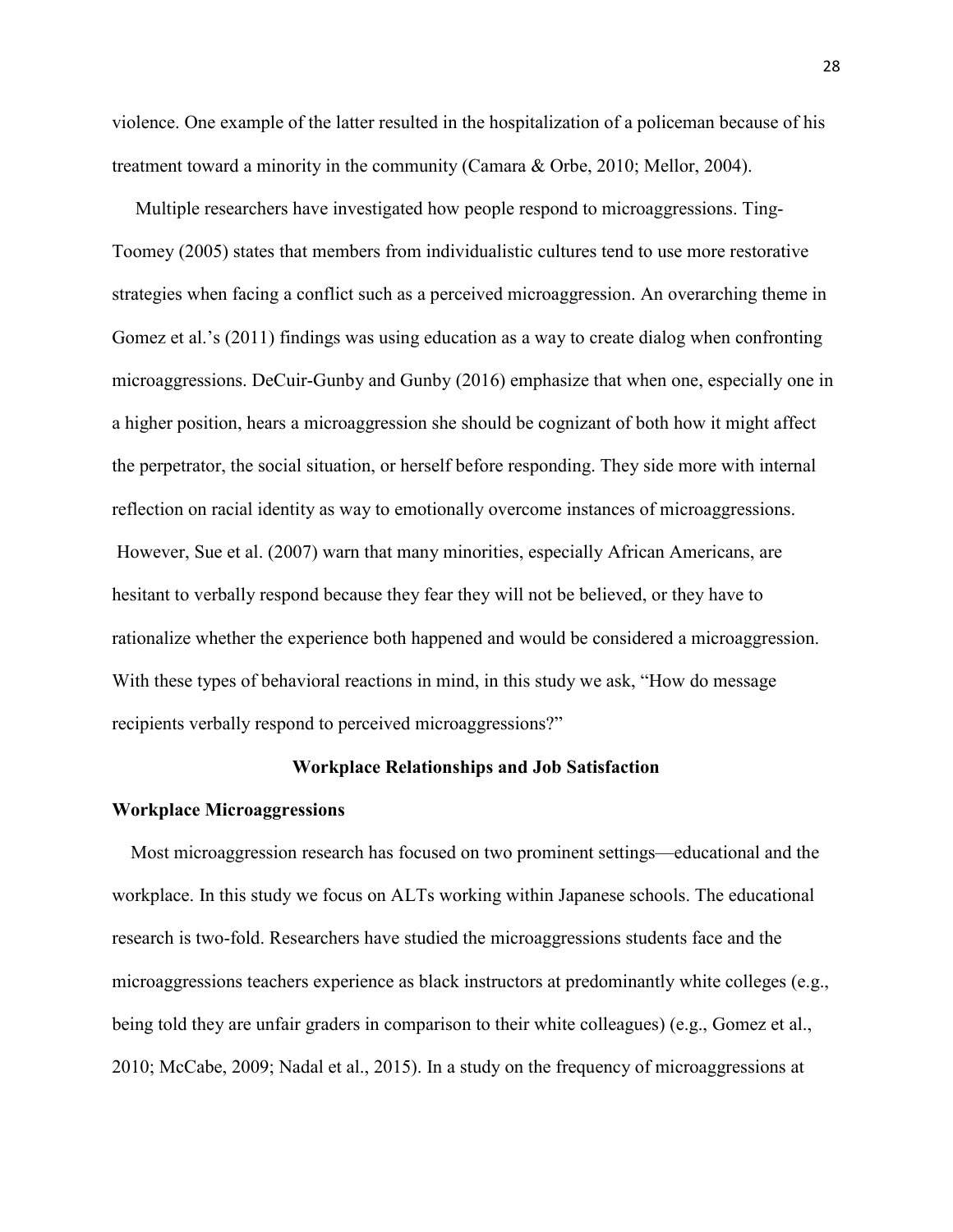violence. One example of the latter resulted in the hospitalization of a policeman because of his treatment toward a minority in the community (Camara & Orbe, 2010; Mellor, 2004).

Multiple researchers have investigated how people respond to microaggressions. Ting-Toomey (2005) states that members from individualistic cultures tend to use more restorative strategies when facing a conflict such as a perceived microaggression. An overarching theme in Gomez et al.'s (2011) findings was using education as a way to create dialog when confronting microaggressions. DeCuir-Gunby and Gunby (2016) emphasize that when one, especially one in a higher position, hears a microaggression she should be cognizant of both how it might affect the perpetrator, the social situation, or herself before responding. They side more with internal reflection on racial identity as way to emotionally overcome instances of microaggressions. However, Sue et al. (2007) warn that many minorities, especially African Americans, are hesitant to verbally respond because they fear they will not be believed, or they have to rationalize whether the experience both happened and would be considered a microaggression. With these types of behavioral reactions in mind, in this study we ask, "How do message recipients verbally respond to perceived microaggressions?"

## Workplace Relationships and Job Satisfaction

### Workplace Microaggressions

Most microaggression research has focused on two prominent settings—educational and the workplace. In this study we focus on ALTs working within Japanese schools. The educational research is two-fold. Researchers have studied the microaggressions students face and the microaggressions teachers experience as black instructors at predominantly white colleges (e.g., being told they are unfair graders in comparison to their white colleagues) (e.g., Gomez et al., 2010; McCabe, 2009; Nadal et al., 2015). In a study on the frequency of microaggressions at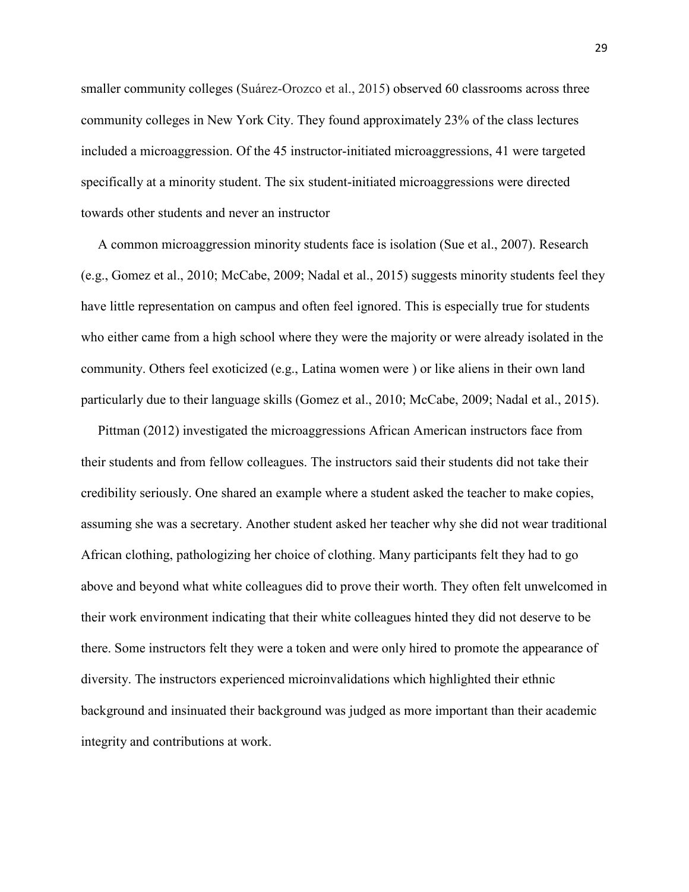smaller community colleges (Suárez-Orozco et al., 2015) observed 60 classrooms across three community colleges in New York City. They found approximately 23% of the class lectures included a microaggression. Of the 45 instructor-initiated microaggressions, 41 were targeted specifically at a minority student. The six student-initiated microaggressions were directed towards other students and never an instructor

A common microaggression minority students face is isolation (Sue et al., 2007). Research (e.g., Gomez et al., 2010; McCabe, 2009; Nadal et al., 2015) suggests minority students feel they have little representation on campus and often feel ignored. This is especially true for students who either came from a high school where they were the majority or were already isolated in the community. Others feel exoticized (e.g., Latina women were ) or like aliens in their own land particularly due to their language skills (Gomez et al., 2010; McCabe, 2009; Nadal et al., 2015).

Pittman (2012) investigated the microaggressions African American instructors face from their students and from fellow colleagues. The instructors said their students did not take their credibility seriously. One shared an example where a student asked the teacher to make copies, assuming she was a secretary. Another student asked her teacher why she did not wear traditional African clothing, pathologizing her choice of clothing. Many participants felt they had to go above and beyond what white colleagues did to prove their worth. They often felt unwelcomed in their work environment indicating that their white colleagues hinted they did not deserve to be there. Some instructors felt they were a token and were only hired to promote the appearance of diversity. The instructors experienced microinvalidations which highlighted their ethnic background and insinuated their background was judged as more important than their academic integrity and contributions at work.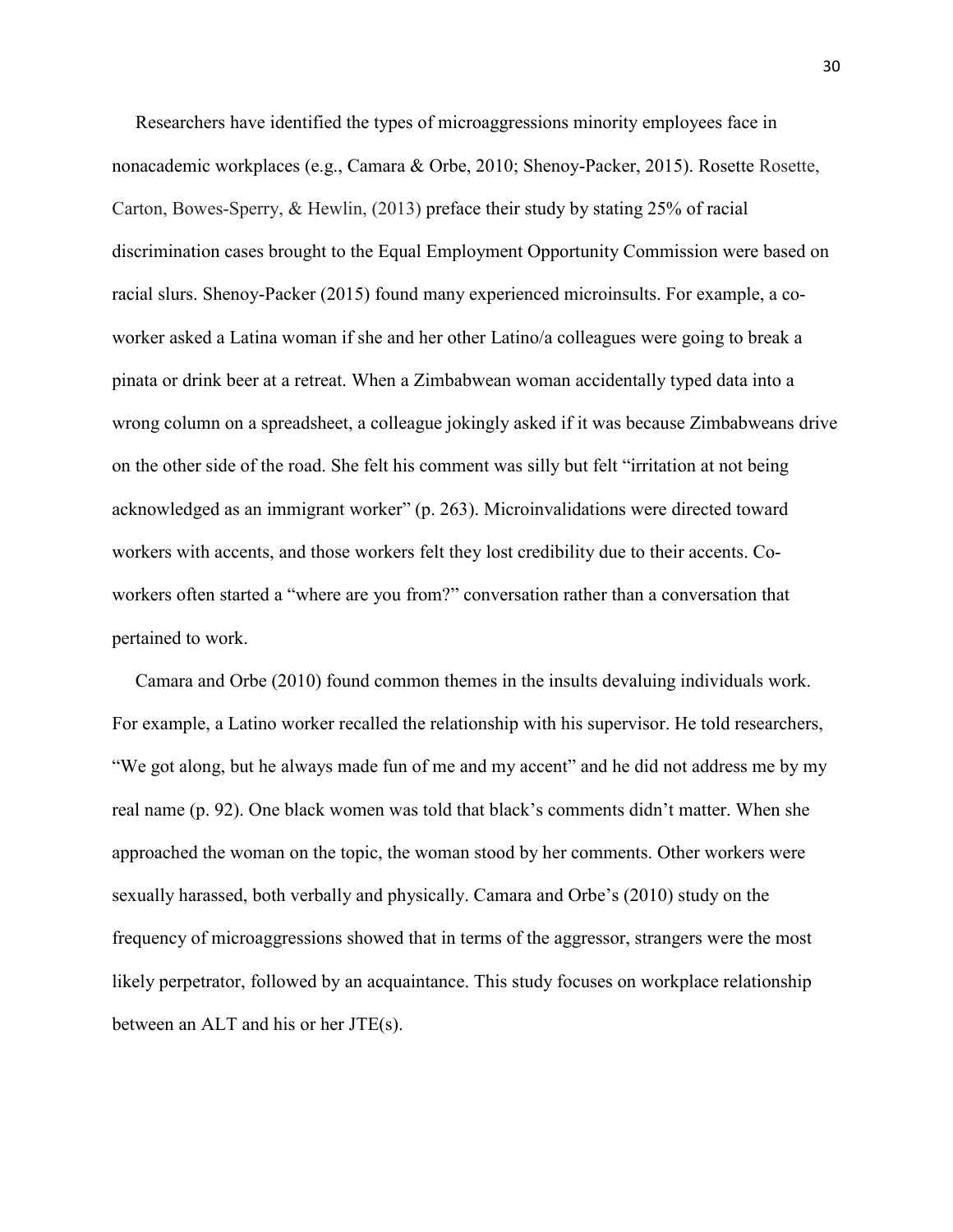Researchers have identified the types of microaggressions minority employees face in nonacademic workplaces (e.g., Camara & Orbe, 2010; Shenoy-Packer, 2015). Rosette Rosette, Carton, Bowes-Sperry, & Hewlin, (2013) preface their study by stating 25% of racial discrimination cases brought to the Equal Employment Opportunity Commission were based on racial slurs. Shenoy-Packer (2015) found many experienced microinsults. For example, a co-worker asked a Latina woman if she and her other Latino/a colleagues were going to break a pinata or drink beer at a retreat. When a Zimbabwean woman accidentally typed data into a wrong column on a spreadsheet, a colleague jokingly asked if it was because Zimbabweans drive on the other side of the road. She felt his comment was silly but felt "irritation at not being acknowledged as an immigrant worker" (p. 263). Microinvalidations were directed toward workers with accents, and those workers felt they lost credibility due to their accents. Co-workers often started a "where are you from?" conversation rather than a conversation that pertained to work.

Camara and Orbe (2010) found common themes in the insults devaluing individuals work. For example, a Latino worker recalled the relationship with his supervisor. He told researchers, "We got along, but he always made fun of me and my accent" and he did not address me by my real name (p. 92). One black women was told that black's comments didn't matter. When she approached the woman on the topic, the woman stood by her comments. Other workers were sexually harassed, both verbally and physically. Camara and Orbe's (2010) study on the frequency of microaggressions showed that in terms of the aggressor, strangers were the most likely perpetrator, followed by an acquaintance. This study focuses on workplace relationship between an ALT and his or her JTE(s).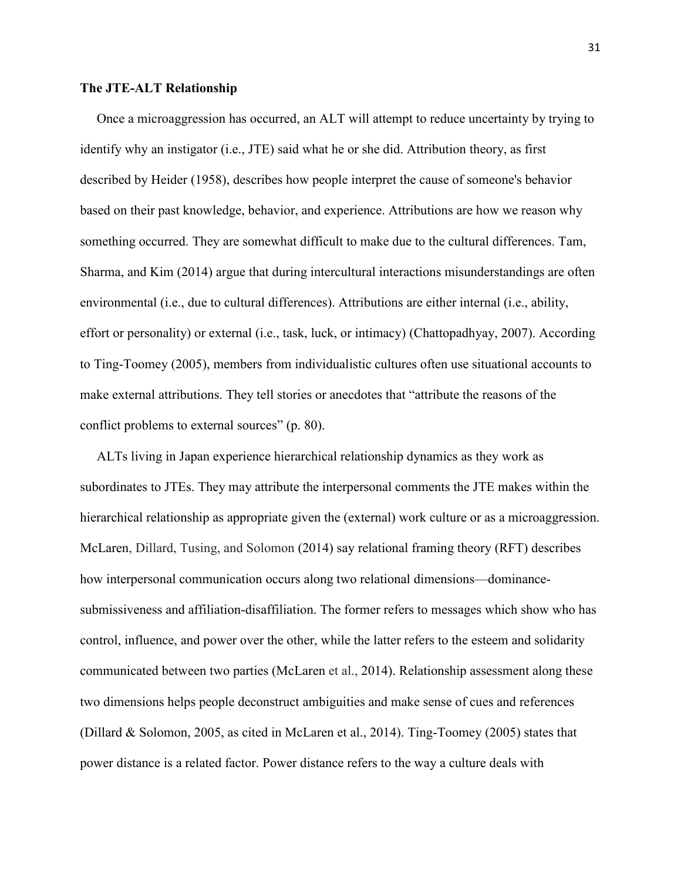**The JTE-ALT Relationship**

Once a microaggression has occurred, an ALT will attempt to reduce uncertainty by trying to identify why an instigator (i.e., JTE) said what he or she did. Attribution theory, as first described by Heider (1958), describes how people interpret the cause of someone's behavior based on their past knowledge, behavior, and experience. Attributions are how we reason why something occurred. They are somewhat difficult to make due to the cultural differences. Tam, Sharma, and Kim (2014) argue that during intercultural interactions misunderstandings are often environmental (i.e., due to cultural differences). Attributions are either internal (i.e., ability, effort or personality) or external (i.e., task, luck, or intimacy) (Chattopadhyay, 2007). According to Ting-Toomey (2005), members from individualistic cultures often use situational accounts to make external attributions. They tell stories or anecdotes that "attribute the reasons of the conflict problems to external sources" (p. 80).

ALTs living in Japan experience hierarchical relationship dynamics as they work as subordinates to JTEs. They may attribute the interpersonal comments the JTE makes within the hierarchical relationship as appropriate given the (external) work culture or as a microaggression. McLaren, Dillard, Tusing, and Solomon (2014) say relational framing theory (RFT) describes how interpersonal communication occurs along two relational dimensions—dominance-submissiveness and affiliation-disaffiliation. The former refers to messages which show who has control, influence, and power over the other, while the latter refers to the esteem and solidarity communicated between two parties (McLaren et al., 2014). Relationship assessment along these two dimensions helps people deconstruct ambiguities and make sense of cues and references (Dillard & Solomon, 2005, as cited in McLaren et al., 2014). Ting-Toomey (2005) states that power distance is a related factor. Power distance refers to the way a culture deals with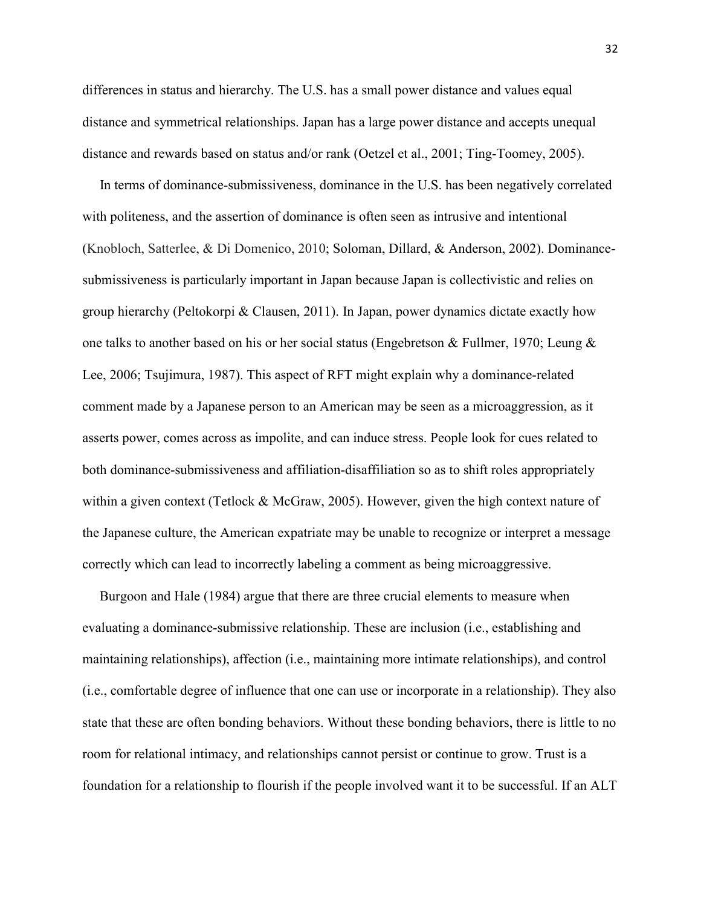differences in status and hierarchy. The U.S. has a small power distance and values equal distance and symmetrical relationships. Japan has a large power distance and accepts unequal distance and rewards based on status and/or rank (Oetzel et al., 2001; Ting-Toomey, 2005).

In terms of dominance-submissiveness, dominance in the U.S. has been negatively correlated with politeness, and the assertion of dominance is often seen as intrusive and intentional (Knobloch, Satterlee, & Di Domenico, 2010; Soloman, Dillard, & Anderson, 2002). Dominance-submissiveness is particularly important in Japan because Japan is collectivistic and relies on group hierarchy (Peltokorpi & Clausen, 2011). In Japan, power dynamics dictate exactly how one talks to another based on his or her social status (Engebretson & Fullmer, 1970; Leung & Lee, 2006; Tsujimura, 1987). This aspect of RFT might explain why a dominance-related comment made by a Japanese person to an American may be seen as a microaggression, as it asserts power, comes across as impolite, and can induce stress. People look for cues related to both dominance-submissiveness and affiliation-disaffiliation so as to shift roles appropriately within a given context (Tetlock & McGraw, 2005). However, given the high context nature of the Japanese culture, the American expatriate may be unable to recognize or interpret a message correctly which can lead to incorrectly labeling a comment as being microaggressive.

Burgoon and Hale (1984) argue that there are three crucial elements to measure when evaluating a dominance-submissive relationship. These are inclusion (i.e., establishing and maintaining relationships), affection (i.e., maintaining more intimate relationships), and control (i.e., comfortable degree of influence that one can use or incorporate in a relationship). They also state that these are often bonding behaviors. Without these bonding behaviors, there is little to no room for relational intimacy, and relationships cannot persist or continue to grow. Trust is a foundation for a relationship to flourish if the people involved want it to be successful. If an ALT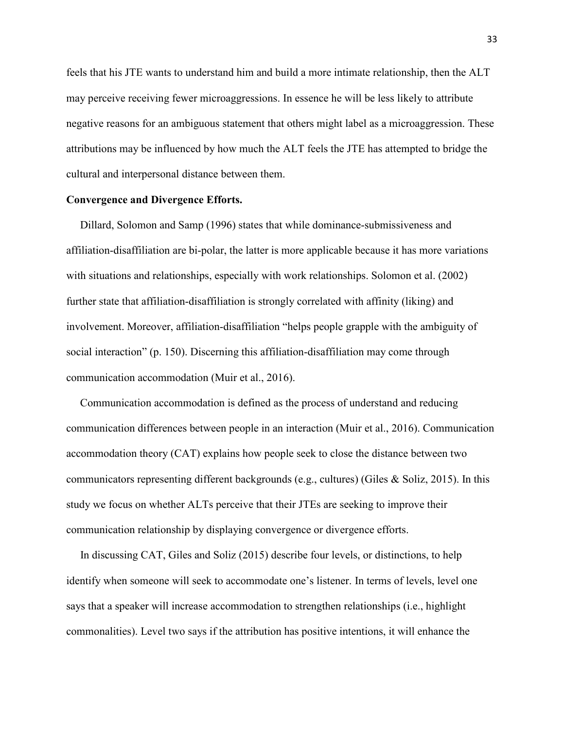feels that his JTE wants to understand him and build a more intimate relationship, then the ALT may perceive receiving fewer microaggressions. In essence he will be less likely to attribute negative reasons for an ambiguous statement that others might label as a microaggression. These attributions may be influenced by how much the ALT feels the JTE has attempted to bridge the cultural and interpersonal distance between them.

**Convergence and Divergence Efforts.**

Dillard, Solomon and Samp (1996) states that while dominance-submissiveness and affiliation-disaffiliation are bi-polar, the latter is more applicable because it has more variations with situations and relationships, especially with work relationships. Solomon et al. (2002) further state that affiliation-disaffiliation is strongly correlated with affinity (liking) and involvement. Moreover, affiliation-disaffiliation "helps people grapple with the ambiguity of social interaction" (p. 150). Discerning this affiliation-disaffiliation may come through communication accommodation (Muir et al., 2016).

Communication accommodation is defined as the process of understand and reducing communication differences between people in an interaction (Muir et al., 2016). Communication accommodation theory (CAT) explains how people seek to close the distance between two communicators representing different backgrounds (e.g., cultures) (Giles & Soliz, 2015). In this study we focus on whether ALTs perceive that their JTEs are seeking to improve their communication relationship by displaying convergence or divergence efforts.

In discussing CAT, Giles and Soliz (2015) describe four levels, or distinctions, to help identify when someone will seek to accommodate one's listener. In terms of levels, level one says that a speaker will increase accommodation to strengthen relationships (i.e., highlight commonalities). Level two says if the attribution has positive intentions, it will enhance the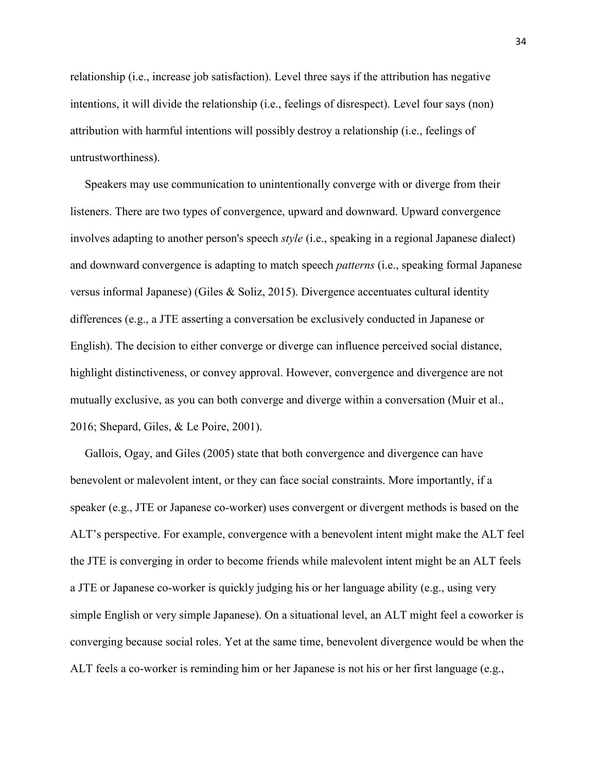relationship (i.e., increase job satisfaction). Level three says if the attribution has negative intentions, it will divide the relationship (i.e., feelings of disrespect). Level four says (non) attribution with harmful intentions will possibly destroy a relationship (i.e., feelings of untrustworthiness).

Speakers may use communication to unintentionally converge with or diverge from their listeners. There are two types of convergence, upward and downward. Upward convergence involves adapting to another person's speech *style* (i.e., speaking in a regional Japanese dialect) and downward convergence is adapting to match speech *patterns* (i.e., speaking formal Japanese versus informal Japanese) (Giles & Soliz, 2015). Divergence accentuates cultural identity differences (e.g., a JTE asserting a conversation be exclusively conducted in Japanese or English). The decision to either converge or diverge can influence perceived social distance, highlight distinctiveness, or convey approval. However, convergence and divergence are not mutually exclusive, as you can both converge and diverge within a conversation (Muir et al., 2016; Shepard, Giles, & Le Poire, 2001).

Gallois, Ogay, and Giles (2005) state that both convergence and divergence can have benevolent or malevolent intent, or they can face social constraints. More importantly, if a speaker (e.g., JTE or Japanese co-worker) uses convergent or divergent methods is based on the ALT's perspective. For example, convergence with a benevolent intent might make the ALT feel the JTE is converging in order to become friends while malevolent intent might be an ALT feels a JTE or Japanese co-worker is quickly judging his or her language ability (e.g., using very simple English or very simple Japanese). On a situational level, an ALT might feel a coworker is converging because social roles. Yet at the same time, benevolent divergence would be when the ALT feels a co-worker is reminding him or her Japanese is not his or her first language (e.g.,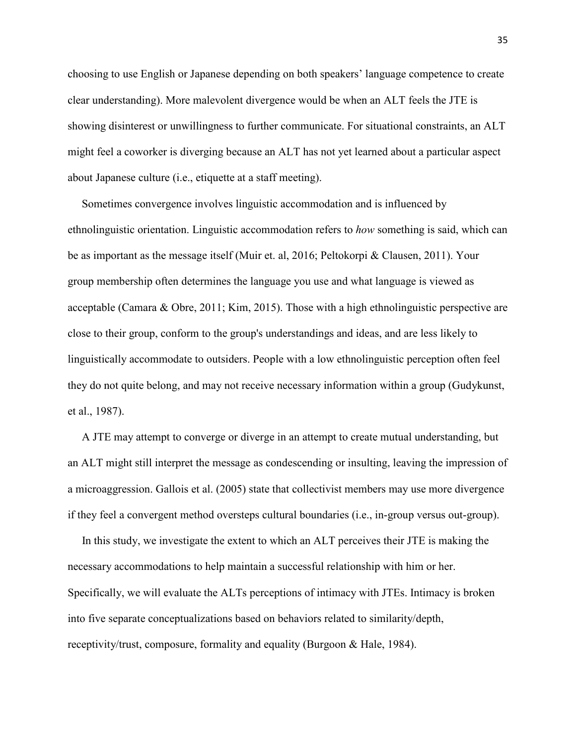choosing to use English or Japanese depending on both speakers' language competence to create clear understanding). More malevolent divergence would be when an ALT feels the JTE is showing disinterest or unwillingness to further communicate. For situational constraints, an ALT might feel a coworker is diverging because an ALT has not yet learned about a particular aspect about Japanese culture (i.e., etiquette at a staff meeting).

Sometimes convergence involves linguistic accommodation and is influenced by ethnolinguistic orientation. Linguistic accommodation refers to *how* something is said, which can be as important as the message itself (Muir et. al, 2016; Peltokorpi & Clausen, 2011). Your group membership often determines the language you use and what language is viewed as acceptable (Camara & Obre, 2011; Kim, 2015). Those with a high ethnolinguistic perspective are close to their group, conform to the group's understandings and ideas, and are less likely to linguistically accommodate to outsiders. People with a low ethnolinguistic perception often feel they do not quite belong, and may not receive necessary information within a group (Gudykunst, et al., 1987).

A JTE may attempt to converge or diverge in an attempt to create mutual understanding, but an ALT might still interpret the message as condescending or insulting, leaving the impression of a microaggression. Gallois et al. (2005) state that collectivist members may use more divergence if they feel a convergent method oversteps cultural boundaries (i.e., in-group versus out-group).

In this study, we investigate the extent to which an ALT perceives their JTE is making the necessary accommodations to help maintain a successful relationship with him or her. Specifically, we will evaluate the ALTs perceptions of intimacy with JTEs. Intimacy is broken into five separate conceptualizations based on behaviors related to similarity/depth, receptivity/trust, composure, formality and equality (Burgoon & Hale, 1984).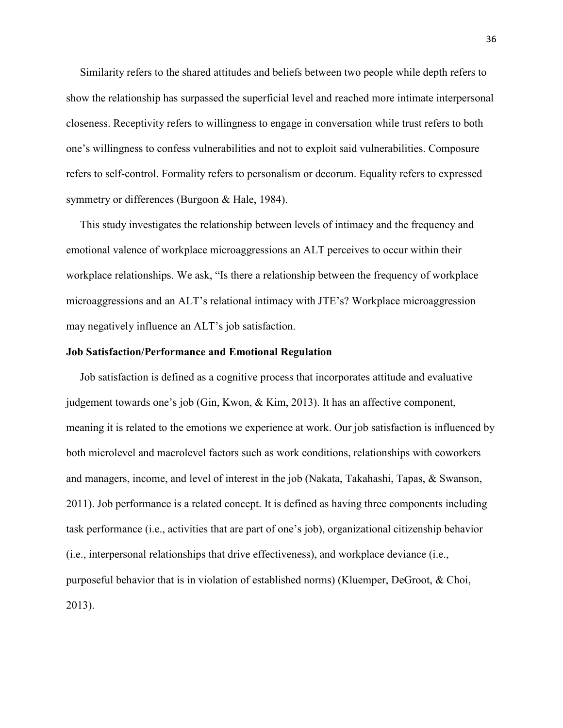Similarity refers to the shared attitudes and beliefs between two people while depth refers to show the relationship has surpassed the superficial level and reached more intimate interpersonal closeness. Receptivity refers to willingness to engage in conversation while trust refers to both one's willingness to confess vulnerabilities and not to exploit said vulnerabilities. Composure refers to self-control. Formality refers to personalism or decorum. Equality refers to expressed symmetry or differences (Burgoon & Hale, 1984).

This study investigates the relationship between levels of intimacy and the frequency and emotional valence of workplace microaggressions an ALT perceives to occur within their workplace relationships. We ask, "Is there a relationship between the frequency of workplace microaggressions and an ALT's relational intimacy with JTE's? Workplace microaggression may negatively influence an ALT's job satisfaction.

**Job Satisfaction/Performance and Emotional Regulation**

Job satisfaction is defined as a cognitive process that incorporates attitude and evaluative judgement towards one's job (Gin, Kwon, & Kim, 2013). It has an affective component, meaning it is related to the emotions we experience at work. Our job satisfaction is influenced by both microlevel and macrolevel factors such as work conditions, relationships with coworkers and managers, income, and level of interest in the job (Nakata, Takahashi, Tapas, & Swanson, 2011). Job performance is a related concept. It is defined as having three components including task performance (i.e., activities that are part of one's job), organizational citizenship behavior (i.e., interpersonal relationships that drive effectiveness), and workplace deviance (i.e., purposeful behavior that is in violation of established norms) (Kluemper, DeGroot, & Choi, 2013).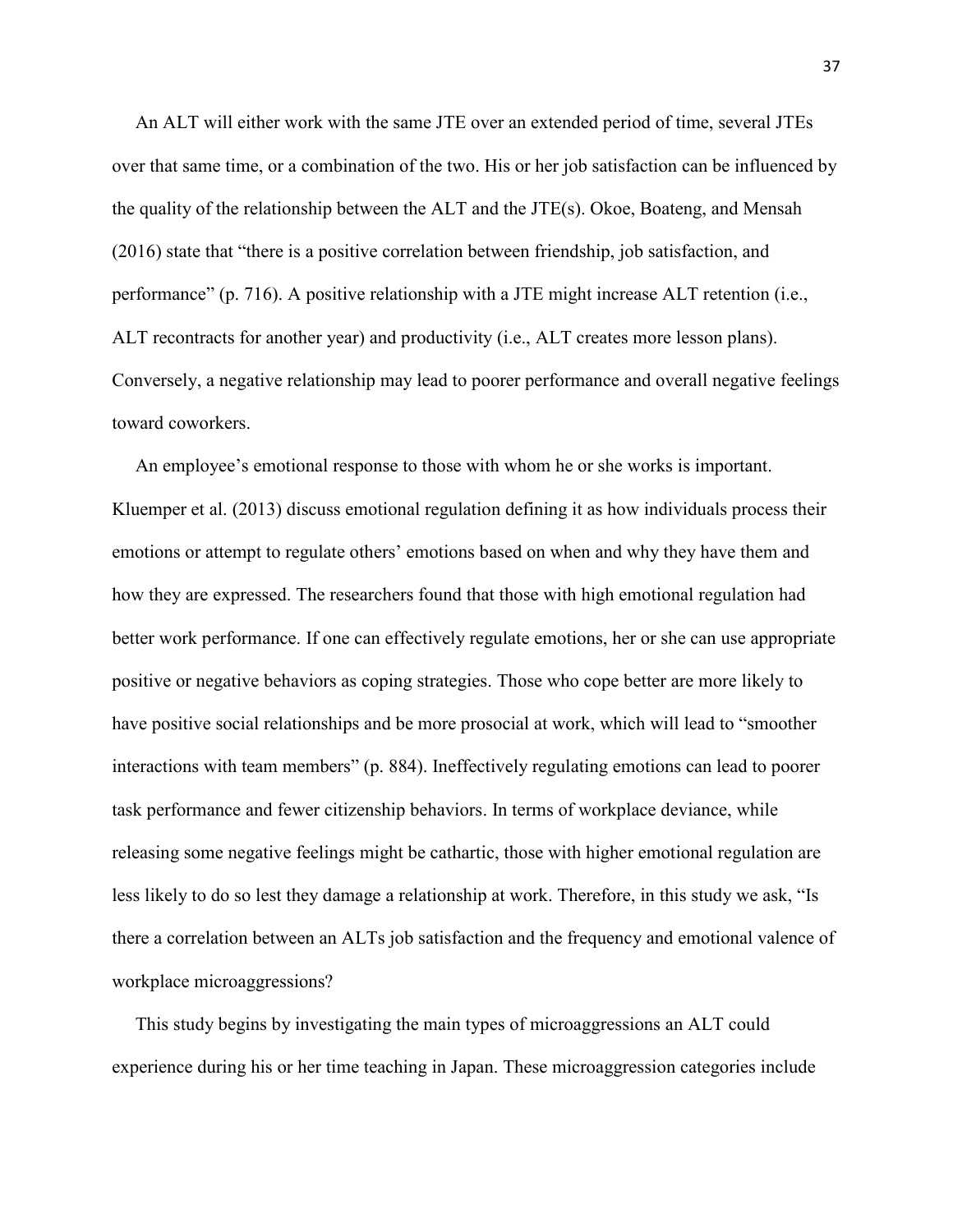An ALT will either work with the same JTE over an extended period of time, several JTEs over that same time, or a combination of the two. His or her job satisfaction can be influenced by the quality of the relationship between the ALT and the JTE(s). Okoe, Boateng, and Mensah (2016) state that "there is a positive correlation between friendship, job satisfaction, and performance" (p. 716). A positive relationship with a JTE might increase ALT retention (i.e., ALT recontracts for another year) and productivity (i.e., ALT creates more lesson plans). Conversely, a negative relationship may lead to poorer performance and overall negative feelings toward coworkers.

An employee's emotional response to those with whom he or she works is important. Kluemper et al. (2013) discuss emotional regulation defining it as how individuals process their emotions or attempt to regulate others' emotions based on when and why they have them and how they are expressed. The researchers found that those with high emotional regulation had better work performance. If one can effectively regulate emotions, her or she can use appropriate positive or negative behaviors as coping strategies. Those who cope better are more likely to have positive social relationships and be more prosocial at work, which will lead to "smoother interactions with team members" (p. 884). Ineffectively regulating emotions can lead to poorer task performance and fewer citizenship behaviors. In terms of workplace deviance, while releasing some negative feelings might be cathartic, those with higher emotional regulation are less likely to do so lest they damage a relationship at work. Therefore, in this study we ask, "Is there a correlation between an ALTs job satisfaction and the frequency and emotional valence of workplace microaggressions?

This study begins by investigating the main types of microaggressions an ALT could experience during his or her time teaching in Japan. These microaggression categories include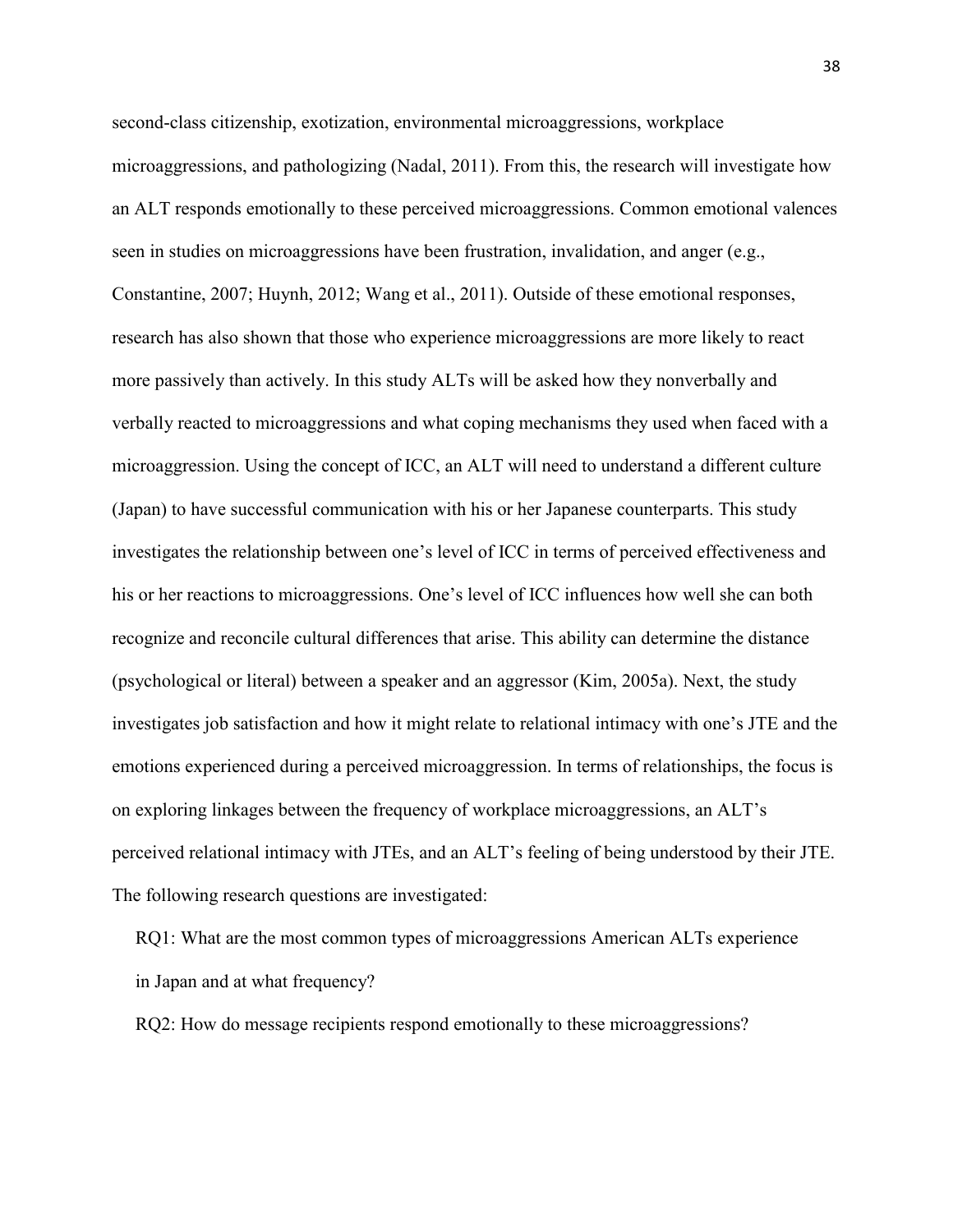second-class citizenship, exotization, environmental microaggressions, workplace microaggressions, and pathologizing (Nadal, 2011). From this, the research will investigate how an ALT responds emotionally to these perceived microaggressions. Common emotional valences seen in studies on microaggressions have been frustration, invalidation, and anger (e.g., Constantine, 2007; Huynh, 2012; Wang et al., 2011). Outside of these emotional responses, research has also shown that those who experience microaggressions are more likely to react more passively than actively. In this study ALTs will be asked how they nonverbally and verbally reacted to microaggressions and what coping mechanisms they used when faced with a microaggression. Using the concept of ICC, an ALT will need to understand a different culture (Japan) to have successful communication with his or her Japanese counterparts. This study investigates the relationship between one's level of ICC in terms of perceived effectiveness and his or her reactions to microaggressions. One's level of ICC influences how well she can both recognize and reconcile cultural differences that arise. This ability can determine the distance (psychological or literal) between a speaker and an aggressor (Kim, 2005a). Next, the study investigates job satisfaction and how it might relate to relational intimacy with one's JTE and the emotions experienced during a perceived microaggression. In terms of relationships, the focus is on exploring linkages between the frequency of workplace microaggressions, an ALT's perceived relational intimacy with JTEs, and an ALT's feeling of being understood by their JTE. The following research questions are investigated:

RQ1: What are the most common types of microaggressions American ALTs experience in Japan and at what frequency?

RQ2: How do message recipients respond emotionally to these microaggressions?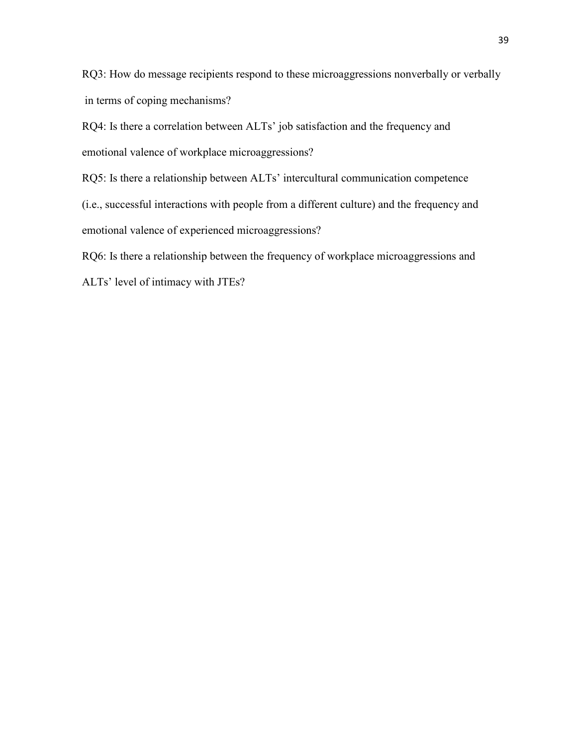RQ3: How do message recipients respond to these microaggressions nonverbally or verbally in terms of coping mechanisms?

RQ4: Is there a correlation between ALTs' job satisfaction and the frequency and emotional valence of workplace microaggressions?

RQ5: Is there a relationship between ALTs' intercultural communication competence (i.e., successful interactions with people from a different culture) and the frequency and emotional valence of experienced microaggressions?

RQ6: Is there a relationship between the frequency of workplace microaggressions and ALTs' level of intimacy with JTEs?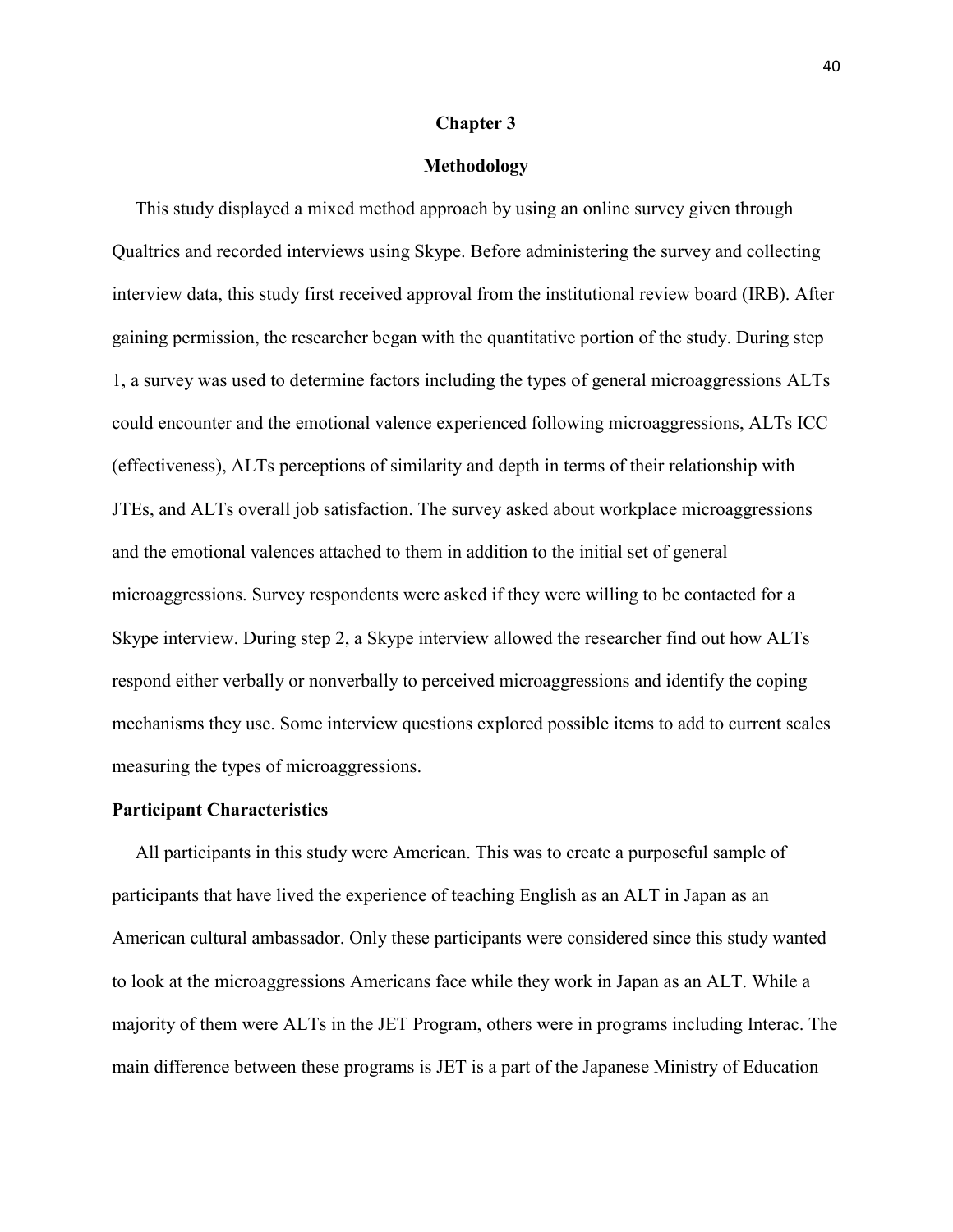# Chapter 3

## Methodology

This study displayed a mixed method approach by using an online survey given through Qualtrics and recorded interviews using Skype. Before administering the survey and collecting interview data, this study first received approval from the institutional review board (IRB). After gaining permission, the researcher began with the quantitative portion of the study. During step 1, a survey was used to determine factors including the types of general microaggressions ALTs could encounter and the emotional valence experienced following microaggressions, ALTs ICC (effectiveness), ALTs perceptions of similarity and depth in terms of their relationship with JTEs, and ALTs overall job satisfaction. The survey asked about workplace microaggressions and the emotional valences attached to them in addition to the initial set of general microaggressions. Survey respondents were asked if they were willing to be contacted for a Skype interview. During step 2, a Skype interview allowed the researcher find out how ALTs respond either verbally or nonverbally to perceived microaggressions and identify the coping mechanisms they use. Some interview questions explored possible items to add to current scales measuring the types of microaggressions.

### Participant Characteristics

All participants in this study were American. This was to create a purposeful sample of participants that have lived the experience of teaching English as an ALT in Japan as an American cultural ambassador. Only these participants were considered since this study wanted to look at the microaggressions Americans face while they work in Japan as an ALT. While a majority of them were ALTs in the JET Program, others were in programs including Interac. The main difference between these programs is JET is a part of the Japanese Ministry of Education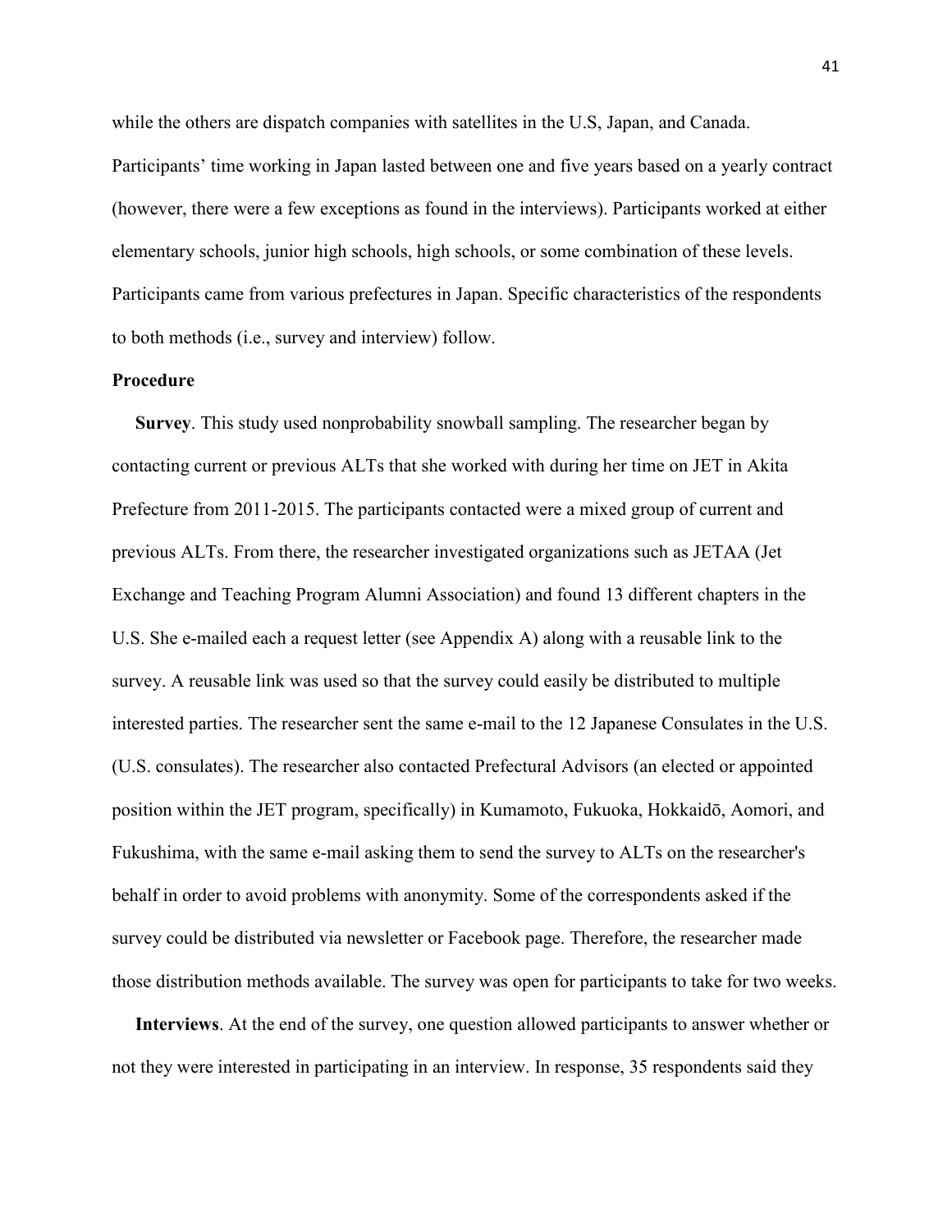while the others are dispatch companies with satellites in the U.S, Japan, and Canada. Participants' time working in Japan lasted between one and five years based on a yearly contract (however, there were a few exceptions as found in the interviews). Participants worked at either elementary schools, junior high schools, high schools, or some combination of these levels. Participants came from various prefectures in Japan. Specific characteristics of the respondents to both methods (i.e., survey and interview) follow.

## Procedure

**Survey**. This study used nonprobability snowball sampling. The researcher began by contacting current or previous ALTs that she worked with during her time on JET in Akita Prefecture from 2011-2015. The participants contacted were a mixed group of current and previous ALTs. From there, the researcher investigated organizations such as JETAA (Jet Exchange and Teaching Program Alumni Association) and found 13 different chapters in the U.S. She e-mailed each a request letter (see Appendix A) along with a reusable link to the survey. A reusable link was used so that the survey could easily be distributed to multiple interested parties. The researcher sent the same e-mail to the 12 Japanese Consulates in the U.S. (U.S. consulates). The researcher also contacted Prefectural Advisors (an elected or appointed position within the JET program, specifically) in Kumamoto, Fukuoka, Hokkaidō, Aomori, and Fukushima, with the same e-mail asking them to send the survey to ALTs on the researcher's behalf in order to avoid problems with anonymity. Some of the correspondents asked if the survey could be distributed via newsletter or Facebook page. Therefore, the researcher made those distribution methods available. The survey was open for participants to take for two weeks.

**Interviews**. At the end of the survey, one question allowed participants to answer whether or not they were interested in participating in an interview. In response, 35 respondents said they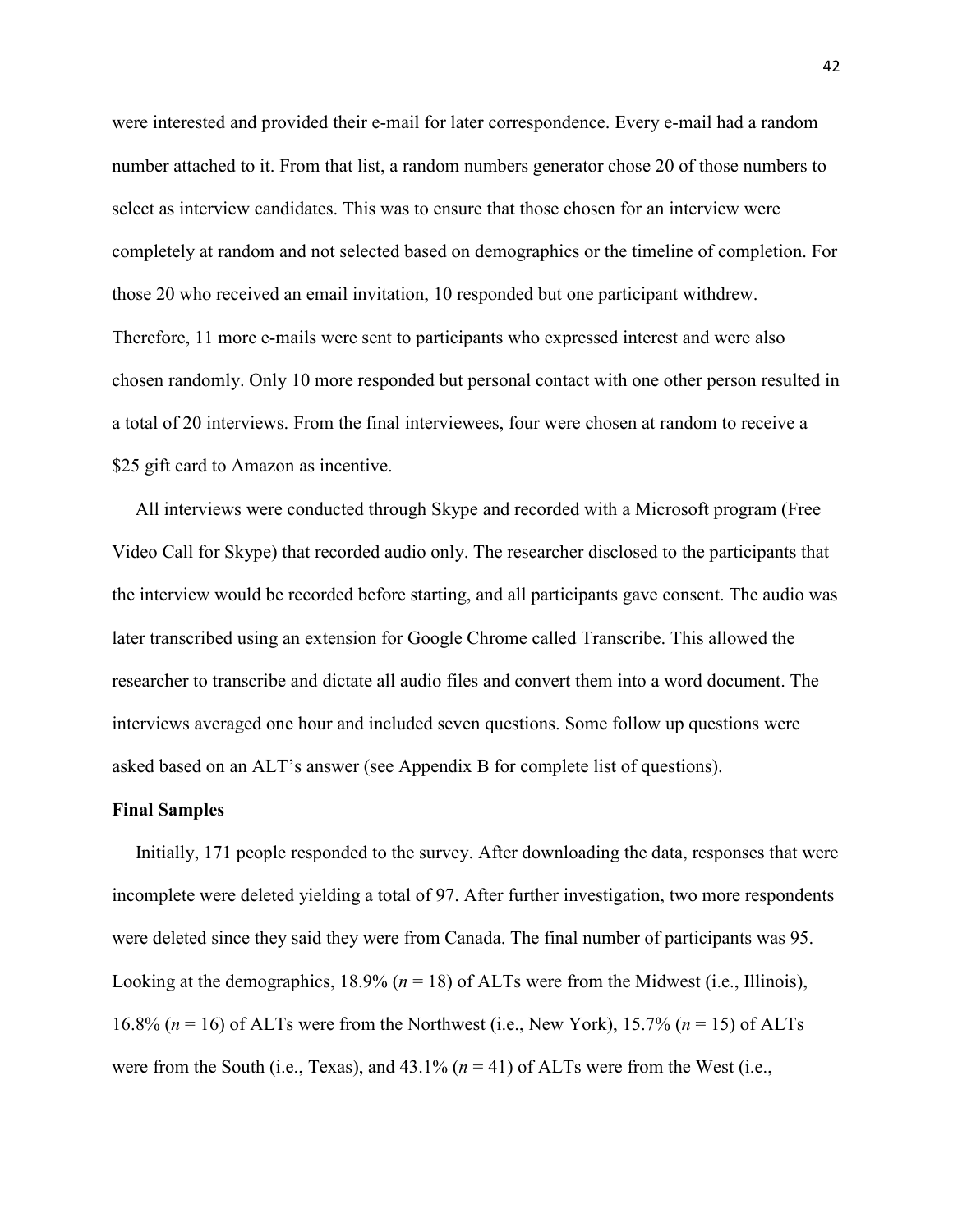were interested and provided their e-mail for later correspondence. Every e-mail had a random number attached to it. From that list, a random numbers generator chose 20 of those numbers to select as interview candidates. This was to ensure that those chosen for an interview were completely at random and not selected based on demographics or the timeline of completion. For those 20 who received an email invitation, 10 responded but one participant withdrew. Therefore, 11 more e-mails were sent to participants who expressed interest and were also chosen randomly. Only 10 more responded but personal contact with one other person resulted in a total of 20 interviews. From the final interviewees, four were chosen at random to receive a $25 gift card to Amazon as incentive.

All interviews were conducted through Skype and recorded with a Microsoft program (Free Video Call for Skype) that recorded audio only. The researcher disclosed to the participants that the interview would be recorded before starting, and all participants gave consent. The audio was later transcribed using an extension for Google Chrome called Transcribe. This allowed the researcher to transcribe and dictate all audio files and convert them into a word document. The interviews averaged one hour and included seven questions. Some follow up questions were asked based on an ALT's answer (see Appendix B for complete list of questions).

**Final Samples**

Initially, 171 people responded to the survey. After downloading the data, responses that were incomplete were deleted yielding a total of 97. After further investigation, two more respondents were deleted since they said they were from Canada. The final number of participants was 95. Looking at the demographics, 18.9% ($n$ = 18) of ALTs were from the Midwest (i.e., Illinois), 16.8% ($n$ = 16) of ALTs were from the Northwest (i.e., New York), 15.7% ($n$ = 15) of ALTs were from the South (i.e., Texas), and 43.1% ($n$ = 41) of ALTs were from the West (i.e.,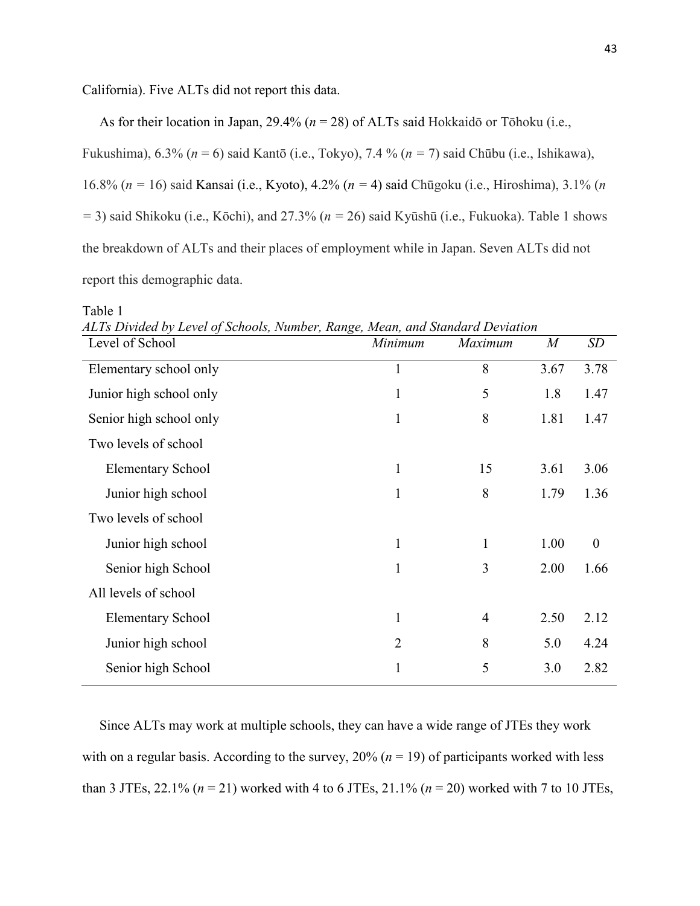California). Five ALTs did not report this data.

As for their location in Japan, 29.4% (*n* = 28) of ALTs said Hokkaidō or Tōhoku (i.e., Fukushima), 6.3% (*n* = 6) said Kantō (i.e., Tokyo), 7.4 % (*n* = 7) said Chūbu (i.e., Ishikawa), 16.8% (*n* = 16) said Kansai (i.e., Kyoto), 4.2% (*n* = 4) said Chūgoku (i.e., Hiroshima), 3.1% (*n* = 3) said Shikoku (i.e., Kōchi), and 27.3% (*n* = 26) said Kyūshū (i.e., Fukuoka). Table 1 shows the breakdown of ALTs and their places of employment while in Japan. Seven ALTs did not report this demographic data.

Table 1

*ALTs Divided by Level of Schools, Number, Range, Mean, and Standard Deviation*

| Level of School | *Minimum* | *Maximum* | *M* | *SD* |
|---|---|---|---|---|
| Elementary school only | 1 | 8 | 3.67 | 3.78 |
| Junior high school only | 1 | 5 | 1.8 | 1.47 |
| Senior high school only | 1 | 8 | 1.81 | 1.47 |
| Two levels of school | | | | |
| Elementary School | 1 | 15 | 3.61 | 3.06 |
| Junior high school | 1 | 8 | 1.79 | 1.36 |
| Two levels of school | | | | |
| Junior high school | 1 | 1 | 1.00 | 0 |
| Senior high School | 1 | 3 | 2.00 | 1.66 |
| All levels of school | | | | |
| Elementary School | 1 | 4 | 2.50 | 2.12 |
| Junior high school | 2 | 8 | 5.0 | 4.24 |
| Senior high School | 1 | 5 | 3.0 | 2.82 |

Since ALTs may work at multiple schools, they can have a wide range of JTEs they work with on a regular basis. According to the survey, 20% (*n* = 19) of participants worked with less than 3 JTEs, 22.1% (*n* = 21) worked with 4 to 6 JTEs, 21.1% (*n* = 20) worked with 7 to 10 JTEs,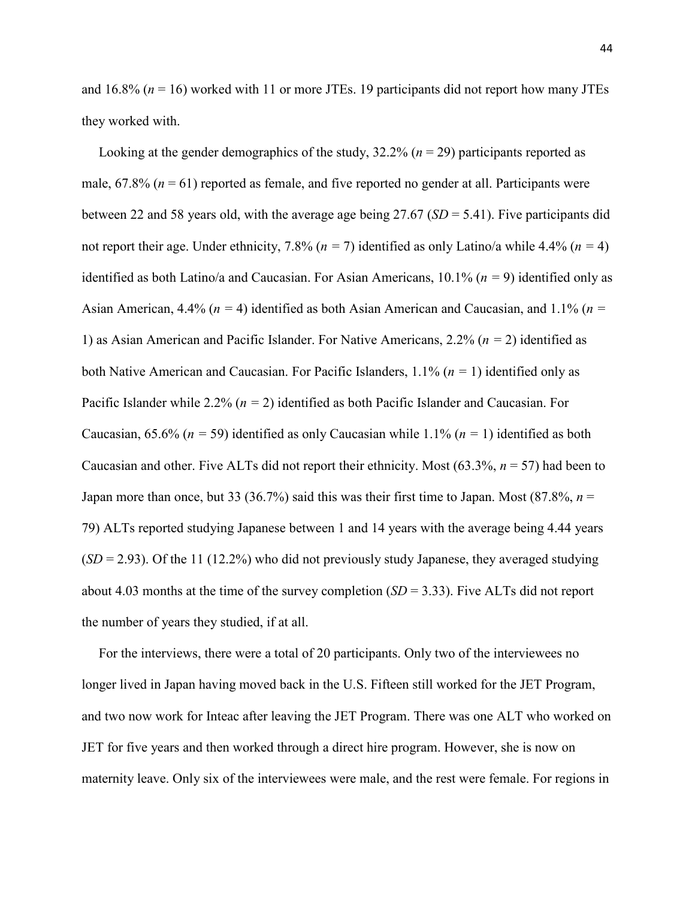and 16.8% ($n$ = 16) worked with 11 or more JTEs. 19 participants did not report how many JTEs they worked with.

Looking at the gender demographics of the study, 32.2% ($n$ = 29) participants reported as male, 67.8% ($n$ = 61) reported as female, and five reported no gender at all. Participants were between 22 and 58 years old, with the average age being 27.67 ($SD$ = 5.41). Five participants did not report their age. Under ethnicity, 7.8% ($n$ = 7) identified as only Latino/a while 4.4% ($n$ = 4) identified as both Latino/a and Caucasian. For Asian Americans, 10.1% ($n$ = 9) identified only as Asian American, 4.4% ($n$ = 4) identified as both Asian American and Caucasian, and 1.1% ($n$ = 1) as Asian American and Pacific Islander. For Native Americans, 2.2% ($n$ = 2) identified as both Native American and Caucasian. For Pacific Islanders, 1.1% ($n$ = 1) identified only as Pacific Islander while 2.2% ($n$ = 2) identified as both Pacific Islander and Caucasian. For Caucasian, 65.6% ($n$ = 59) identified as only Caucasian while 1.1% ($n$ = 1) identified as both Caucasian and other. Five ALTs did not report their ethnicity. Most (63.3%, $n$ = 57) had been to Japan more than once, but 33 (36.7%) said this was their first time to Japan. Most (87.8%, $n$ = 79) ALTs reported studying Japanese between 1 and 14 years with the average being 4.44 years ($SD$ = 2.93). Of the 11 (12.2%) who did not previously study Japanese, they averaged studying about 4.03 months at the time of the survey completion ($SD$ = 3.33). Five ALTs did not report the number of years they studied, if at all.

For the interviews, there were a total of 20 participants. Only two of the interviewees no longer lived in Japan having moved back in the U.S. Fifteen still worked for the JET Program, and two now work for Inteac after leaving the JET Program. There was one ALT who worked on JET for five years and then worked through a direct hire program. However, she is now on maternity leave. Only six of the interviewees were male, and the rest were female. For regions in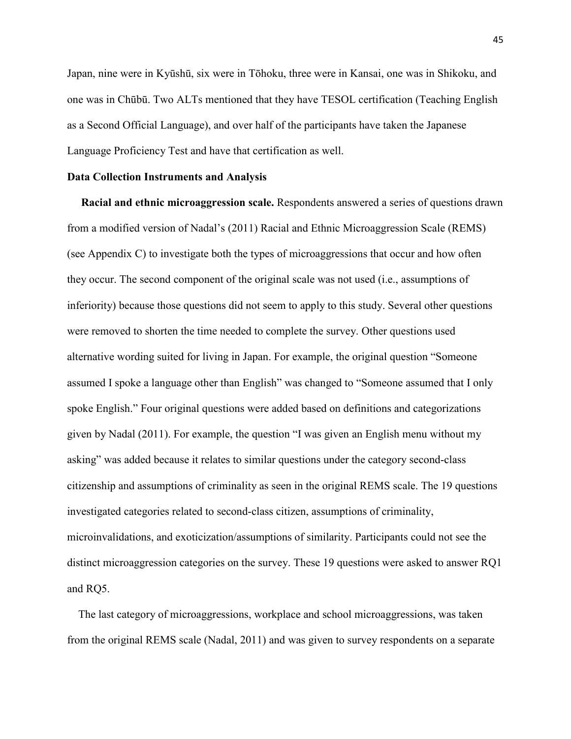Japan, nine were in Kyūshū, six were in Tōhoku, three were in Kansai, one was in Shikoku, and one was in Chūbū. Two ALTs mentioned that they have TESOL certification (Teaching English as a Second Official Language), and over half of the participants have taken the Japanese Language Proficiency Test and have that certification as well.

**Data Collection Instruments and Analysis**

**Racial and ethnic microaggression scale.** Respondents answered a series of questions drawn from a modified version of Nadal's (2011) Racial and Ethnic Microaggression Scale (REMS) (see Appendix C) to investigate both the types of microaggressions that occur and how often they occur. The second component of the original scale was not used (i.e., assumptions of inferiority) because those questions did not seem to apply to this study. Several other questions were removed to shorten the time needed to complete the survey. Other questions used alternative wording suited for living in Japan. For example, the original question "Someone assumed I spoke a language other than English" was changed to "Someone assumed that I only spoke English." Four original questions were added based on definitions and categorizations given by Nadal (2011). For example, the question "I was given an English menu without my asking" was added because it relates to similar questions under the category second-class citizenship and assumptions of criminality as seen in the original REMS scale. The 19 questions investigated categories related to second-class citizen, assumptions of criminality, microinvalidations, and exoticization/assumptions of similarity. Participants could not see the distinct microaggression categories on the survey. These 19 questions were asked to answer RQ1 and RQ5.

The last category of microaggressions, workplace and school microaggressions, was taken from the original REMS scale (Nadal, 2011) and was given to survey respondents on a separate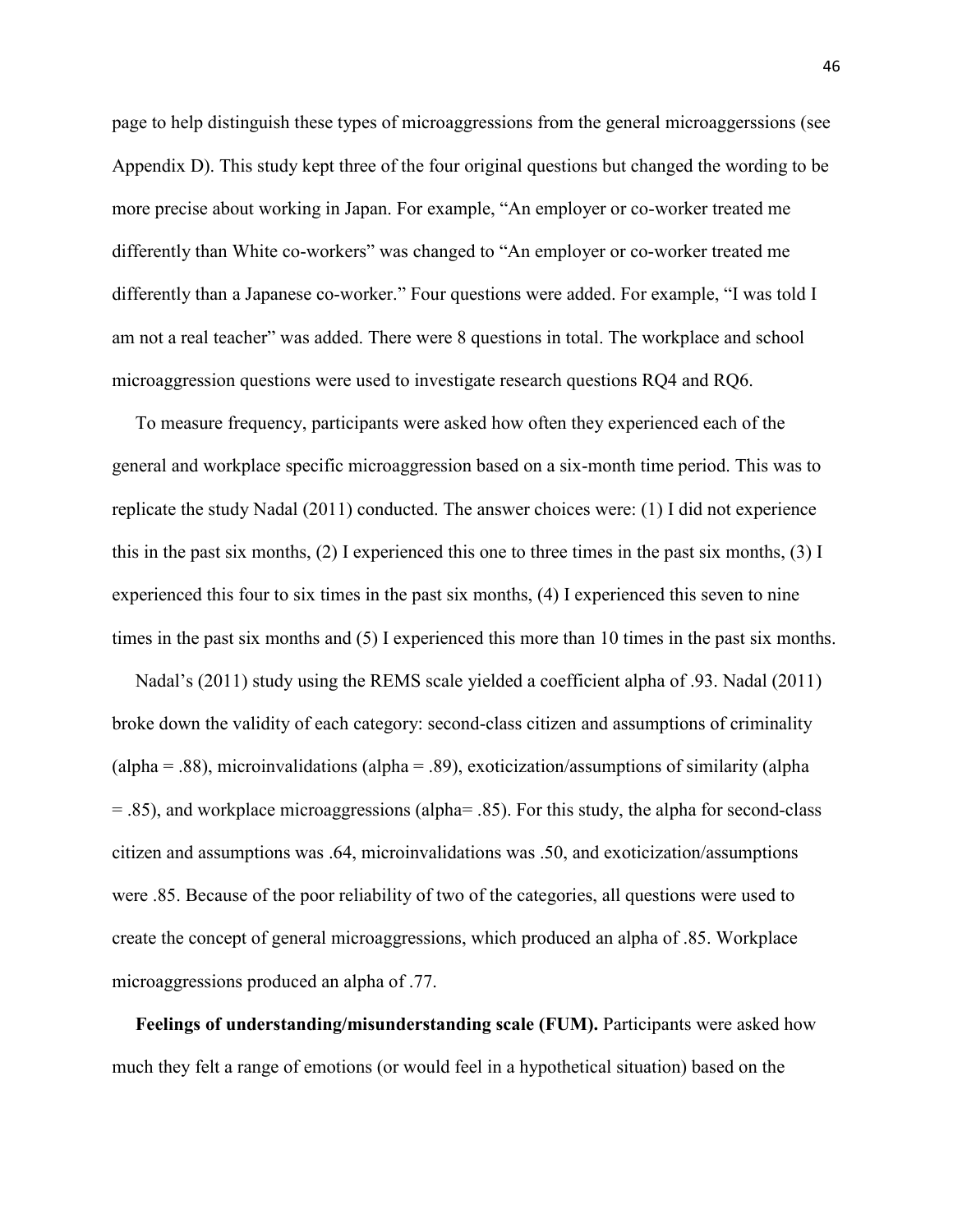page to help distinguish these types of microaggressions from the general microaggerssions (see Appendix D). This study kept three of the four original questions but changed the wording to be more precise about working in Japan. For example, "An employer or co-worker treated me differently than White co-workers" was changed to "An employer or co-worker treated me differently than a Japanese co-worker." Four questions were added. For example, "I was told I am not a real teacher" was added. There were 8 questions in total. The workplace and school microaggression questions were used to investigate research questions RQ4 and RQ6.

To measure frequency, participants were asked how often they experienced each of the general and workplace specific microaggression based on a six-month time period. This was to replicate the study Nadal (2011) conducted. The answer choices were: (1) I did not experience this in the past six months, (2) I experienced this one to three times in the past six months, (3) I experienced this four to six times in the past six months, (4) I experienced this seven to nine times in the past six months and (5) I experienced this more than 10 times in the past six months.

Nadal's (2011) study using the REMS scale yielded a coefficient alpha of .93. Nadal (2011) broke down the validity of each category: second-class citizen and assumptions of criminality (alpha = .88), microinvalidations (alpha = .89), exoticization/assumptions of similarity (alpha = .85), and workplace microaggressions (alpha= .85). For this study, the alpha for second-class citizen and assumptions was .64, microinvalidations was .50, and exoticization/assumptions were .85. Because of the poor reliability of two of the categories, all questions were used to create the concept of general microaggressions, which produced an alpha of .85. Workplace microaggressions produced an alpha of .77.

**Feelings of understanding/misunderstanding scale (FUM).** Participants were asked how much they felt a range of emotions (or would feel in a hypothetical situation) based on the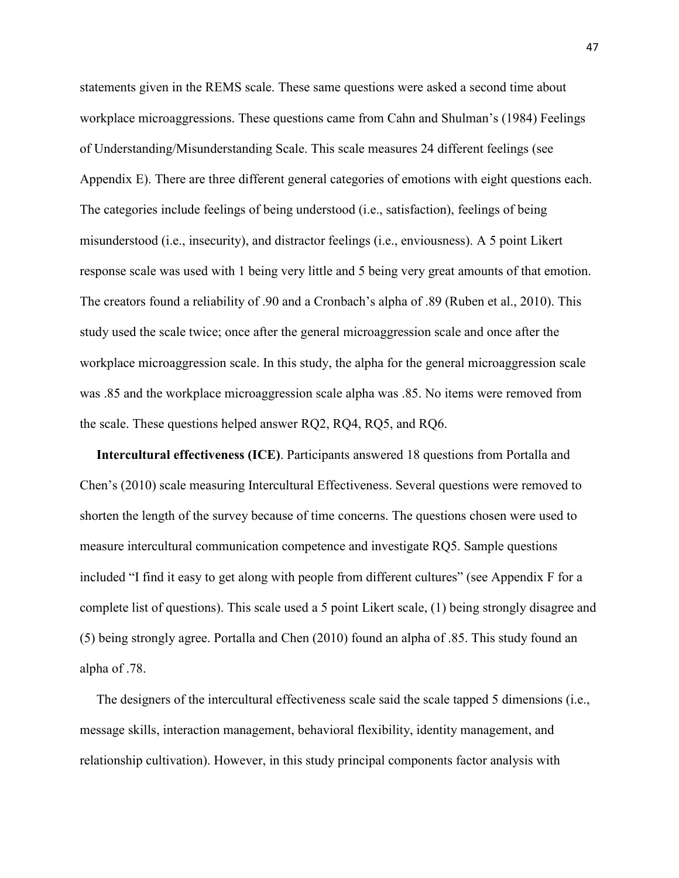statements given in the REMS scale. These same questions were asked a second time about workplace microaggressions. These questions came from Cahn and Shulman's (1984) Feelings of Understanding/Misunderstanding Scale. This scale measures 24 different feelings (see Appendix E). There are three different general categories of emotions with eight questions each. The categories include feelings of being understood (i.e., satisfaction), feelings of being misunderstood (i.e., insecurity), and distractor feelings (i.e., enviousness). A 5 point Likert response scale was used with 1 being very little and 5 being very great amounts of that emotion. The creators found a reliability of .90 and a Cronbach's alpha of .89 (Ruben et al., 2010). This study used the scale twice; once after the general microaggression scale and once after the workplace microaggression scale. In this study, the alpha for the general microaggression scale was .85 and the workplace microaggression scale alpha was .85. No items were removed from the scale. These questions helped answer RQ2, RQ4, RQ5, and RQ6.

**Intercultural effectiveness (ICE)**. Participants answered 18 questions from Portalla and Chen's (2010) scale measuring Intercultural Effectiveness. Several questions were removed to shorten the length of the survey because of time concerns. The questions chosen were used to measure intercultural communication competence and investigate RQ5. Sample questions included "I find it easy to get along with people from different cultures" (see Appendix F for a complete list of questions). This scale used a 5 point Likert scale, (1) being strongly disagree and (5) being strongly agree. Portalla and Chen (2010) found an alpha of .85. This study found an alpha of .78.

The designers of the intercultural effectiveness scale said the scale tapped 5 dimensions (i.e., message skills, interaction management, behavioral flexibility, identity management, and relationship cultivation). However, in this study principal components factor analysis with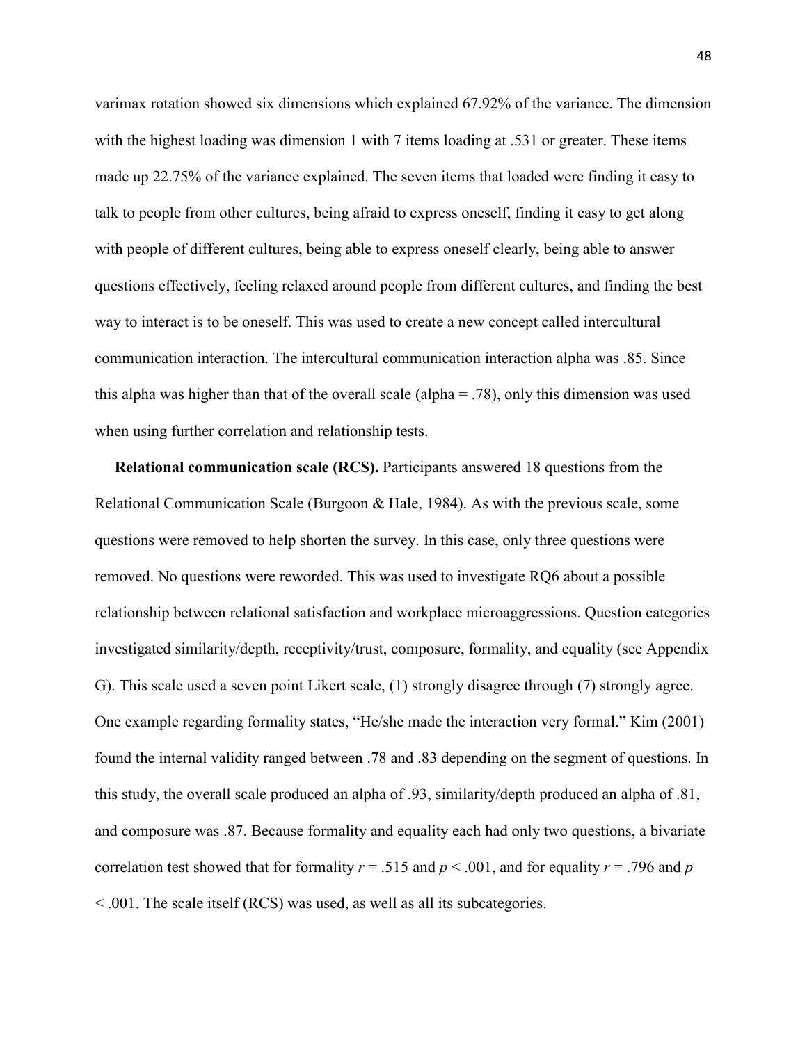varimax rotation showed six dimensions which explained 67.92% of the variance. The dimension with the highest loading was dimension 1 with 7 items loading at .531 or greater. These items made up 22.75% of the variance explained. The seven items that loaded were finding it easy to talk to people from other cultures, being afraid to express oneself, finding it easy to get along with people of different cultures, being able to express oneself clearly, being able to answer questions effectively, feeling relaxed around people from different cultures, and finding the best way to interact is to be oneself. This was used to create a new concept called intercultural communication interaction. The intercultural communication interaction alpha was .85. Since this alpha was higher than that of the overall scale (alpha = .78), only this dimension was used when using further correlation and relationship tests.

**Relational communication scale (RCS).** Participants answered 18 questions from the Relational Communication Scale (Burgoon & Hale, 1984). As with the previous scale, some questions were removed to help shorten the survey. In this case, only three questions were removed. No questions were reworded. This was used to investigate RQ6 about a possible relationship between relational satisfaction and workplace microaggressions. Question categories investigated similarity/depth, receptivity/trust, composure, formality, and equality (see Appendix G). This scale used a seven point Likert scale, (1) strongly disagree through (7) strongly agree. One example regarding formality states, "He/she made the interaction very formal." Kim (2001) found the internal validity ranged between .78 and .83 depending on the segment of questions. In this study, the overall scale produced an alpha of .93, similarity/depth produced an alpha of .81, and composure was .87. Because formality and equality each had only two questions, a bivariate correlation test showed that for formality $r = .515$ and $p < .001$, and for equality $r = .796$ and $p < .001$. The scale itself (RCS) was used, as well as all its subcategories.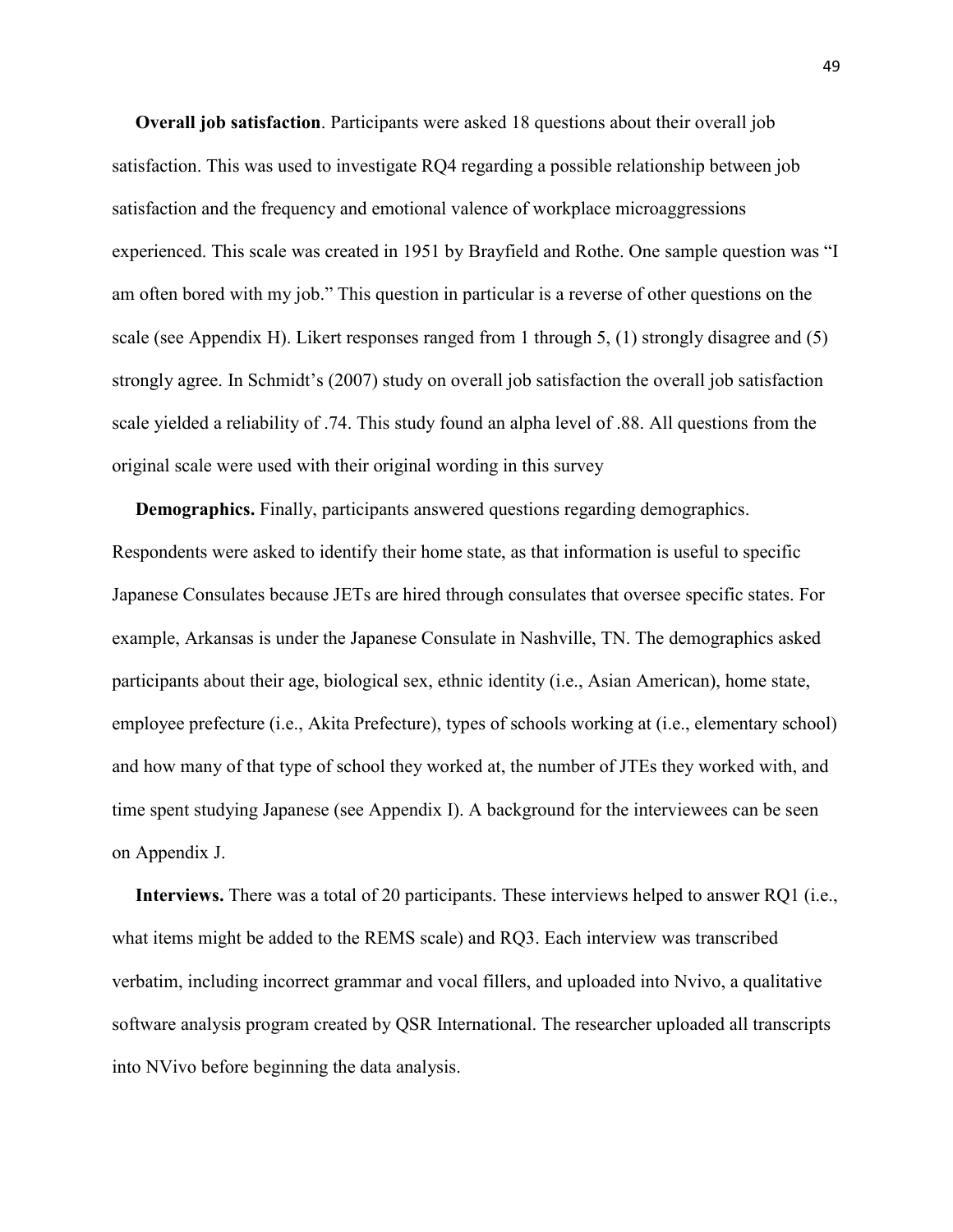**Overall job satisfaction**. Participants were asked 18 questions about their overall job satisfaction. This was used to investigate RQ4 regarding a possible relationship between job satisfaction and the frequency and emotional valence of workplace microaggressions experienced. This scale was created in 1951 by Brayfield and Rothe. One sample question was "I am often bored with my job." This question in particular is a reverse of other questions on the scale (see Appendix H). Likert responses ranged from 1 through 5, (1) strongly disagree and (5) strongly agree. In Schmidt's (2007) study on overall job satisfaction the overall job satisfaction scale yielded a reliability of .74. This study found an alpha level of .88. All questions from the original scale were used with their original wording in this survey

**Demographics.** Finally, participants answered questions regarding demographics. Respondents were asked to identify their home state, as that information is useful to specific Japanese Consulates because JETs are hired through consulates that oversee specific states. For example, Arkansas is under the Japanese Consulate in Nashville, TN. The demographics asked participants about their age, biological sex, ethnic identity (i.e., Asian American), home state, employee prefecture (i.e., Akita Prefecture), types of schools working at (i.e., elementary school) and how many of that type of school they worked at, the number of JTEs they worked with, and time spent studying Japanese (see Appendix I). A background for the interviewees can be seen on Appendix J.

**Interviews.** There was a total of 20 participants. These interviews helped to answer RQ1 (i.e., what items might be added to the REMS scale) and RQ3. Each interview was transcribed verbatim, including incorrect grammar and vocal fillers, and uploaded into Nvivo, a qualitative software analysis program created by QSR International. The researcher uploaded all transcripts into NVivo before beginning the data analysis.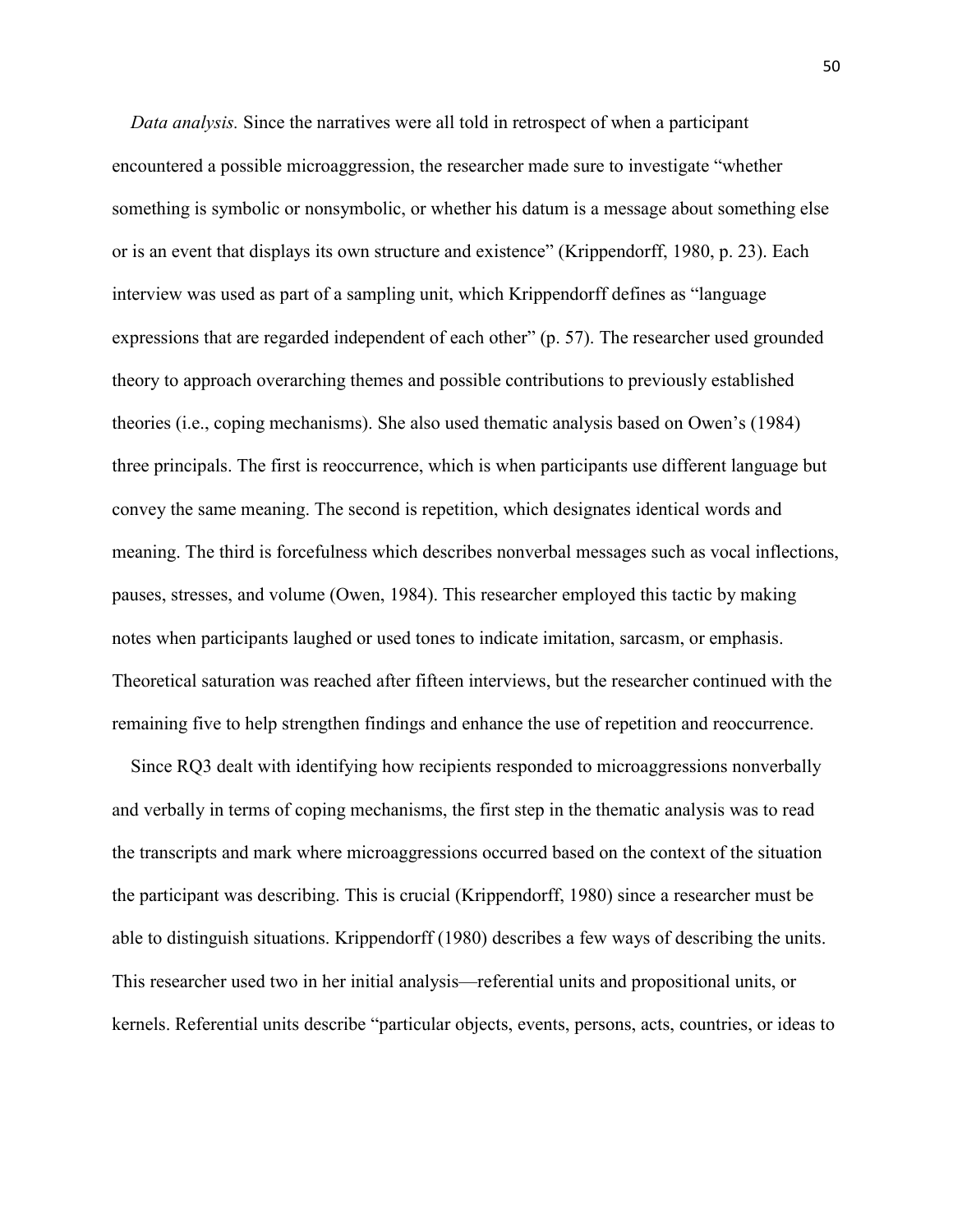*Data analysis.* Since the narratives were all told in retrospect of when a participant encountered a possible microaggression, the researcher made sure to investigate "whether something is symbolic or nonsymbolic, or whether his datum is a message about something else or is an event that displays its own structure and existence" (Krippendorff, 1980, p. 23). Each interview was used as part of a sampling unit, which Krippendorff defines as "language expressions that are regarded independent of each other" (p. 57). The researcher used grounded theory to approach overarching themes and possible contributions to previously established theories (i.e., coping mechanisms). She also used thematic analysis based on Owen's (1984) three principals. The first is reoccurrence, which is when participants use different language but convey the same meaning. The second is repetition, which designates identical words and meaning. The third is forcefulness which describes nonverbal messages such as vocal inflections, pauses, stresses, and volume (Owen, 1984). This researcher employed this tactic by making notes when participants laughed or used tones to indicate imitation, sarcasm, or emphasis. Theoretical saturation was reached after fifteen interviews, but the researcher continued with the remaining five to help strengthen findings and enhance the use of repetition and reoccurrence.

Since RQ3 dealt with identifying how recipients responded to microaggressions nonverbally and verbally in terms of coping mechanisms, the first step in the thematic analysis was to read the transcripts and mark where microaggressions occurred based on the context of the situation the participant was describing. This is crucial (Krippendorff, 1980) since a researcher must be able to distinguish situations. Krippendorff (1980) describes a few ways of describing the units. This researcher used two in her initial analysis—referential units and propositional units, or kernels. Referential units describe "particular objects, events, persons, acts, countries, or ideas to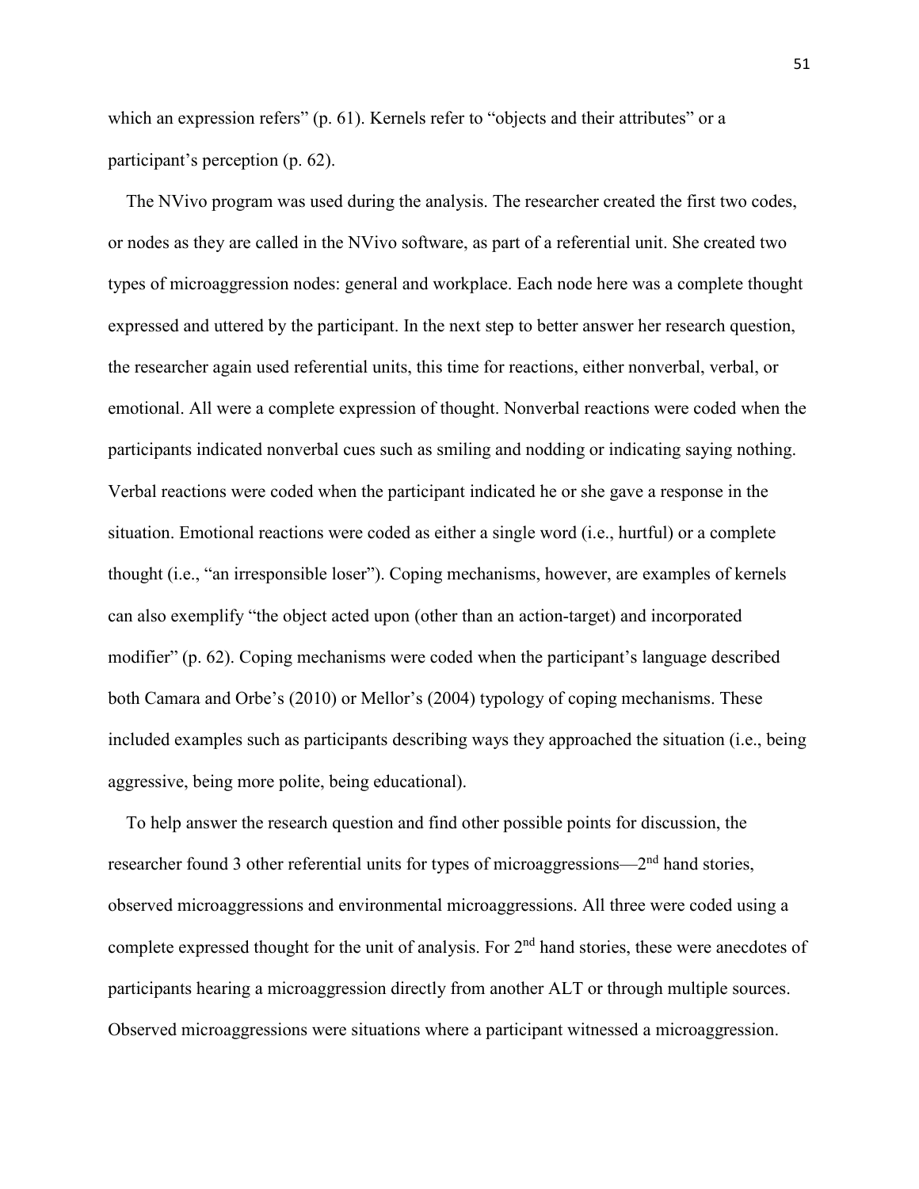which an expression refers" (p. 61). Kernels refer to "objects and their attributes" or a participant's perception (p. 62).

The NVivo program was used during the analysis. The researcher created the first two codes, or nodes as they are called in the NVivo software, as part of a referential unit. She created two types of microaggression nodes: general and workplace. Each node here was a complete thought expressed and uttered by the participant. In the next step to better answer her research question, the researcher again used referential units, this time for reactions, either nonverbal, verbal, or emotional. All were a complete expression of thought. Nonverbal reactions were coded when the participants indicated nonverbal cues such as smiling and nodding or indicating saying nothing. Verbal reactions were coded when the participant indicated he or she gave a response in the situation. Emotional reactions were coded as either a single word (i.e., hurtful) or a complete thought (i.e., "an irresponsible loser"). Coping mechanisms, however, are examples of kernels can also exemplify "the object acted upon (other than an action-target) and incorporated modifier" (p. 62). Coping mechanisms were coded when the participant's language described both Camara and Orbe's (2010) or Mellor's (2004) typology of coping mechanisms. These included examples such as participants describing ways they approached the situation (i.e., being aggressive, being more polite, being educational).

To help answer the research question and find other possible points for discussion, the researcher found 3 other referential units for types of microaggressions—2nd hand stories, observed microaggressions and environmental microaggressions. All three were coded using a complete expressed thought for the unit of analysis. For 2nd hand stories, these were anecdotes of participants hearing a microaggression directly from another ALT or through multiple sources. Observed microaggressions were situations where a participant witnessed a microaggression.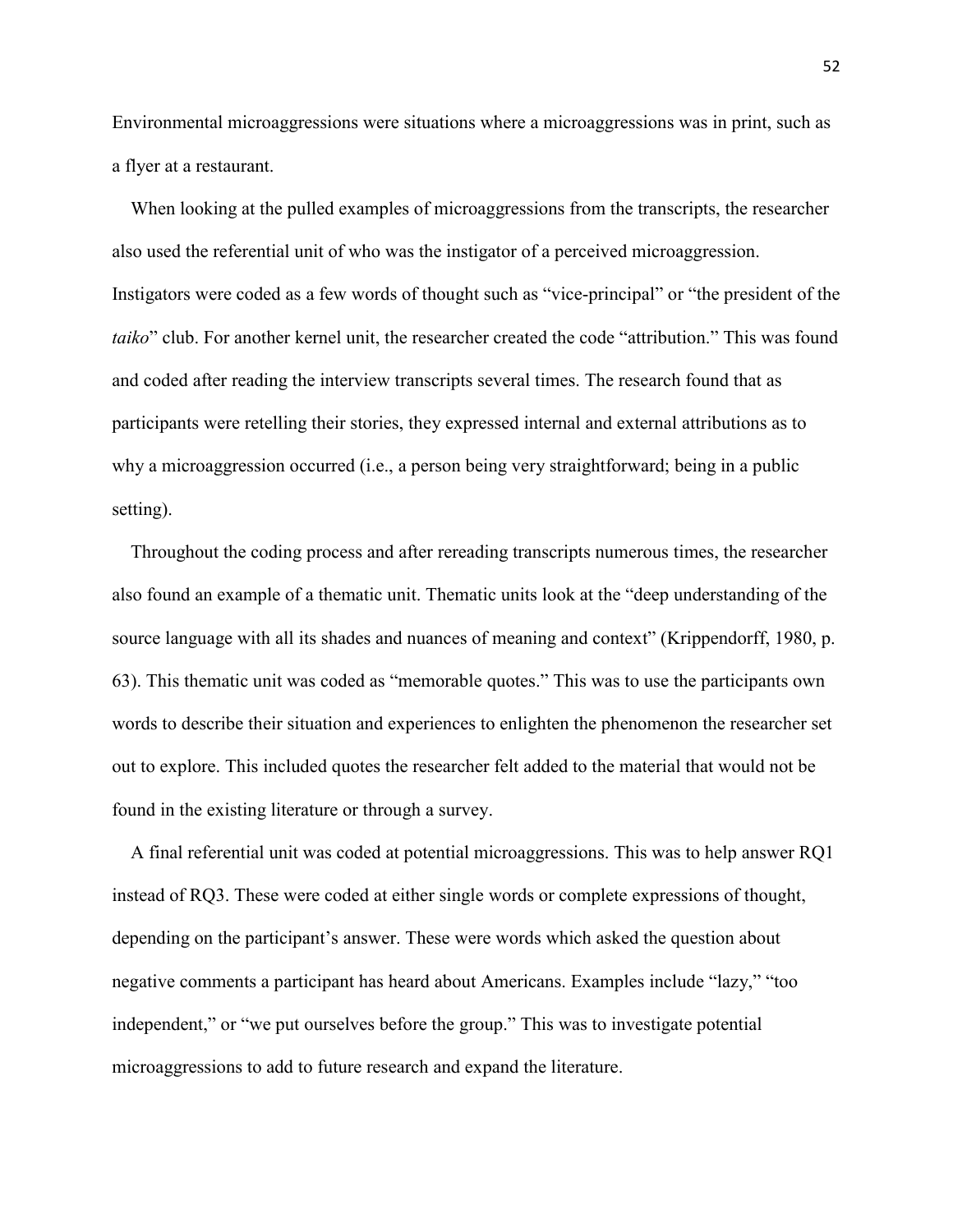Environmental microaggressions were situations where a microaggressions was in print, such as a flyer at a restaurant.

When looking at the pulled examples of microaggressions from the transcripts, the researcher also used the referential unit of who was the instigator of a perceived microaggression. Instigators were coded as a few words of thought such as "vice-principal" or "the president of the *taiko*" club. For another kernel unit, the researcher created the code "attribution." This was found and coded after reading the interview transcripts several times. The research found that as participants were retelling their stories, they expressed internal and external attributions as to why a microaggression occurred (i.e., a person being very straightforward; being in a public setting).

Throughout the coding process and after rereading transcripts numerous times, the researcher also found an example of a thematic unit. Thematic units look at the "deep understanding of the source language with all its shades and nuances of meaning and context" (Krippendorff, 1980, p. 63). This thematic unit was coded as "memorable quotes." This was to use the participants own words to describe their situation and experiences to enlighten the phenomenon the researcher set out to explore. This included quotes the researcher felt added to the material that would not be found in the existing literature or through a survey.

A final referential unit was coded at potential microaggressions. This was to help answer RQ1 instead of RQ3. These were coded at either single words or complete expressions of thought, depending on the participant's answer. These were words which asked the question about negative comments a participant has heard about Americans. Examples include "lazy," "too independent," or "we put ourselves before the group." This was to investigate potential microaggressions to add to future research and expand the literature.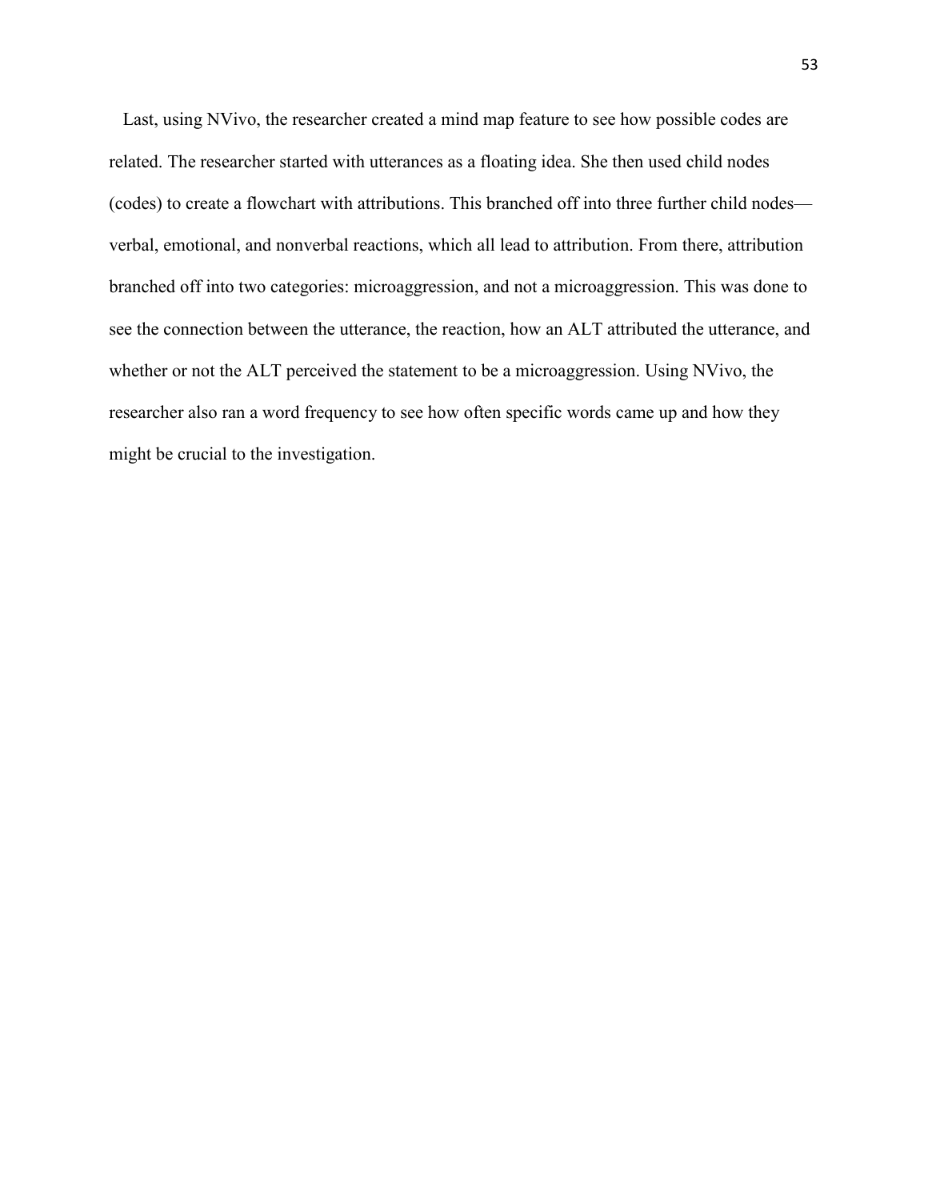Last, using NVivo, the researcher created a mind map feature to see how possible codes are related. The researcher started with utterances as a floating idea. She then used child nodes (codes) to create a flowchart with attributions. This branched off into three further child nodes—verbal, emotional, and nonverbal reactions, which all lead to attribution. From there, attribution branched off into two categories: microaggression, and not a microaggression. This was done to see the connection between the utterance, the reaction, how an ALT attributed the utterance, and whether or not the ALT perceived the statement to be a microaggression. Using NVivo, the researcher also ran a word frequency to see how often specific words came up and how they might be crucial to the investigation.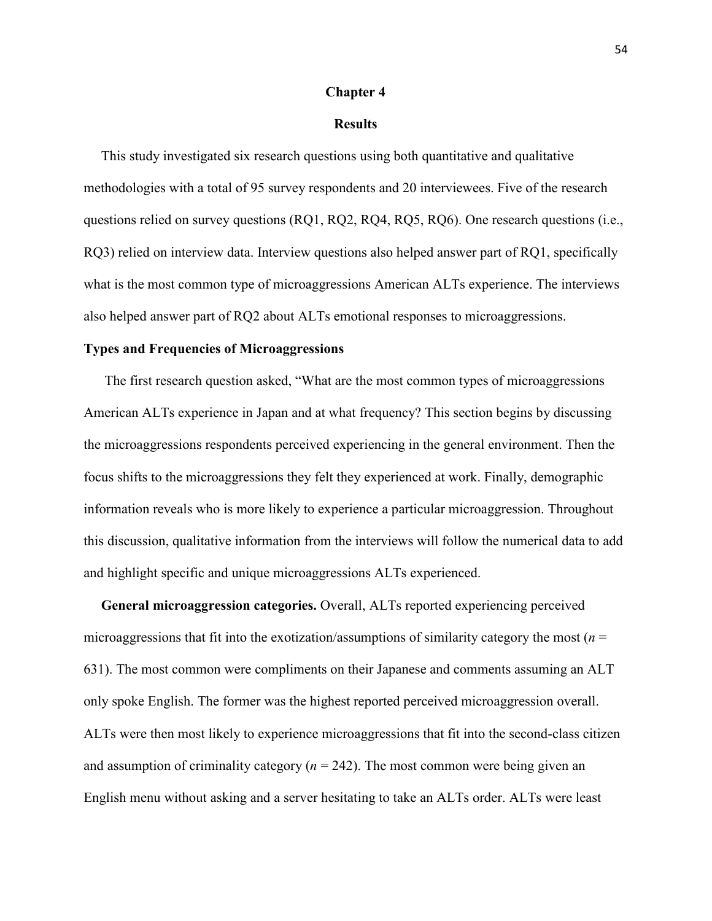# Chapter 4

## Results

This study investigated six research questions using both quantitative and qualitative methodologies with a total of 95 survey respondents and 20 interviewees. Five of the research questions relied on survey questions (RQ1, RQ2, RQ4, RQ5, RQ6). One research questions (i.e., RQ3) relied on interview data. Interview questions also helped answer part of RQ1, specifically what is the most common type of microaggressions American ALTs experience. The interviews also helped answer part of RQ2 about ALTs emotional responses to microaggressions.

### Types and Frequencies of Microaggressions

The first research question asked, "What are the most common types of microaggressions American ALTs experience in Japan and at what frequency? This section begins by discussing the microaggressions respondents perceived experiencing in the general environment. Then the focus shifts to the microaggressions they felt they experienced at work. Finally, demographic information reveals who is more likely to experience a particular microaggression. Throughout this discussion, qualitative information from the interviews will follow the numerical data to add and highlight specific and unique microaggressions ALTs experienced.

**General microaggression categories.** Overall, ALTs reported experiencing perceived microaggressions that fit into the exotization/assumptions of similarity category the most ($n$ = 631). The most common were compliments on their Japanese and comments assuming an ALT only spoke English. The former was the highest reported perceived microaggression overall. ALTs were then most likely to experience microaggressions that fit into the second-class citizen and assumption of criminality category ($n$ = 242). The most common were being given an English menu without asking and a server hesitating to take an ALTs order. ALTs were least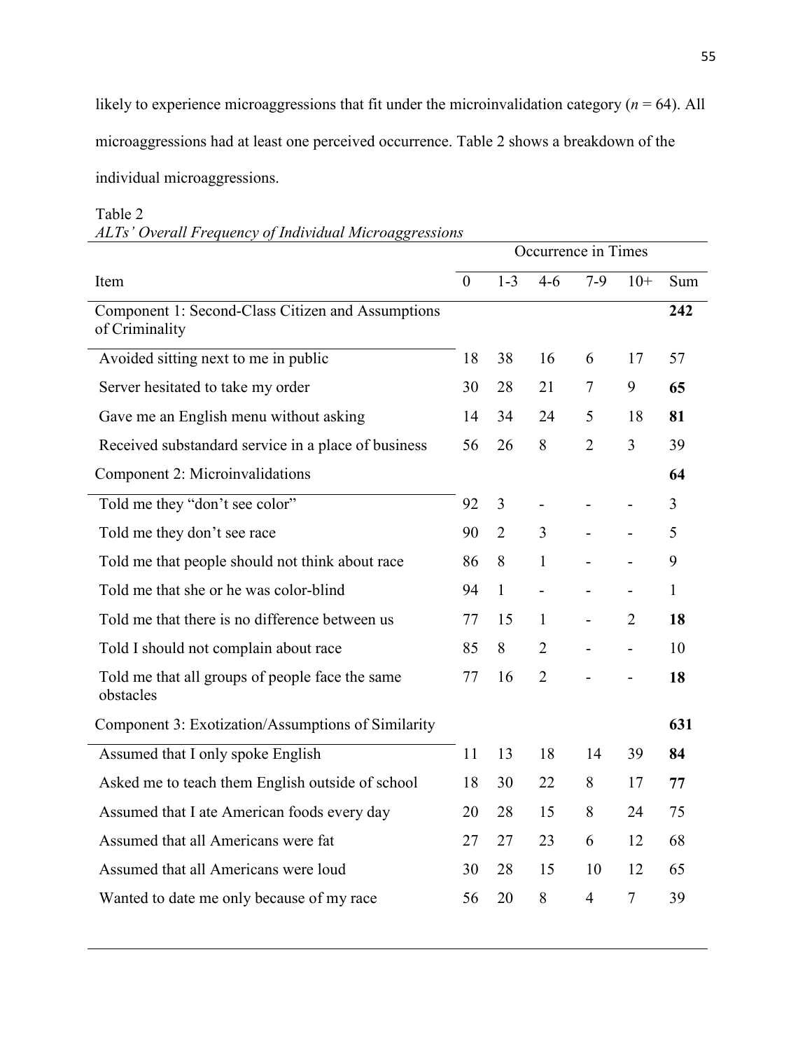likely to experience microaggressions that fit under the microinvalidation category ($n$ = 64). All microaggressions had at least one perceived occurrence. Table 2 shows a breakdown of the individual microaggressions.

Table 2
*ALTs' Overall Frequency of Individual Microaggressions*

| | Occurrence in Times | | | | | |
|---|---|---|---|---|---|---|
| Item | 0 | 1-3 | 4-6 | 7-9 | 10+ | Sum |
| Component 1: Second-Class Citizen and Assumptions of Criminality | | | | | | **242** |
| Avoided sitting next to me in public | 18 | 38 | 16 | 6 | 17 | 57 |
| Server hesitated to take my order | 30 | 28 | 21 | 7 | 9 | **65** |
| Gave me an English menu without asking | 14 | 34 | 24 | 5 | 18 | **81** |
| Received substandard service in a place of business | 56 | 26 | 8 | 2 | 3 | 39 |
| Component 2: Microinvalidations | | | | | | **64** |
| Told me they "don't see color" | 92 | 3 | - | - | - | 3 |
| Told me they don't see race | 90 | 2 | 3 | - | - | 5 |
| Told me that people should not think about race | 86 | 8 | 1 | - | - | 9 |
| Told me that she or he was color-blind | 94 | 1 | - | - | - | 1 |
| Told me that there is no difference between us | 77 | 15 | 1 | - | 2 | **18** |
| Told I should not complain about race | 85 | 8 | 2 | - | - | 10 |
| Told me that all groups of people face the same obstacles | 77 | 16 | 2 | - | - | **18** |
| Component 3: Exotization/Assumptions of Similarity | | | | | | **631** |
| Assumed that I only spoke English | 11 | 13 | 18 | 14 | 39 | **84** |
| Asked me to teach them English outside of school | 18 | 30 | 22 | 8 | 17 | **77** |
| Assumed that I ate American foods every day | 20 | 28 | 15 | 8 | 24 | 75 |
| Assumed that all Americans were fat | 27 | 27 | 23 | 6 | 12 | 68 |
| Assumed that all Americans were loud | 30 | 28 | 15 | 10 | 12 | 65 |
| Wanted to date me only because of my race | 56 | 20 | 8 | 4 | 7 | 39 |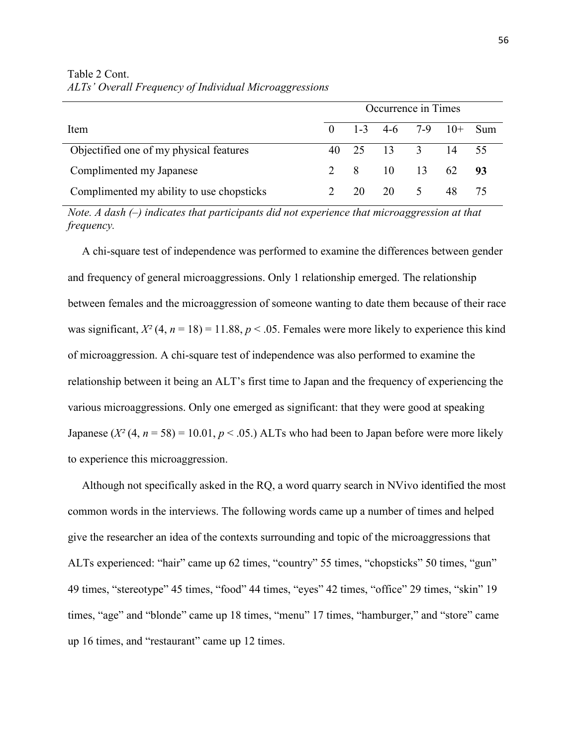Table 2 Cont.
*ALTs' Overall Frequency of Individual Microaggressions*

| | Occurrence in Times | | | | | |
|---|---|---|---|---|---|---|
| Item | 0 | 1-3 | 4-6 | 7-9 | 10+ | Sum |
| Objectified one of my physical features | 40 | 25 | 13 | 3 | 14 | 55 |
| Complimented my Japanese | 2 | 8 | 10 | 13 | 62 | **93** |
| Complimented my ability to use chopsticks | 2 | 20 | 20 | 5 | 48 | 75 |

*Note. A dash (–) indicates that participants did not experience that microaggression at that frequency.*

A chi-square test of independence was performed to examine the differences between gender and frequency of general microaggressions. Only 1 relationship emerged. The relationship between females and the microaggression of someone wanting to date them because of their race was significant, $X^2$ (4, $n$ = 18) = 11.88, $p < .05$. Females were more likely to experience this kind of microaggression. A chi-square test of independence was also performed to examine the relationship between it being an ALT's first time to Japan and the frequency of experiencing the various microaggressions. Only one emerged as significant: that they were good at speaking Japanese ($X^2$ (4, $n$ = 58) = 10.01, $p < .05$.) ALTs who had been to Japan before were more likely to experience this microaggression.

Although not specifically asked in the RQ, a word quarry search in NVivo identified the most common words in the interviews. The following words came up a number of times and helped give the researcher an idea of the contexts surrounding and topic of the microaggressions that ALTs experienced: "hair" came up 62 times, "country" 55 times, "chopsticks" 50 times, "gun" 49 times, "stereotype" 45 times, "food" 44 times, "eyes" 42 times, "office" 29 times, "skin" 19 times, "age" and "blonde" came up 18 times, "menu" 17 times, "hamburger," and "store" came up 16 times, and "restaurant" came up 12 times.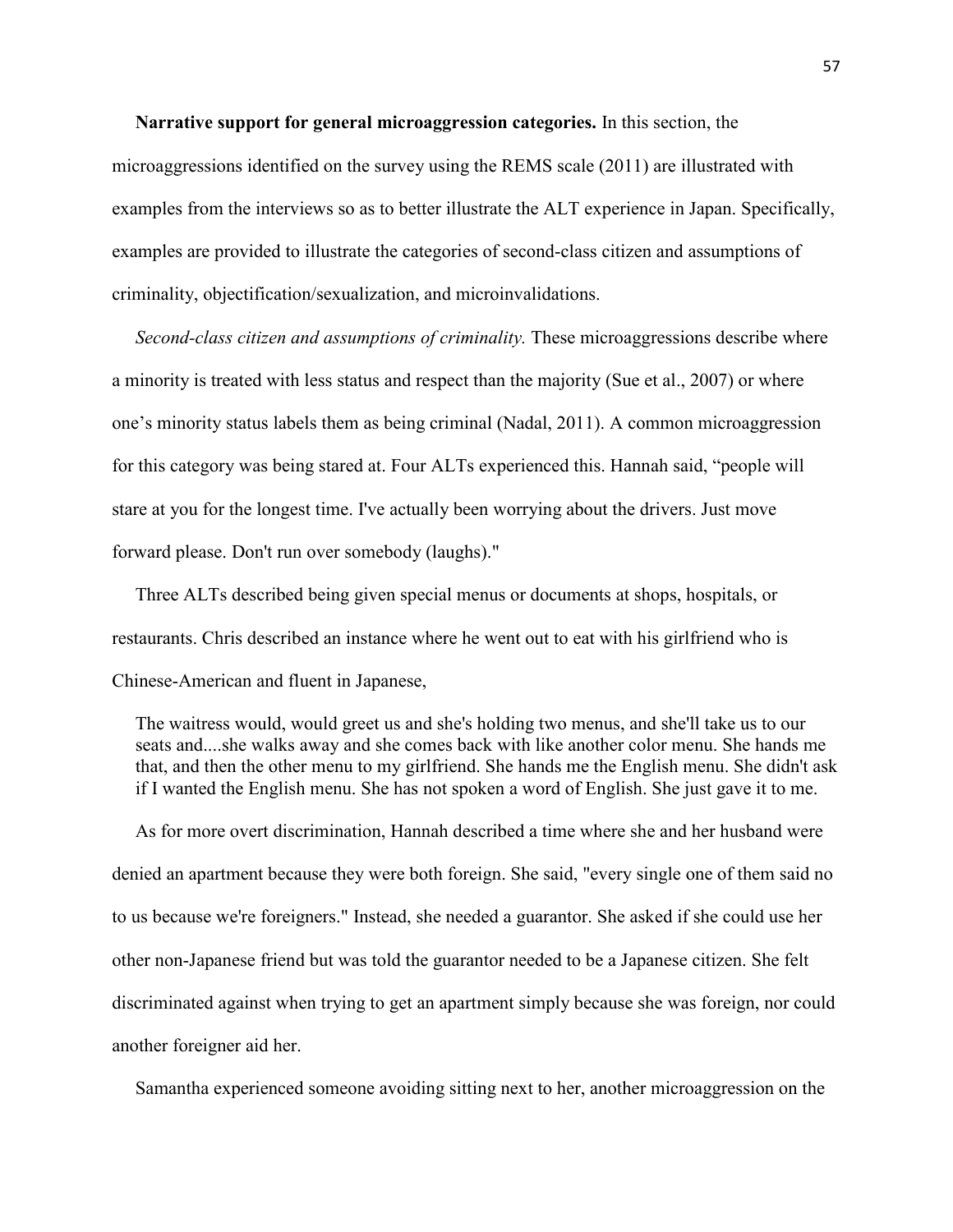**Narrative support for general microaggression categories.** In this section, the microaggressions identified on the survey using the REMS scale (2011) are illustrated with examples from the interviews so as to better illustrate the ALT experience in Japan. Specifically, examples are provided to illustrate the categories of second-class citizen and assumptions of criminality, objectification/sexualization, and microinvalidations.

*Second-class citizen and assumptions of criminality.* These microaggressions describe where a minority is treated with less status and respect than the majority (Sue et al., 2007) or where one's minority status labels them as being criminal (Nadal, 2011). A common microaggression for this category was being stared at. Four ALTs experienced this. Hannah said, "people will stare at you for the longest time. I've actually been worrying about the drivers. Just move forward please. Don't run over somebody (laughs)."

Three ALTs described being given special menus or documents at shops, hospitals, or restaurants. Chris described an instance where he went out to eat with his girlfriend who is Chinese-American and fluent in Japanese,

> The waitress would, would greet us and she's holding two menus, and she'll take us to our seats and....she walks away and she comes back with like another color menu. She hands me that, and then the other menu to my girlfriend. She hands me the English menu. She didn't ask if I wanted the English menu. She has not spoken a word of English. She just gave it to me.

As for more overt discrimination, Hannah described a time where she and her husband were denied an apartment because they were both foreign. She said, "every single one of them said no to us because we're foreigners." Instead, she needed a guarantor. She asked if she could use her other non-Japanese friend but was told the guarantor needed to be a Japanese citizen. She felt discriminated against when trying to get an apartment simply because she was foreign, nor could another foreigner aid her.

Samantha experienced someone avoiding sitting next to her, another microaggression on the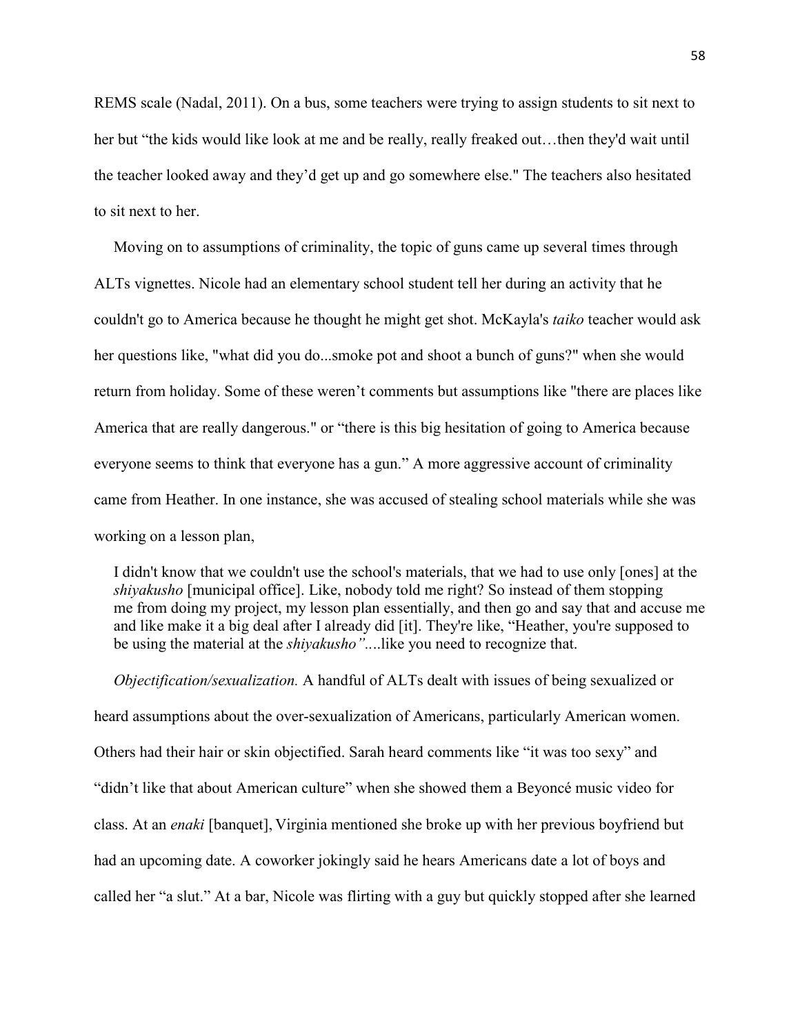REMS scale (Nadal, 2011). On a bus, some teachers were trying to assign students to sit next to her but "the kids would like look at me and be really, really freaked out…then they'd wait until the teacher looked away and they'd get up and go somewhere else." The teachers also hesitated to sit next to her.

Moving on to assumptions of criminality, the topic of guns came up several times through ALTs vignettes. Nicole had an elementary school student tell her during an activity that he couldn't go to America because he thought he might get shot. McKayla's *taiko* teacher would ask her questions like, "what did you do...smoke pot and shoot a bunch of guns?" when she would return from holiday. Some of these weren't comments but assumptions like "there are places like America that are really dangerous." or "there is this big hesitation of going to America because everyone seems to think that everyone has a gun." A more aggressive account of criminality came from Heather. In one instance, she was accused of stealing school materials while she was working on a lesson plan,

> I didn't know that we couldn't use the school's materials, that we had to use only [ones] at the *shiyakusho* [municipal office]. Like, nobody told me right? So instead of them stopping me from doing my project, my lesson plan essentially, and then go and say that and accuse me and like make it a big deal after I already did [it]. They're like, "Heather, you're supposed to be using the material at the *shiyakusho"*....like you need to recognize that.

*Objectification/sexualization.* A handful of ALTs dealt with issues of being sexualized or heard assumptions about the over-sexualization of Americans, particularly American women. Others had their hair or skin objectified. Sarah heard comments like "it was too sexy" and "didn't like that about American culture" when she showed them a Beyoncé music video for class. At an *enaki* [banquet], Virginia mentioned she broke up with her previous boyfriend but had an upcoming date. A coworker jokingly said he hears Americans date a lot of boys and called her "a slut." At a bar, Nicole was flirting with a guy but quickly stopped after she learned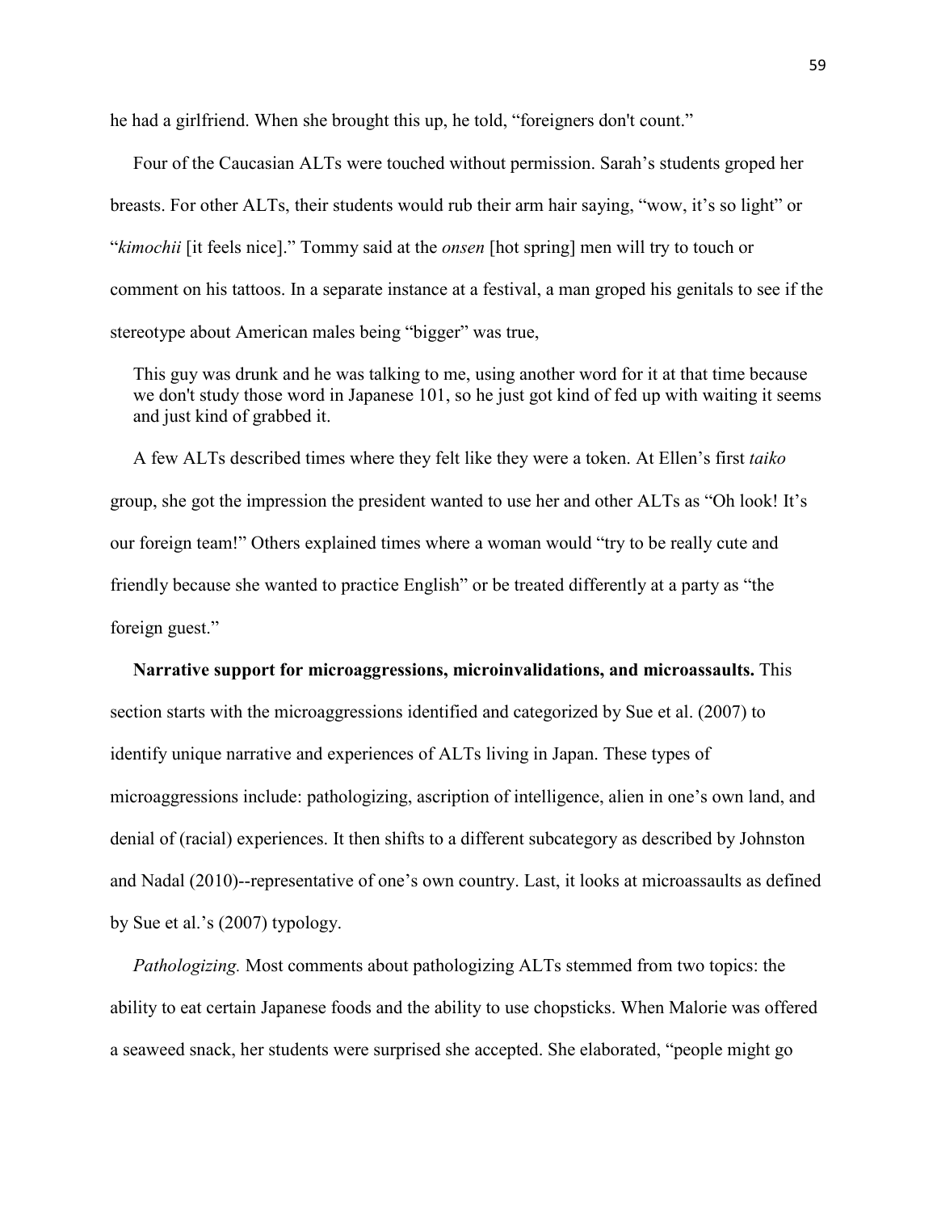he had a girlfriend. When she brought this up, he told, "foreigners don't count."

Four of the Caucasian ALTs were touched without permission. Sarah's students groped her breasts. For other ALTs, their students would rub their arm hair saying, "wow, it's so light" or "*kimochii* [it feels nice]." Tommy said at the *onsen* [hot spring] men will try to touch or comment on his tattoos. In a separate instance at a festival, a man groped his genitals to see if the stereotype about American males being "bigger" was true,

> This guy was drunk and he was talking to me, using another word for it at that time because we don't study those word in Japanese 101, so he just got kind of fed up with waiting it seems and just kind of grabbed it.

A few ALTs described times where they felt like they were a token. At Ellen's first *taiko* group, she got the impression the president wanted to use her and other ALTs as "Oh look! It's our foreign team!" Others explained times where a woman would "try to be really cute and friendly because she wanted to practice English" or be treated differently at a party as "the foreign guest."

**Narrative support for microaggressions, microinvalidations, and microassaults.** This section starts with the microaggressions identified and categorized by Sue et al. (2007) to identify unique narrative and experiences of ALTs living in Japan. These types of microaggressions include: pathologizing, ascription of intelligence, alien in one's own land, and denial of (racial) experiences. It then shifts to a different subcategory as described by Johnston and Nadal (2010)--representative of one's own country. Last, it looks at microassaults as defined by Sue et al.'s (2007) typology.

*Pathologizing.* Most comments about pathologizing ALTs stemmed from two topics: the ability to eat certain Japanese foods and the ability to use chopsticks. When Malorie was offered a seaweed snack, her students were surprised she accepted. She elaborated, "people might go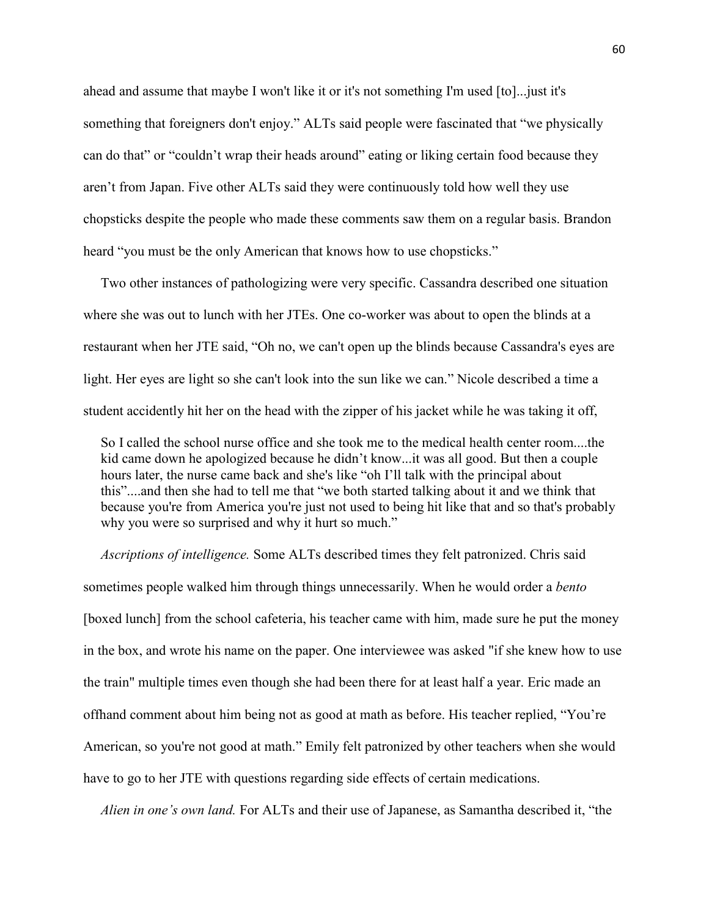ahead and assume that maybe I won't like it or it's not something I'm used [to]...just it's something that foreigners don't enjoy." ALTs said people were fascinated that "we physically can do that" or "couldn't wrap their heads around" eating or liking certain food because they aren't from Japan. Five other ALTs said they were continuously told how well they use chopsticks despite the people who made these comments saw them on a regular basis. Brandon heard "you must be the only American that knows how to use chopsticks."

Two other instances of pathologizing were very specific. Cassandra described one situation where she was out to lunch with her JTEs. One co-worker was about to open the blinds at a restaurant when her JTE said, "Oh no, we can't open up the blinds because Cassandra's eyes are light. Her eyes are light so she can't look into the sun like we can." Nicole described a time a student accidently hit her on the head with the zipper of his jacket while he was taking it off,

> So I called the school nurse office and she took me to the medical health center room....the kid came down he apologized because he didn't know...it was all good. But then a couple hours later, the nurse came back and she's like "oh I'll talk with the principal about this"....and then she had to tell me that "we both started talking about it and we think that because you're from America you're just not used to being hit like that and so that's probably why you were so surprised and why it hurt so much."

*Ascriptions of intelligence.* Some ALTs described times they felt patronized. Chris said sometimes people walked him through things unnecessarily. When he would order a *bento* [boxed lunch] from the school cafeteria, his teacher came with him, made sure he put the money in the box, and wrote his name on the paper. One interviewee was asked "if she knew how to use the train" multiple times even though she had been there for at least half a year. Eric made an offhand comment about him being not as good at math as before. His teacher replied, "You're American, so you're not good at math." Emily felt patronized by other teachers when she would have to go to her JTE with questions regarding side effects of certain medications.

*Alien in one's own land.* For ALTs and their use of Japanese, as Samantha described it, "the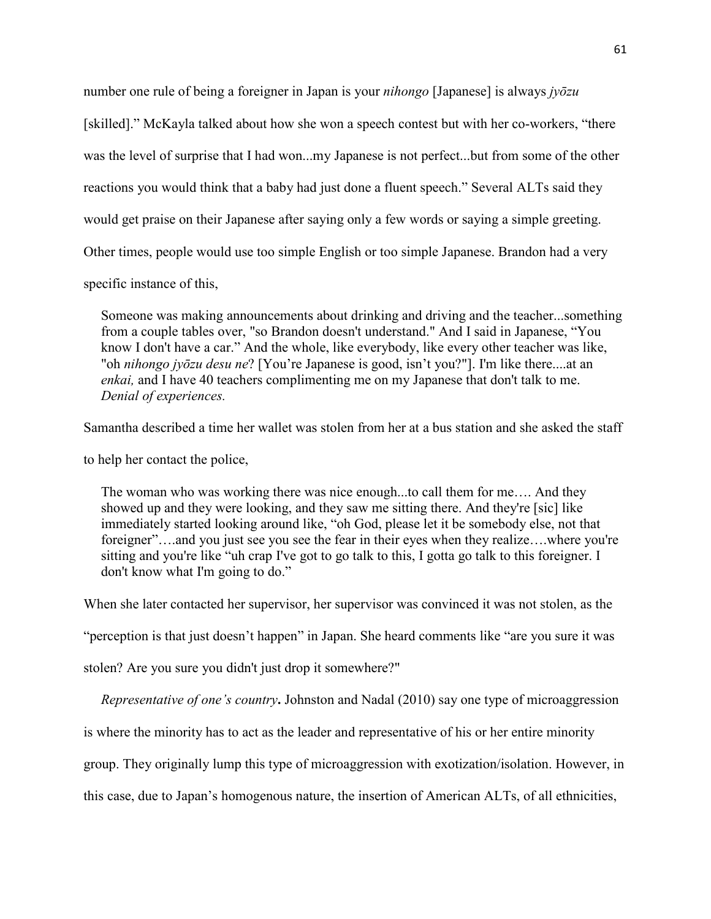number one rule of being a foreigner in Japan is your *nihongo* [Japanese] is always *jyōzu* [skilled].” McKayla talked about how she won a speech contest but with her co-workers, “there was the level of surprise that I had won...my Japanese is not perfect...but from some of the other reactions you would think that a baby had just done a fluent speech.” Several ALTs said they would get praise on their Japanese after saying only a few words or saying a simple greeting. Other times, people would use too simple English or too simple Japanese. Brandon had a very specific instance of this,

> Someone was making announcements about drinking and driving and the teacher...something from a couple tables over, "so Brandon doesn't understand." And I said in Japanese, “You know I don't have a car.” And the whole, like everybody, like every other teacher was like, "oh *nihongo jyōzu desu ne*? [You’re Japanese is good, isn’t you?"]. I'm like there....at an *enkai,* and I have 40 teachers complimenting me on my Japanese that don't talk to me.
> *Denial of experiences.*

Samantha described a time her wallet was stolen from her at a bus station and she asked the staff to help her contact the police,

> The woman who was working there was nice enough...to call them for me…. And they showed up and they were looking, and they saw me sitting there. And they're [sic] like immediately started looking around like, “oh God, please let it be somebody else, not that foreigner”….and you just see you see the fear in their eyes when they realize….where you're sitting and you're like “uh crap I've got to go talk to this, I gotta go talk to this foreigner. I don't know what I'm going to do.”

When she later contacted her supervisor, her supervisor was convinced it was not stolen, as the “perception is that just doesn’t happen” in Japan. She heard comments like “are you sure it was stolen? Are you sure you didn't just drop it somewhere?"

*Representative of one’s country***.** Johnston and Nadal (2010) say one type of microaggression is where the minority has to act as the leader and representative of his or her entire minority group. They originally lump this type of microaggression with exotization/isolation. However, in this case, due to Japan’s homogenous nature, the insertion of American ALTs, of all ethnicities,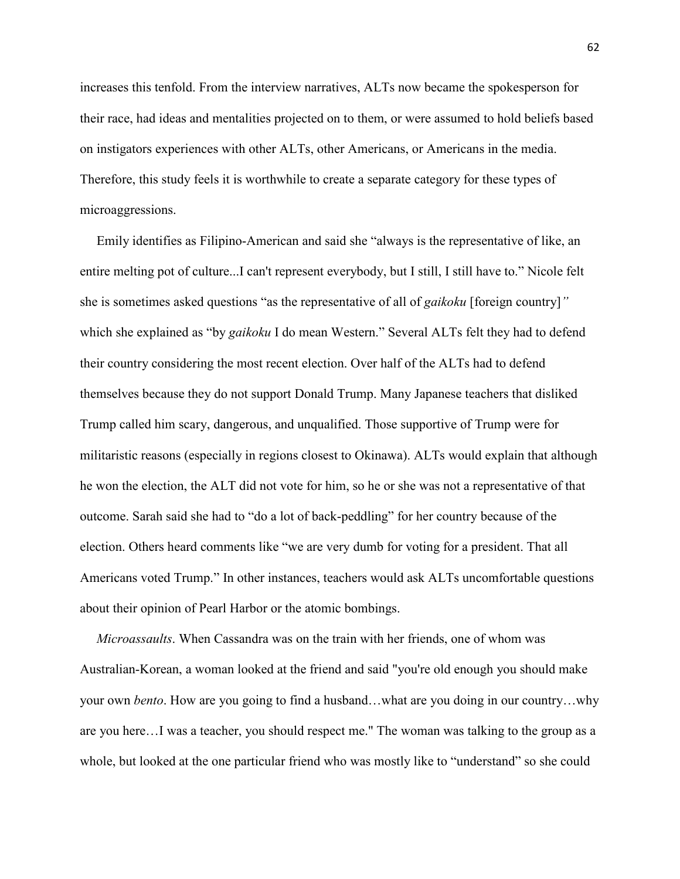increases this tenfold. From the interview narratives, ALTs now became the spokesperson for their race, had ideas and mentalities projected on to them, or were assumed to hold beliefs based on instigators experiences with other ALTs, other Americans, or Americans in the media. Therefore, this study feels it is worthwhile to create a separate category for these types of microaggressions.

Emily identifies as Filipino-American and said she "always is the representative of like, an entire melting pot of culture...I can't represent everybody, but I still, I still have to." Nicole felt she is sometimes asked questions "as the representative of all of *gaikoku* [foreign country]*"* which she explained as "by *gaikoku* I do mean Western." Several ALTs felt they had to defend their country considering the most recent election. Over half of the ALTs had to defend themselves because they do not support Donald Trump. Many Japanese teachers that disliked Trump called him scary, dangerous, and unqualified. Those supportive of Trump were for militaristic reasons (especially in regions closest to Okinawa). ALTs would explain that although he won the election, the ALT did not vote for him, so he or she was not a representative of that outcome. Sarah said she had to "do a lot of back-peddling" for her country because of the election. Others heard comments like "we are very dumb for voting for a president. That all Americans voted Trump." In other instances, teachers would ask ALTs uncomfortable questions about their opinion of Pearl Harbor or the atomic bombings.

*Microassaults*. When Cassandra was on the train with her friends, one of whom was Australian-Korean, a woman looked at the friend and said "you're old enough you should make your own *bento*. How are you going to find a husband…what are you doing in our country…why are you here…I was a teacher, you should respect me." The woman was talking to the group as a whole, but looked at the one particular friend who was mostly like to "understand" so she could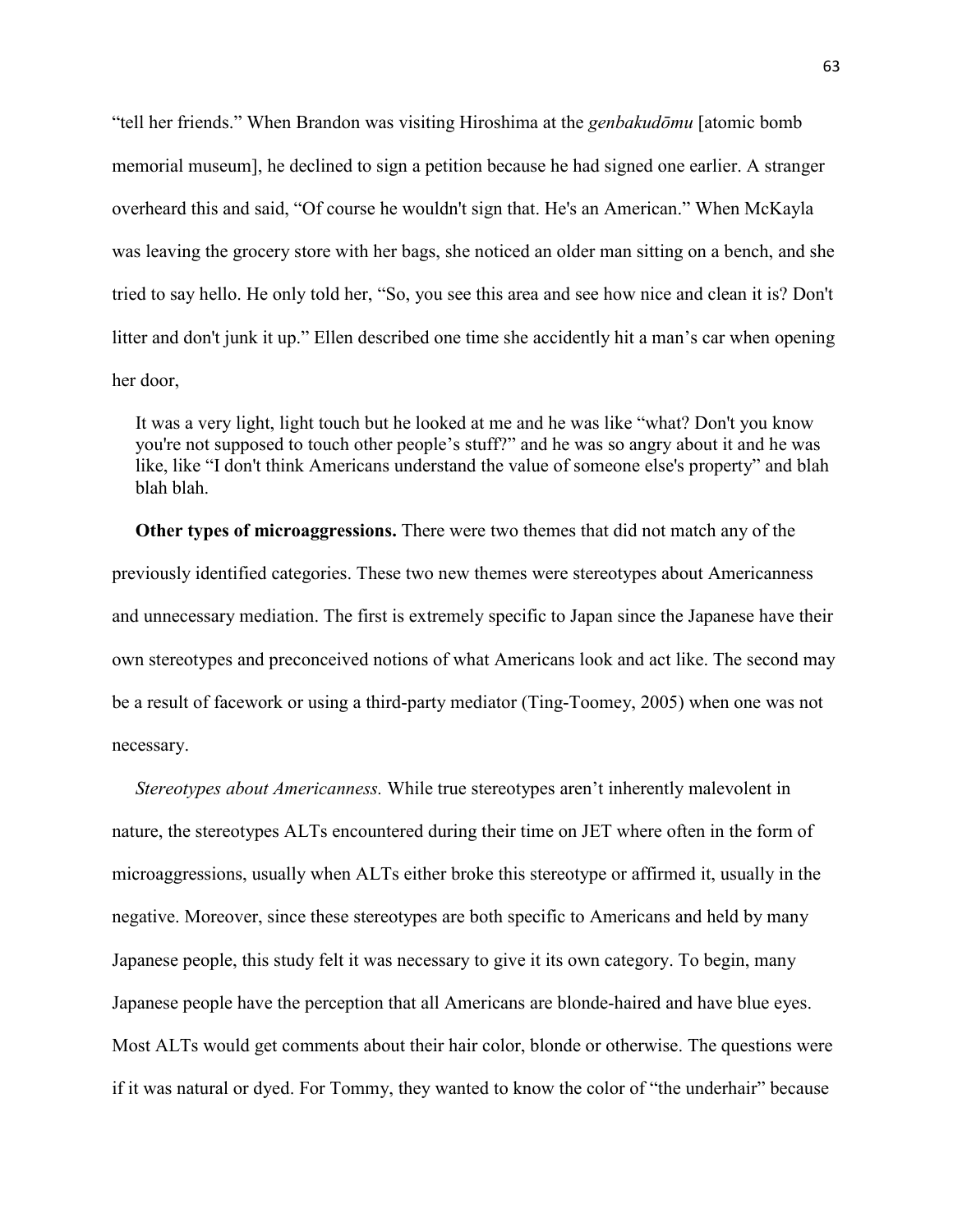"tell her friends." When Brandon was visiting Hiroshima at the *genbakudōmu* [atomic bomb memorial museum], he declined to sign a petition because he had signed one earlier. A stranger overheard this and said, "Of course he wouldn't sign that. He's an American." When McKayla was leaving the grocery store with her bags, she noticed an older man sitting on a bench, and she tried to say hello. He only told her, "So, you see this area and see how nice and clean it is? Don't litter and don't junk it up." Ellen described one time she accidently hit a man's car when opening her door,

> It was a very light, light touch but he looked at me and he was like "what? Don't you know you're not supposed to touch other people's stuff?" and he was so angry about it and he was like, like "I don't think Americans understand the value of someone else's property" and blah blah blah.

**Other types of microaggressions.** There were two themes that did not match any of the previously identified categories. These two new themes were stereotypes about Americanness and unnecessary mediation. The first is extremely specific to Japan since the Japanese have their own stereotypes and preconceived notions of what Americans look and act like. The second may be a result of facework or using a third-party mediator (Ting-Toomey, 2005) when one was not necessary.

*Stereotypes about Americanness.* While true stereotypes aren't inherently malevolent in nature, the stereotypes ALTs encountered during their time on JET where often in the form of microaggressions, usually when ALTs either broke this stereotype or affirmed it, usually in the negative. Moreover, since these stereotypes are both specific to Americans and held by many Japanese people, this study felt it was necessary to give it its own category. To begin, many Japanese people have the perception that all Americans are blonde-haired and have blue eyes. Most ALTs would get comments about their hair color, blonde or otherwise. The questions were if it was natural or dyed. For Tommy, they wanted to know the color of "the underhair" because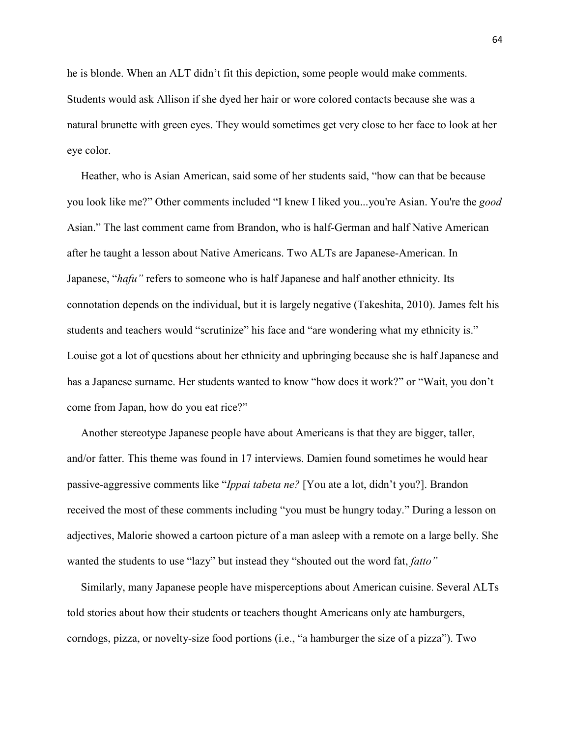he is blonde. When an ALT didn't fit this depiction, some people would make comments. Students would ask Allison if she dyed her hair or wore colored contacts because she was a natural brunette with green eyes. They would sometimes get very close to her face to look at her eye color.

Heather, who is Asian American, said some of her students said, "how can that be because you look like me?" Other comments included "I knew I liked you...you're Asian. You're the *good* Asian." The last comment came from Brandon, who is half-German and half Native American after he taught a lesson about Native Americans. Two ALTs are Japanese-American. In Japanese, "*hafu"* refers to someone who is half Japanese and half another ethnicity. Its connotation depends on the individual, but it is largely negative (Takeshita, 2010). James felt his students and teachers would "scrutinize" his face and "are wondering what my ethnicity is." Louise got a lot of questions about her ethnicity and upbringing because she is half Japanese and has a Japanese surname. Her students wanted to know "how does it work?" or "Wait, you don't come from Japan, how do you eat rice?"

Another stereotype Japanese people have about Americans is that they are bigger, taller, and/or fatter. This theme was found in 17 interviews. Damien found sometimes he would hear passive-aggressive comments like "*Ippai tabeta ne?* [You ate a lot, didn't you?]. Brandon received the most of these comments including "you must be hungry today." During a lesson on adjectives, Malorie showed a cartoon picture of a man asleep with a remote on a large belly. She wanted the students to use "lazy" but instead they "shouted out the word fat, *fatto"*

Similarly, many Japanese people have misperceptions about American cuisine. Several ALTs told stories about how their students or teachers thought Americans only ate hamburgers, corndogs, pizza, or novelty-size food portions (i.e., "a hamburger the size of a pizza"). Two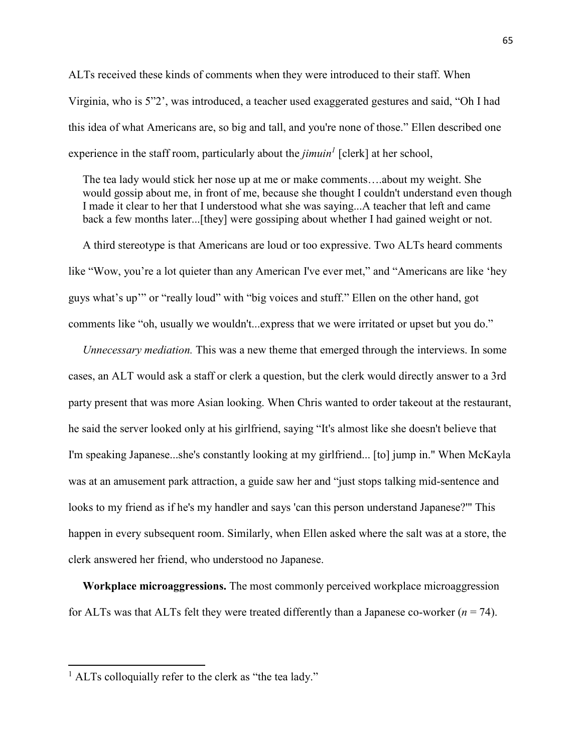ALTs received these kinds of comments when they were introduced to their staff. When Virginia, who is 5"2', was introduced, a teacher used exaggerated gestures and said, "Oh I had this idea of what Americans are, so big and tall, and you're none of those." Ellen described one experience in the staff room, particularly about the *jimuin*[1] [clerk] at her school,

> The tea lady would stick her nose up at me or make comments….about my weight. She would gossip about me, in front of me, because she thought I couldn't understand even though I made it clear to her that I understood what she was saying...A teacher that left and came back a few months later...[they] were gossiping about whether I had gained weight or not.

A third stereotype is that Americans are loud or too expressive. Two ALTs heard comments like "Wow, you're a lot quieter than any American I've ever met," and "Americans are like 'hey guys what's up'" or "really loud" with "big voices and stuff." Ellen on the other hand, got comments like "oh, usually we wouldn't...express that we were irritated or upset but you do."

*Unnecessary mediation.* This was a new theme that emerged through the interviews. In some cases, an ALT would ask a staff or clerk a question, but the clerk would directly answer to a 3rd party present that was more Asian looking. When Chris wanted to order takeout at the restaurant, he said the server looked only at his girlfriend, saying "It's almost like she doesn't believe that I'm speaking Japanese...she's constantly looking at my girlfriend... [to] jump in." When McKayla was at an amusement park attraction, a guide saw her and "just stops talking mid-sentence and looks to my friend as if he's my handler and says 'can this person understand Japanese?'" This happen in every subsequent room. Similarly, when Ellen asked where the salt was at a store, the clerk answered her friend, who understood no Japanese.

**Workplace microaggressions.** The most commonly perceived workplace microaggression for ALTs was that ALTs felt they were treated differently than a Japanese co-worker ($n$ = 74).

[1] ALTs colloquially refer to the clerk as "the tea lady."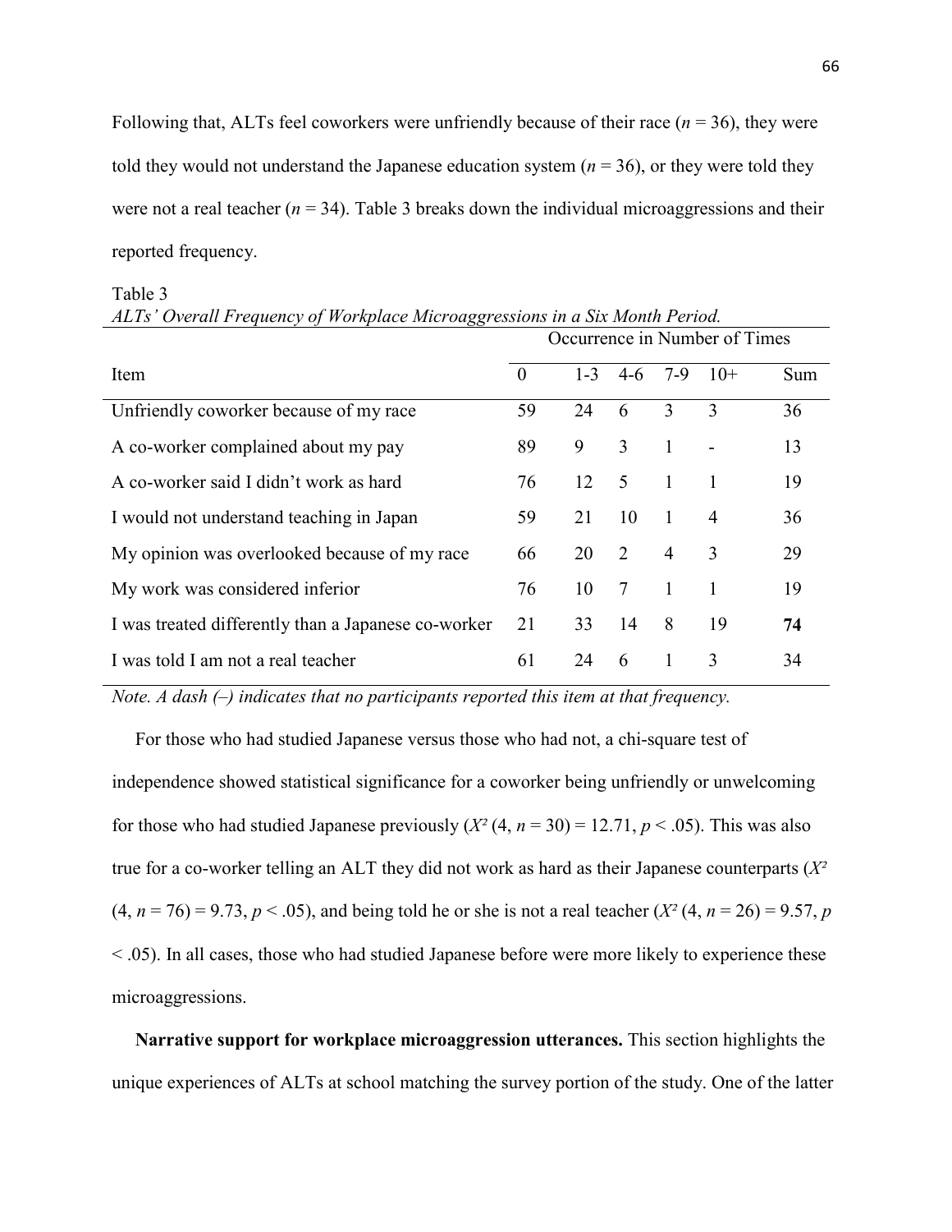Following that, ALTs feel coworkers were unfriendly because of their race ($n = 36$), they were told they would not understand the Japanese education system ($n = 36$), or they were told they were not a real teacher ($n = 34$). Table 3 breaks down the individual microaggressions and their reported frequency.

Table 3
*ALTs' Overall Frequency of Workplace Microaggressions in a Six Month Period.*

| | Occurrence in Number of Times | | | | | |
|---|---|---|---|---|---|---|
| Item | 0 | 1-3 | 4-6 | 7-9 | 10+ | Sum |
| Unfriendly coworker because of my race | 59 | 24 | 6 | 3 | 3 | 36 |
| A co-worker complained about my pay | 89 | 9 | 3 | 1 | - | 13 |
| A co-worker said I didn't work as hard | 76 | 12 | 5 | 1 | 1 | 19 |
| I would not understand teaching in Japan | 59 | 21 | 10 | 1 | 4 | 36 |
| My opinion was overlooked because of my race | 66 | 20 | 2 | 4 | 3 | 29 |
| My work was considered inferior | 76 | 10 | 7 | 1 | 1 | 19 |
| I was treated differently than a Japanese co-worker | 21 | 33 | 14 | 8 | 19 | **74** |
| I was told I am not a real teacher | 61 | 24 | 6 | 1 | 3 | 34 |

*Note. A dash (–) indicates that no participants reported this item at that frequency.*

For those who had studied Japanese versus those who had not, a chi-square test of independence showed statistical significance for a coworker being unfriendly or unwelcoming for those who had studied Japanese previously ($X^2$ (4, $n = 30$) = 12.71, $p < .05$). This was also true for a co-worker telling an ALT they did not work as hard as their Japanese counterparts ($X^2$ (4, $n = 76$) = 9.73, $p < .05$), and being told he or she is not a real teacher ($X^2$ (4, $n = 26$) = 9.57, $p < .05$). In all cases, those who had studied Japanese before were more likely to experience these microaggressions.

**Narrative support for workplace microaggression utterances.** This section highlights the unique experiences of ALTs at school matching the survey portion of the study. One of the latter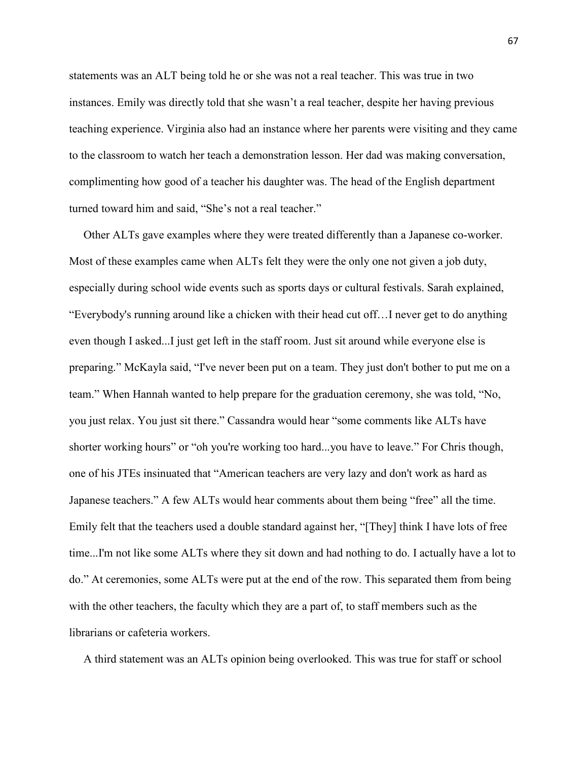statements was an ALT being told he or she was not a real teacher. This was true in two instances. Emily was directly told that she wasn't a real teacher, despite her having previous teaching experience. Virginia also had an instance where her parents were visiting and they came to the classroom to watch her teach a demonstration lesson. Her dad was making conversation, complimenting how good of a teacher his daughter was. The head of the English department turned toward him and said, "She's not a real teacher."

Other ALTs gave examples where they were treated differently than a Japanese co-worker. Most of these examples came when ALTs felt they were the only one not given a job duty, especially during school wide events such as sports days or cultural festivals. Sarah explained, "Everybody's running around like a chicken with their head cut off…I never get to do anything even though I asked...I just get left in the staff room. Just sit around while everyone else is preparing." McKayla said, "I've never been put on a team. They just don't bother to put me on a team." When Hannah wanted to help prepare for the graduation ceremony, she was told, "No, you just relax. You just sit there." Cassandra would hear "some comments like ALTs have shorter working hours" or "oh you're working too hard...you have to leave." For Chris though, one of his JTEs insinuated that "American teachers are very lazy and don't work as hard as Japanese teachers." A few ALTs would hear comments about them being "free" all the time. Emily felt that the teachers used a double standard against her, "[They] think I have lots of free time...I'm not like some ALTs where they sit down and had nothing to do. I actually have a lot to do." At ceremonies, some ALTs were put at the end of the row. This separated them from being with the other teachers, the faculty which they are a part of, to staff members such as the librarians or cafeteria workers.

A third statement was an ALTs opinion being overlooked. This was true for staff or school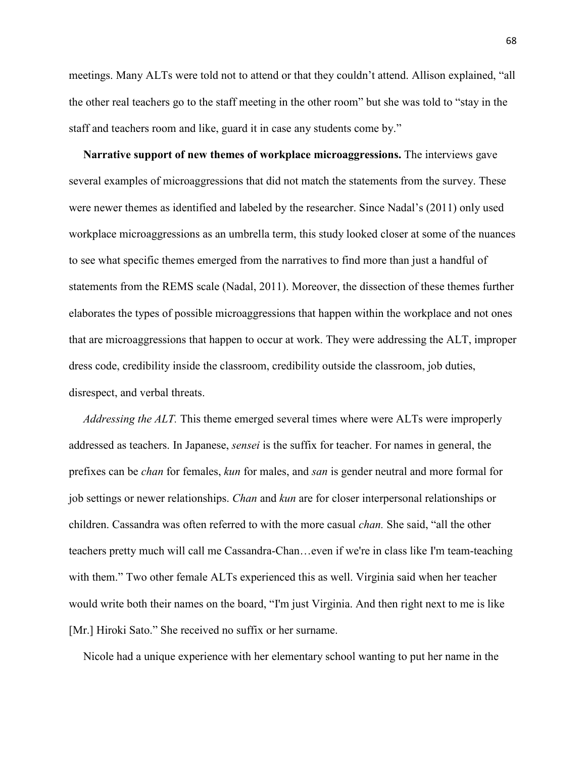meetings. Many ALTs were told not to attend or that they couldn't attend. Allison explained, "all the other real teachers go to the staff meeting in the other room" but she was told to "stay in the staff and teachers room and like, guard it in case any students come by."

**Narrative support of new themes of workplace microaggressions.** The interviews gave several examples of microaggressions that did not match the statements from the survey. These were newer themes as identified and labeled by the researcher. Since Nadal's (2011) only used workplace microaggressions as an umbrella term, this study looked closer at some of the nuances to see what specific themes emerged from the narratives to find more than just a handful of statements from the REMS scale (Nadal, 2011). Moreover, the dissection of these themes further elaborates the types of possible microaggressions that happen within the workplace and not ones that are microaggressions that happen to occur at work. They were addressing the ALT, improper dress code, credibility inside the classroom, credibility outside the classroom, job duties, disrespect, and verbal threats.

*Addressing the ALT.* This theme emerged several times where were ALTs were improperly addressed as teachers. In Japanese, *sensei* is the suffix for teacher. For names in general, the prefixes can be *chan* for females, *kun* for males, and *san* is gender neutral and more formal for job settings or newer relationships. *Chan* and *kun* are for closer interpersonal relationships or children. Cassandra was often referred to with the more casual *chan.* She said, "all the other teachers pretty much will call me Cassandra-Chan…even if we're in class like I'm team-teaching with them." Two other female ALTs experienced this as well. Virginia said when her teacher would write both their names on the board, "I'm just Virginia. And then right next to me is like [Mr.] Hiroki Sato." She received no suffix or her surname.

Nicole had a unique experience with her elementary school wanting to put her name in the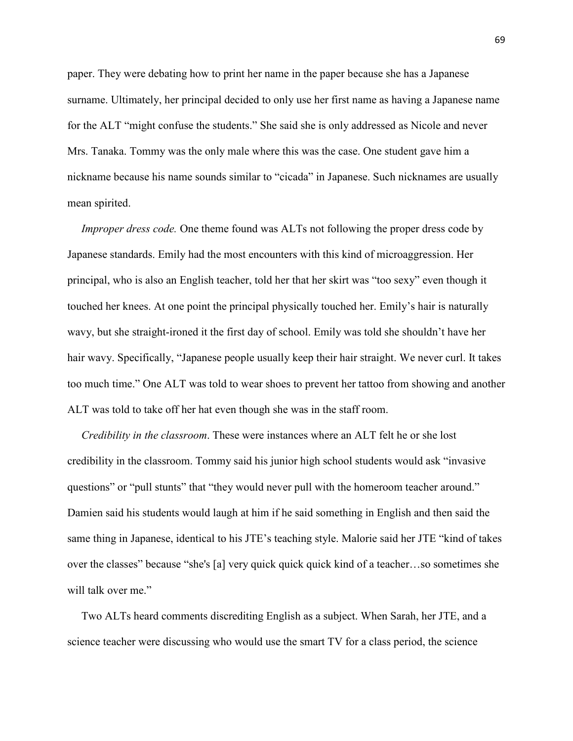paper. They were debating how to print her name in the paper because she has a Japanese surname. Ultimately, her principal decided to only use her first name as having a Japanese name for the ALT "might confuse the students." She said she is only addressed as Nicole and never Mrs. Tanaka. Tommy was the only male where this was the case. One student gave him a nickname because his name sounds similar to "cicada" in Japanese. Such nicknames are usually mean spirited.

*Improper dress code.* One theme found was ALTs not following the proper dress code by Japanese standards. Emily had the most encounters with this kind of microaggression. Her principal, who is also an English teacher, told her that her skirt was "too sexy" even though it touched her knees. At one point the principal physically touched her. Emily's hair is naturally wavy, but she straight-ironed it the first day of school. Emily was told she shouldn't have her hair wavy. Specifically, "Japanese people usually keep their hair straight. We never curl. It takes too much time." One ALT was told to wear shoes to prevent her tattoo from showing and another ALT was told to take off her hat even though she was in the staff room.

*Credibility in the classroom*. These were instances where an ALT felt he or she lost credibility in the classroom. Tommy said his junior high school students would ask "invasive questions" or "pull stunts" that "they would never pull with the homeroom teacher around." Damien said his students would laugh at him if he said something in English and then said the same thing in Japanese, identical to his JTE's teaching style. Malorie said her JTE "kind of takes over the classes" because "she's [a] very quick quick quick kind of a teacher…so sometimes she will talk over me."

Two ALTs heard comments discrediting English as a subject. When Sarah, her JTE, and a science teacher were discussing who would use the smart TV for a class period, the science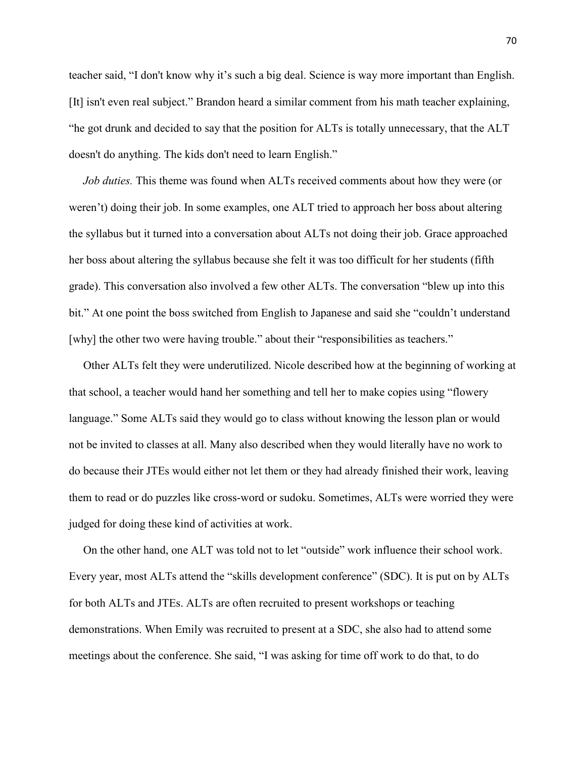teacher said, "I don't know why it's such a big deal. Science is way more important than English. [It] isn't even real subject." Brandon heard a similar comment from his math teacher explaining, "he got drunk and decided to say that the position for ALTs is totally unnecessary, that the ALT doesn't do anything. The kids don't need to learn English."

*Job duties.* This theme was found when ALTs received comments about how they were (or weren't) doing their job. In some examples, one ALT tried to approach her boss about altering the syllabus but it turned into a conversation about ALTs not doing their job. Grace approached her boss about altering the syllabus because she felt it was too difficult for her students (fifth grade). This conversation also involved a few other ALTs. The conversation "blew up into this bit." At one point the boss switched from English to Japanese and said she "couldn't understand [why] the other two were having trouble." about their "responsibilities as teachers."

Other ALTs felt they were underutilized. Nicole described how at the beginning of working at that school, a teacher would hand her something and tell her to make copies using "flowery language." Some ALTs said they would go to class without knowing the lesson plan or would not be invited to classes at all. Many also described when they would literally have no work to do because their JTEs would either not let them or they had already finished their work, leaving them to read or do puzzles like cross-word or sudoku. Sometimes, ALTs were worried they were judged for doing these kind of activities at work.

On the other hand, one ALT was told not to let "outside" work influence their school work. Every year, most ALTs attend the "skills development conference" (SDC). It is put on by ALTs for both ALTs and JTEs. ALTs are often recruited to present workshops or teaching demonstrations. When Emily was recruited to present at a SDC, she also had to attend some meetings about the conference. She said, "I was asking for time off work to do that, to do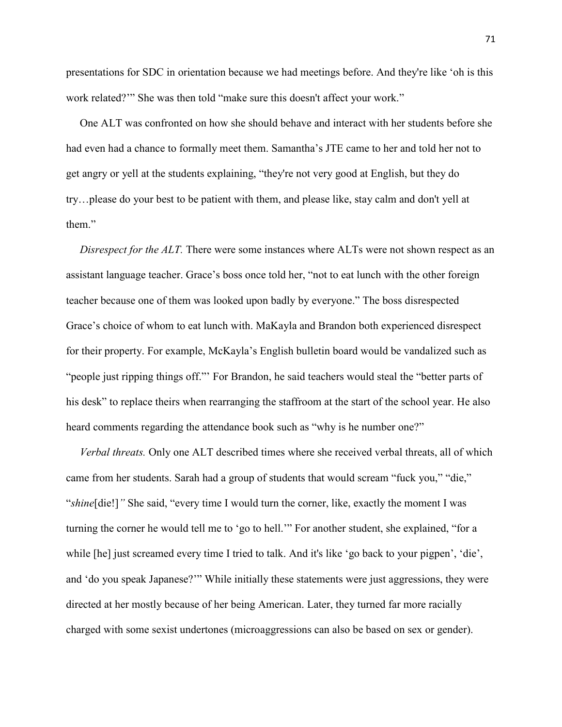presentations for SDC in orientation because we had meetings before. And they're like 'oh is this work related?'" She was then told "make sure this doesn't affect your work."

One ALT was confronted on how she should behave and interact with her students before she had even had a chance to formally meet them. Samantha's JTE came to her and told her not to get angry or yell at the students explaining, "they're not very good at English, but they do try…please do your best to be patient with them, and please like, stay calm and don't yell at them."

*Disrespect for the ALT.* There were some instances where ALTs were not shown respect as an assistant language teacher. Grace's boss once told her, "not to eat lunch with the other foreign teacher because one of them was looked upon badly by everyone." The boss disrespected Grace's choice of whom to eat lunch with. MaKayla and Brandon both experienced disrespect for their property. For example, McKayla's English bulletin board would be vandalized such as "people just ripping things off."' For Brandon, he said teachers would steal the "better parts of his desk" to replace theirs when rearranging the staffroom at the start of the school year. He also heard comments regarding the attendance book such as "why is he number one?"

*Verbal threats.* Only one ALT described times where she received verbal threats, all of which came from her students. Sarah had a group of students that would scream "fuck you," "die," "*shine*[die!]*"* She said, "every time I would turn the corner, like, exactly the moment I was turning the corner he would tell me to 'go to hell.'" For another student, she explained, "for a while [he] just screamed every time I tried to talk. And it's like 'go back to your pigpen', 'die', and 'do you speak Japanese?'" While initially these statements were just aggressions, they were directed at her mostly because of her being American. Later, they turned far more racially charged with some sexist undertones (microaggressions can also be based on sex or gender).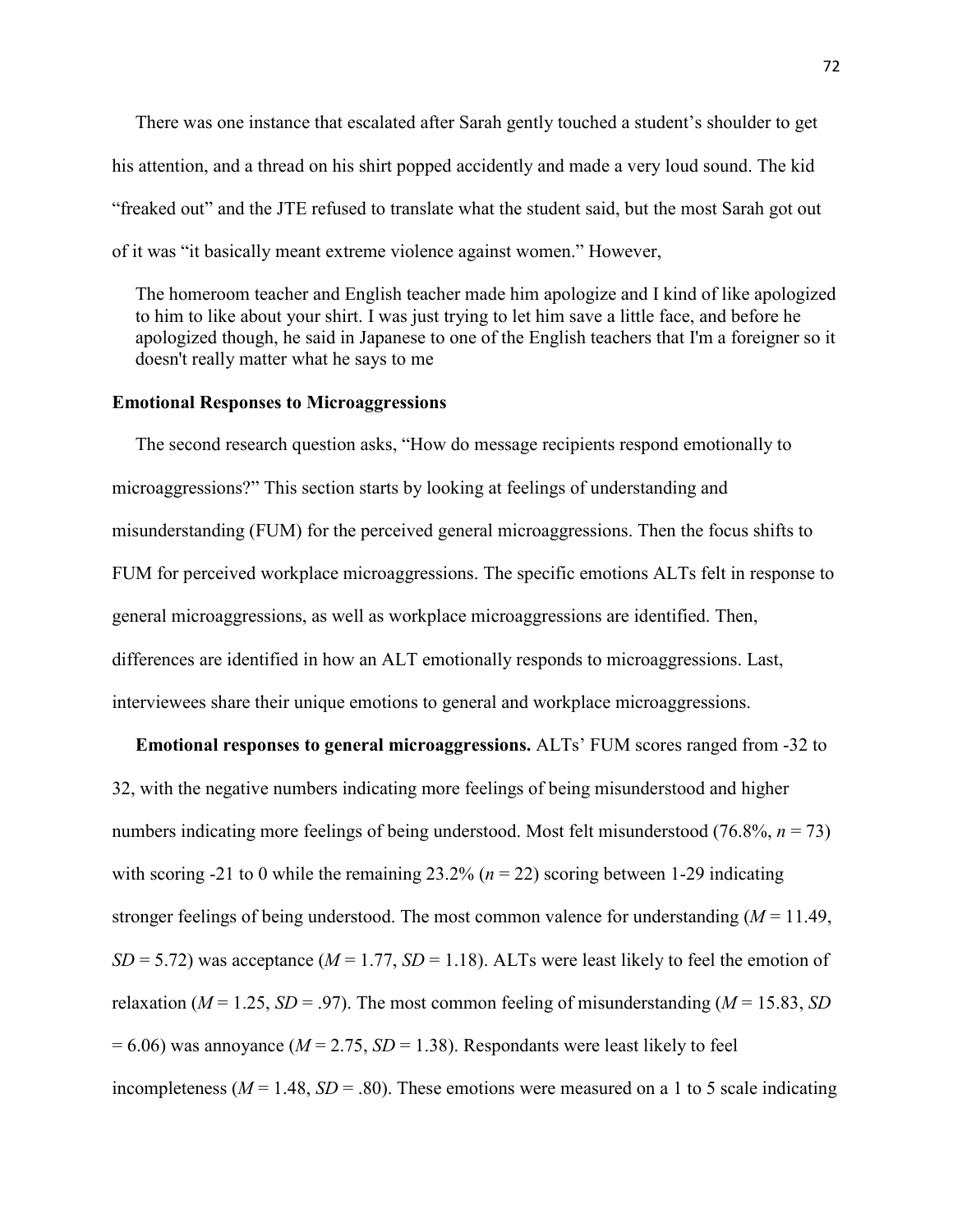There was one instance that escalated after Sarah gently touched a student's shoulder to get his attention, and a thread on his shirt popped accidently and made a very loud sound. The kid "freaked out" and the JTE refused to translate what the student said, but the most Sarah got out of it was "it basically meant extreme violence against women." However,

> The homeroom teacher and English teacher made him apologize and I kind of like apologized to him to like about your shirt. I was just trying to let him save a little face, and before he apologized though, he said in Japanese to one of the English teachers that I'm a foreigner so it doesn't really matter what he says to me

**Emotional Responses to Microaggressions**

The second research question asks, "How do message recipients respond emotionally to microaggressions?" This section starts by looking at feelings of understanding and misunderstanding (FUM) for the perceived general microaggressions. Then the focus shifts to FUM for perceived workplace microaggressions. The specific emotions ALTs felt in response to general microaggressions, as well as workplace microaggressions are identified. Then, differences are identified in how an ALT emotionally responds to microaggressions. Last, interviewees share their unique emotions to general and workplace microaggressions.

**Emotional responses to general microaggressions.** ALTs' FUM scores ranged from -32 to 32, with the negative numbers indicating more feelings of being misunderstood and higher numbers indicating more feelings of being understood. Most felt misunderstood (76.8%, $n$ = 73) with scoring -21 to 0 while the remaining 23.2% ($n$ = 22) scoring between 1-29 indicating stronger feelings of being understood. The most common valence for understanding ($M$ = 11.49, $SD$ = 5.72) was acceptance ($M$ = 1.77, $SD$ = 1.18). ALTs were least likely to feel the emotion of relaxation ($M$ = 1.25, $SD$ = .97). The most common feeling of misunderstanding ($M$ = 15.83, $SD$ = 6.06) was annoyance ($M$ = 2.75, $SD$ = 1.38). Respondants were least likely to feel incompleteness ($M$ = 1.48, $SD$ = .80). These emotions were measured on a 1 to 5 scale indicating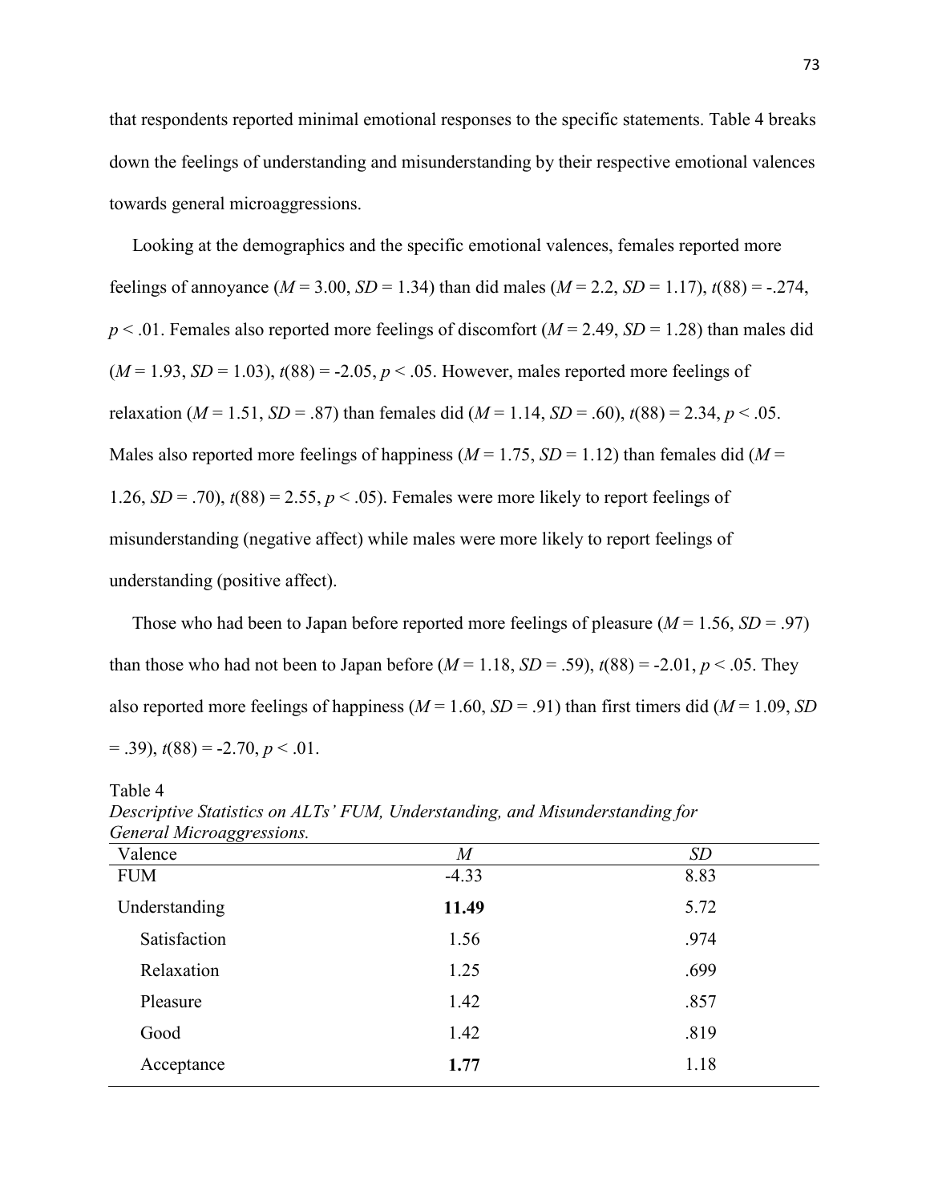that respondents reported minimal emotional responses to the specific statements. Table 4 breaks down the feelings of understanding and misunderstanding by their respective emotional valences towards general microaggressions.

Looking at the demographics and the specific emotional valences, females reported more feelings of annoyance ($M$ = 3.00, $SD$ = 1.34) than did males ($M$ = 2.2, $SD$ = 1.17), $t(88) = -.274$, $p < .01$. Females also reported more feelings of discomfort ($M$ = 2.49, $SD$ = 1.28) than males did ($M$ = 1.93, $SD$ = 1.03), $t(88) = -2.05$, $p < .05$. However, males reported more feelings of relaxation ($M$ = 1.51, $SD$ = .87) than females did ($M$ = 1.14, $SD$ = .60), $t(88) = 2.34$, $p < .05$. Males also reported more feelings of happiness ($M$ = 1.75, $SD$ = 1.12) than females did ($M$ = 1.26, $SD$ = .70), $t(88) = 2.55$, $p < .05$). Females were more likely to report feelings of misunderstanding (negative affect) while males were more likely to report feelings of understanding (positive affect).

Those who had been to Japan before reported more feelings of pleasure ($M$ = 1.56, $SD$ = .97) than those who had not been to Japan before ($M$ = 1.18, $SD$ = .59), $t(88) = -2.01$, $p < .05$. They also reported more feelings of happiness ($M$ = 1.60, $SD$ = .91) than first timers did ($M$ = 1.09, $SD$ = .39), $t(88) = -2.70$, $p < .01$.

Table 4

*Descriptive Statistics on ALTs' FUM, Understanding, and Misunderstanding for General Microaggressions.*

| Valence | *M* | *SD* |
|---|---|---|
| FUM | -4.33 | 8.83 |
| Understanding | **11.49** | 5.72 |
| Satisfaction | 1.56 | .974 |
| Relaxation | 1.25 | .699 |
| Pleasure | 1.42 | .857 |
| Good | 1.42 | .819 |
| Acceptance | **1.77** | 1.18 |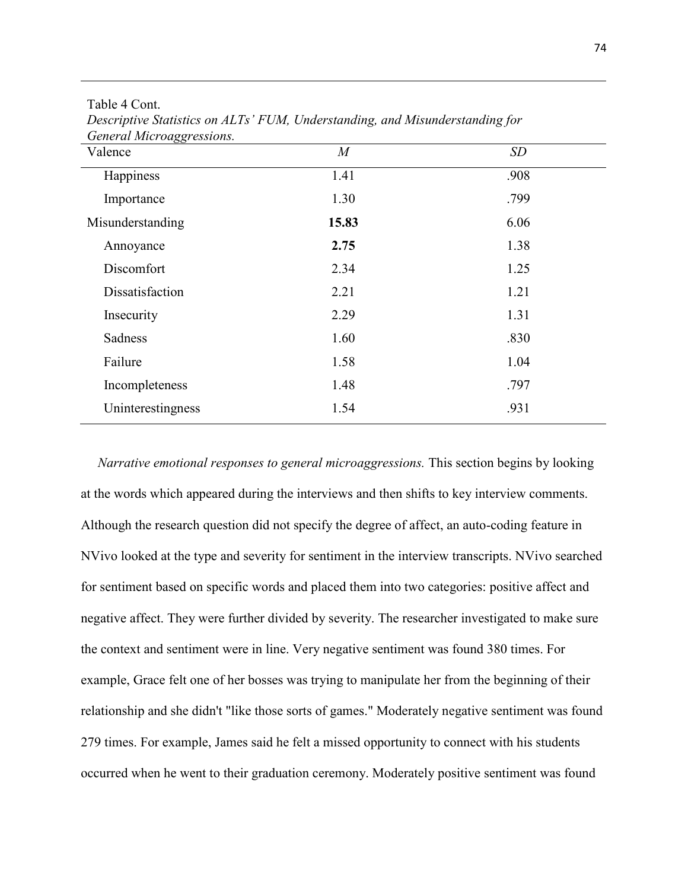Table 4 Cont.

*Descriptive Statistics on ALTs' FUM, Understanding, and Misunderstanding for General Microaggressions.*

| Valence | *M* | *SD* |
|---|---|---|
| Happiness | 1.41 | .908 |
| Importance | 1.30 | .799 |
| Misunderstanding | **15.83** | 6.06 |
| Annoyance | **2.75** | 1.38 |
| Discomfort | 2.34 | 1.25 |
| Dissatisfaction | 2.21 | 1.21 |
| Insecurity | 2.29 | 1.31 |
| Sadness | 1.60 | .830 |
| Failure | 1.58 | 1.04 |
| Incompleteness | 1.48 | .797 |
| Uninterestingness | 1.54 | .931 |

*Narrative emotional responses to general microaggressions.* This section begins by looking at the words which appeared during the interviews and then shifts to key interview comments. Although the research question did not specify the degree of affect, an auto-coding feature in NVivo looked at the type and severity for sentiment in the interview transcripts. NVivo searched for sentiment based on specific words and placed them into two categories: positive affect and negative affect. They were further divided by severity. The researcher investigated to make sure the context and sentiment were in line. Very negative sentiment was found 380 times. For example, Grace felt one of her bosses was trying to manipulate her from the beginning of their relationship and she didn't "like those sorts of games." Moderately negative sentiment was found 279 times. For example, James said he felt a missed opportunity to connect with his students occurred when he went to their graduation ceremony. Moderately positive sentiment was found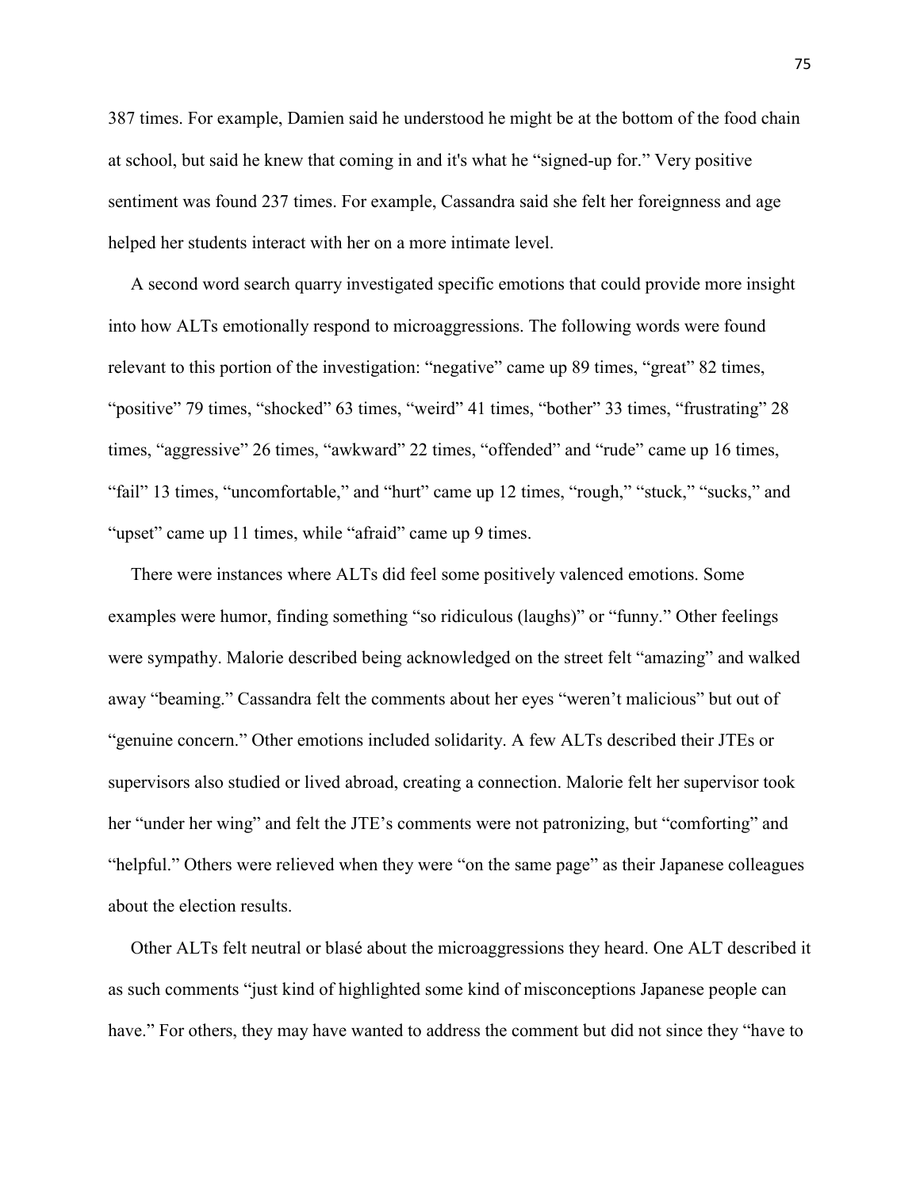387 times. For example, Damien said he understood he might be at the bottom of the food chain at school, but said he knew that coming in and it's what he "signed-up for." Very positive sentiment was found 237 times. For example, Cassandra said she felt her foreignness and age helped her students interact with her on a more intimate level.

A second word search quarry investigated specific emotions that could provide more insight into how ALTs emotionally respond to microaggressions. The following words were found relevant to this portion of the investigation: "negative" came up 89 times, "great" 82 times, "positive" 79 times, "shocked" 63 times, "weird" 41 times, "bother" 33 times, "frustrating" 28 times, "aggressive" 26 times, "awkward" 22 times, "offended" and "rude" came up 16 times, "fail" 13 times, "uncomfortable," and "hurt" came up 12 times, "rough," "stuck," "sucks," and "upset" came up 11 times, while "afraid" came up 9 times.

There were instances where ALTs did feel some positively valenced emotions. Some examples were humor, finding something "so ridiculous (laughs)" or "funny." Other feelings were sympathy. Malorie described being acknowledged on the street felt "amazing" and walked away "beaming." Cassandra felt the comments about her eyes "weren't malicious" but out of "genuine concern." Other emotions included solidarity. A few ALTs described their JTEs or supervisors also studied or lived abroad, creating a connection. Malorie felt her supervisor took her "under her wing" and felt the JTE's comments were not patronizing, but "comforting" and "helpful." Others were relieved when they were "on the same page" as their Japanese colleagues about the election results.

Other ALTs felt neutral or blasé about the microaggressions they heard. One ALT described it as such comments "just kind of highlighted some kind of misconceptions Japanese people can have." For others, they may have wanted to address the comment but did not since they "have to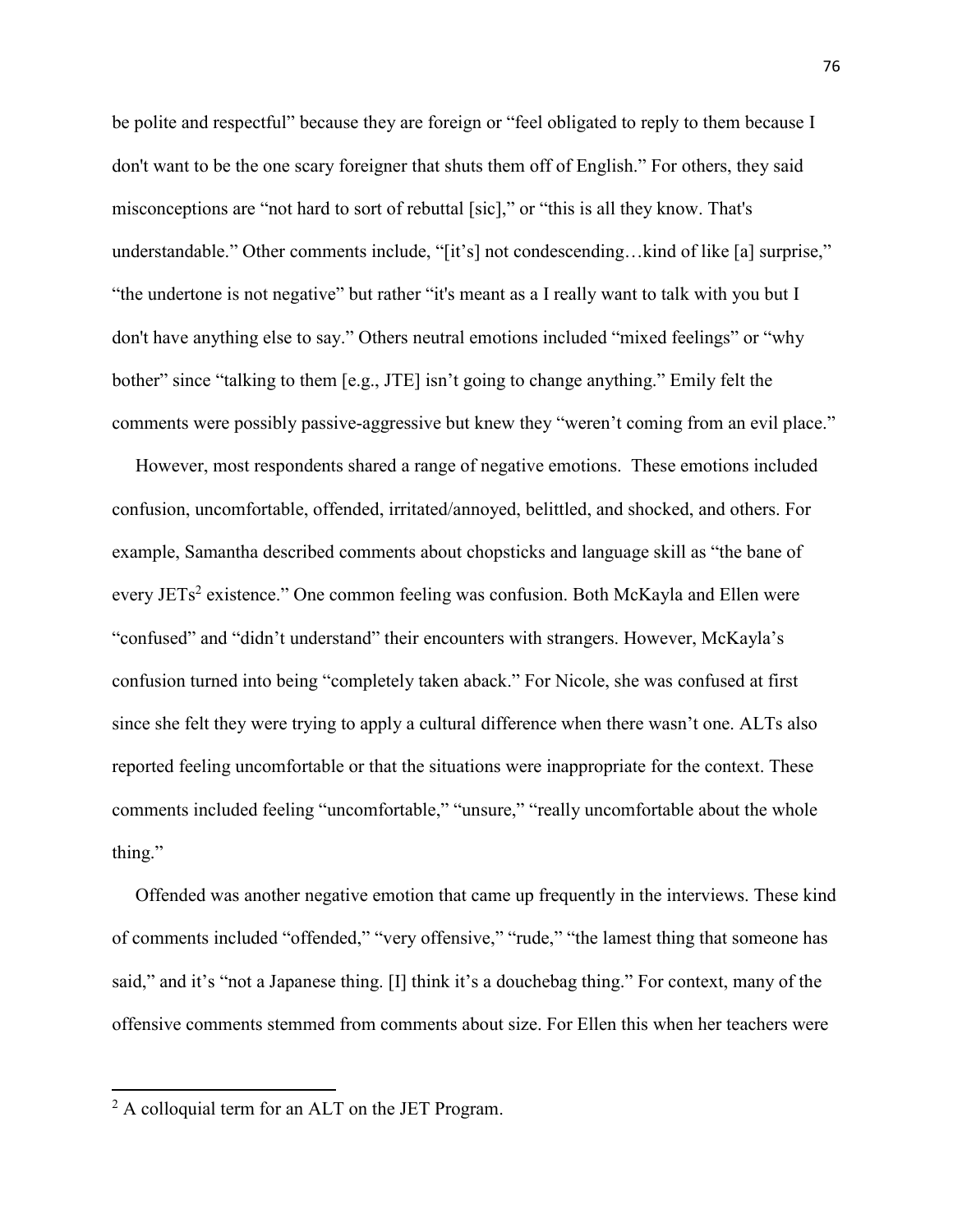be polite and respectful" because they are foreign or "feel obligated to reply to them because I don't want to be the one scary foreigner that shuts them off of English." For others, they said misconceptions are "not hard to sort of rebuttal [sic]," or "this is all they know. That's understandable." Other comments include, "[it's] not condescending…kind of like [a] surprise," "the undertone is not negative" but rather "it's meant as a I really want to talk with you but I don't have anything else to say." Others neutral emotions included "mixed feelings" or "why bother" since "talking to them [e.g., JTE] isn't going to change anything." Emily felt the comments were possibly passive-aggressive but knew they "weren't coming from an evil place."

However, most respondents shared a range of negative emotions. These emotions included confusion, uncomfortable, offended, irritated/annoyed, belittled, and shocked, and others. For example, Samantha described comments about chopsticks and language skill as "the bane of every JETs[2] existence." One common feeling was confusion. Both McKayla and Ellen were "confused" and "didn't understand" their encounters with strangers. However, McKayla's confusion turned into being "completely taken aback." For Nicole, she was confused at first since she felt they were trying to apply a cultural difference when there wasn't one. ALTs also reported feeling uncomfortable or that the situations were inappropriate for the context. These comments included feeling "uncomfortable," "unsure," "really uncomfortable about the whole thing."

Offended was another negative emotion that came up frequently in the interviews. These kind of comments included "offended," "very offensive," "rude," "the lamest thing that someone has said," and it's "not a Japanese thing. [I] think it's a douchebag thing." For context, many of the offensive comments stemmed from comments about size. For Ellen this when her teachers were

[2] A colloquial term for an ALT on the JET Program.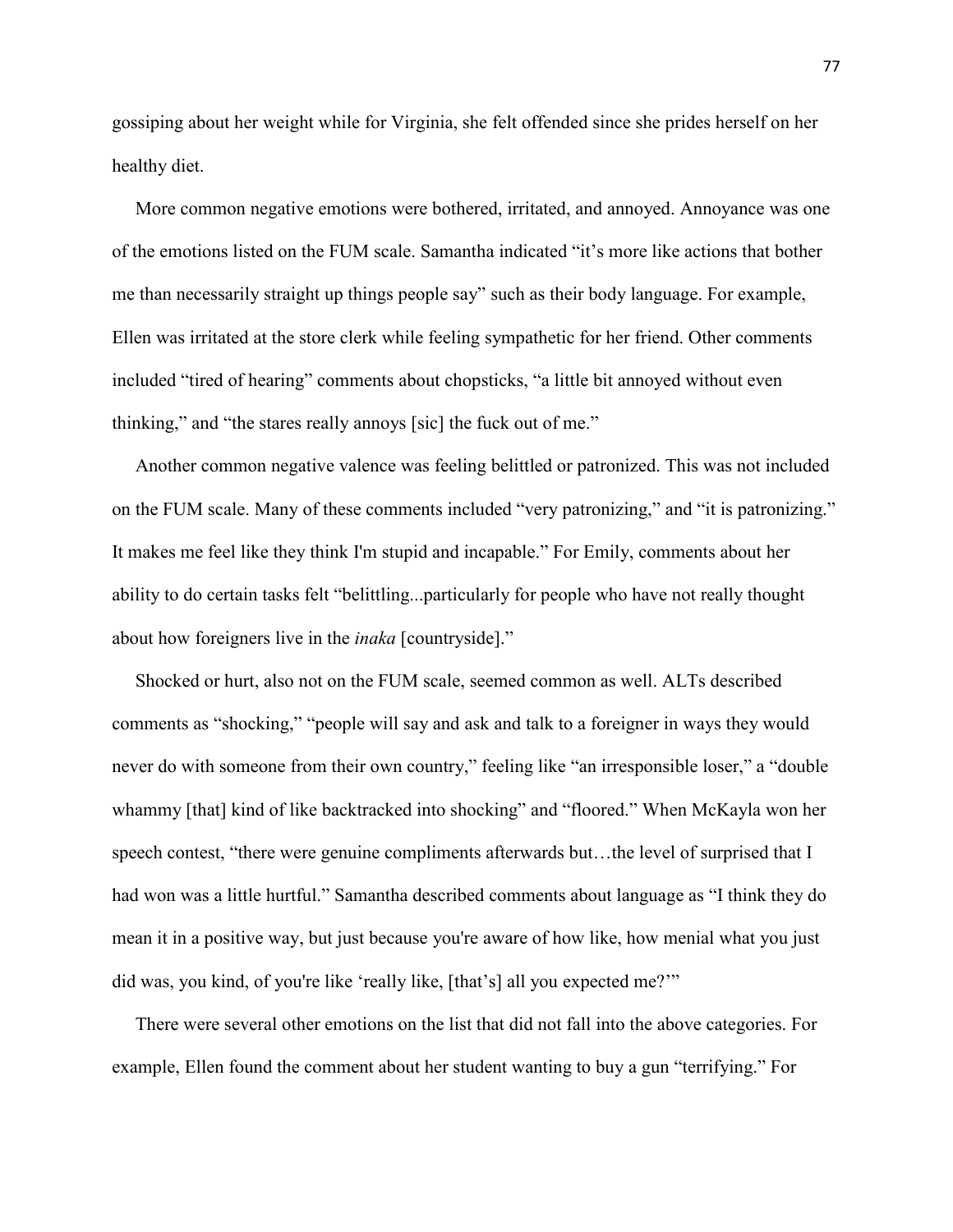gossiping about her weight while for Virginia, she felt offended since she prides herself on her healthy diet.

More common negative emotions were bothered, irritated, and annoyed. Annoyance was one of the emotions listed on the FUM scale. Samantha indicated "it's more like actions that bother me than necessarily straight up things people say" such as their body language. For example, Ellen was irritated at the store clerk while feeling sympathetic for her friend. Other comments included "tired of hearing" comments about chopsticks, "a little bit annoyed without even thinking," and "the stares really annoys [sic] the fuck out of me."

Another common negative valence was feeling belittled or patronized. This was not included on the FUM scale. Many of these comments included "very patronizing," and "it is patronizing." It makes me feel like they think I'm stupid and incapable." For Emily, comments about her ability to do certain tasks felt "belittling...particularly for people who have not really thought about how foreigners live in the *inaka* [countryside]."

Shocked or hurt, also not on the FUM scale, seemed common as well. ALTs described comments as "shocking," "people will say and ask and talk to a foreigner in ways they would never do with someone from their own country," feeling like "an irresponsible loser," a "double whammy [that] kind of like backtracked into shocking" and "floored." When McKayla won her speech contest, "there were genuine compliments afterwards but…the level of surprised that I had won was a little hurtful." Samantha described comments about language as "I think they do mean it in a positive way, but just because you're aware of how like, how menial what you just did was, you kind, of you're like 'really like, [that's] all you expected me?'"

There were several other emotions on the list that did not fall into the above categories. For example, Ellen found the comment about her student wanting to buy a gun "terrifying." For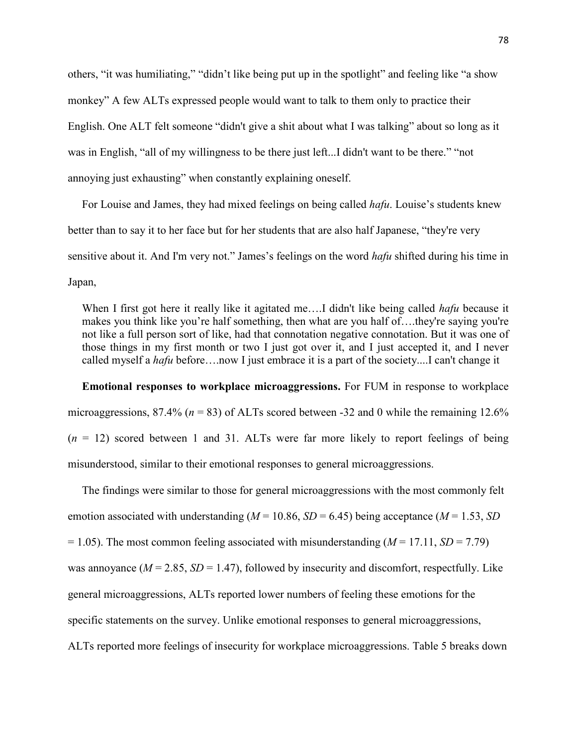others, “it was humiliating,” “didn’t like being put up in the spotlight” and feeling like “a show monkey” A few ALTs expressed people would want to talk to them only to practice their English. One ALT felt someone “didn't give a shit about what I was talking” about so long as it was in English, “all of my willingness to be there just left...I didn't want to be there.” “not annoying just exhausting” when constantly explaining oneself.

For Louise and James, they had mixed feelings on being called *hafu*. Louise’s students knew better than to say it to her face but for her students that are also half Japanese, “they're very sensitive about it. And I'm very not.” James’s feelings on the word *hafu* shifted during his time in Japan,

> When I first got here it really like it agitated me….I didn't like being called *hafu* because it makes you think like you’re half something, then what are you half of….they're saying you're not like a full person sort of like, had that connotation negative connotation. But it was one of those things in my first month or two I just got over it, and I just accepted it, and I never called myself a *hafu* before….now I just embrace it is a part of the society....I can't change it

**Emotional responses to workplace microaggressions.** For FUM in response to workplace microaggressions, 87.4% ($n$ = 83) of ALTs scored between -32 and 0 while the remaining 12.6% ($n$ = 12) scored between 1 and 31. ALTs were far more likely to report feelings of being misunderstood, similar to their emotional responses to general microaggressions.

The findings were similar to those for general microaggressions with the most commonly felt emotion associated with understanding ($M$ = 10.86, $SD$ = 6.45) being acceptance ($M$ = 1.53, $SD$ = 1.05). The most common feeling associated with misunderstanding ($M$ = 17.11, $SD$ = 7.79) was annoyance ($M$ = 2.85, $SD$ = 1.47), followed by insecurity and discomfort, respectfully. Like general microaggressions, ALTs reported lower numbers of feeling these emotions for the specific statements on the survey. Unlike emotional responses to general microaggressions, ALTs reported more feelings of insecurity for workplace microaggressions. Table 5 breaks down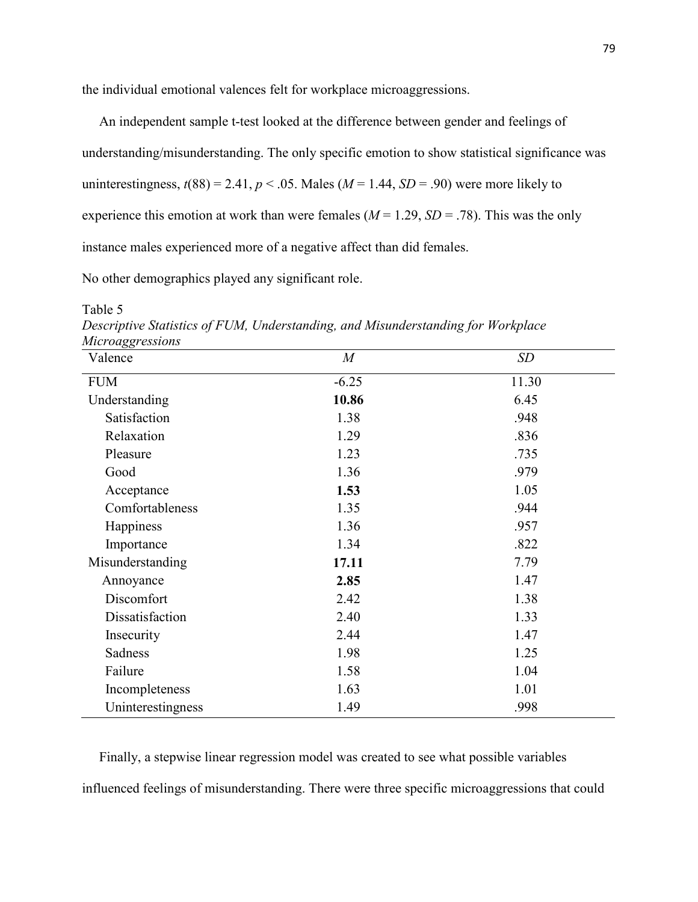the individual emotional valences felt for workplace microaggressions.

An independent sample t-test looked at the difference between gender and feelings of understanding/misunderstanding. The only specific emotion to show statistical significance was uninterestingness, $t(88) = 2.41$, $p < .05$. Males ($M = 1.44$, $SD = .90$) were more likely to experience this emotion at work than were females ($M = 1.29$, $SD = .78$). This was the only instance males experienced more of a negative affect than did females.

No other demographics played any significant role.

Table 5

*Descriptive Statistics of FUM, Understanding, and Misunderstanding for Workplace Microaggressions*

| Valence | *M* | *SD* |
|---|---|---|
| FUM | -6.25 | 11.30 |
| Understanding | **10.86** | 6.45 |
| Satisfaction | 1.38 | .948 |
| Relaxation | 1.29 | .836 |
| Pleasure | 1.23 | .735 |
| Good | 1.36 | .979 |
| Acceptance | **1.53** | 1.05 |
| Comfortableness | 1.35 | .944 |
| Happiness | 1.36 | .957 |
| Importance | 1.34 | .822 |
| Misunderstanding | **17.11** | 7.79 |
| Annoyance | **2.85** | 1.47 |
| Discomfort | 2.42 | 1.38 |
| Dissatisfaction | 2.40 | 1.33 |
| Insecurity | 2.44 | 1.47 |
| Sadness | 1.98 | 1.25 |
| Failure | 1.58 | 1.04 |
| Incompleteness | 1.63 | 1.01 |
| Uninterestingness | 1.49 | .998 |

Finally, a stepwise linear regression model was created to see what possible variables influenced feelings of misunderstanding. There were three specific microaggressions that could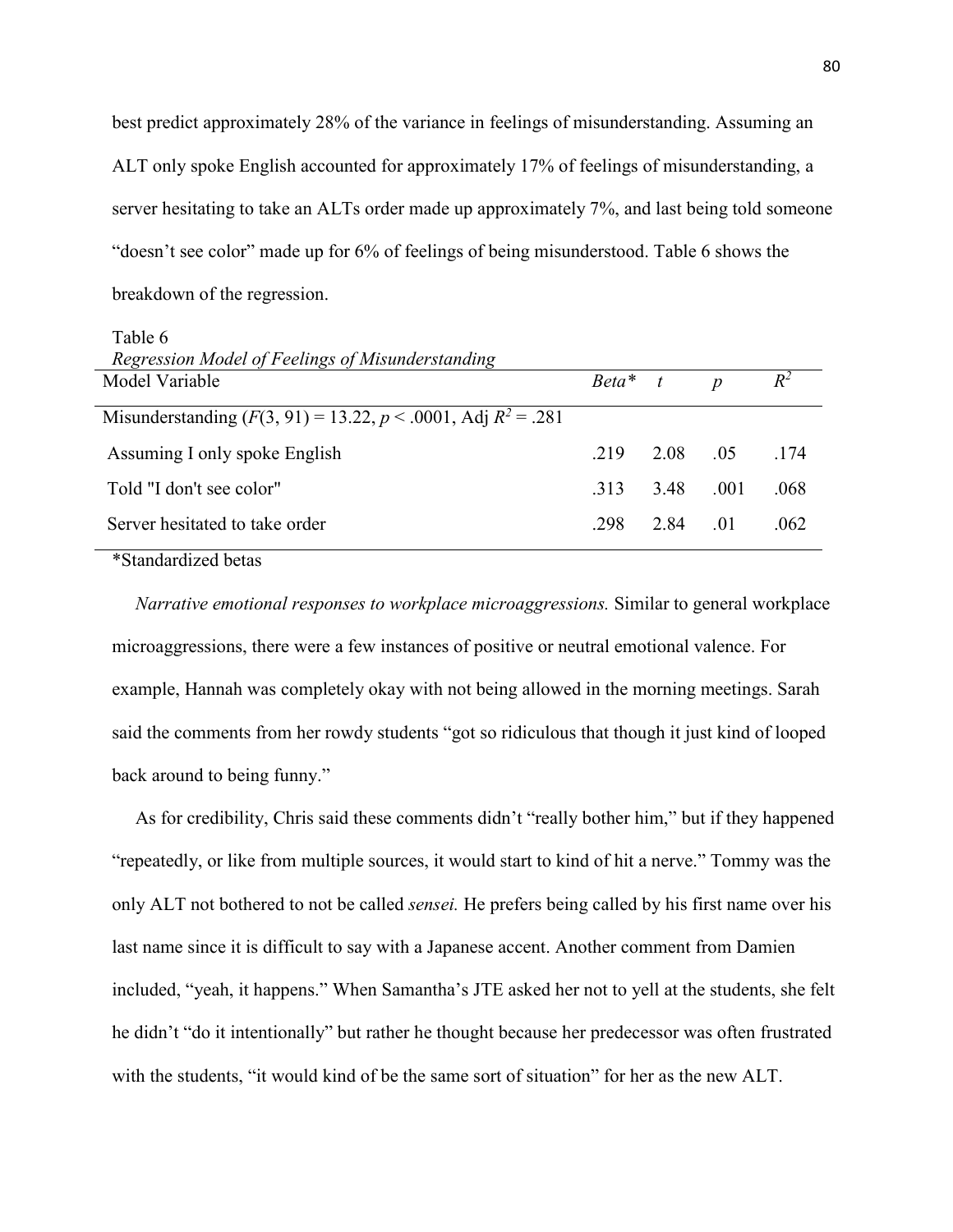best predict approximately 28% of the variance in feelings of misunderstanding. Assuming an ALT only spoke English accounted for approximately 17% of feelings of misunderstanding, a server hesitating to take an ALTs order made up approximately 7%, and last being told someone "doesn't see color" made up for 6% of feelings of being misunderstood. Table 6 shows the breakdown of the regression.

Table 6
*Regression Model of Feelings of Misunderstanding*

| Model Variable | *Beta\** | *t* | *p* | $R^2$ |
|---|---|---|---|---|
| Misunderstanding ($F(3, 91) = 13.22$, $p < .0001$, Adj $R^2 = .281$ | | | | |
| Assuming I only spoke English | .219 | 2.08 | .05 | .174 |
| Told "I don't see color" | .313 | 3.48 | .001 | .068 |
| Server hesitated to take order | .298 | 2.84 | .01 | .062 |

\*Standardized betas

*Narrative emotional responses to workplace microaggressions.* Similar to general workplace microaggressions, there were a few instances of positive or neutral emotional valence. For example, Hannah was completely okay with not being allowed in the morning meetings. Sarah said the comments from her rowdy students "got so ridiculous that though it just kind of looped back around to being funny."

As for credibility, Chris said these comments didn't "really bother him," but if they happened "repeatedly, or like from multiple sources, it would start to kind of hit a nerve." Tommy was the only ALT not bothered to not be called *sensei.* He prefers being called by his first name over his last name since it is difficult to say with a Japanese accent. Another comment from Damien included, "yeah, it happens." When Samantha's JTE asked her not to yell at the students, she felt he didn't "do it intentionally" but rather he thought because her predecessor was often frustrated with the students, "it would kind of be the same sort of situation" for her as the new ALT.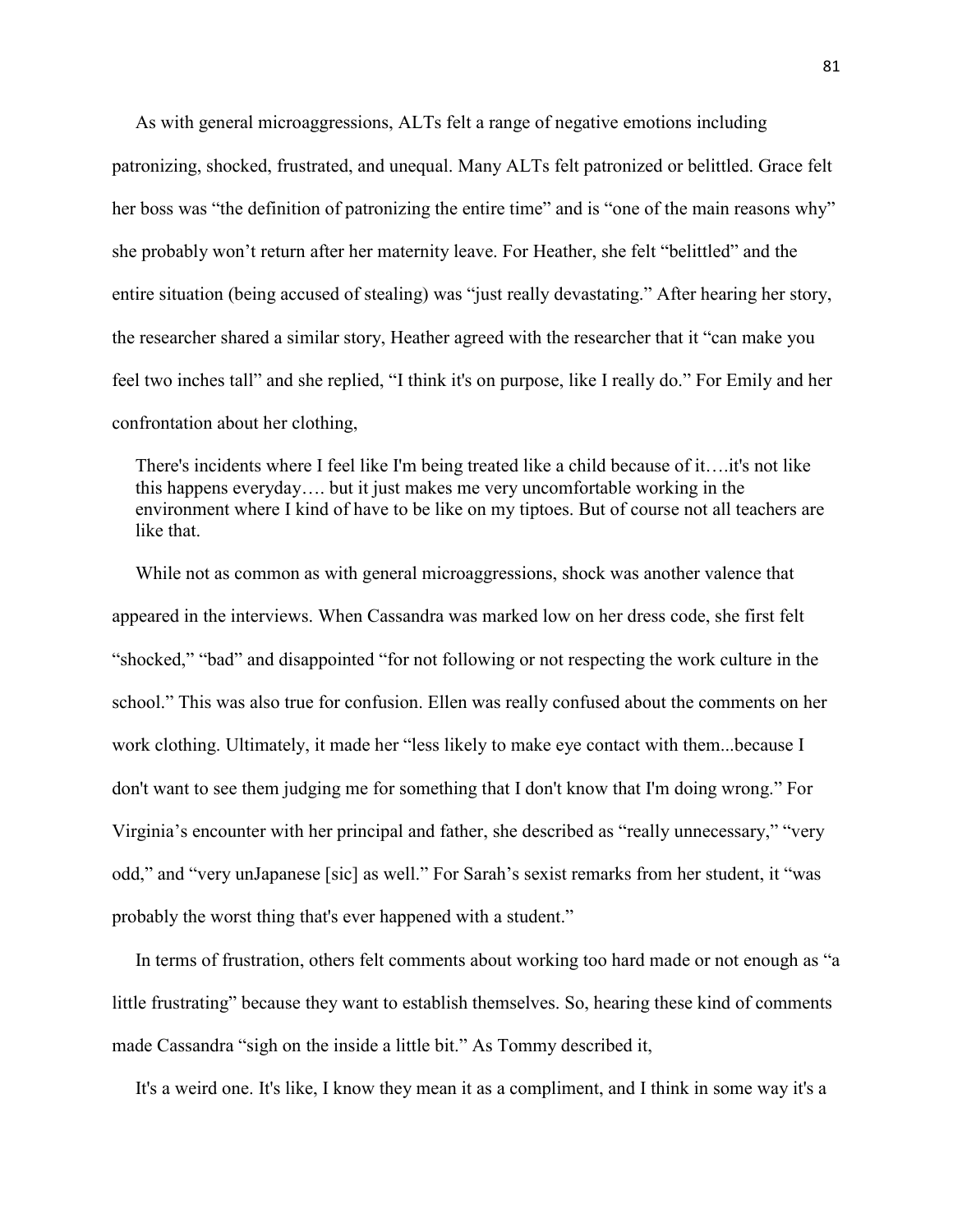As with general microaggressions, ALTs felt a range of negative emotions including patronizing, shocked, frustrated, and unequal. Many ALTs felt patronized or belittled. Grace felt her boss was "the definition of patronizing the entire time" and is "one of the main reasons why" she probably won't return after her maternity leave. For Heather, she felt "belittled" and the entire situation (being accused of stealing) was "just really devastating." After hearing her story, the researcher shared a similar story, Heather agreed with the researcher that it "can make you feel two inches tall" and she replied, "I think it's on purpose, like I really do." For Emily and her confrontation about her clothing,

> There's incidents where I feel like I'm being treated like a child because of it….it's not like this happens everyday…. but it just makes me very uncomfortable working in the environment where I kind of have to be like on my tiptoes. But of course not all teachers are like that.

While not as common as with general microaggressions, shock was another valence that appeared in the interviews. When Cassandra was marked low on her dress code, she first felt "shocked," "bad" and disappointed "for not following or not respecting the work culture in the school." This was also true for confusion. Ellen was really confused about the comments on her work clothing. Ultimately, it made her "less likely to make eye contact with them...because I don't want to see them judging me for something that I don't know that I'm doing wrong." For Virginia's encounter with her principal and father, she described as "really unnecessary," "very odd," and "very unJapanese [sic] as well." For Sarah's sexist remarks from her student, it "was probably the worst thing that's ever happened with a student."

In terms of frustration, others felt comments about working too hard made or not enough as "a little frustrating" because they want to establish themselves. So, hearing these kind of comments made Cassandra "sigh on the inside a little bit." As Tommy described it,

> It's a weird one. It's like, I know they mean it as a compliment, and I think in some way it's a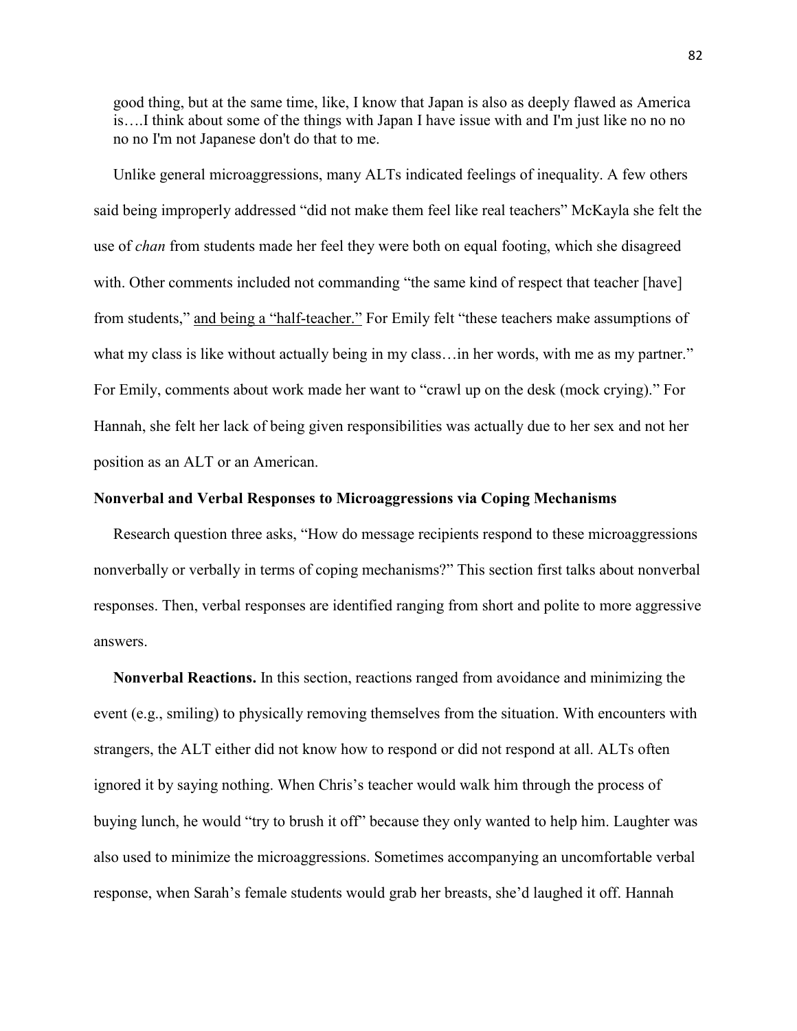good thing, but at the same time, like, I know that Japan is also as deeply flawed as America is….I think about some of the things with Japan I have issue with and I'm just like no no no no no I'm not Japanese don't do that to me.

Unlike general microaggressions, many ALTs indicated feelings of inequality. A few others said being improperly addressed "did not make them feel like real teachers" McKayla she felt the use of *chan* from students made her feel they were both on equal footing, which she disagreed with. Other comments included not commanding "the same kind of respect that teacher [have] from students," and being a "half-teacher." For Emily felt "these teachers make assumptions of what my class is like without actually being in my class…in her words, with me as my partner." For Emily, comments about work made her want to "crawl up on the desk (mock crying)." For Hannah, she felt her lack of being given responsibilities was actually due to her sex and not her position as an ALT or an American.

### Nonverbal and Verbal Responses to Microaggressions via Coping Mechanisms

Research question three asks, "How do message recipients respond to these microaggressions nonverbally or verbally in terms of coping mechanisms?" This section first talks about nonverbal responses. Then, verbal responses are identified ranging from short and polite to more aggressive answers.

**Nonverbal Reactions.** In this section, reactions ranged from avoidance and minimizing the event (e.g., smiling) to physically removing themselves from the situation. With encounters with strangers, the ALT either did not know how to respond or did not respond at all. ALTs often ignored it by saying nothing. When Chris's teacher would walk him through the process of buying lunch, he would "try to brush it off" because they only wanted to help him. Laughter was also used to minimize the microaggressions. Sometimes accompanying an uncomfortable verbal response, when Sarah's female students would grab her breasts, she'd laughed it off. Hannah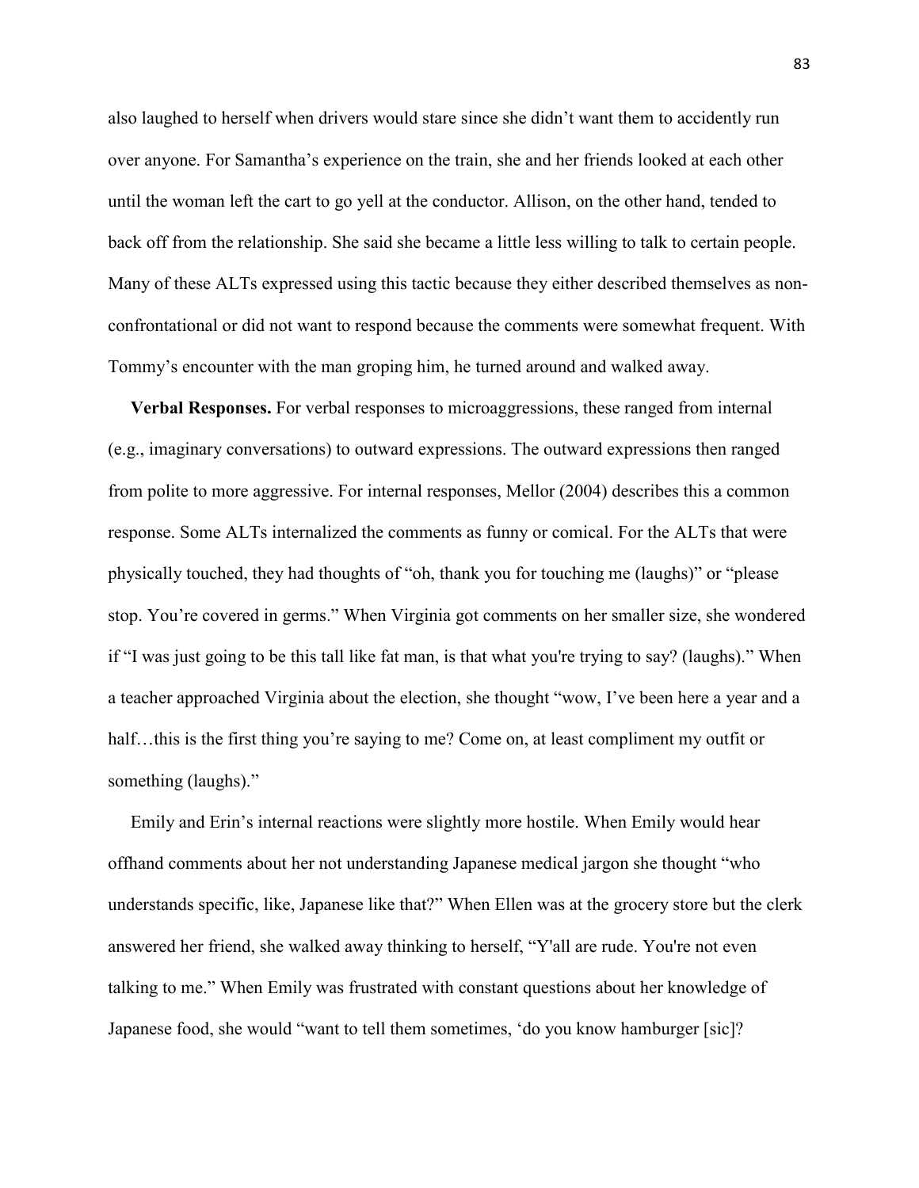also laughed to herself when drivers would stare since she didn't want them to accidently run over anyone. For Samantha's experience on the train, she and her friends looked at each other until the woman left the cart to go yell at the conductor. Allison, on the other hand, tended to back off from the relationship. She said she became a little less willing to talk to certain people. Many of these ALTs expressed using this tactic because they either described themselves as non-confrontational or did not want to respond because the comments were somewhat frequent. With Tommy's encounter with the man groping him, he turned around and walked away.

**Verbal Responses.** For verbal responses to microaggressions, these ranged from internal (e.g., imaginary conversations) to outward expressions. The outward expressions then ranged from polite to more aggressive. For internal responses, Mellor (2004) describes this a common response. Some ALTs internalized the comments as funny or comical. For the ALTs that were physically touched, they had thoughts of "oh, thank you for touching me (laughs)" or "please stop. You're covered in germs." When Virginia got comments on her smaller size, she wondered if "I was just going to be this tall like fat man, is that what you're trying to say? (laughs)." When a teacher approached Virginia about the election, she thought "wow, I've been here a year and a half…this is the first thing you're saying to me? Come on, at least compliment my outfit or something (laughs)."

Emily and Erin's internal reactions were slightly more hostile. When Emily would hear offhand comments about her not understanding Japanese medical jargon she thought "who understands specific, like, Japanese like that?" When Ellen was at the grocery store but the clerk answered her friend, she walked away thinking to herself, "Y'all are rude. You're not even talking to me." When Emily was frustrated with constant questions about her knowledge of Japanese food, she would "want to tell them sometimes, 'do you know hamburger [sic]?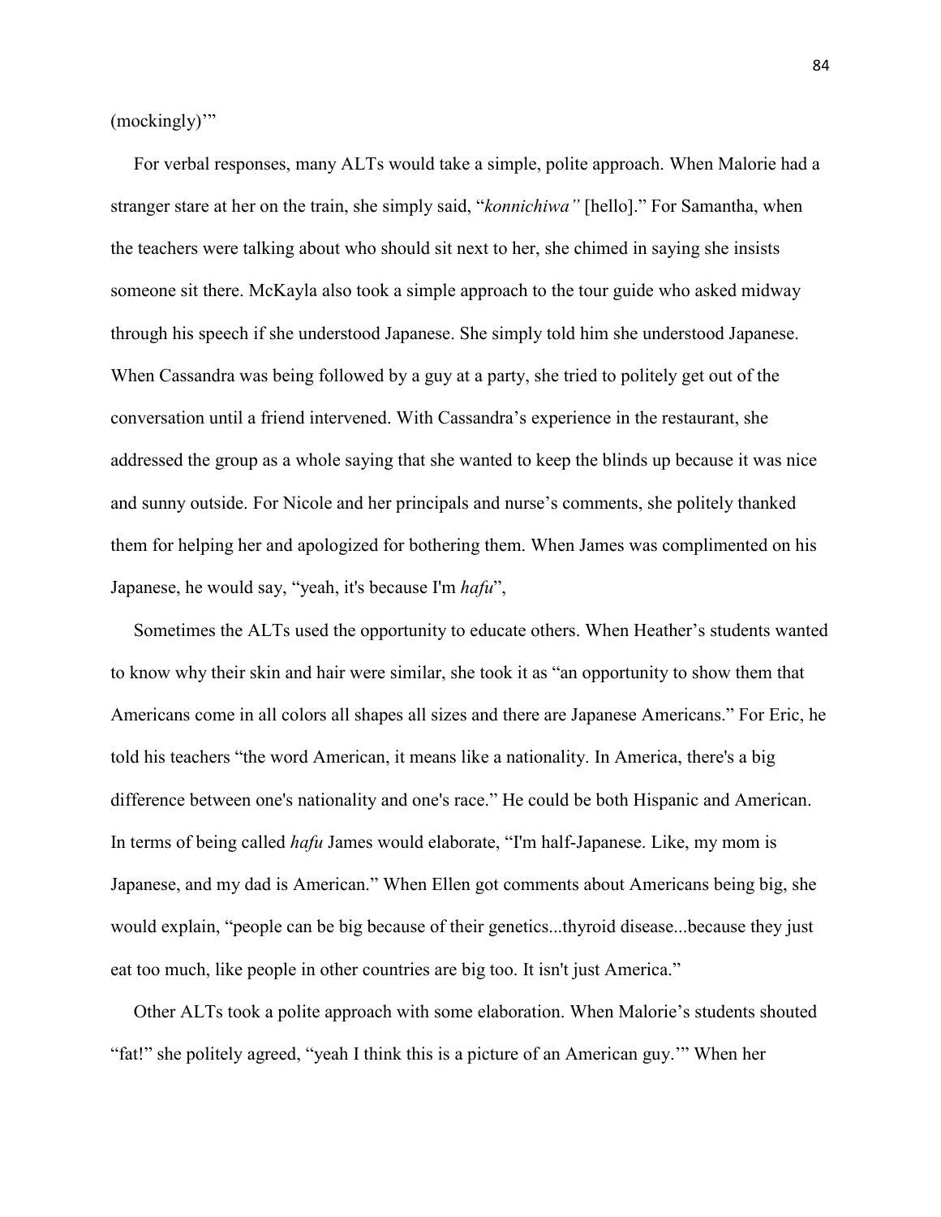(mockingly)'"

For verbal responses, many ALTs would take a simple, polite approach. When Malorie had a stranger stare at her on the train, she simply said, "*konnichiwa"* [hello]." For Samantha, when the teachers were talking about who should sit next to her, she chimed in saying she insists someone sit there. McKayla also took a simple approach to the tour guide who asked midway through his speech if she understood Japanese. She simply told him she understood Japanese. When Cassandra was being followed by a guy at a party, she tried to politely get out of the conversation until a friend intervened. With Cassandra's experience in the restaurant, she addressed the group as a whole saying that she wanted to keep the blinds up because it was nice and sunny outside. For Nicole and her principals and nurse's comments, she politely thanked them for helping her and apologized for bothering them. When James was complimented on his Japanese, he would say, "yeah, it's because I'm *hafu*",

Sometimes the ALTs used the opportunity to educate others. When Heather's students wanted to know why their skin and hair were similar, she took it as "an opportunity to show them that Americans come in all colors all shapes all sizes and there are Japanese Americans." For Eric, he told his teachers "the word American, it means like a nationality. In America, there's a big difference between one's nationality and one's race." He could be both Hispanic and American. In terms of being called *hafu* James would elaborate, "I'm half-Japanese. Like, my mom is Japanese, and my dad is American." When Ellen got comments about Americans being big, she would explain, "people can be big because of their genetics...thyroid disease...because they just eat too much, like people in other countries are big too. It isn't just America."

Other ALTs took a polite approach with some elaboration. When Malorie's students shouted "fat!" she politely agreed, "yeah I think this is a picture of an American guy.'" When her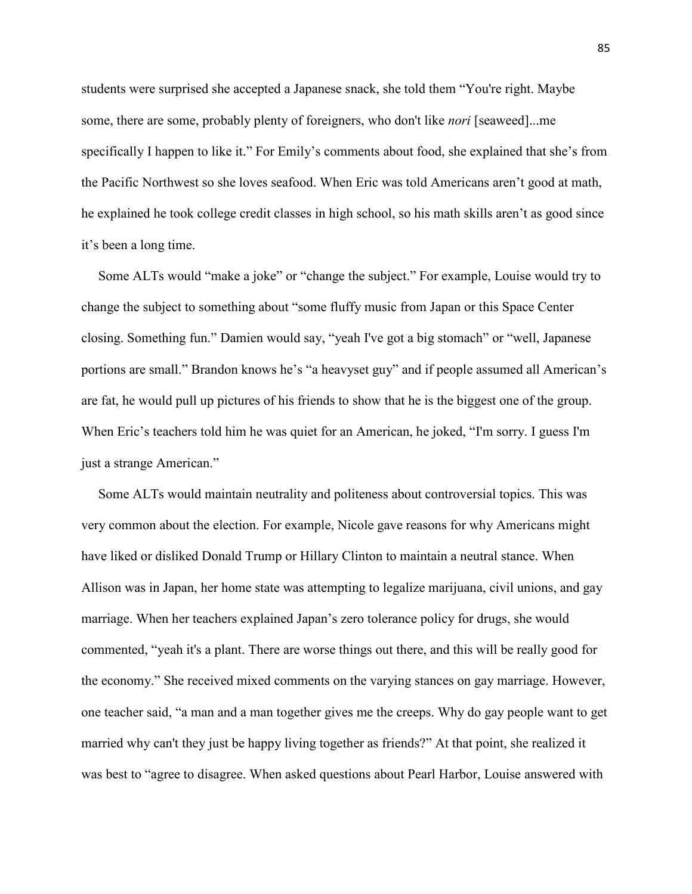students were surprised she accepted a Japanese snack, she told them "You're right. Maybe some, there are some, probably plenty of foreigners, who don't like *nori* [seaweed]...me specifically I happen to like it." For Emily's comments about food, she explained that she's from the Pacific Northwest so she loves seafood. When Eric was told Americans aren't good at math, he explained he took college credit classes in high school, so his math skills aren't as good since it's been a long time.

Some ALTs would "make a joke" or "change the subject." For example, Louise would try to change the subject to something about "some fluffy music from Japan or this Space Center closing. Something fun." Damien would say, "yeah I've got a big stomach" or "well, Japanese portions are small." Brandon knows he's "a heavyset guy" and if people assumed all American's are fat, he would pull up pictures of his friends to show that he is the biggest one of the group. When Eric's teachers told him he was quiet for an American, he joked, "I'm sorry. I guess I'm just a strange American."

Some ALTs would maintain neutrality and politeness about controversial topics. This was very common about the election. For example, Nicole gave reasons for why Americans might have liked or disliked Donald Trump or Hillary Clinton to maintain a neutral stance. When Allison was in Japan, her home state was attempting to legalize marijuana, civil unions, and gay marriage. When her teachers explained Japan's zero tolerance policy for drugs, she would commented, "yeah it's a plant. There are worse things out there, and this will be really good for the economy." She received mixed comments on the varying stances on gay marriage. However, one teacher said, "a man and a man together gives me the creeps. Why do gay people want to get married why can't they just be happy living together as friends?" At that point, she realized it was best to "agree to disagree. When asked questions about Pearl Harbor, Louise answered with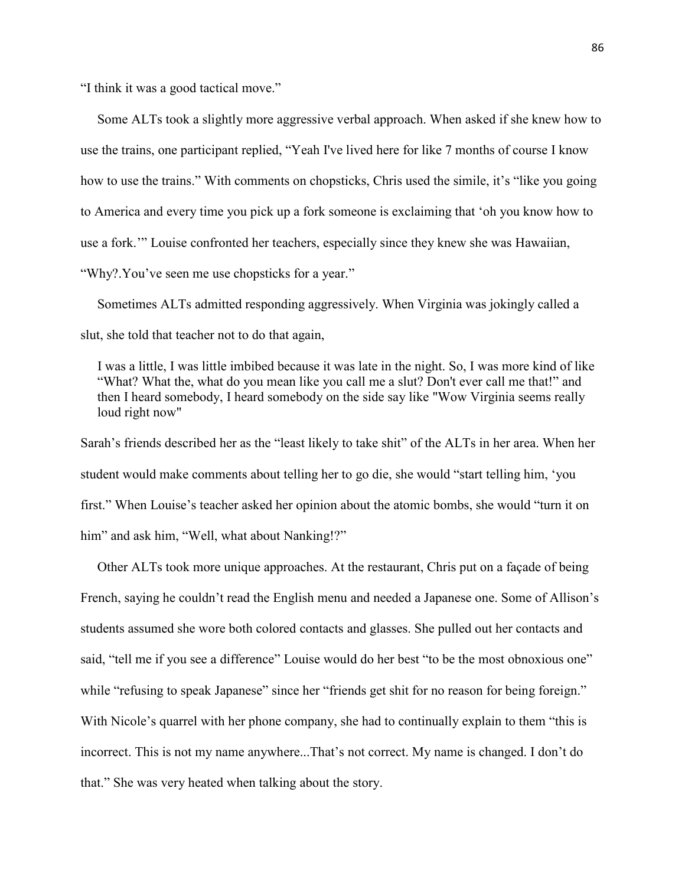"I think it was a good tactical move."

Some ALTs took a slightly more aggressive verbal approach. When asked if she knew how to use the trains, one participant replied, "Yeah I've lived here for like 7 months of course I know how to use the trains." With comments on chopsticks, Chris used the simile, it's "like you going to America and every time you pick up a fork someone is exclaiming that 'oh you know how to use a fork.'" Louise confronted her teachers, especially since they knew she was Hawaiian, "Why?.You've seen me use chopsticks for a year."

Sometimes ALTs admitted responding aggressively. When Virginia was jokingly called a slut, she told that teacher not to do that again,

> I was a little, I was little imbibed because it was late in the night. So, I was more kind of like "What? What the, what do you mean like you call me a slut? Don't ever call me that!" and then I heard somebody, I heard somebody on the side say like "Wow Virginia seems really loud right now"

Sarah's friends described her as the "least likely to take shit" of the ALTs in her area. When her student would make comments about telling her to go die, she would "start telling him, 'you first." When Louise's teacher asked her opinion about the atomic bombs, she would "turn it on him" and ask him, "Well, what about Nanking!?"

Other ALTs took more unique approaches. At the restaurant, Chris put on a façade of being French, saying he couldn't read the English menu and needed a Japanese one. Some of Allison's students assumed she wore both colored contacts and glasses. She pulled out her contacts and said, "tell me if you see a difference" Louise would do her best "to be the most obnoxious one" while "refusing to speak Japanese" since her "friends get shit for no reason for being foreign." With Nicole's quarrel with her phone company, she had to continually explain to them "this is incorrect. This is not my name anywhere...That's not correct. My name is changed. I don't do that." She was very heated when talking about the story.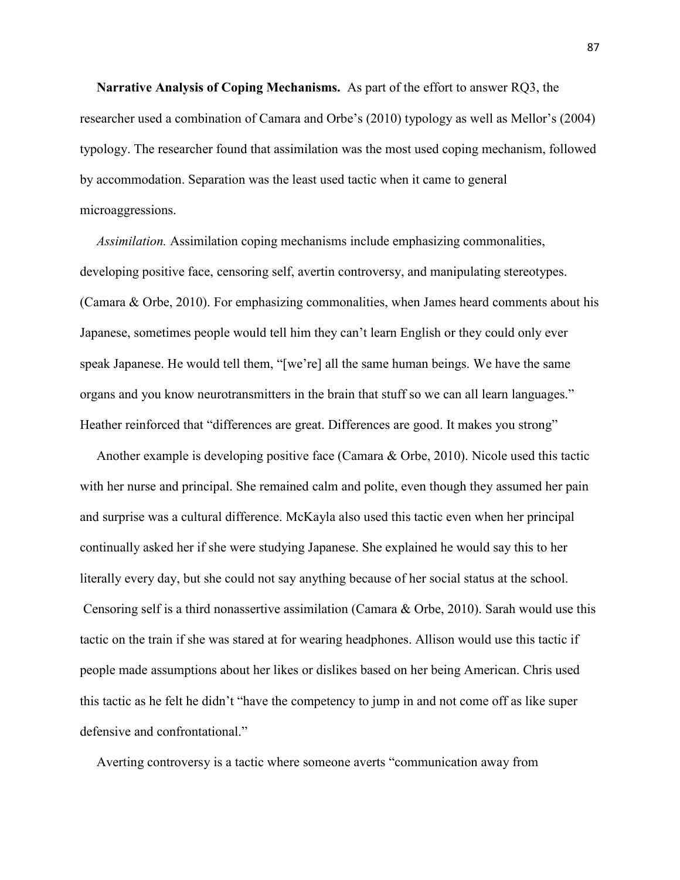**Narrative Analysis of Coping Mechanisms.** As part of the effort to answer RQ3, the researcher used a combination of Camara and Orbe's (2010) typology as well as Mellor's (2004) typology. The researcher found that assimilation was the most used coping mechanism, followed by accommodation. Separation was the least used tactic when it came to general microaggressions.

*Assimilation.* Assimilation coping mechanisms include emphasizing commonalities, developing positive face, censoring self, avertin controversy, and manipulating stereotypes. (Camara & Orbe, 2010). For emphasizing commonalities, when James heard comments about his Japanese, sometimes people would tell him they can't learn English or they could only ever speak Japanese. He would tell them, "[we're] all the same human beings. We have the same organs and you know neurotransmitters in the brain that stuff so we can all learn languages." Heather reinforced that "differences are great. Differences are good. It makes you strong"

Another example is developing positive face (Camara & Orbe, 2010). Nicole used this tactic with her nurse and principal. She remained calm and polite, even though they assumed her pain and surprise was a cultural difference. McKayla also used this tactic even when her principal continually asked her if she were studying Japanese. She explained he would say this to her literally every day, but she could not say anything because of her social status at the school. Censoring self is a third nonassertive assimilation (Camara & Orbe, 2010). Sarah would use this tactic on the train if she was stared at for wearing headphones. Allison would use this tactic if people made assumptions about her likes or dislikes based on her being American. Chris used this tactic as he felt he didn't "have the competency to jump in and not come off as like super defensive and confrontational."

Averting controversy is a tactic where someone averts "communication away from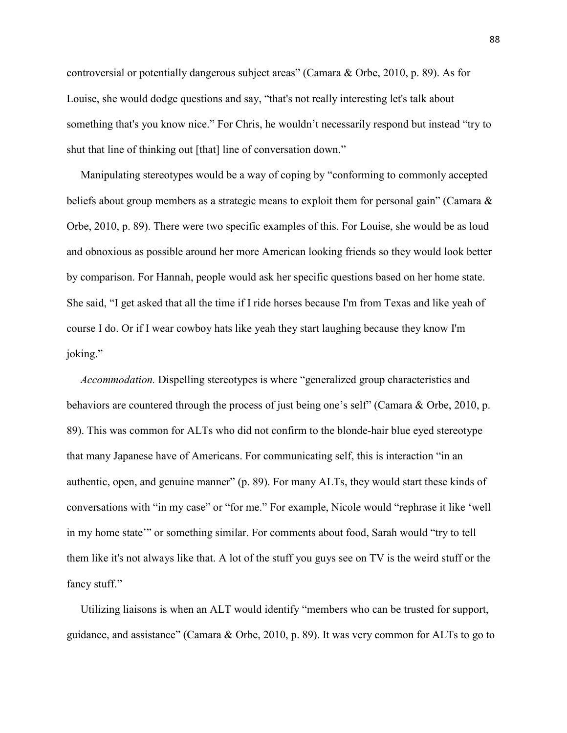controversial or potentially dangerous subject areas" (Camara & Orbe, 2010, p. 89). As for Louise, she would dodge questions and say, "that's not really interesting let's talk about something that's you know nice." For Chris, he wouldn't necessarily respond but instead "try to shut that line of thinking out [that] line of conversation down."

Manipulating stereotypes would be a way of coping by "conforming to commonly accepted beliefs about group members as a strategic means to exploit them for personal gain" (Camara & Orbe, 2010, p. 89). There were two specific examples of this. For Louise, she would be as loud and obnoxious as possible around her more American looking friends so they would look better by comparison. For Hannah, people would ask her specific questions based on her home state. She said, "I get asked that all the time if I ride horses because I'm from Texas and like yeah of course I do. Or if I wear cowboy hats like yeah they start laughing because they know I'm joking."

*Accommodation.* Dispelling stereotypes is where "generalized group characteristics and behaviors are countered through the process of just being one's self" (Camara & Orbe, 2010, p. 89). This was common for ALTs who did not confirm to the blonde-hair blue eyed stereotype that many Japanese have of Americans. For communicating self, this is interaction "in an authentic, open, and genuine manner" (p. 89). For many ALTs, they would start these kinds of conversations with "in my case" or "for me." For example, Nicole would "rephrase it like 'well in my home state'" or something similar. For comments about food, Sarah would "try to tell them like it's not always like that. A lot of the stuff you guys see on TV is the weird stuff or the fancy stuff."

Utilizing liaisons is when an ALT would identify "members who can be trusted for support, guidance, and assistance" (Camara & Orbe, 2010, p. 89). It was very common for ALTs to go to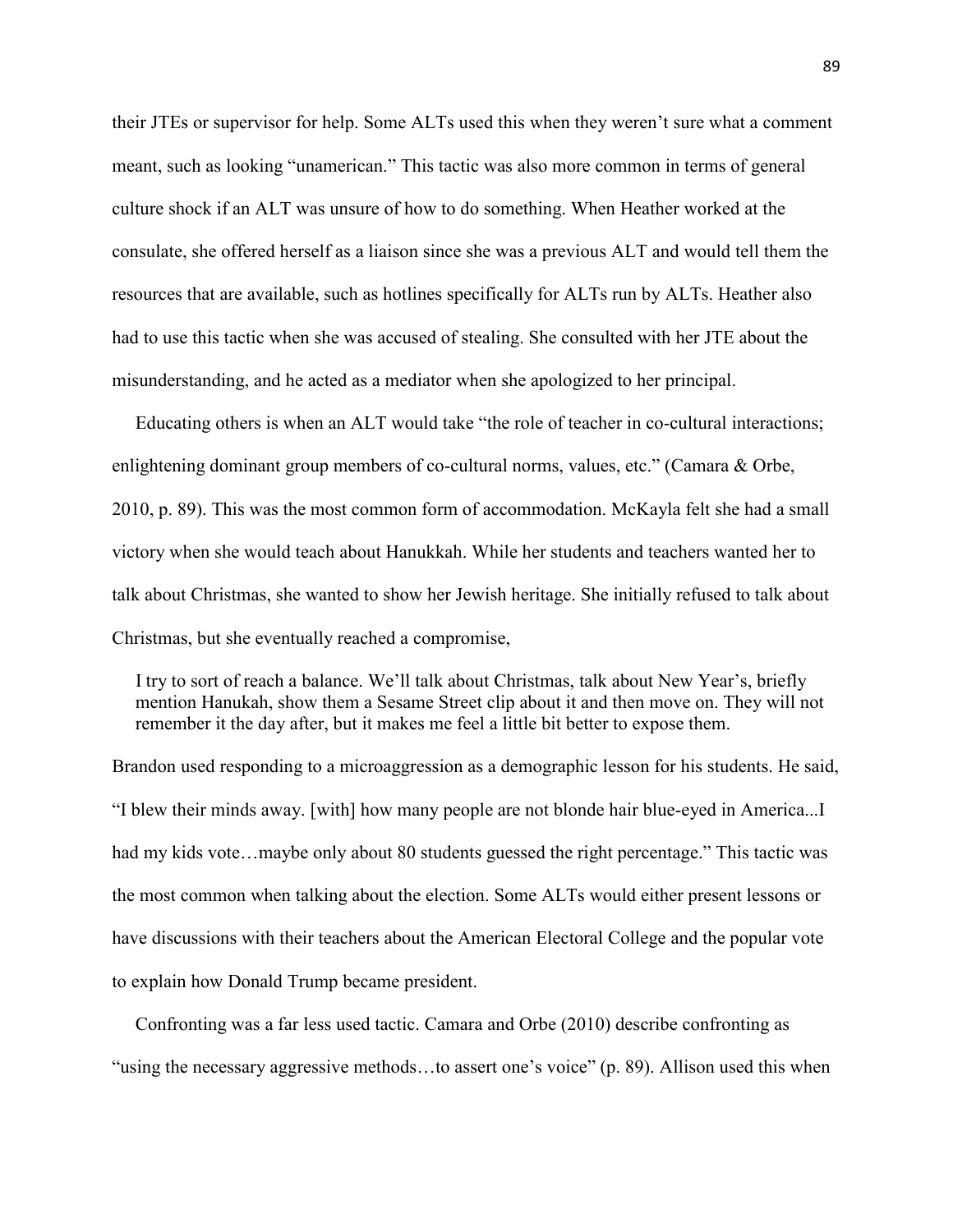their JTEs or supervisor for help. Some ALTs used this when they weren't sure what a comment meant, such as looking "unamerican." This tactic was also more common in terms of general culture shock if an ALT was unsure of how to do something. When Heather worked at the consulate, she offered herself as a liaison since she was a previous ALT and would tell them the resources that are available, such as hotlines specifically for ALTs run by ALTs. Heather also had to use this tactic when she was accused of stealing. She consulted with her JTE about the misunderstanding, and he acted as a mediator when she apologized to her principal.

Educating others is when an ALT would take "the role of teacher in co-cultural interactions; enlightening dominant group members of co-cultural norms, values, etc." (Camara & Orbe, 2010, p. 89). This was the most common form of accommodation. McKayla felt she had a small victory when she would teach about Hanukkah. While her students and teachers wanted her to talk about Christmas, she wanted to show her Jewish heritage. She initially refused to talk about Christmas, but she eventually reached a compromise,

> I try to sort of reach a balance. We'll talk about Christmas, talk about New Year's, briefly mention Hanukah, show them a Sesame Street clip about it and then move on. They will not remember it the day after, but it makes me feel a little bit better to expose them.

Brandon used responding to a microaggression as a demographic lesson for his students. He said, "I blew their minds away. [with] how many people are not blonde hair blue-eyed in America...I had my kids vote…maybe only about 80 students guessed the right percentage." This tactic was the most common when talking about the election. Some ALTs would either present lessons or have discussions with their teachers about the American Electoral College and the popular vote to explain how Donald Trump became president.

Confronting was a far less used tactic. Camara and Orbe (2010) describe confronting as "using the necessary aggressive methods…to assert one's voice" (p. 89). Allison used this when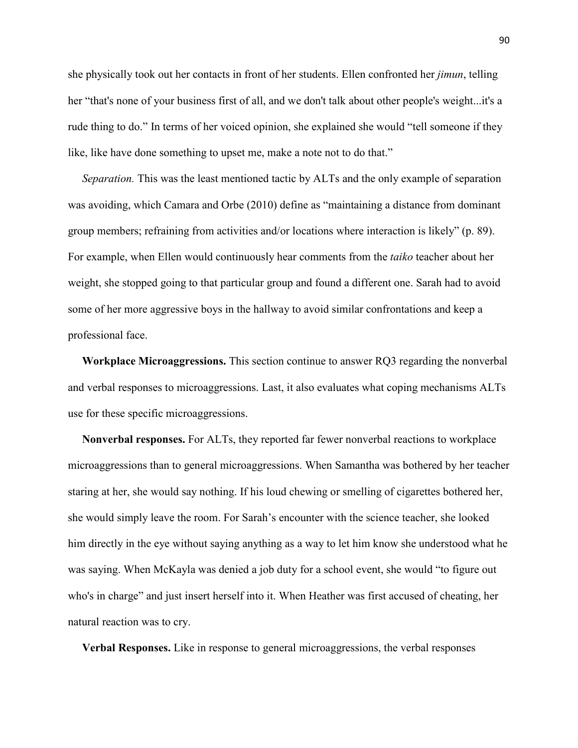she physically took out her contacts in front of her students. Ellen confronted her *jimun*, telling her "that's none of your business first of all, and we don't talk about other people's weight...it's a rude thing to do." In terms of her voiced opinion, she explained she would "tell someone if they like, like have done something to upset me, make a note not to do that."

*Separation.* This was the least mentioned tactic by ALTs and the only example of separation was avoiding, which Camara and Orbe (2010) define as "maintaining a distance from dominant group members; refraining from activities and/or locations where interaction is likely" (p. 89). For example, when Ellen would continuously hear comments from the *taiko* teacher about her weight, she stopped going to that particular group and found a different one. Sarah had to avoid some of her more aggressive boys in the hallway to avoid similar confrontations and keep a professional face.

**Workplace Microaggressions.** This section continue to answer RQ3 regarding the nonverbal and verbal responses to microaggressions. Last, it also evaluates what coping mechanisms ALTs use for these specific microaggressions.

**Nonverbal responses.** For ALTs, they reported far fewer nonverbal reactions to workplace microaggressions than to general microaggressions. When Samantha was bothered by her teacher staring at her, she would say nothing. If his loud chewing or smelling of cigarettes bothered her, she would simply leave the room. For Sarah's encounter with the science teacher, she looked him directly in the eye without saying anything as a way to let him know she understood what he was saying. When McKayla was denied a job duty for a school event, she would "to figure out who's in charge" and just insert herself into it. When Heather was first accused of cheating, her natural reaction was to cry.

**Verbal Responses.** Like in response to general microaggressions, the verbal responses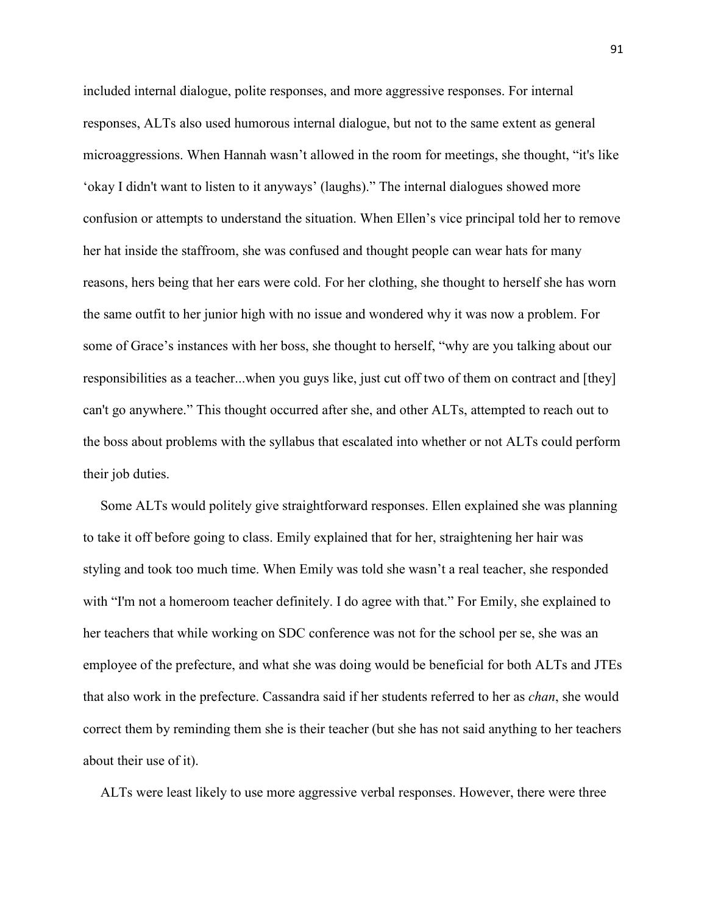included internal dialogue, polite responses, and more aggressive responses. For internal responses, ALTs also used humorous internal dialogue, but not to the same extent as general microaggressions. When Hannah wasn't allowed in the room for meetings, she thought, "it's like 'okay I didn't want to listen to it anyways' (laughs)." The internal dialogues showed more confusion or attempts to understand the situation. When Ellen's vice principal told her to remove her hat inside the staffroom, she was confused and thought people can wear hats for many reasons, hers being that her ears were cold. For her clothing, she thought to herself she has worn the same outfit to her junior high with no issue and wondered why it was now a problem. For some of Grace's instances with her boss, she thought to herself, "why are you talking about our responsibilities as a teacher...when you guys like, just cut off two of them on contract and [they] can't go anywhere." This thought occurred after she, and other ALTs, attempted to reach out to the boss about problems with the syllabus that escalated into whether or not ALTs could perform their job duties.

Some ALTs would politely give straightforward responses. Ellen explained she was planning to take it off before going to class. Emily explained that for her, straightening her hair was styling and took too much time. When Emily was told she wasn't a real teacher, she responded with "I'm not a homeroom teacher definitely. I do agree with that." For Emily, she explained to her teachers that while working on SDC conference was not for the school per se, she was an employee of the prefecture, and what she was doing would be beneficial for both ALTs and JTEs that also work in the prefecture. Cassandra said if her students referred to her as *chan*, she would correct them by reminding them she is their teacher (but she has not said anything to her teachers about their use of it).

ALTs were least likely to use more aggressive verbal responses. However, there were three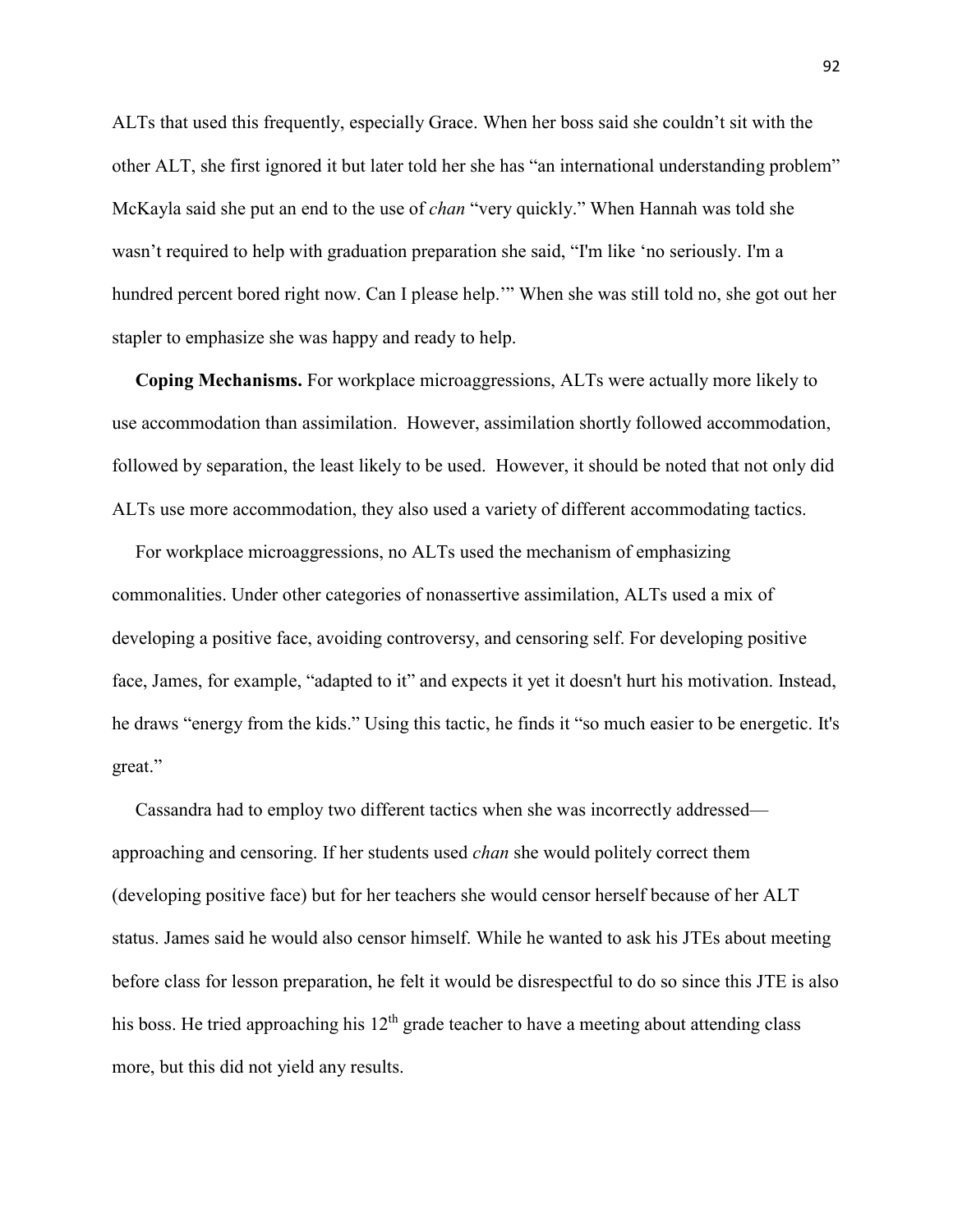ALTs that used this frequently, especially Grace. When her boss said she couldn't sit with the other ALT, she first ignored it but later told her she has "an international understanding problem" McKayla said she put an end to the use of *chan* "very quickly." When Hannah was told she wasn't required to help with graduation preparation she said, "I'm like 'no seriously. I'm a hundred percent bored right now. Can I please help.'" When she was still told no, she got out her stapler to emphasize she was happy and ready to help.

**Coping Mechanisms.** For workplace microaggressions, ALTs were actually more likely to use accommodation than assimilation. However, assimilation shortly followed accommodation, followed by separation, the least likely to be used. However, it should be noted that not only did ALTs use more accommodation, they also used a variety of different accommodating tactics.

For workplace microaggressions, no ALTs used the mechanism of emphasizing commonalities. Under other categories of nonassertive assimilation, ALTs used a mix of developing a positive face, avoiding controversy, and censoring self. For developing positive face, James, for example, "adapted to it" and expects it yet it doesn't hurt his motivation. Instead, he draws "energy from the kids." Using this tactic, he finds it "so much easier to be energetic. It's great."

Cassandra had to employ two different tactics when she was incorrectly addressed—approaching and censoring. If her students used *chan* she would politely correct them (developing positive face) but for her teachers she would censor herself because of her ALT status. James said he would also censor himself. While he wanted to ask his JTEs about meeting before class for lesson preparation, he felt it would be disrespectful to do so since this JTE is also his boss. He tried approaching his 12th grade teacher to have a meeting about attending class more, but this did not yield any results.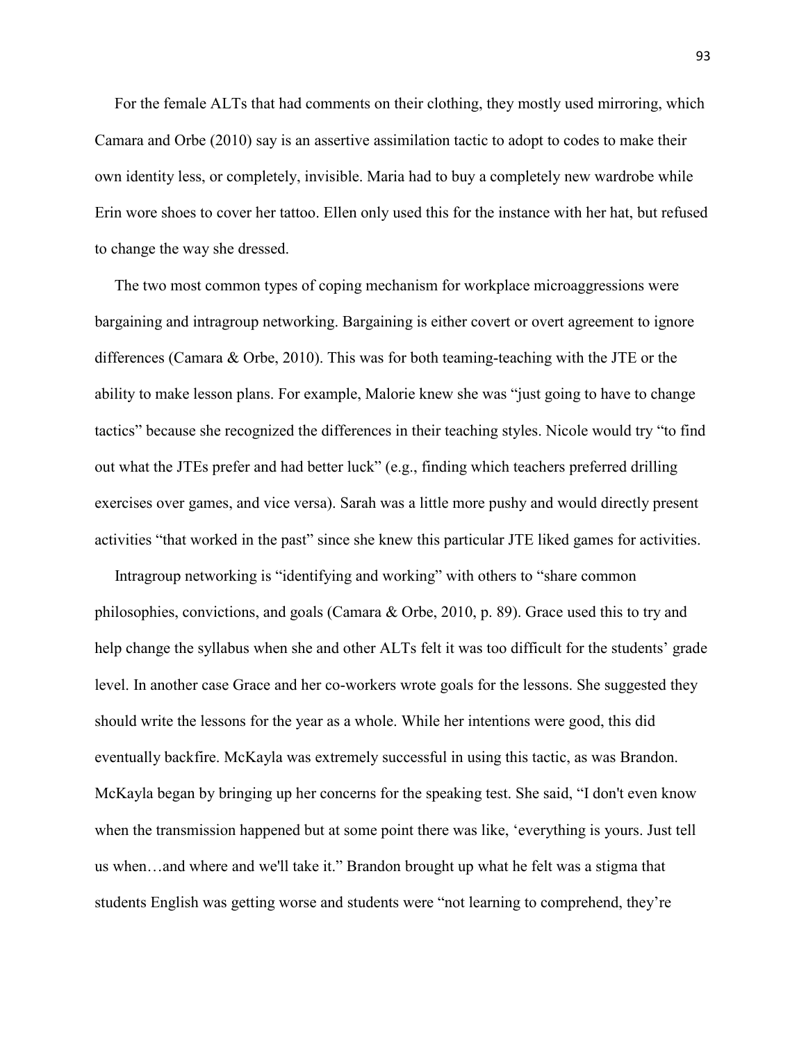For the female ALTs that had comments on their clothing, they mostly used mirroring, which Camara and Orbe (2010) say is an assertive assimilation tactic to adopt to codes to make their own identity less, or completely, invisible. Maria had to buy a completely new wardrobe while Erin wore shoes to cover her tattoo. Ellen only used this for the instance with her hat, but refused to change the way she dressed.

The two most common types of coping mechanism for workplace microaggressions were bargaining and intragroup networking. Bargaining is either covert or overt agreement to ignore differences (Camara & Orbe, 2010). This was for both teaming-teaching with the JTE or the ability to make lesson plans. For example, Malorie knew she was "just going to have to change tactics" because she recognized the differences in their teaching styles. Nicole would try "to find out what the JTEs prefer and had better luck" (e.g., finding which teachers preferred drilling exercises over games, and vice versa). Sarah was a little more pushy and would directly present activities "that worked in the past" since she knew this particular JTE liked games for activities.

Intragroup networking is "identifying and working" with others to "share common philosophies, convictions, and goals (Camara & Orbe, 2010, p. 89). Grace used this to try and help change the syllabus when she and other ALTs felt it was too difficult for the students' grade level. In another case Grace and her co-workers wrote goals for the lessons. She suggested they should write the lessons for the year as a whole. While her intentions were good, this did eventually backfire. McKayla was extremely successful in using this tactic, as was Brandon. McKayla began by bringing up her concerns for the speaking test. She said, "I don't even know when the transmission happened but at some point there was like, 'everything is yours. Just tell us when…and where and we'll take it." Brandon brought up what he felt was a stigma that students English was getting worse and students were "not learning to comprehend, they're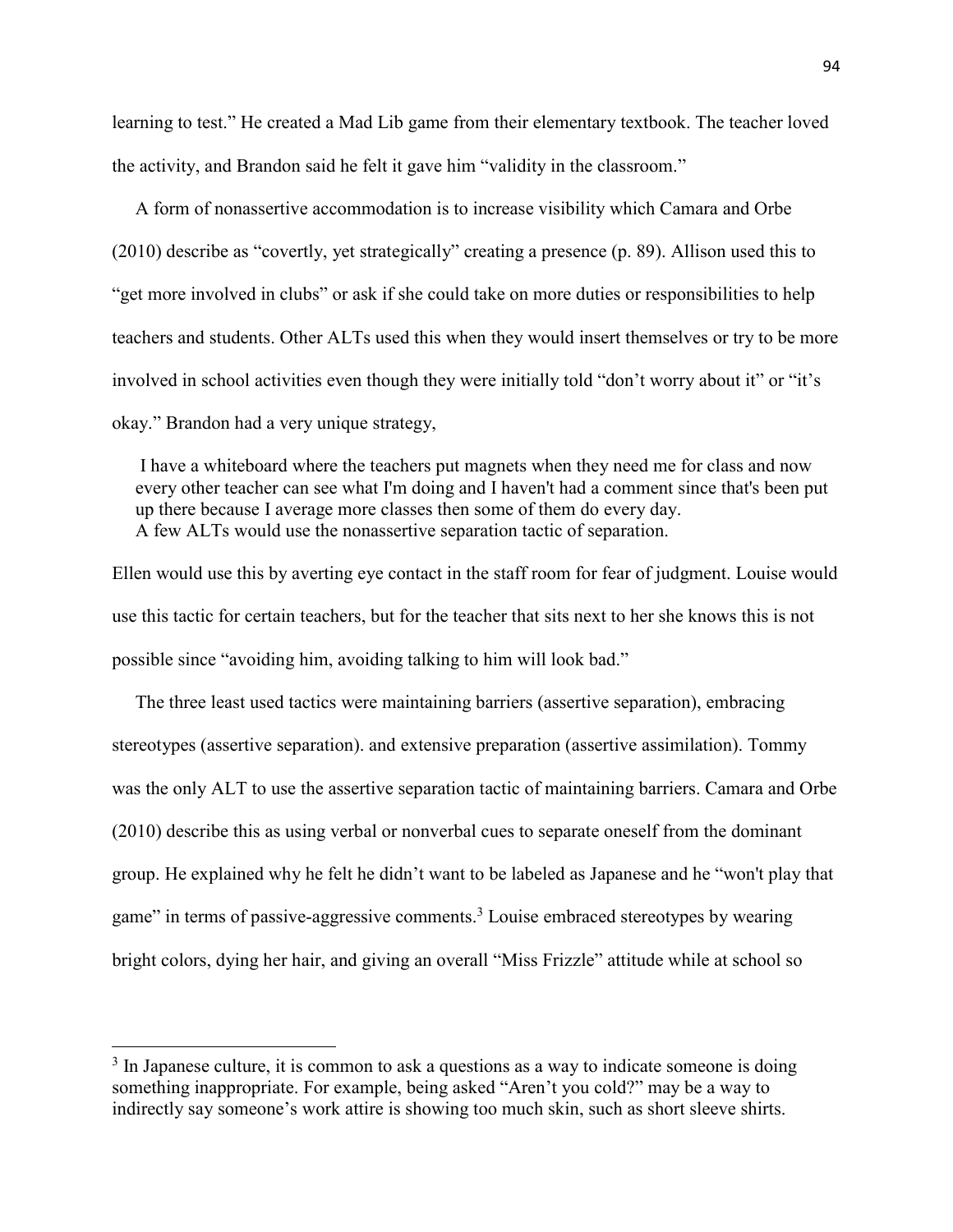learning to test." He created a Mad Lib game from their elementary textbook. The teacher loved the activity, and Brandon said he felt it gave him "validity in the classroom."

A form of nonassertive accommodation is to increase visibility which Camara and Orbe (2010) describe as "covertly, yet strategically" creating a presence (p. 89). Allison used this to "get more involved in clubs" or ask if she could take on more duties or responsibilities to help teachers and students. Other ALTs used this when they would insert themselves or try to be more involved in school activities even though they were initially told "don't worry about it" or "it's okay." Brandon had a very unique strategy,

> I have a whiteboard where the teachers put magnets when they need me for class and now every other teacher can see what I'm doing and I haven't had a comment since that's been put up there because I average more classes then some of them do every day.

A few ALTs would use the nonassertive separation tactic of separation. Ellen would use this by averting eye contact in the staff room for fear of judgment. Louise would use this tactic for certain teachers, but for the teacher that sits next to her she knows this is not possible since "avoiding him, avoiding talking to him will look bad."

The three least used tactics were maintaining barriers (assertive separation), embracing stereotypes (assertive separation). and extensive preparation (assertive assimilation). Tommy was the only ALT to use the assertive separation tactic of maintaining barriers. Camara and Orbe (2010) describe this as using verbal or nonverbal cues to separate oneself from the dominant group. He explained why he felt he didn't want to be labeled as Japanese and he "won't play that game" in terms of passive-aggressive comments.[3] Louise embraced stereotypes by wearing bright colors, dying her hair, and giving an overall "Miss Frizzle" attitude while at school so

[3] In Japanese culture, it is common to ask a questions as a way to indicate someone is doing something inappropriate. For example, being asked "Aren't you cold?" may be a way to indirectly say someone's work attire is showing too much skin, such as short sleeve shirts.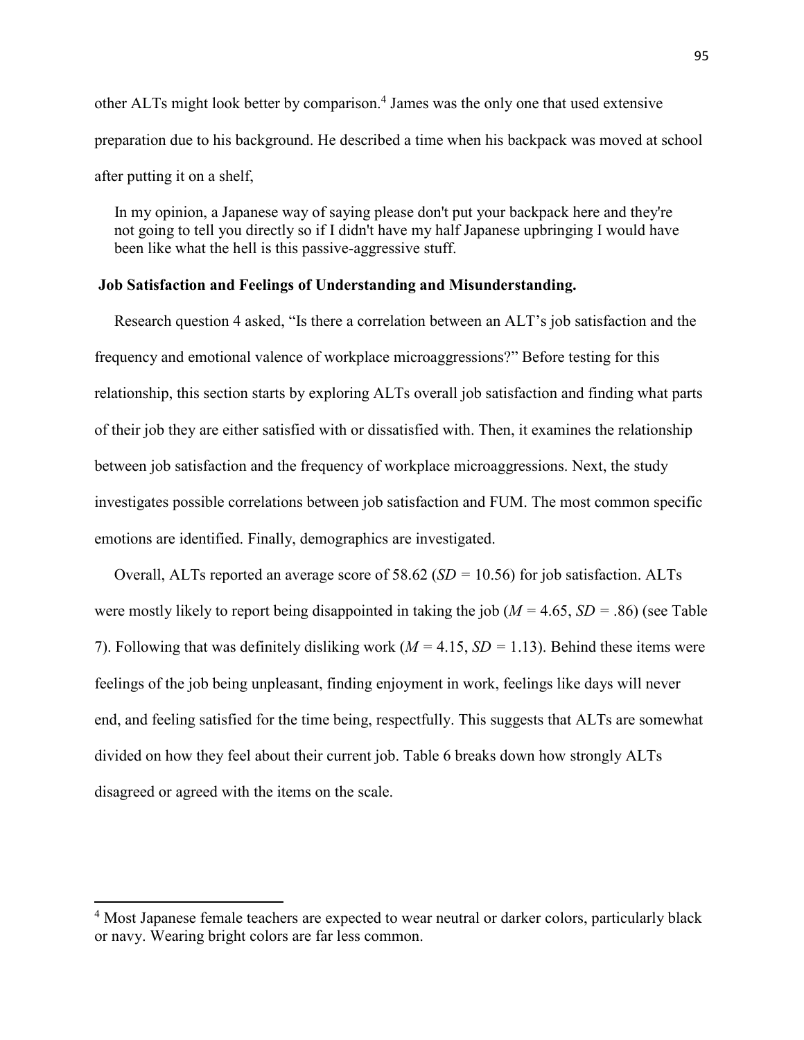other ALTs might look better by comparison.[4] James was the only one that used extensive preparation due to his background. He described a time when his backpack was moved at school after putting it on a shelf,

> In my opinion, a Japanese way of saying please don't put your backpack here and they're not going to tell you directly so if I didn't have my half Japanese upbringing I would have been like what the hell is this passive-aggressive stuff.

**Job Satisfaction and Feelings of Understanding and Misunderstanding.**

Research question 4 asked, "Is there a correlation between an ALT's job satisfaction and the frequency and emotional valence of workplace microaggressions?" Before testing for this relationship, this section starts by exploring ALTs overall job satisfaction and finding what parts of their job they are either satisfied with or dissatisfied with. Then, it examines the relationship between job satisfaction and the frequency of workplace microaggressions. Next, the study investigates possible correlations between job satisfaction and FUM. The most common specific emotions are identified. Finally, demographics are investigated.

Overall, ALTs reported an average score of 58.62 (*SD* = 10.56) for job satisfaction. ALTs were mostly likely to report being disappointed in taking the job (*M* = 4.65, *SD* = .86) (see Table 7). Following that was definitely disliking work (*M* = 4.15, *SD* = 1.13). Behind these items were feelings of the job being unpleasant, finding enjoyment in work, feelings like days will never end, and feeling satisfied for the time being, respectfully. This suggests that ALTs are somewhat divided on how they feel about their current job. Table 6 breaks down how strongly ALTs disagreed or agreed with the items on the scale.

---

[4] Most Japanese female teachers are expected to wear neutral or darker colors, particularly black or navy. Wearing bright colors are far less common.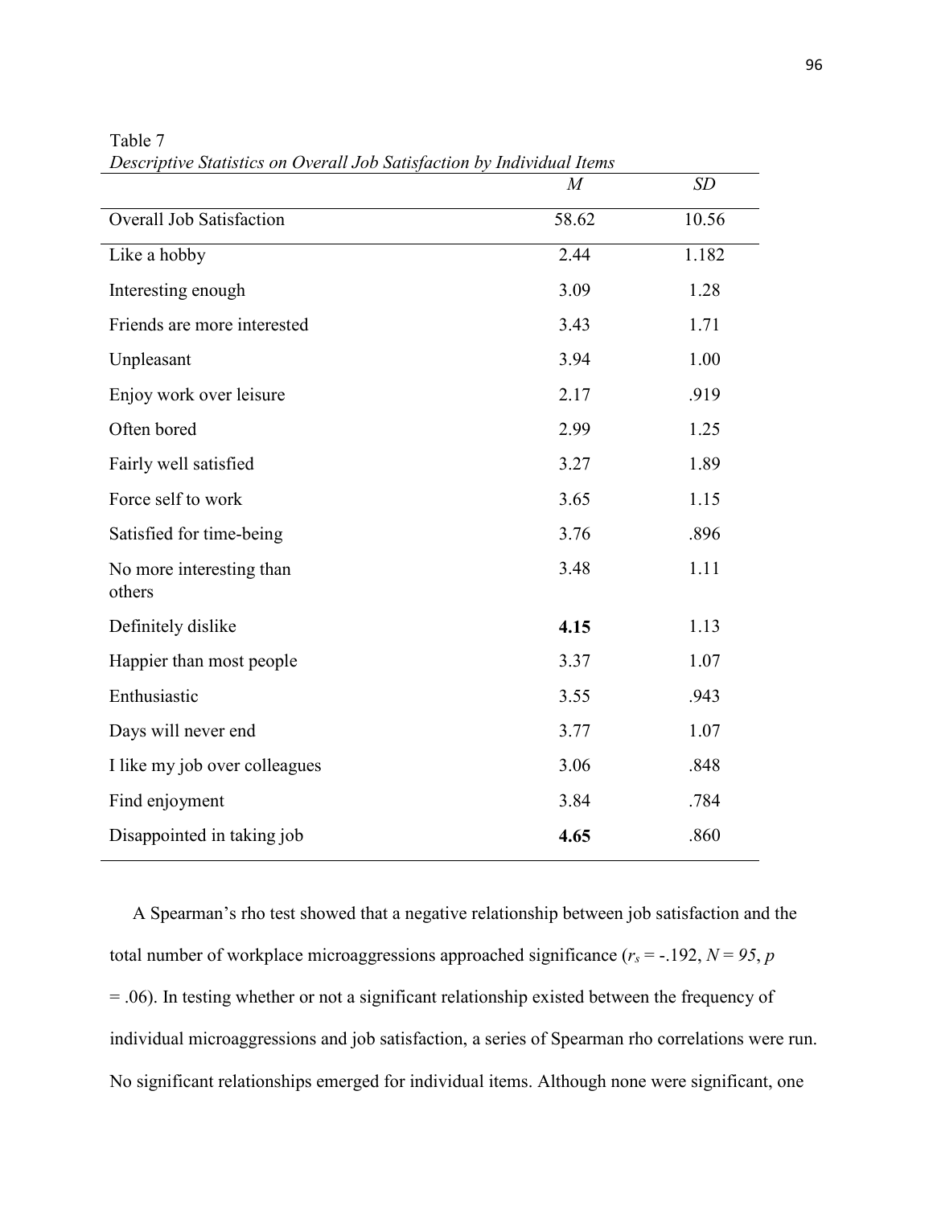Table 7

*Descriptive Statistics on Overall Job Satisfaction by Individual Items*

| | *M* | *SD* |
|---|---|---|
| Overall Job Satisfaction | 58.62 | 10.56 |
| Like a hobby | 2.44 | 1.182 |
| Interesting enough | 3.09 | 1.28 |
| Friends are more interested | 3.43 | 1.71 |
| Unpleasant | 3.94 | 1.00 |
| Enjoy work over leisure | 2.17 | .919 |
| Often bored | 2.99 | 1.25 |
| Fairly well satisfied | 3.27 | 1.89 |
| Force self to work | 3.65 | 1.15 |
| Satisfied for time-being | 3.76 | .896 |
| No more interesting than others | 3.48 | 1.11 |
| Definitely dislike | **4.15** | 1.13 |
| Happier than most people | 3.37 | 1.07 |
| Enthusiastic | 3.55 | .943 |
| Days will never end | 3.77 | 1.07 |
| I like my job over colleagues | 3.06 | .848 |
| Find enjoyment | 3.84 | .784 |
| Disappointed in taking job | **4.65** | .860 |

A Spearman's rho test showed that a negative relationship between job satisfaction and the total number of workplace microaggressions approached significance ($r_s = -.192$, $N = 95$, $p = .06$). In testing whether or not a significant relationship existed between the frequency of individual microaggressions and job satisfaction, a series of Spearman rho correlations were run. No significant relationships emerged for individual items. Although none were significant, one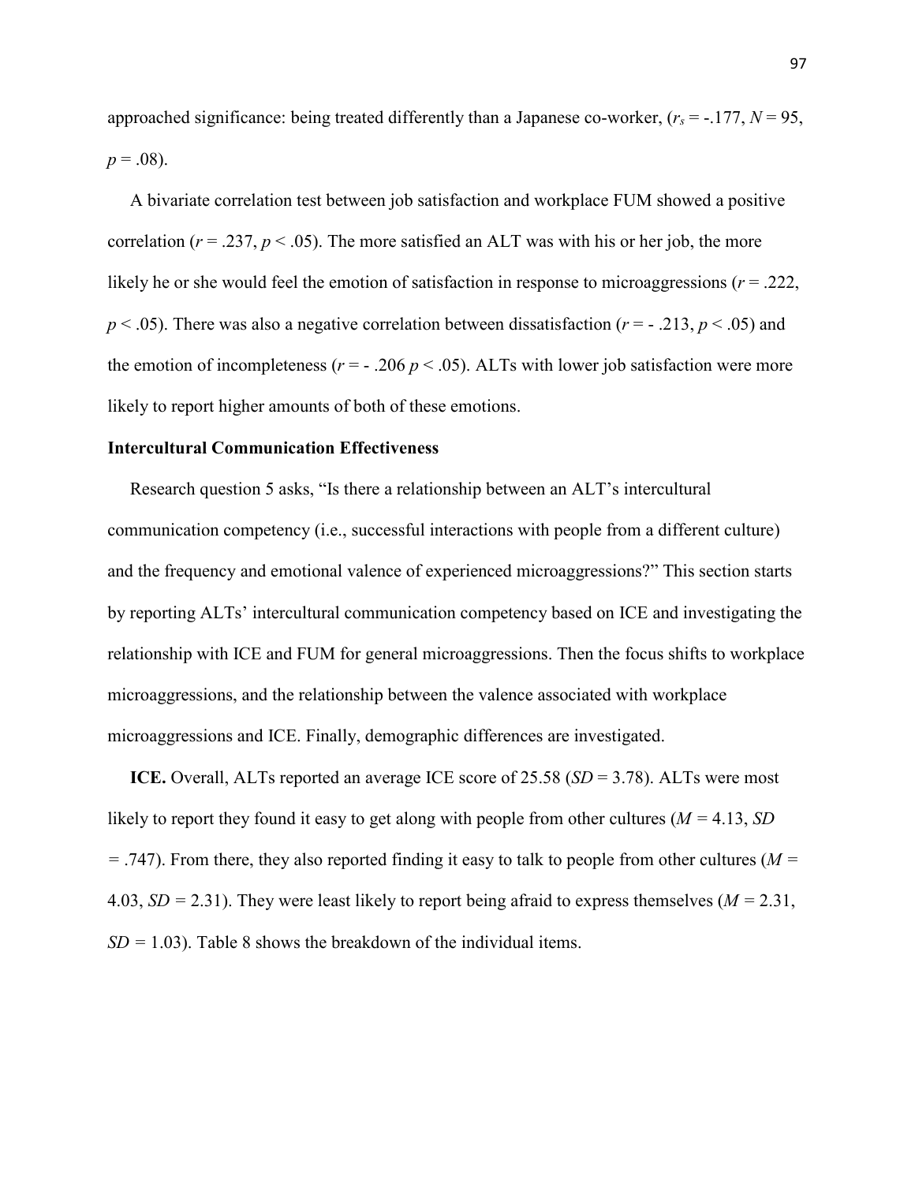approached significance: being treated differently than a Japanese co-worker, ($r_s$ = -.177, $N$ = 95, $p$ = .08).

A bivariate correlation test between job satisfaction and workplace FUM showed a positive correlation ($r$ = .237, $p$ < .05). The more satisfied an ALT was with his or her job, the more likely he or she would feel the emotion of satisfaction in response to microaggressions ($r$ = .222, $p$ < .05). There was also a negative correlation between dissatisfaction ($r$ = - .213, $p$ < .05) and the emotion of incompleteness ($r$ = - .206 $p$ < .05). ALTs with lower job satisfaction were more likely to report higher amounts of both of these emotions.

### Intercultural Communication Effectiveness

Research question 5 asks, "Is there a relationship between an ALT's intercultural communication competency (i.e., successful interactions with people from a different culture) and the frequency and emotional valence of experienced microaggressions?" This section starts by reporting ALTs' intercultural communication competency based on ICE and investigating the relationship with ICE and FUM for general microaggressions. Then the focus shifts to workplace microaggressions, and the relationship between the valence associated with workplace microaggressions and ICE. Finally, demographic differences are investigated.

**ICE.** Overall, ALTs reported an average ICE score of 25.58 ($SD$ = 3.78). ALTs were most likely to report they found it easy to get along with people from other cultures ($M$ = 4.13, $SD$ = .747). From there, they also reported finding it easy to talk to people from other cultures ($M$ = 4.03, $SD$ = 2.31). They were least likely to report being afraid to express themselves ($M$ = 2.31, $SD$ = 1.03). Table 8 shows the breakdown of the individual items.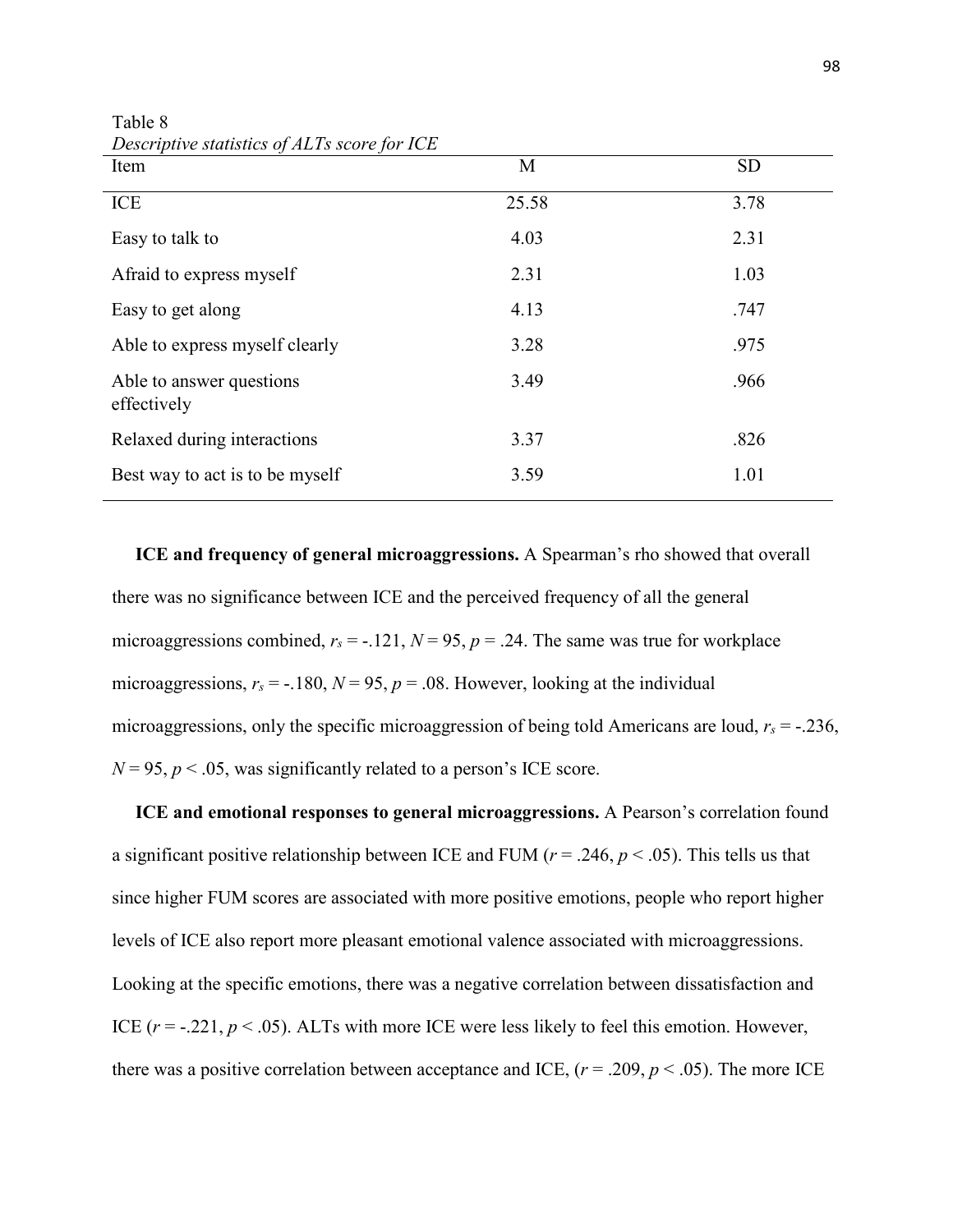Table 8

*Descriptive statistics of ALTs score for ICE*

| Item | M | SD |
|---|---|---|
| ICE | 25.58 | 3.78 |
| Easy to talk to | 4.03 | 2.31 |
| Afraid to express myself | 2.31 | 1.03 |
| Easy to get along | 4.13 | .747 |
| Able to express myself clearly | 3.28 | .975 |
| Able to answer questions effectively | 3.49 | .966 |
| Relaxed during interactions | 3.37 | .826 |
| Best way to act is to be myself | 3.59 | 1.01 |

**ICE and frequency of general microaggressions.** A Spearman's rho showed that overall there was no significance between ICE and the perceived frequency of all the general microaggressions combined, $r_s = -.121$, $N = 95$, $p = .24$. The same was true for workplace microaggressions, $r_s = -.180$, $N = 95$, $p = .08$. However, looking at the individual microaggressions, only the specific microaggression of being told Americans are loud, $r_s = -.236$, $N = 95$, $p < .05$, was significantly related to a person's ICE score.

**ICE and emotional responses to general microaggressions.** A Pearson's correlation found a significant positive relationship between ICE and FUM ($r = .246$, $p < .05$). This tells us that since higher FUM scores are associated with more positive emotions, people who report higher levels of ICE also report more pleasant emotional valence associated with microaggressions. Looking at the specific emotions, there was a negative correlation between dissatisfaction and ICE ($r = -.221$, $p < .05$). ALTs with more ICE were less likely to feel this emotion. However, there was a positive correlation between acceptance and ICE, ($r = .209$, $p < .05$). The more ICE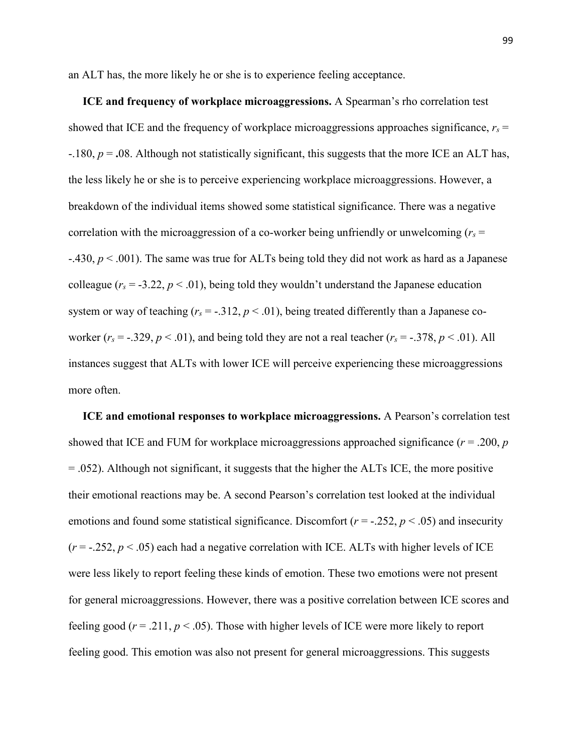an ALT has, the more likely he or she is to experience feeling acceptance.

**ICE and frequency of workplace microaggressions.** A Spearman's rho correlation test showed that ICE and the frequency of workplace microaggressions approaches significance, $r_s$ = -.180, $p$ = **.**08. Although not statistically significant, this suggests that the more ICE an ALT has, the less likely he or she is to perceive experiencing workplace microaggressions. However, a breakdown of the individual items showed some statistical significance. There was a negative correlation with the microaggression of a co-worker being unfriendly or unwelcoming ($r_s$ = -.430, $p < .001$). The same was true for ALTs being told they did not work as hard as a Japanese colleague ($r_s$ = -3.22, $p < .01$), being told they wouldn't understand the Japanese education system or way of teaching ($r_s$ = -.312, $p < .01$), being treated differently than a Japanese co-worker ($r_s$ = -.329, $p < .01$), and being told they are not a real teacher ($r_s$ = -.378, $p < .01$). All instances suggest that ALTs with lower ICE will perceive experiencing these microaggressions more often.

**ICE and emotional responses to workplace microaggressions.** A Pearson's correlation test showed that ICE and FUM for workplace microaggressions approached significance ($r$ = .200, $p$ = .052). Although not significant, it suggests that the higher the ALTs ICE, the more positive their emotional reactions may be. A second Pearson's correlation test looked at the individual emotions and found some statistical significance. Discomfort ($r$ = -.252, $p < .05$) and insecurity ($r$ = -.252, $p < .05$) each had a negative correlation with ICE. ALTs with higher levels of ICE were less likely to report feeling these kinds of emotion. These two emotions were not present for general microaggressions. However, there was a positive correlation between ICE scores and feeling good ($r$ = .211, $p < .05$). Those with higher levels of ICE were more likely to report feeling good. This emotion was also not present for general microaggressions. This suggests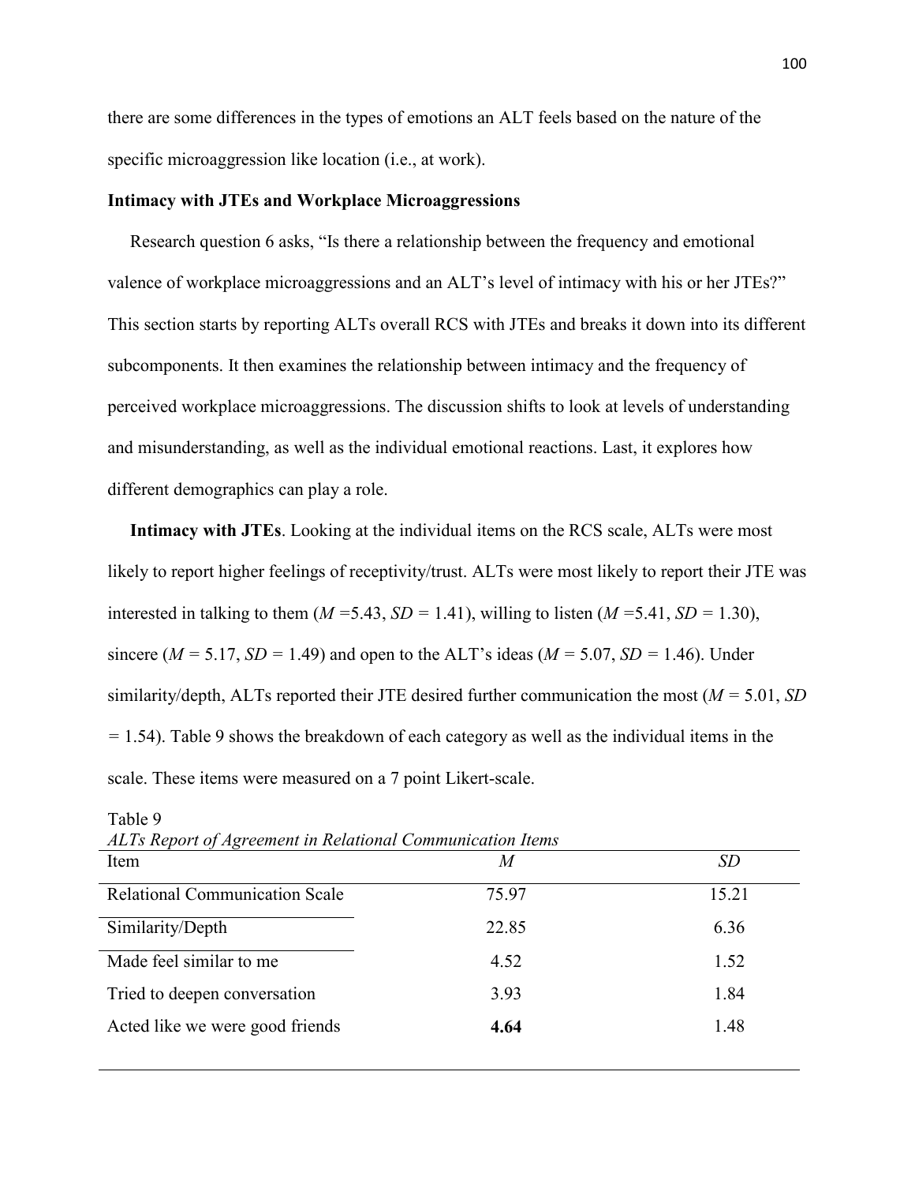there are some differences in the types of emotions an ALT feels based on the nature of the specific microaggression like location (i.e., at work).

### Intimacy with JTEs and Workplace Microaggressions

Research question 6 asks, "Is there a relationship between the frequency and emotional valence of workplace microaggressions and an ALT's level of intimacy with his or her JTEs?" This section starts by reporting ALTs overall RCS with JTEs and breaks it down into its different subcomponents. It then examines the relationship between intimacy and the frequency of perceived workplace microaggressions. The discussion shifts to look at levels of understanding and misunderstanding, as well as the individual emotional reactions. Last, it explores how different demographics can play a role.

**Intimacy with JTEs**. Looking at the individual items on the RCS scale, ALTs were most likely to report higher feelings of receptivity/trust. ALTs were most likely to report their JTE was interested in talking to them ($M$ =5.43, $SD$ = 1.41), willing to listen ($M$ =5.41, $SD$ = 1.30), sincere ($M$ = 5.17, $SD$ = 1.49) and open to the ALT's ideas ($M$ = 5.07, $SD$ = 1.46). Under similarity/depth, ALTs reported their JTE desired further communication the most ($M$ = 5.01, $SD$ = 1.54). Table 9 shows the breakdown of each category as well as the individual items in the scale. These items were measured on a 7 point Likert-scale.

Table 9
*ALTs Report of Agreement in Relational Communication Items*

| Item | *M* | *SD* |
|---|---|---|
| Relational Communication Scale | 75.97 | 15.21 |
| Similarity/Depth | 22.85 | 6.36 |
| Made feel similar to me | 4.52 | 1.52 |
| Tried to deepen conversation | 3.93 | 1.84 |
| Acted like we were good friends | **4.64** | 1.48 |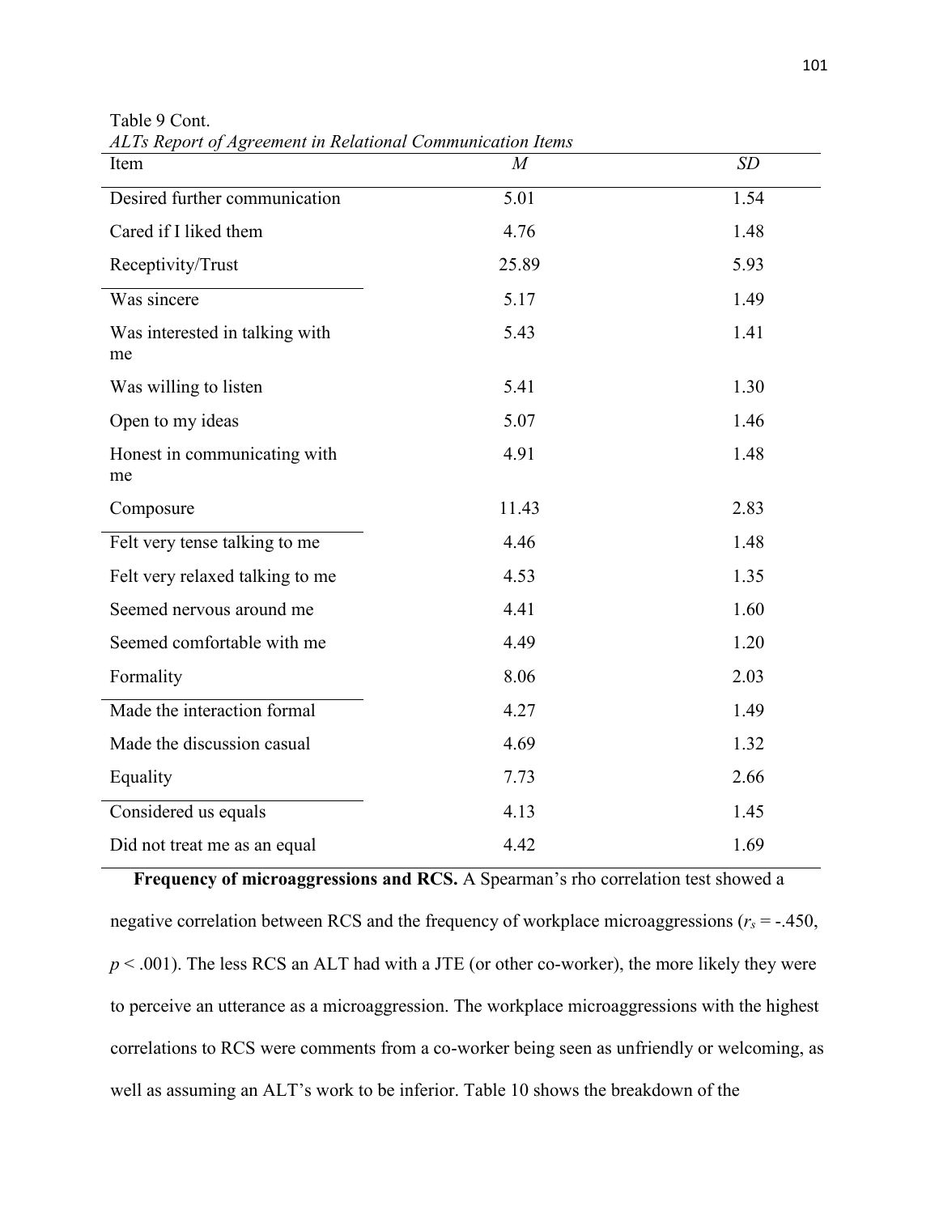Table 9 Cont.

*ALTs Report of Agreement in Relational Communication Items*

| Item | *M* | *SD* |
|---|---|---|
| Desired further communication | 5.01 | 1.54 |
| Cared if I liked them | 4.76 | 1.48 |
| Receptivity/Trust | 25.89 | 5.93 |
| Was sincere | 5.17 | 1.49 |
| Was interested in talking with me | 5.43 | 1.41 |
| Was willing to listen | 5.41 | 1.30 |
| Open to my ideas | 5.07 | 1.46 |
| Honest in communicating with me | 4.91 | 1.48 |
| Composure | 11.43 | 2.83 |
| Felt very tense talking to me | 4.46 | 1.48 |
| Felt very relaxed talking to me | 4.53 | 1.35 |
| Seemed nervous around me | 4.41 | 1.60 |
| Seemed comfortable with me | 4.49 | 1.20 |
| Formality | 8.06 | 2.03 |
| Made the interaction formal | 4.27 | 1.49 |
| Made the discussion casual | 4.69 | 1.32 |
| Equality | 7.73 | 2.66 |
| Considered us equals | 4.13 | 1.45 |
| Did not treat me as an equal | 4.42 | 1.69 |

**Frequency of microaggressions and RCS.** A Spearman's rho correlation test showed a negative correlation between RCS and the frequency of workplace microaggressions ($r_s = -.450$, $p < .001$). The less RCS an ALT had with a JTE (or other co-worker), the more likely they were to perceive an utterance as a microaggression. The workplace microaggressions with the highest correlations to RCS were comments from a co-worker being seen as unfriendly or welcoming, as well as assuming an ALT's work to be inferior. Table 10 shows the breakdown of the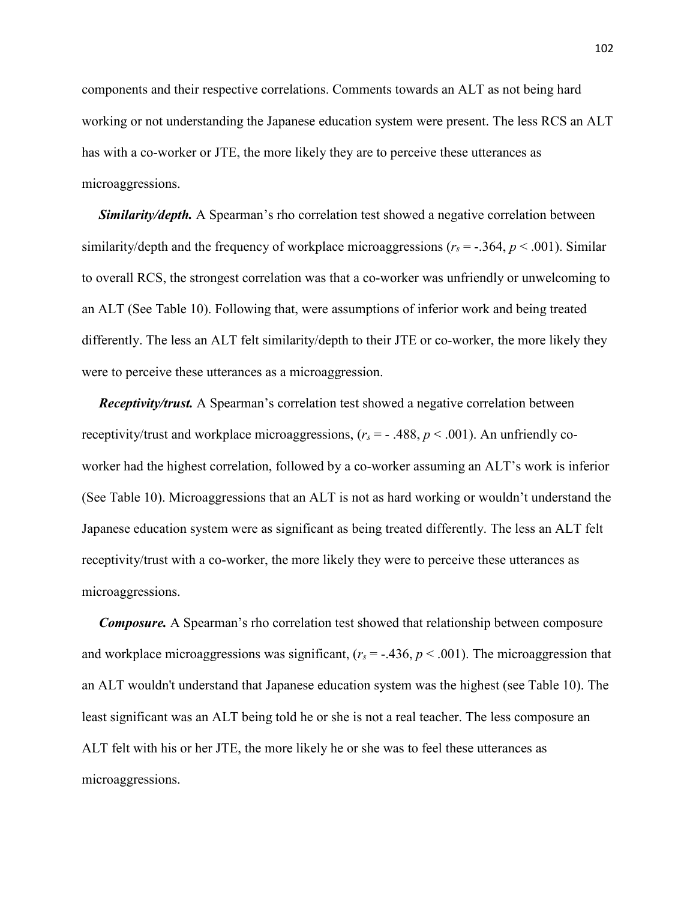components and their respective correlations. Comments towards an ALT as not being hard working or not understanding the Japanese education system were present. The less RCS an ALT has with a co-worker or JTE, the more likely they are to perceive these utterances as microaggressions.

***Similarity/depth.*** A Spearman's rho correlation test showed a negative correlation between similarity/depth and the frequency of workplace microaggressions ($r_s = -.364$, $p < .001$). Similar to overall RCS, the strongest correlation was that a co-worker was unfriendly or unwelcoming to an ALT (See Table 10). Following that, were assumptions of inferior work and being treated differently. The less an ALT felt similarity/depth to their JTE or co-worker, the more likely they were to perceive these utterances as a microaggression.

***Receptivity/trust.*** A Spearman's correlation test showed a negative correlation between receptivity/trust and workplace microaggressions, ($r_s = -.488$, $p < .001$). An unfriendly co-worker had the highest correlation, followed by a co-worker assuming an ALT's work is inferior (See Table 10). Microaggressions that an ALT is not as hard working or wouldn't understand the Japanese education system were as significant as being treated differently. The less an ALT felt receptivity/trust with a co-worker, the more likely they were to perceive these utterances as microaggressions.

***Composure.*** A Spearman's rho correlation test showed that relationship between composure and workplace microaggressions was significant, ($r_s = -.436$, $p < .001$). The microaggression that an ALT wouldn't understand that Japanese education system was the highest (see Table 10). The least significant was an ALT being told he or she is not a real teacher. The less composure an ALT felt with his or her JTE, the more likely he or she was to feel these utterances as microaggressions.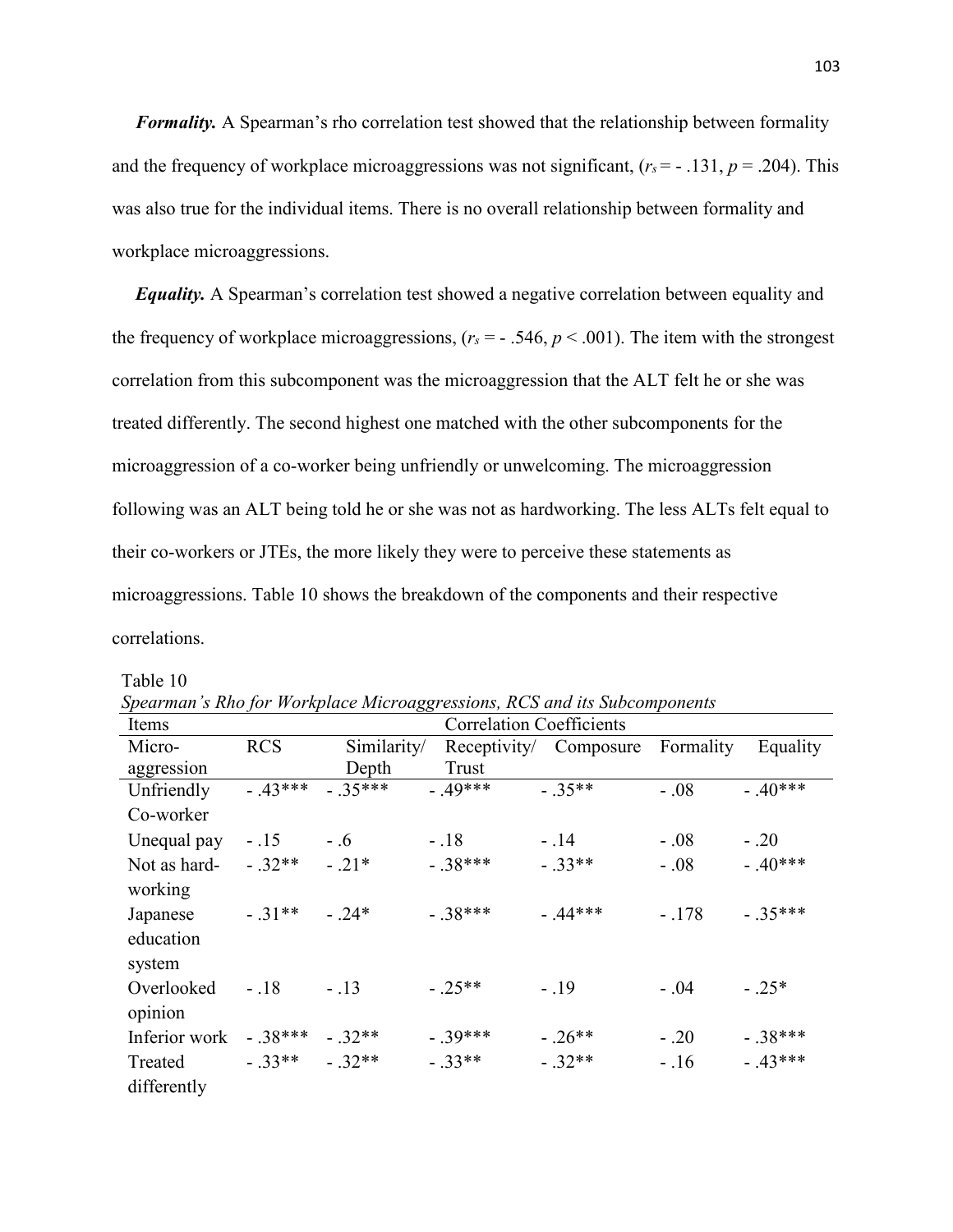***Formality.*** A Spearman's rho correlation test showed that the relationship between formality and the frequency of workplace microaggressions was not significant, ($r_s = -.131$, $p = .204$). This was also true for the individual items. There is no overall relationship between formality and workplace microaggressions.

***Equality.*** A Spearman's correlation test showed a negative correlation between equality and the frequency of workplace microaggressions, ($r_s = -.546$, $p < .001$). The item with the strongest correlation from this subcomponent was the microaggression that the ALT felt he or she was treated differently. The second highest one matched with the other subcomponents for the microaggression of a co-worker being unfriendly or unwelcoming. The microaggression following was an ALT being told he or she was not as hardworking. The less ALTs felt equal to their co-workers or JTEs, the more likely they were to perceive these statements as microaggressions. Table 10 shows the breakdown of the components and their respective correlations.

Table 10

*Spearman's Rho for Workplace Microaggressions, RCS and its Subcomponents*

| Items | Correlation Coefficients | | | | | |
|---|---|---|---|---|---|---|
| Microaggression | RCS | Similarity/ Depth | Receptivity/ Trust | Composure | Formality | Equality |
| Unfriendly Co-worker | - .43*** | - .35*** | - .49*** | - .35** | - .08 | - .40*** |
| Unequal pay | - .15 | - .6 | - .18 | - .14 | - .08 | - .20 |
| Not as hard-working | - .32** | - .21* | - .38*** | - .33** | - .08 | - .40*** |
| Japanese education system | - .31** | - .24* | - .38*** | - .44*** | - .178 | - .35*** |
| Overlooked opinion | - .18 | - .13 | - .25** | - .19 | - .04 | - .25* |
| Inferior work | - .38*** | - .32** | - .39*** | - .26** | - .20 | - .38*** |
| Treated differently | - .33** | - .32** | - .33** | - .32** | - .16 | - .43*** |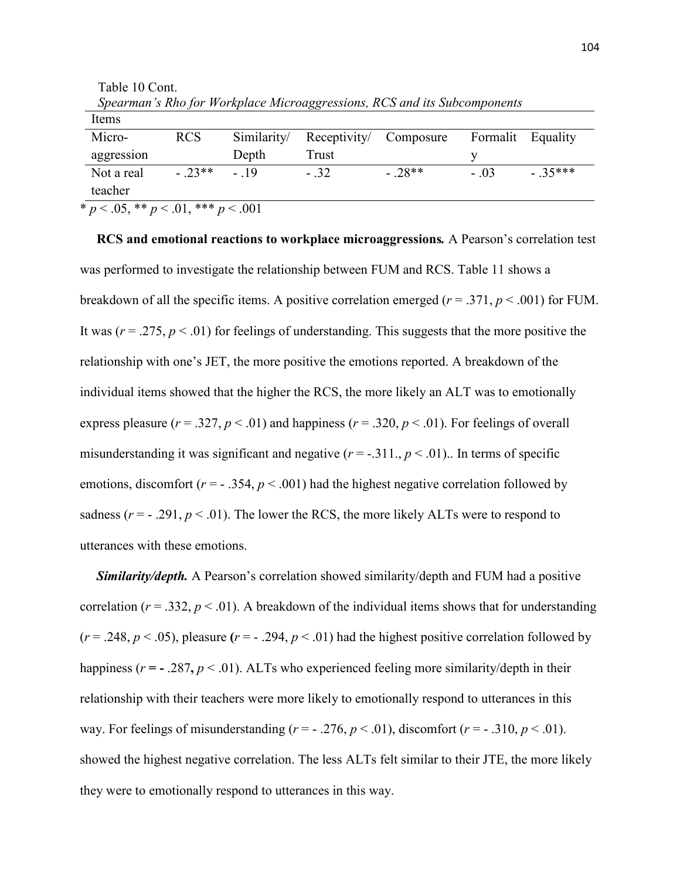Table 10 Cont.

*Spearman's Rho for Workplace Microaggressions, RCS and its Subcomponents*

| Items | | | | | | |
|---|---|---|---|---|---|---|
| Micro-aggression | RCS | Similarity/ Depth | Receptivity/ Trust | Composure | Formality | Equality |
| Not a real teacher | - .23** | - .19 | - .32 | - .28** | - .03 | - .35*** |

* $p < .05$, ** $p < .01$, *** $p < .001$

**RCS and emotional reactions to workplace microaggressions.** A Pearson's correlation test was performed to investigate the relationship between FUM and RCS. Table 11 shows a breakdown of all the specific items. A positive correlation emerged ($r = .371$, $p < .001$) for FUM. It was ($r = .275$, $p < .01$) for feelings of understanding. This suggests that the more positive the relationship with one's JET, the more positive the emotions reported. A breakdown of the individual items showed that the higher the RCS, the more likely an ALT was to emotionally express pleasure ($r = .327$, $p < .01$) and happiness ($r = .320$, $p < .01$). For feelings of overall misunderstanding it was significant and negative ($r = -.311.$, $p < .01$).. In terms of specific emotions, discomfort ($r = -.354$, $p < .001$) had the highest negative correlation followed by sadness ($r = -.291$, $p < .01$). The lower the RCS, the more likely ALTs were to respond to utterances with these emotions.

***Similarity/depth.*** A Pearson's correlation showed similarity/depth and FUM had a positive correlation ($r = .332$, $p < .01$). A breakdown of the individual items shows that for understanding ($r = .248$, $p < .05$), pleasure **(**$r = -.294$, $p < .01$) had the highest positive correlation followed by happiness ($r$ **= -** $.287$**,** $p < .01$). ALTs who experienced feeling more similarity/depth in their relationship with their teachers were more likely to emotionally respond to utterances in this way. For feelings of misunderstanding ($r = -.276$, $p < .01$), discomfort ($r = -.310$, $p < .01$). showed the highest negative correlation. The less ALTs felt similar to their JTE, the more likely they were to emotionally respond to utterances in this way.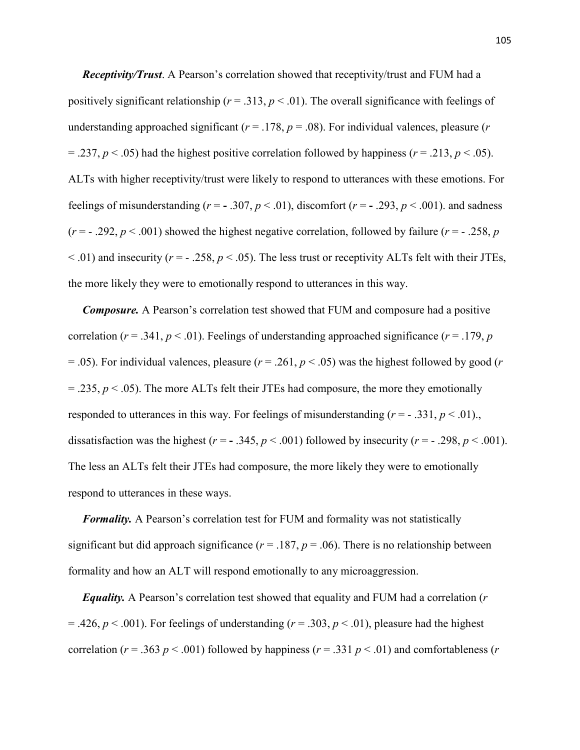***Receptivity/Trust***. A Pearson's correlation showed that receptivity/trust and FUM had a positively significant relationship ($r = .313$, $p < .01$). The overall significance with feelings of understanding approached significant ($r = .178$, $p = .08$). For individual valences, pleasure ($r = .237$, $p < .05$) had the highest positive correlation followed by happiness ($r = .213$, $p < .05$). ALTs with higher receptivity/trust were likely to respond to utterances with these emotions. For feelings of misunderstanding ($r = - .307$, $p < .01$), discomfort ($r = - .293$, $p < .001$). and sadness ($r = - .292$, $p < .001$) showed the highest negative correlation, followed by failure ($r = - .258$, $p < .01$) and insecurity ($r = - .258$, $p < .05$). The less trust or receptivity ALTs felt with their JTEs, the more likely they were to emotionally respond to utterances in this way.

***Composure.*** A Pearson's correlation test showed that FUM and composure had a positive correlation ($r = .341$, $p < .01$). Feelings of understanding approached significance ($r = .179$, $p = .05$). For individual valences, pleasure ($r = .261$, $p < .05$) was the highest followed by good ($r = .235$, $p < .05$). The more ALTs felt their JTEs had composure, the more they emotionally responded to utterances in this way. For feelings of misunderstanding ($r = - .331$, $p < .01$)., dissatisfaction was the highest ($r = - .345$, $p < .001$) followed by insecurity ($r = - .298$, $p < .001$). The less an ALTs felt their JTEs had composure, the more likely they were to emotionally respond to utterances in these ways.

***Formality.*** A Pearson's correlation test for FUM and formality was not statistically significant but did approach significance ($r = .187$, $p = .06$). There is no relationship between formality and how an ALT will respond emotionally to any microaggression.

***Equality.*** A Pearson's correlation test showed that equality and FUM had a correlation ($r = .426$, $p < .001$). For feelings of understanding ($r = .303$, $p < .01$), pleasure had the highest correlation ($r = .363$ $p < .001$) followed by happiness ($r = .331$ $p < .01$) and comfortableness ($r$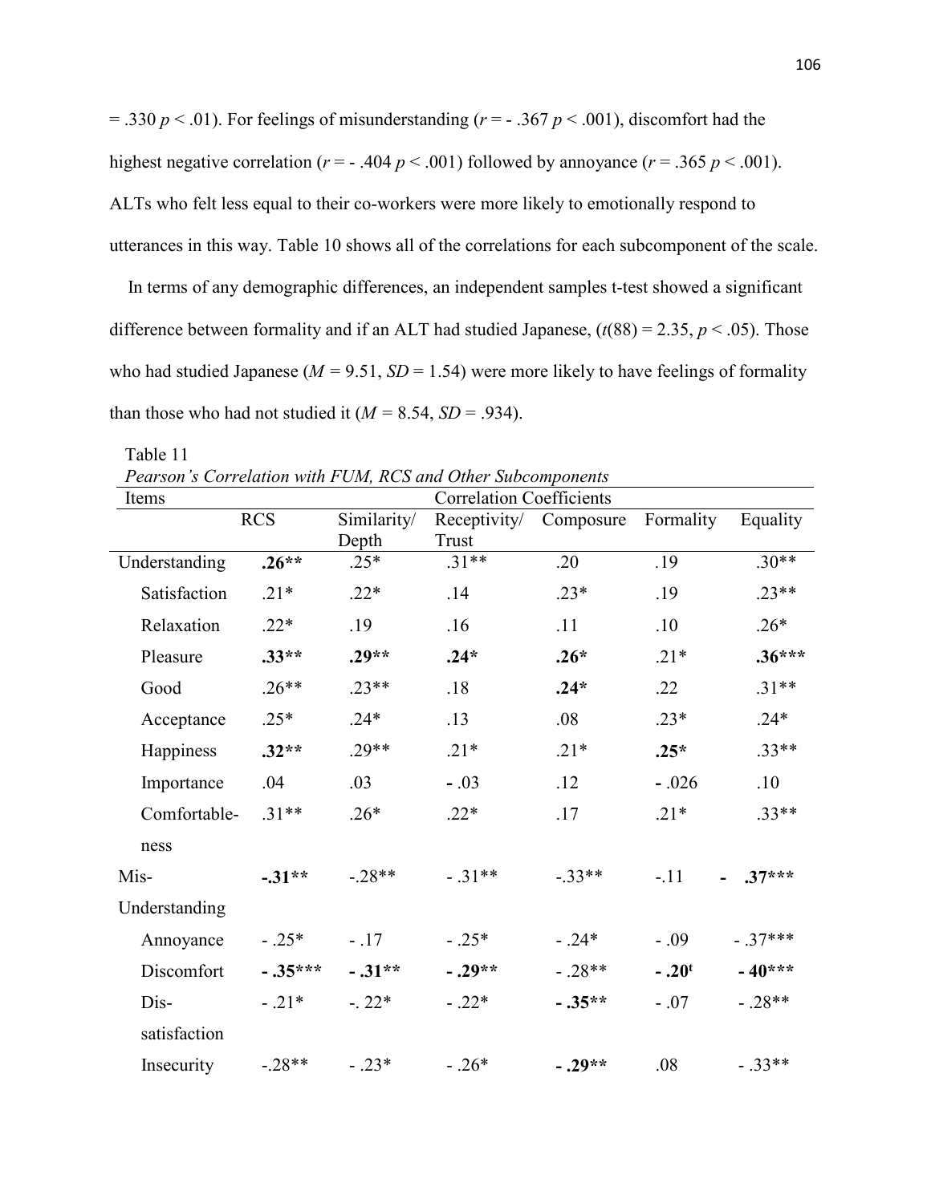= .330 $p < .01$). For feelings of misunderstanding ($r = -.367$ $p < .001$), discomfort had the highest negative correlation ($r = -.404$ $p < .001$) followed by annoyance ($r = .365$ $p < .001$). ALTs who felt less equal to their co-workers were more likely to emotionally respond to utterances in this way. Table 10 shows all of the correlations for each subcomponent of the scale.

In terms of any demographic differences, an independent samples t-test showed a significant difference between formality and if an ALT had studied Japanese, ($t(88) = 2.35$, $p < .05$). Those who had studied Japanese ($M = 9.51$, $SD = 1.54$) were more likely to have feelings of formality than those who had not studied it ($M = 8.54$, $SD = .934$).

Table 11

*Pearson's Correlation with FUM, RCS and Other Subcomponents*

| Items | Correlation Coefficients | | | | | |
|---|---|---|---|---|---|---|
| | RCS | Similarity/ Depth | Receptivity/ Trust | Composure | Formality | Equality |
| Understanding | **.26**\*\* | .25\* | .31\*\* | .20 | .19 | .30\*\* |
| Satisfaction | .21\* | .22\* | .14 | .23\* | .19 | .23\*\* |
| Relaxation | .22\* | .19 | .16 | .11 | .10 | .26\* |
| Pleasure | **.33\*\*** | **.29\*\*** | **.24\*** | **.26\*** | .21\* | **.36\*\*\*** |
| Good | .26\*\* | .23\*\* | .18 | **.24\*** | .22 | .31\*\* |
| Acceptance | .25\* | .24\* | .13 | .08 | .23\* | .24\* |
| Happiness | **.32\*\*** | .29\*\* | .21\* | .21\* | **.25\*** | .33\*\* |
| Importance | .04 | .03 | - .03 | .12 | - .026 | .10 |
| Comfortable-ness | .31\*\* | .26\* | .22\* | .17 | .21\* | .33\*\* |
| Mis-Understanding | **-.31\*\*** | -.28\*\* | - .31\*\* | -.33\*\* | -.11 | **- .37\*\*\*** |
| Annoyance | - .25\* | - .17 | - .25\* | - .24\* | - .09 | - .37\*\*\* |
| Discomfort | **- .35\*\*\*** | **- .31\*\*** | **- .29\*\*** | - .28\*\* | **- .20**[t] | **- 40\*\*\*** |
| Dis-satisfaction | - .21\* | -. 22\* | - .22\* | **- .35\*\*** | - .07 | - .28\*\* |
| Insecurity | -.28\*\* | - .23\* | - .26\* | **- .29\*\*** | .08 | - .33\*\* |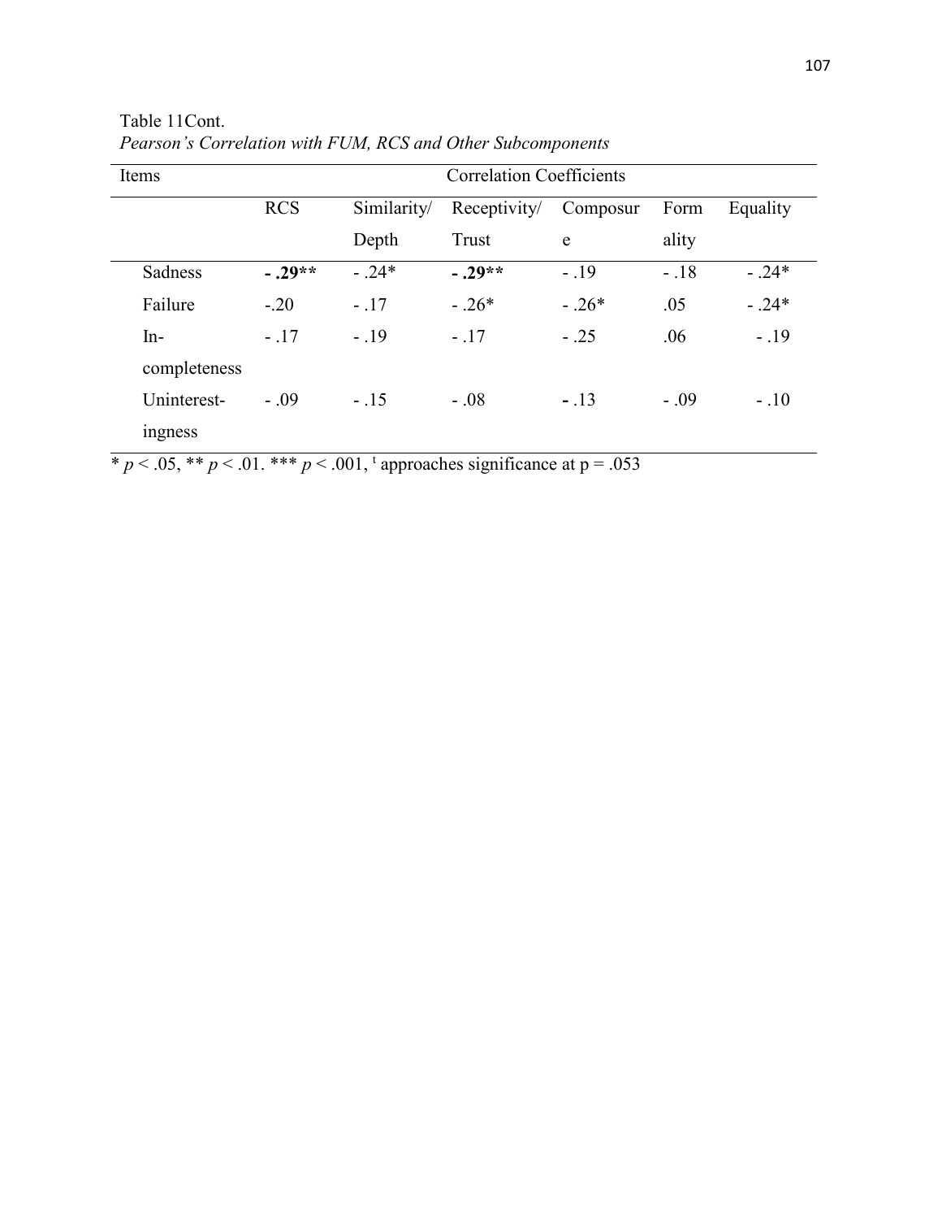Table 11Cont.

*Pearson's Correlation with FUM, RCS and Other Subcomponents*

| Items | Correlation Coefficients | | | | | |
|---|---|---|---|---|---|---|
| | RCS | Similarity/ Depth | Receptivity/ Trust | Composure | Formality | Equality |
| Sadness | **- .29\*\*** | - .24* | **- .29\*\*** | - .19 | - .18 | - .24* |
| Failure | -.20 | - .17 | - .26* | - .26* | .05 | - .24* |
| In-completeness | - .17 | - .19 | - .17 | - .25 | .06 | - .19 |
| Uninterest-ingness | - .09 | - .15 | - .08 | **-** .13 | - .09 | - .10 |

\* $p < .05$, ** $p < .01$. *** $p < .001$, [t] approaches significance at $p = .053$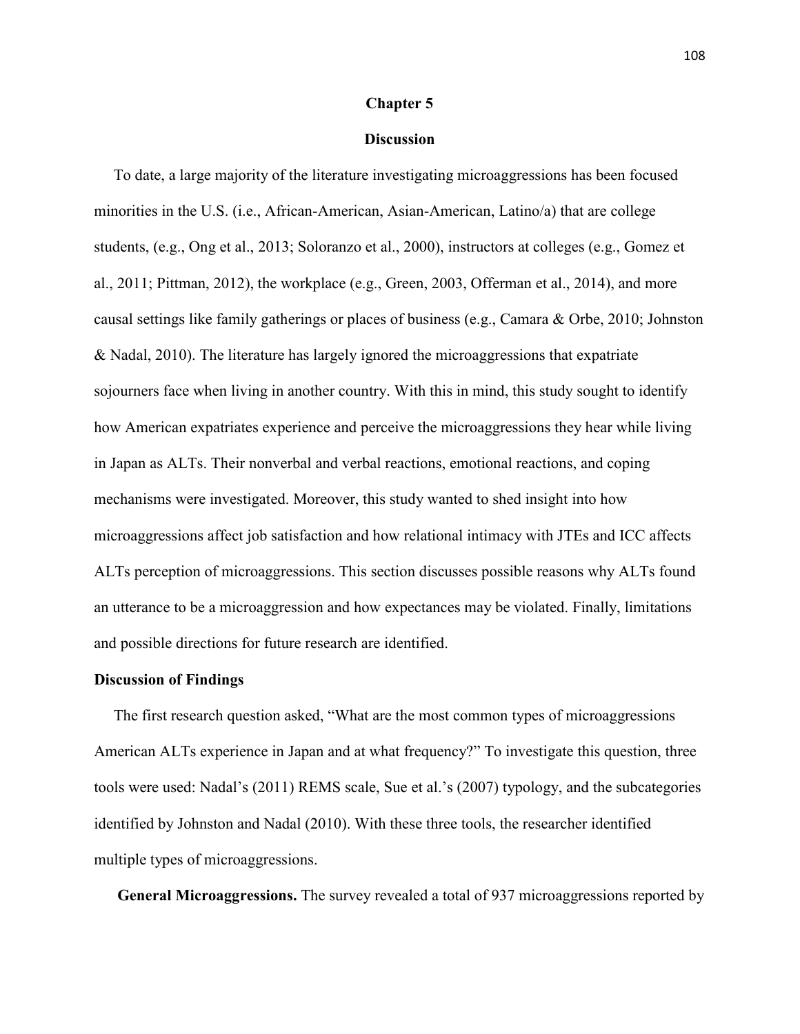# Chapter 5

## Discussion

To date, a large majority of the literature investigating microaggressions has been focused minorities in the U.S. (i.e., African-American, Asian-American, Latino/a) that are college students, (e.g., Ong et al., 2013; Soloranzo et al., 2000), instructors at colleges (e.g., Gomez et al., 2011; Pittman, 2012), the workplace (e.g., Green, 2003, Offerman et al., 2014), and more causal settings like family gatherings or places of business (e.g., Camara & Orbe, 2010; Johnston & Nadal, 2010). The literature has largely ignored the microaggressions that expatriate sojourners face when living in another country. With this in mind, this study sought to identify how American expatriates experience and perceive the microaggressions they hear while living in Japan as ALTs. Their nonverbal and verbal reactions, emotional reactions, and coping mechanisms were investigated. Moreover, this study wanted to shed insight into how microaggressions affect job satisfaction and how relational intimacy with JTEs and ICC affects ALTs perception of microaggressions. This section discusses possible reasons why ALTs found an utterance to be a microaggression and how expectances may be violated. Finally, limitations and possible directions for future research are identified.

### Discussion of Findings

The first research question asked, "What are the most common types of microaggressions American ALTs experience in Japan and at what frequency?" To investigate this question, three tools were used: Nadal's (2011) REMS scale, Sue et al.'s (2007) typology, and the subcategories identified by Johnston and Nadal (2010). With these three tools, the researcher identified multiple types of microaggressions.

**General Microaggressions.** The survey revealed a total of 937 microaggressions reported by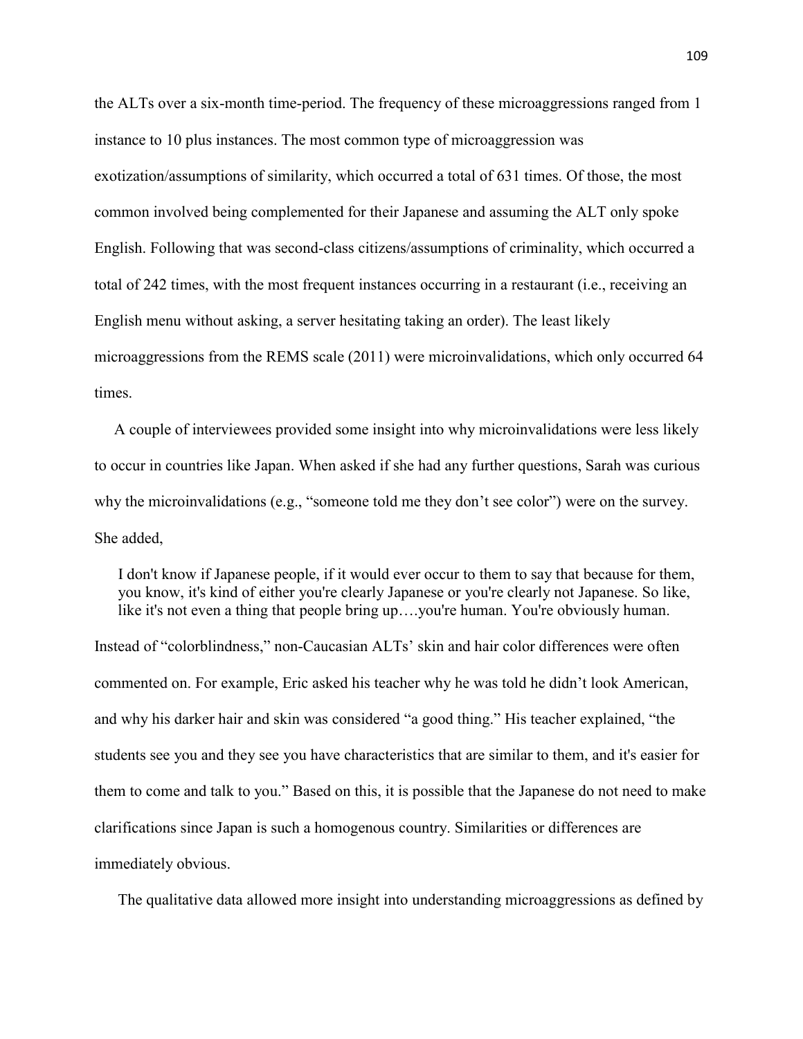the ALTs over a six-month time-period. The frequency of these microaggressions ranged from 1 instance to 10 plus instances. The most common type of microaggression was exotization/assumptions of similarity, which occurred a total of 631 times. Of those, the most common involved being complemented for their Japanese and assuming the ALT only spoke English. Following that was second-class citizens/assumptions of criminality, which occurred a total of 242 times, with the most frequent instances occurring in a restaurant (i.e., receiving an English menu without asking, a server hesitating taking an order). The least likely microaggressions from the REMS scale (2011) were microinvalidations, which only occurred 64 times.

A couple of interviewees provided some insight into why microinvalidations were less likely to occur in countries like Japan. When asked if she had any further questions, Sarah was curious why the microinvalidations (e.g., "someone told me they don't see color") were on the survey. She added,

> I don't know if Japanese people, if it would ever occur to them to say that because for them, you know, it's kind of either you're clearly Japanese or you're clearly not Japanese. So like, like it's not even a thing that people bring up….you're human. You're obviously human.

Instead of "colorblindness," non-Caucasian ALTs' skin and hair color differences were often commented on. For example, Eric asked his teacher why he was told he didn't look American, and why his darker hair and skin was considered "a good thing." His teacher explained, "the students see you and they see you have characteristics that are similar to them, and it's easier for them to come and talk to you." Based on this, it is possible that the Japanese do not need to make clarifications since Japan is such a homogenous country. Similarities or differences are immediately obvious.

The qualitative data allowed more insight into understanding microaggressions as defined by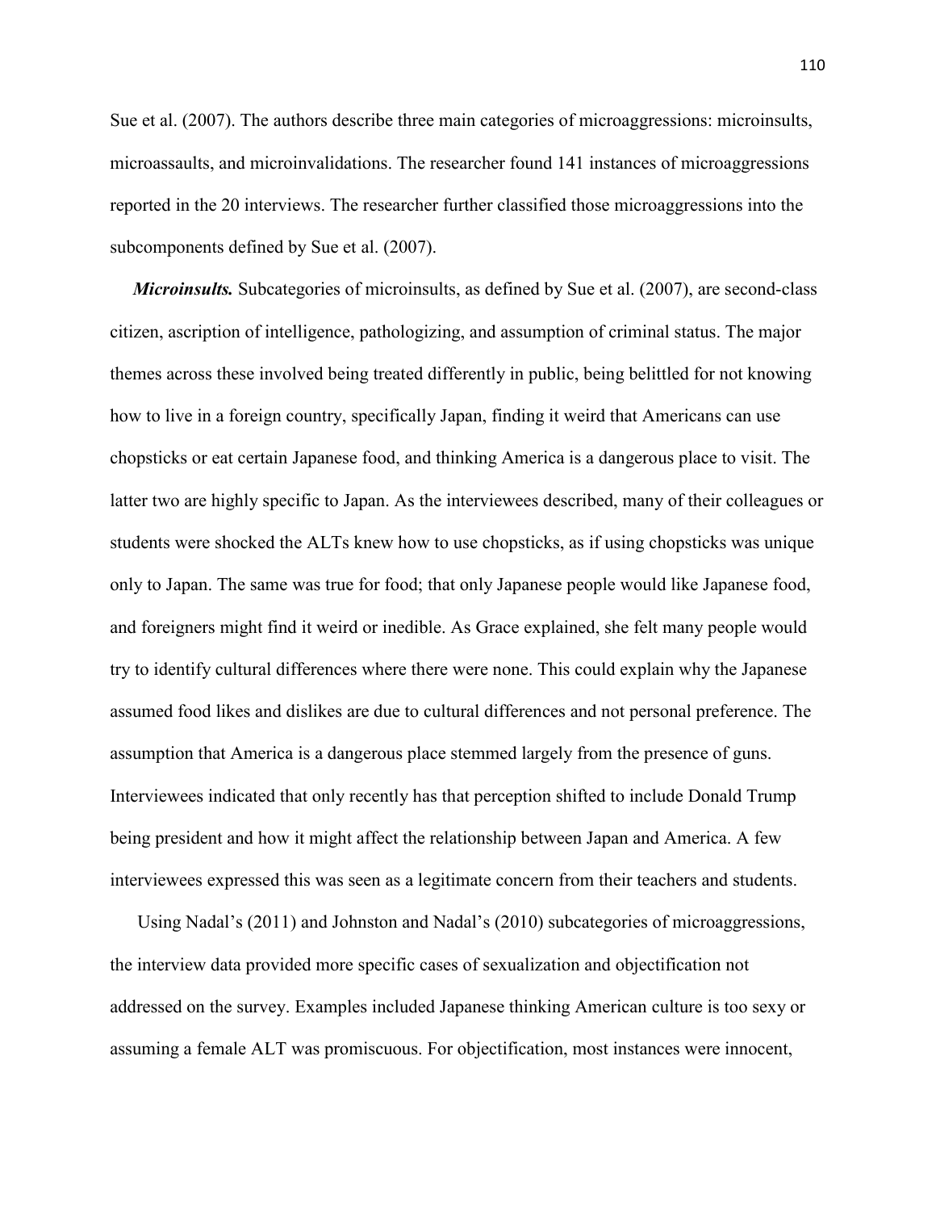Sue et al. (2007). The authors describe three main categories of microaggressions: microinsults, microassaults, and microinvalidations. The researcher found 141 instances of microaggressions reported in the 20 interviews. The researcher further classified those microaggressions into the subcomponents defined by Sue et al. (2007).

***Microinsults.*** Subcategories of microinsults, as defined by Sue et al. (2007), are second-class citizen, ascription of intelligence, pathologizing, and assumption of criminal status. The major themes across these involved being treated differently in public, being belittled for not knowing how to live in a foreign country, specifically Japan, finding it weird that Americans can use chopsticks or eat certain Japanese food, and thinking America is a dangerous place to visit. The latter two are highly specific to Japan. As the interviewees described, many of their colleagues or students were shocked the ALTs knew how to use chopsticks, as if using chopsticks was unique only to Japan. The same was true for food; that only Japanese people would like Japanese food, and foreigners might find it weird or inedible. As Grace explained, she felt many people would try to identify cultural differences where there were none. This could explain why the Japanese assumed food likes and dislikes are due to cultural differences and not personal preference. The assumption that America is a dangerous place stemmed largely from the presence of guns. Interviewees indicated that only recently has that perception shifted to include Donald Trump being president and how it might affect the relationship between Japan and America. A few interviewees expressed this was seen as a legitimate concern from their teachers and students.

Using Nadal's (2011) and Johnston and Nadal's (2010) subcategories of microaggressions, the interview data provided more specific cases of sexualization and objectification not addressed on the survey. Examples included Japanese thinking American culture is too sexy or assuming a female ALT was promiscuous. For objectification, most instances were innocent,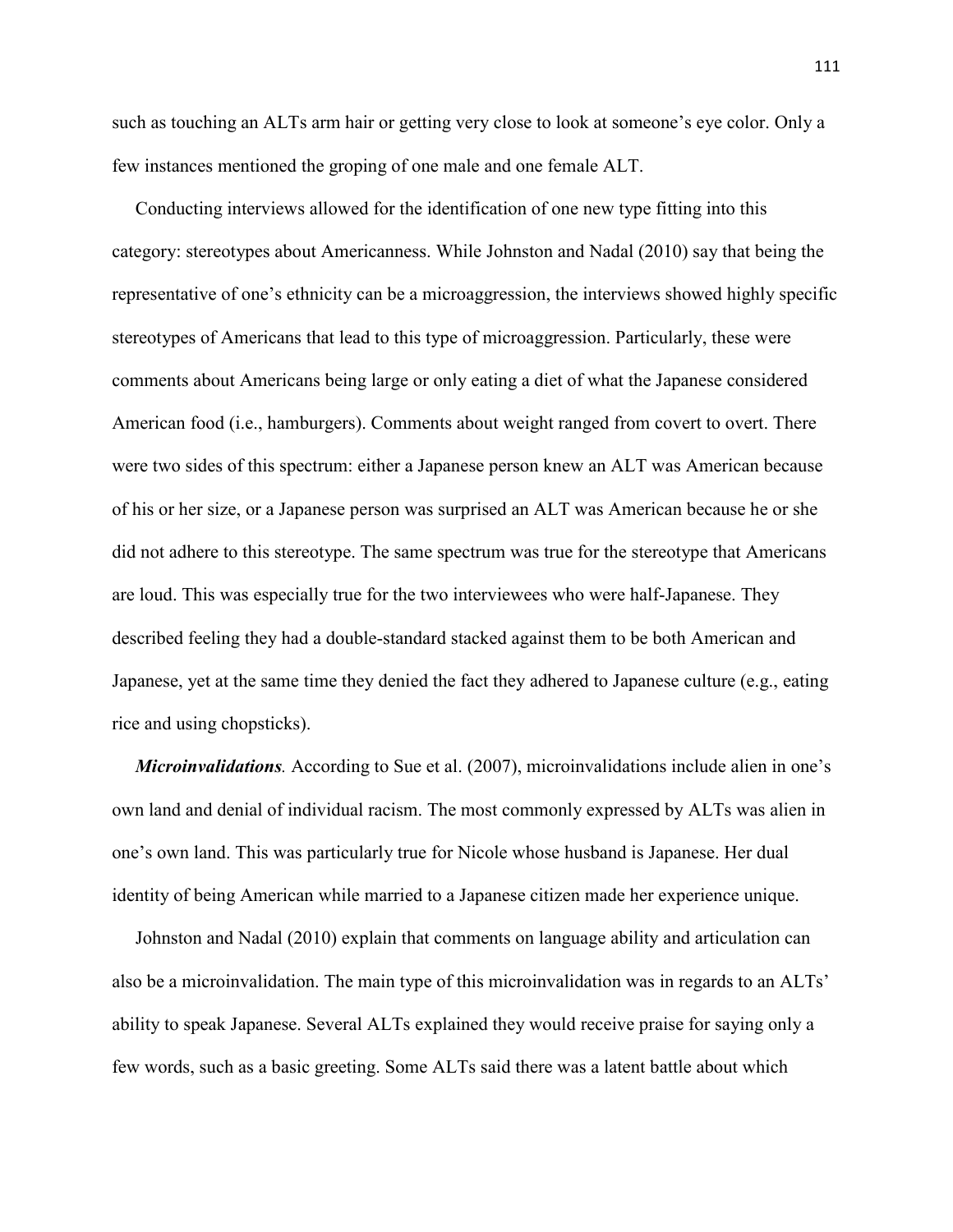such as touching an ALTs arm hair or getting very close to look at someone's eye color. Only a few instances mentioned the groping of one male and one female ALT.

Conducting interviews allowed for the identification of one new type fitting into this category: stereotypes about Americanness. While Johnston and Nadal (2010) say that being the representative of one's ethnicity can be a microaggression, the interviews showed highly specific stereotypes of Americans that lead to this type of microaggression. Particularly, these were comments about Americans being large or only eating a diet of what the Japanese considered American food (i.e., hamburgers). Comments about weight ranged from covert to overt. There were two sides of this spectrum: either a Japanese person knew an ALT was American because of his or her size, or a Japanese person was surprised an ALT was American because he or she did not adhere to this stereotype. The same spectrum was true for the stereotype that Americans are loud. This was especially true for the two interviewees who were half-Japanese. They described feeling they had a double-standard stacked against them to be both American and Japanese, yet at the same time they denied the fact they adhered to Japanese culture (e.g., eating rice and using chopsticks).

***Microinvalidations.*** According to Sue et al. (2007), microinvalidations include alien in one's own land and denial of individual racism. The most commonly expressed by ALTs was alien in one's own land. This was particularly true for Nicole whose husband is Japanese. Her dual identity of being American while married to a Japanese citizen made her experience unique.

Johnston and Nadal (2010) explain that comments on language ability and articulation can also be a microinvalidation. The main type of this microinvalidation was in regards to an ALTs' ability to speak Japanese. Several ALTs explained they would receive praise for saying only a few words, such as a basic greeting. Some ALTs said there was a latent battle about which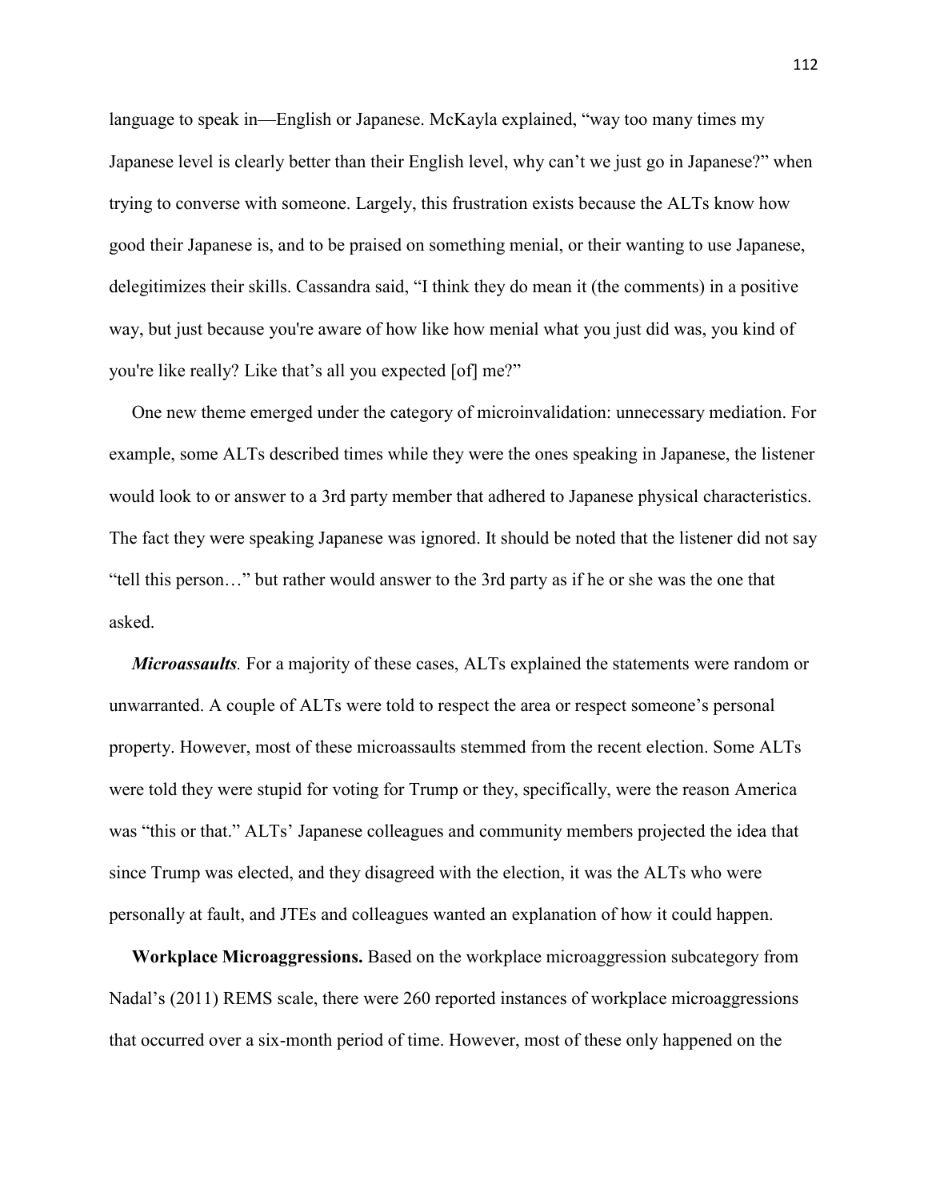language to speak in—English or Japanese. McKayla explained, "way too many times my Japanese level is clearly better than their English level, why can't we just go in Japanese?" when trying to converse with someone. Largely, this frustration exists because the ALTs know how good their Japanese is, and to be praised on something menial, or their wanting to use Japanese, delegitimizes their skills. Cassandra said, "I think they do mean it (the comments) in a positive way, but just because you're aware of how like how menial what you just did was, you kind of you're like really? Like that's all you expected [of] me?"

One new theme emerged under the category of microinvalidation: unnecessary mediation. For example, some ALTs described times while they were the ones speaking in Japanese, the listener would look to or answer to a 3rd party member that adhered to Japanese physical characteristics. The fact they were speaking Japanese was ignored. It should be noted that the listener did not say "tell this person…" but rather would answer to the 3rd party as if he or she was the one that asked.

***Microassaults.*** For a majority of these cases, ALTs explained the statements were random or unwarranted. A couple of ALTs were told to respect the area or respect someone's personal property. However, most of these microassaults stemmed from the recent election. Some ALTs were told they were stupid for voting for Trump or they, specifically, were the reason America was "this or that." ALTs' Japanese colleagues and community members projected the idea that since Trump was elected, and they disagreed with the election, it was the ALTs who were personally at fault, and JTEs and colleagues wanted an explanation of how it could happen.

**Workplace Microaggressions.** Based on the workplace microaggression subcategory from Nadal's (2011) REMS scale, there were 260 reported instances of workplace microaggressions that occurred over a six-month period of time. However, most of these only happened on the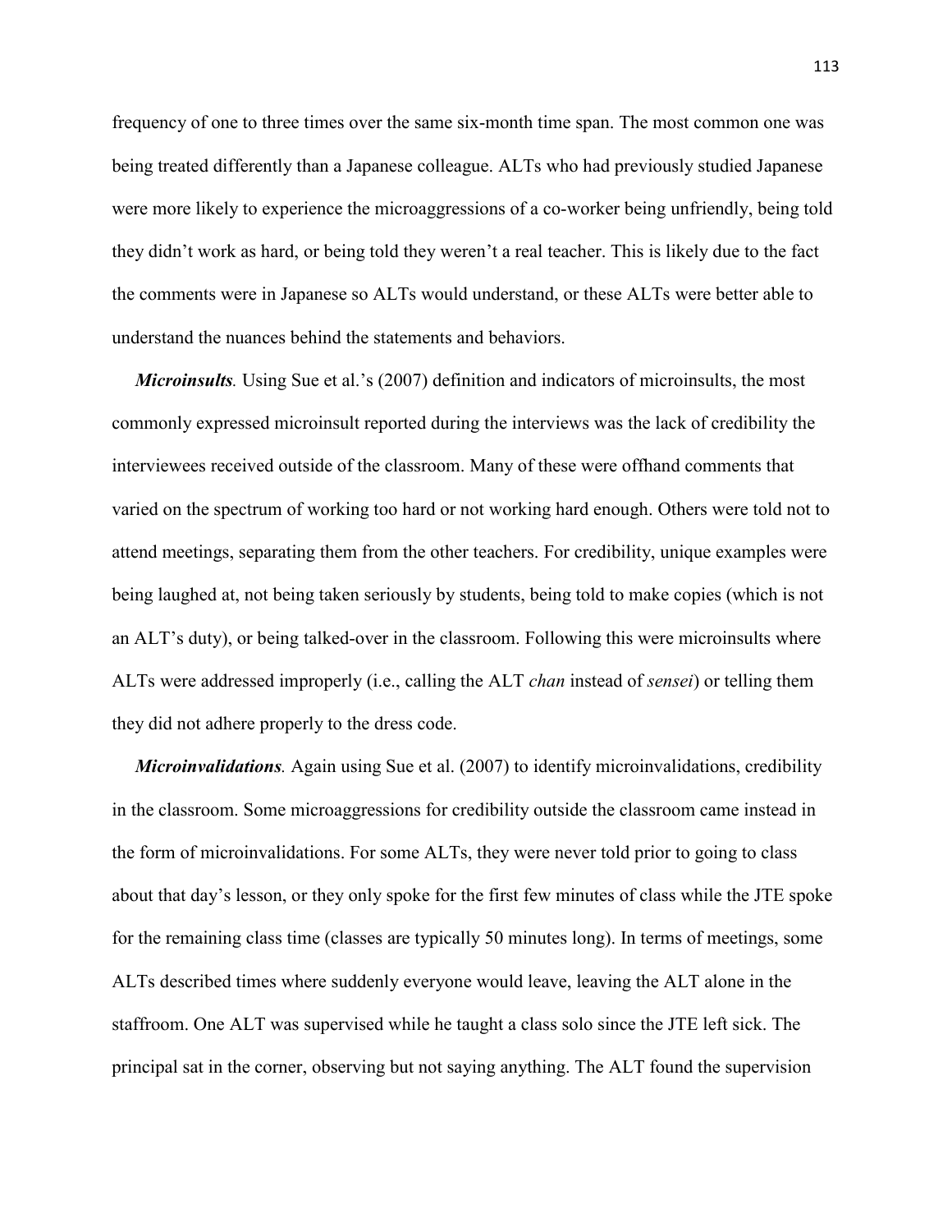frequency of one to three times over the same six-month time span. The most common one was being treated differently than a Japanese colleague. ALTs who had previously studied Japanese were more likely to experience the microaggressions of a co-worker being unfriendly, being told they didn't work as hard, or being told they weren't a real teacher. This is likely due to the fact the comments were in Japanese so ALTs would understand, or these ALTs were better able to understand the nuances behind the statements and behaviors.

***Microinsults.*** Using Sue et al.'s (2007) definition and indicators of microinsults, the most commonly expressed microinsult reported during the interviews was the lack of credibility the interviewees received outside of the classroom. Many of these were offhand comments that varied on the spectrum of working too hard or not working hard enough. Others were told not to attend meetings, separating them from the other teachers. For credibility, unique examples were being laughed at, not being taken seriously by students, being told to make copies (which is not an ALT's duty), or being talked-over in the classroom. Following this were microinsults where ALTs were addressed improperly (i.e., calling the ALT *chan* instead of *sensei*) or telling them they did not adhere properly to the dress code.

***Microinvalidations.*** Again using Sue et al. (2007) to identify microinvalidations, credibility in the classroom. Some microaggressions for credibility outside the classroom came instead in the form of microinvalidations. For some ALTs, they were never told prior to going to class about that day's lesson, or they only spoke for the first few minutes of class while the JTE spoke for the remaining class time (classes are typically 50 minutes long). In terms of meetings, some ALTs described times where suddenly everyone would leave, leaving the ALT alone in the staffroom. One ALT was supervised while he taught a class solo since the JTE left sick. The principal sat in the corner, observing but not saying anything. The ALT found the supervision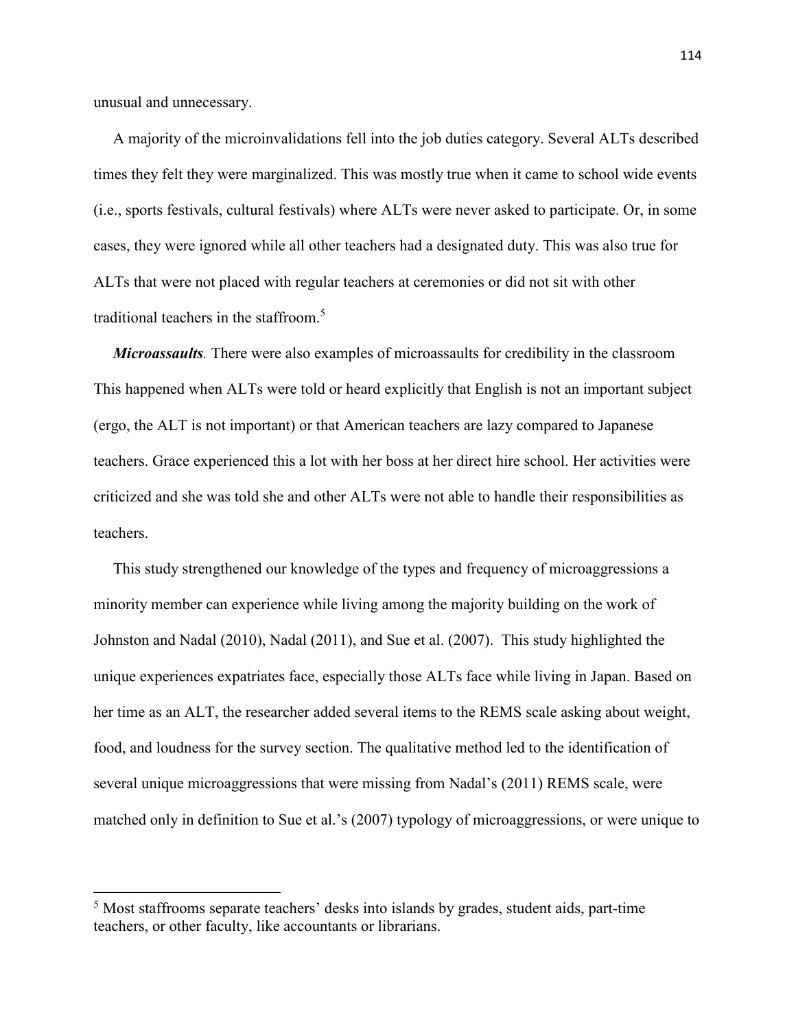unusual and unnecessary.

A majority of the microinvalidations fell into the job duties category. Several ALTs described times they felt they were marginalized. This was mostly true when it came to school wide events (i.e., sports festivals, cultural festivals) where ALTs were never asked to participate. Or, in some cases, they were ignored while all other teachers had a designated duty. This was also true for ALTs that were not placed with regular teachers at ceremonies or did not sit with other traditional teachers in the staffroom.[5]

***Microassaults*.** There were also examples of microassaults for credibility in the classroom This happened when ALTs were told or heard explicitly that English is not an important subject (ergo, the ALT is not important) or that American teachers are lazy compared to Japanese teachers. Grace experienced this a lot with her boss at her direct hire school. Her activities were criticized and she was told she and other ALTs were not able to handle their responsibilities as teachers.

This study strengthened our knowledge of the types and frequency of microaggressions a minority member can experience while living among the majority building on the work of Johnston and Nadal (2010), Nadal (2011), and Sue et al. (2007). This study highlighted the unique experiences expatriates face, especially those ALTs face while living in Japan. Based on her time as an ALT, the researcher added several items to the REMS scale asking about weight, food, and loudness for the survey section. The qualitative method led to the identification of several unique microaggressions that were missing from Nadal's (2011) REMS scale, were matched only in definition to Sue et al.'s (2007) typology of microaggressions, or were unique to

---

[5] Most staffrooms separate teachers' desks into islands by grades, student aids, part-time teachers, or other faculty, like accountants or librarians.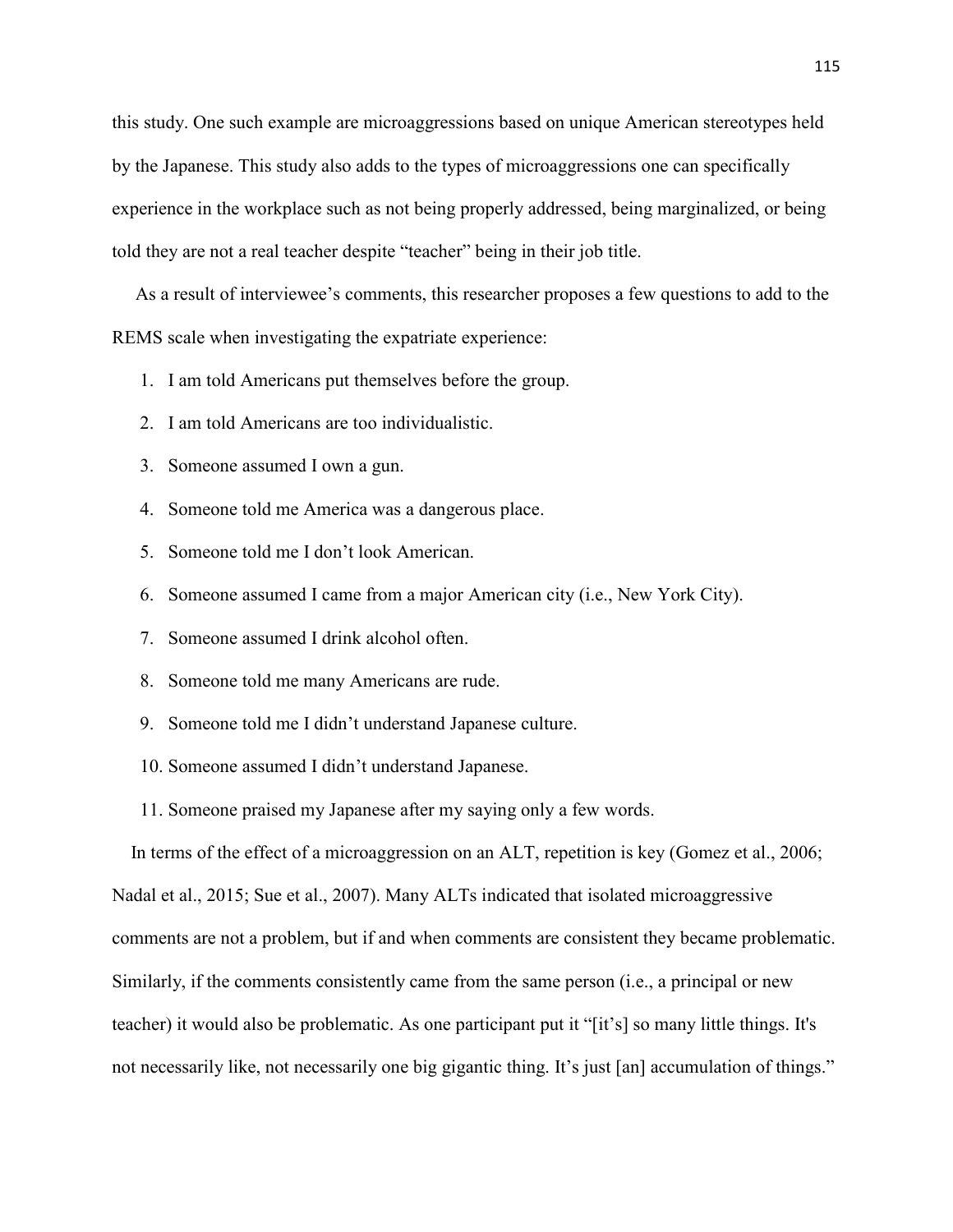this study. One such example are microaggressions based on unique American stereotypes held by the Japanese. This study also adds to the types of microaggressions one can specifically experience in the workplace such as not being properly addressed, being marginalized, or being told they are not a real teacher despite "teacher" being in their job title.

As a result of interviewee's comments, this researcher proposes a few questions to add to the REMS scale when investigating the expatriate experience:

1. I am told Americans put themselves before the group.
2. I am told Americans are too individualistic.
3. Someone assumed I own a gun.
4. Someone told me America was a dangerous place.
5. Someone told me I don't look American.
6. Someone assumed I came from a major American city (i.e., New York City).
7. Someone assumed I drink alcohol often.
8. Someone told me many Americans are rude.
9. Someone told me I didn't understand Japanese culture.
10. Someone assumed I didn't understand Japanese.
11. Someone praised my Japanese after my saying only a few words.

In terms of the effect of a microaggression on an ALT, repetition is key (Gomez et al., 2006; Nadal et al., 2015; Sue et al., 2007). Many ALTs indicated that isolated microaggressive comments are not a problem, but if and when comments are consistent they became problematic. Similarly, if the comments consistently came from the same person (i.e., a principal or new teacher) it would also be problematic. As one participant put it "[it's] so many little things. It's not necessarily like, not necessarily one big gigantic thing. It's just [an] accumulation of things."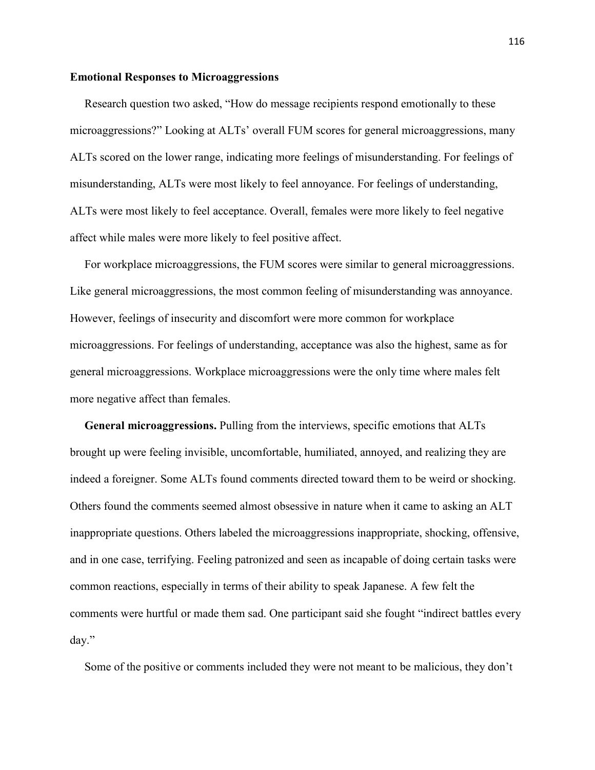**Emotional Responses to Microaggressions**

Research question two asked, "How do message recipients respond emotionally to these microaggressions?" Looking at ALTs' overall FUM scores for general microaggressions, many ALTs scored on the lower range, indicating more feelings of misunderstanding. For feelings of misunderstanding, ALTs were most likely to feel annoyance. For feelings of understanding, ALTs were most likely to feel acceptance. Overall, females were more likely to feel negative affect while males were more likely to feel positive affect.

For workplace microaggressions, the FUM scores were similar to general microaggressions. Like general microaggressions, the most common feeling of misunderstanding was annoyance. However, feelings of insecurity and discomfort were more common for workplace microaggressions. For feelings of understanding, acceptance was also the highest, same as for general microaggressions. Workplace microaggressions were the only time where males felt more negative affect than females.

**General microaggressions.** Pulling from the interviews, specific emotions that ALTs brought up were feeling invisible, uncomfortable, humiliated, annoyed, and realizing they are indeed a foreigner. Some ALTs found comments directed toward them to be weird or shocking. Others found the comments seemed almost obsessive in nature when it came to asking an ALT inappropriate questions. Others labeled the microaggressions inappropriate, shocking, offensive, and in one case, terrifying. Feeling patronized and seen as incapable of doing certain tasks were common reactions, especially in terms of their ability to speak Japanese. A few felt the comments were hurtful or made them sad. One participant said she fought "indirect battles every day."

Some of the positive or comments included they were not meant to be malicious, they don't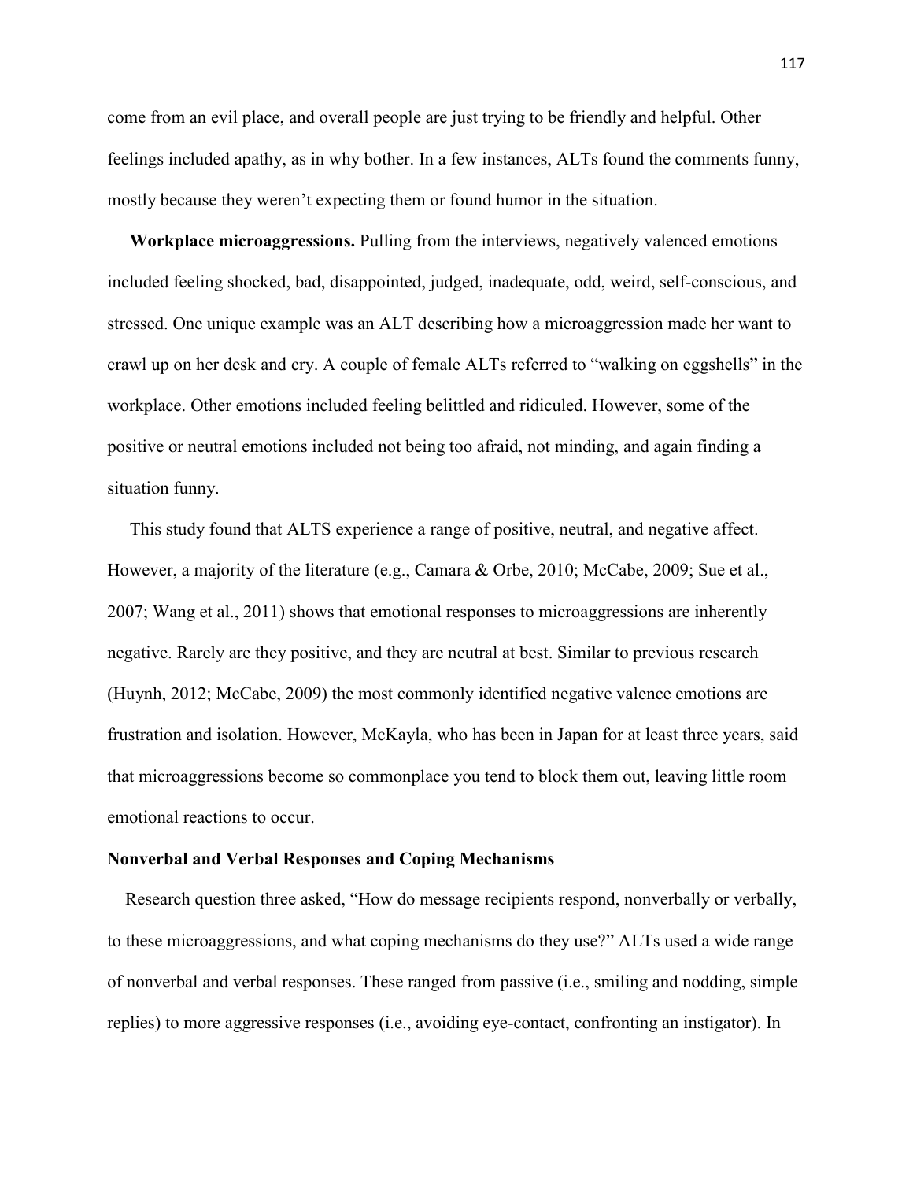come from an evil place, and overall people are just trying to be friendly and helpful. Other feelings included apathy, as in why bother. In a few instances, ALTs found the comments funny, mostly because they weren't expecting them or found humor in the situation.

**Workplace microaggressions.** Pulling from the interviews, negatively valenced emotions included feeling shocked, bad, disappointed, judged, inadequate, odd, weird, self-conscious, and stressed. One unique example was an ALT describing how a microaggression made her want to crawl up on her desk and cry. A couple of female ALTs referred to "walking on eggshells" in the workplace. Other emotions included feeling belittled and ridiculed. However, some of the positive or neutral emotions included not being too afraid, not minding, and again finding a situation funny.

This study found that ALTS experience a range of positive, neutral, and negative affect. However, a majority of the literature (e.g., Camara & Orbe, 2010; McCabe, 2009; Sue et al., 2007; Wang et al., 2011) shows that emotional responses to microaggressions are inherently negative. Rarely are they positive, and they are neutral at best. Similar to previous research (Huynh, 2012; McCabe, 2009) the most commonly identified negative valence emotions are frustration and isolation. However, McKayla, who has been in Japan for at least three years, said that microaggressions become so commonplace you tend to block them out, leaving little room emotional reactions to occur.

**Nonverbal and Verbal Responses and Coping Mechanisms**

Research question three asked, "How do message recipients respond, nonverbally or verbally, to these microaggressions, and what coping mechanisms do they use?" ALTs used a wide range of nonverbal and verbal responses. These ranged from passive (i.e., smiling and nodding, simple replies) to more aggressive responses (i.e., avoiding eye-contact, confronting an instigator). In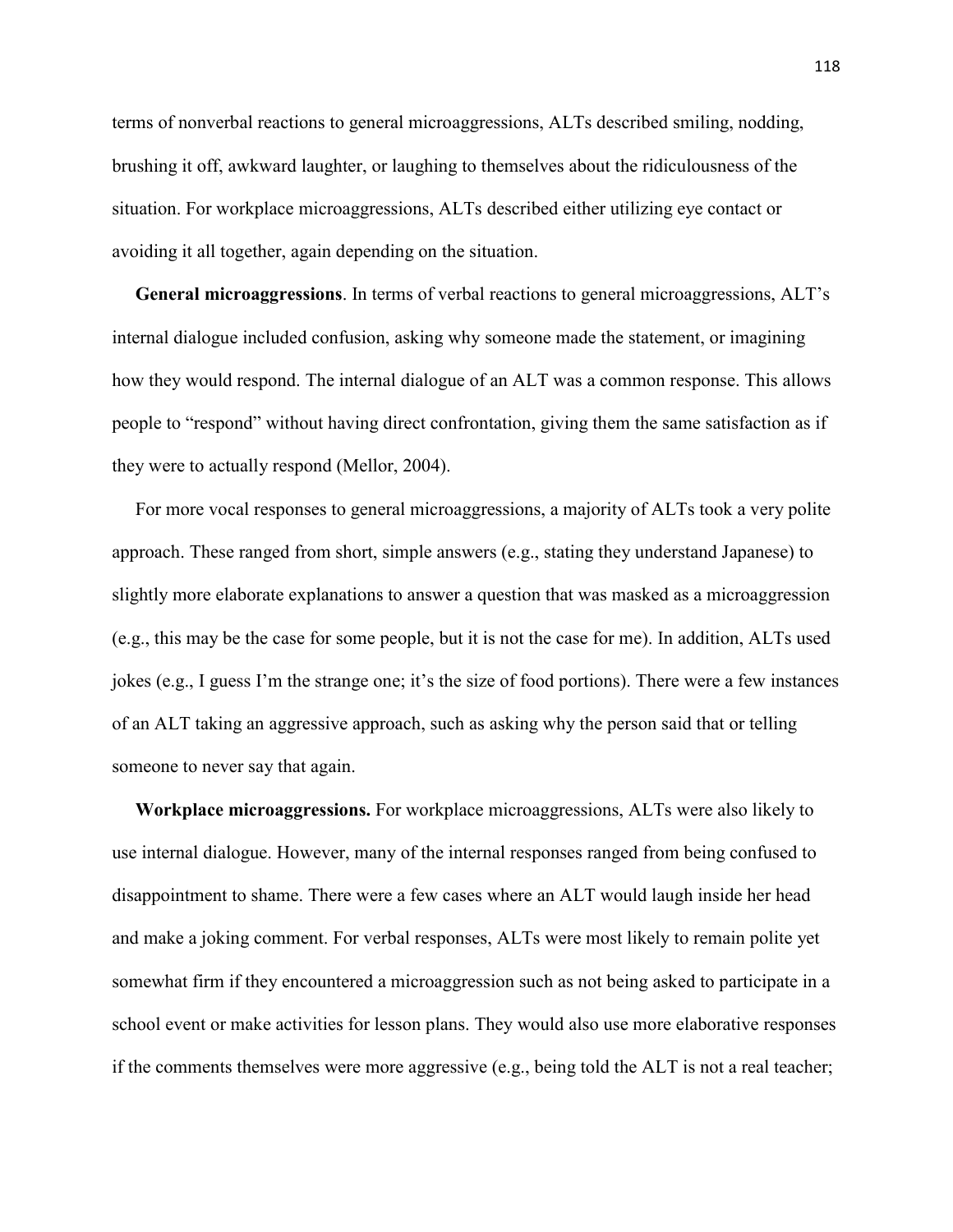terms of nonverbal reactions to general microaggressions, ALTs described smiling, nodding, brushing it off, awkward laughter, or laughing to themselves about the ridiculousness of the situation. For workplace microaggressions, ALTs described either utilizing eye contact or avoiding it all together, again depending on the situation.

**General microaggressions**. In terms of verbal reactions to general microaggressions, ALT's internal dialogue included confusion, asking why someone made the statement, or imagining how they would respond. The internal dialogue of an ALT was a common response. This allows people to "respond" without having direct confrontation, giving them the same satisfaction as if they were to actually respond (Mellor, 2004).

For more vocal responses to general microaggressions, a majority of ALTs took a very polite approach. These ranged from short, simple answers (e.g., stating they understand Japanese) to slightly more elaborate explanations to answer a question that was masked as a microaggression (e.g., this may be the case for some people, but it is not the case for me). In addition, ALTs used jokes (e.g., I guess I'm the strange one; it's the size of food portions). There were a few instances of an ALT taking an aggressive approach, such as asking why the person said that or telling someone to never say that again.

**Workplace microaggressions.** For workplace microaggressions, ALTs were also likely to use internal dialogue. However, many of the internal responses ranged from being confused to disappointment to shame. There were a few cases where an ALT would laugh inside her head and make a joking comment. For verbal responses, ALTs were most likely to remain polite yet somewhat firm if they encountered a microaggression such as not being asked to participate in a school event or make activities for lesson plans. They would also use more elaborative responses if the comments themselves were more aggressive (e.g., being told the ALT is not a real teacher;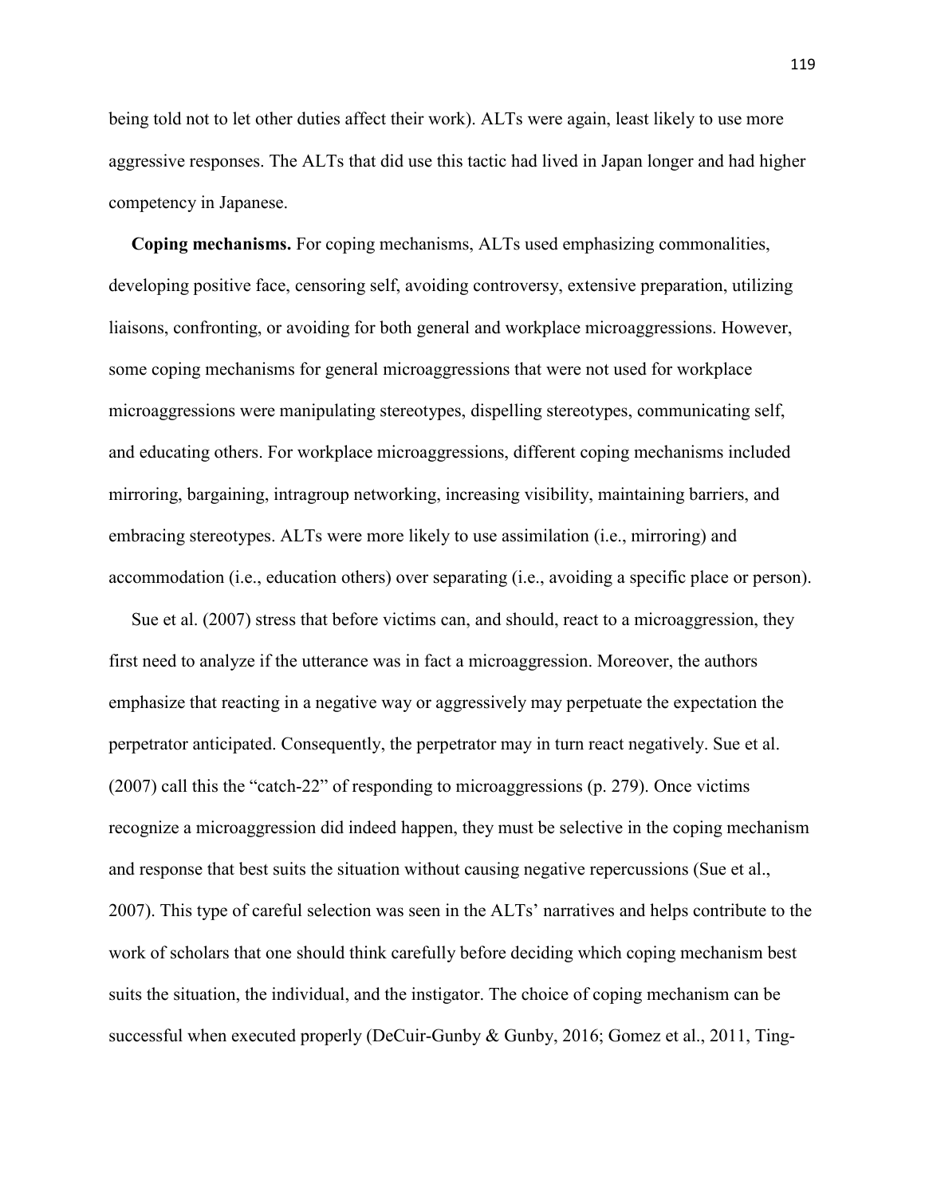being told not to let other duties affect their work). ALTs were again, least likely to use more aggressive responses. The ALTs that did use this tactic had lived in Japan longer and had higher competency in Japanese.

**Coping mechanisms.** For coping mechanisms, ALTs used emphasizing commonalities, developing positive face, censoring self, avoiding controversy, extensive preparation, utilizing liaisons, confronting, or avoiding for both general and workplace microaggressions. However, some coping mechanisms for general microaggressions that were not used for workplace microaggressions were manipulating stereotypes, dispelling stereotypes, communicating self, and educating others. For workplace microaggressions, different coping mechanisms included mirroring, bargaining, intragroup networking, increasing visibility, maintaining barriers, and embracing stereotypes. ALTs were more likely to use assimilation (i.e., mirroring) and accommodation (i.e., education others) over separating (i.e., avoiding a specific place or person).

Sue et al. (2007) stress that before victims can, and should, react to a microaggression, they first need to analyze if the utterance was in fact a microaggression. Moreover, the authors emphasize that reacting in a negative way or aggressively may perpetuate the expectation the perpetrator anticipated. Consequently, the perpetrator may in turn react negatively. Sue et al. (2007) call this the "catch-22" of responding to microaggressions (p. 279). Once victims recognize a microaggression did indeed happen, they must be selective in the coping mechanism and response that best suits the situation without causing negative repercussions (Sue et al., 2007). This type of careful selection was seen in the ALTs' narratives and helps contribute to the work of scholars that one should think carefully before deciding which coping mechanism best suits the situation, the individual, and the instigator. The choice of coping mechanism can be successful when executed properly (DeCuir-Gunby & Gunby, 2016; Gomez et al., 2011, Ting-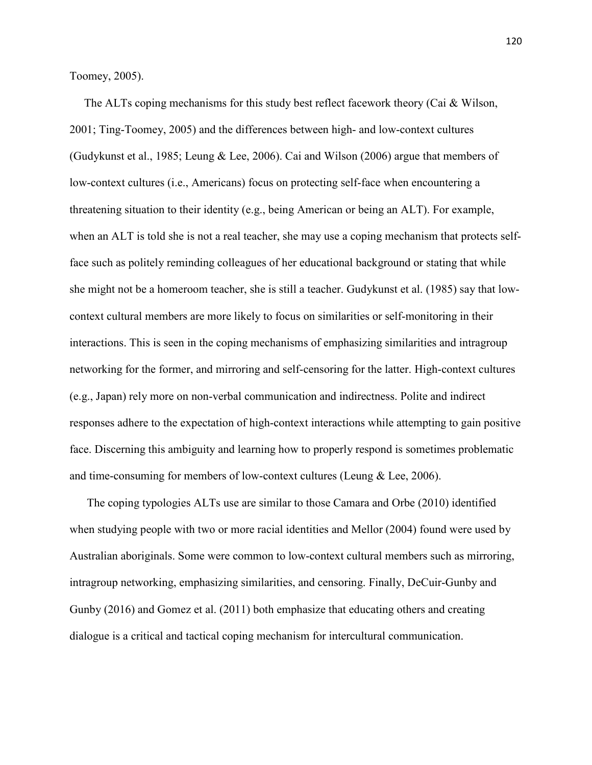Toomey, 2005).

The ALTs coping mechanisms for this study best reflect facework theory (Cai & Wilson, 2001; Ting-Toomey, 2005) and the differences between high- and low-context cultures (Gudykunst et al., 1985; Leung & Lee, 2006). Cai and Wilson (2006) argue that members of low-context cultures (i.e., Americans) focus on protecting self-face when encountering a threatening situation to their identity (e.g., being American or being an ALT). For example, when an ALT is told she is not a real teacher, she may use a coping mechanism that protects self-face such as politely reminding colleagues of her educational background or stating that while she might not be a homeroom teacher, she is still a teacher. Gudykunst et al. (1985) say that low-context cultural members are more likely to focus on similarities or self-monitoring in their interactions. This is seen in the coping mechanisms of emphasizing similarities and intragroup networking for the former, and mirroring and self-censoring for the latter. High-context cultures (e.g., Japan) rely more on non-verbal communication and indirectness. Polite and indirect responses adhere to the expectation of high-context interactions while attempting to gain positive face. Discerning this ambiguity and learning how to properly respond is sometimes problematic and time-consuming for members of low-context cultures (Leung & Lee, 2006).

The coping typologies ALTs use are similar to those Camara and Orbe (2010) identified when studying people with two or more racial identities and Mellor (2004) found were used by Australian aboriginals. Some were common to low-context cultural members such as mirroring, intragroup networking, emphasizing similarities, and censoring. Finally, DeCuir-Gunby and Gunby (2016) and Gomez et al. (2011) both emphasize that educating others and creating dialogue is a critical and tactical coping mechanism for intercultural communication.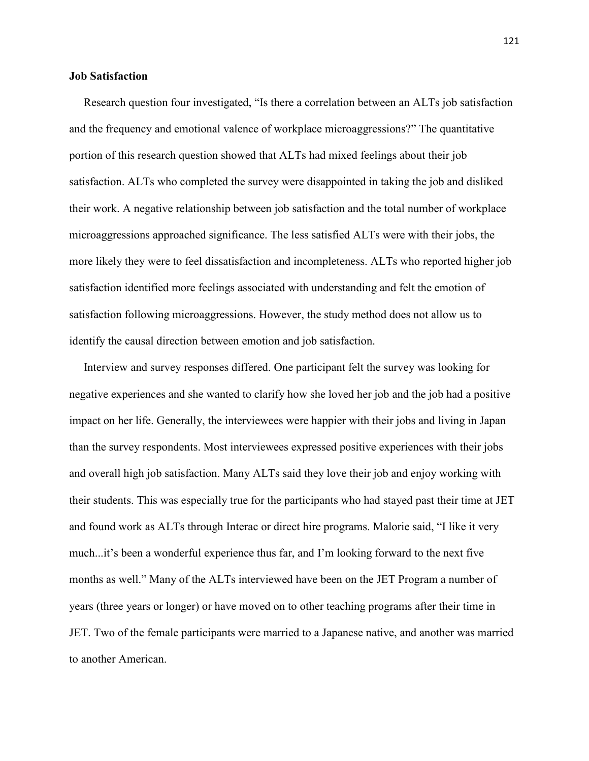**Job Satisfaction**

Research question four investigated, "Is there a correlation between an ALTs job satisfaction and the frequency and emotional valence of workplace microaggressions?" The quantitative portion of this research question showed that ALTs had mixed feelings about their job satisfaction. ALTs who completed the survey were disappointed in taking the job and disliked their work. A negative relationship between job satisfaction and the total number of workplace microaggressions approached significance. The less satisfied ALTs were with their jobs, the more likely they were to feel dissatisfaction and incompleteness. ALTs who reported higher job satisfaction identified more feelings associated with understanding and felt the emotion of satisfaction following microaggressions. However, the study method does not allow us to identify the causal direction between emotion and job satisfaction.

Interview and survey responses differed. One participant felt the survey was looking for negative experiences and she wanted to clarify how she loved her job and the job had a positive impact on her life. Generally, the interviewees were happier with their jobs and living in Japan than the survey respondents. Most interviewees expressed positive experiences with their jobs and overall high job satisfaction. Many ALTs said they love their job and enjoy working with their students. This was especially true for the participants who had stayed past their time at JET and found work as ALTs through Interac or direct hire programs. Malorie said, "I like it very much...it's been a wonderful experience thus far, and I'm looking forward to the next five months as well." Many of the ALTs interviewed have been on the JET Program a number of years (three years or longer) or have moved on to other teaching programs after their time in JET. Two of the female participants were married to a Japanese native, and another was married to another American.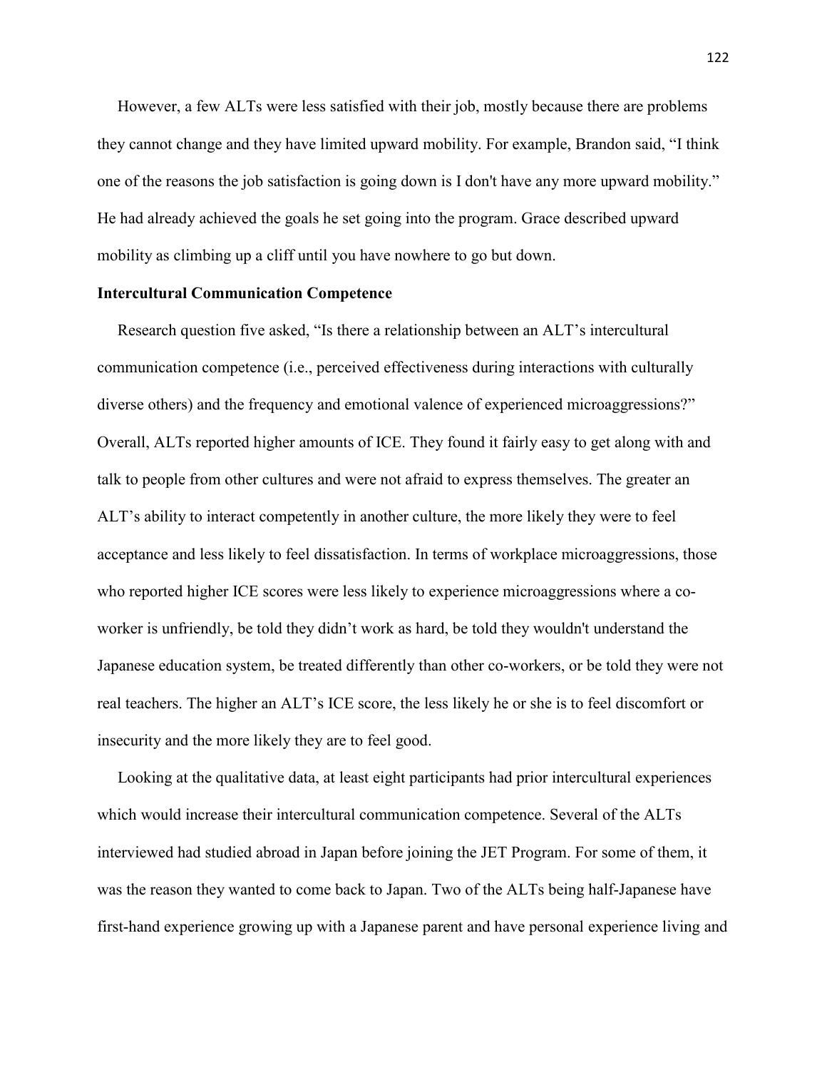However, a few ALTs were less satisfied with their job, mostly because there are problems they cannot change and they have limited upward mobility. For example, Brandon said, "I think one of the reasons the job satisfaction is going down is I don't have any more upward mobility." He had already achieved the goals he set going into the program. Grace described upward mobility as climbing up a cliff until you have nowhere to go but down.

**Intercultural Communication Competence**

Research question five asked, "Is there a relationship between an ALT's intercultural communication competence (i.e., perceived effectiveness during interactions with culturally diverse others) and the frequency and emotional valence of experienced microaggressions?" Overall, ALTs reported higher amounts of ICE. They found it fairly easy to get along with and talk to people from other cultures and were not afraid to express themselves. The greater an ALT's ability to interact competently in another culture, the more likely they were to feel acceptance and less likely to feel dissatisfaction. In terms of workplace microaggressions, those who reported higher ICE scores were less likely to experience microaggressions where a co-worker is unfriendly, be told they didn't work as hard, be told they wouldn't understand the Japanese education system, be treated differently than other co-workers, or be told they were not real teachers. The higher an ALT's ICE score, the less likely he or she is to feel discomfort or insecurity and the more likely they are to feel good.

Looking at the qualitative data, at least eight participants had prior intercultural experiences which would increase their intercultural communication competence. Several of the ALTs interviewed had studied abroad in Japan before joining the JET Program. For some of them, it was the reason they wanted to come back to Japan. Two of the ALTs being half-Japanese have first-hand experience growing up with a Japanese parent and have personal experience living and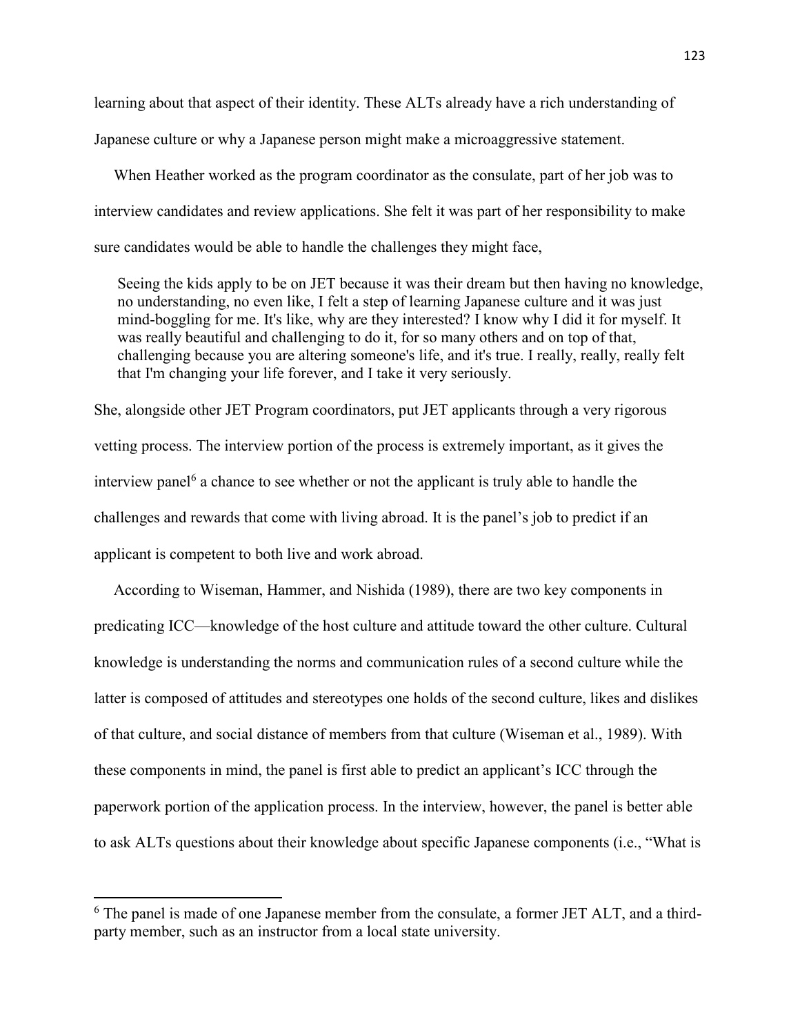learning about that aspect of their identity. These ALTs already have a rich understanding of Japanese culture or why a Japanese person might make a microaggressive statement.

When Heather worked as the program coordinator as the consulate, part of her job was to interview candidates and review applications. She felt it was part of her responsibility to make sure candidates would be able to handle the challenges they might face,

> Seeing the kids apply to be on JET because it was their dream but then having no knowledge, no understanding, no even like, I felt a step of learning Japanese culture and it was just mind-boggling for me. It's like, why are they interested? I know why I did it for myself. It was really beautiful and challenging to do it, for so many others and on top of that, challenging because you are altering someone's life, and it's true. I really, really, really felt that I'm changing your life forever, and I take it very seriously.

She, alongside other JET Program coordinators, put JET applicants through a very rigorous vetting process. The interview portion of the process is extremely important, as it gives the interview panel[6] a chance to see whether or not the applicant is truly able to handle the challenges and rewards that come with living abroad. It is the panel's job to predict if an applicant is competent to both live and work abroad.

According to Wiseman, Hammer, and Nishida (1989), there are two key components in predicating ICC—knowledge of the host culture and attitude toward the other culture. Cultural knowledge is understanding the norms and communication rules of a second culture while the latter is composed of attitudes and stereotypes one holds of the second culture, likes and dislikes of that culture, and social distance of members from that culture (Wiseman et al., 1989). With these components in mind, the panel is first able to predict an applicant's ICC through the paperwork portion of the application process. In the interview, however, the panel is better able to ask ALTs questions about their knowledge about specific Japanese components (i.e., "What is

---

[6] The panel is made of one Japanese member from the consulate, a former JET ALT, and a third-party member, such as an instructor from a local state university.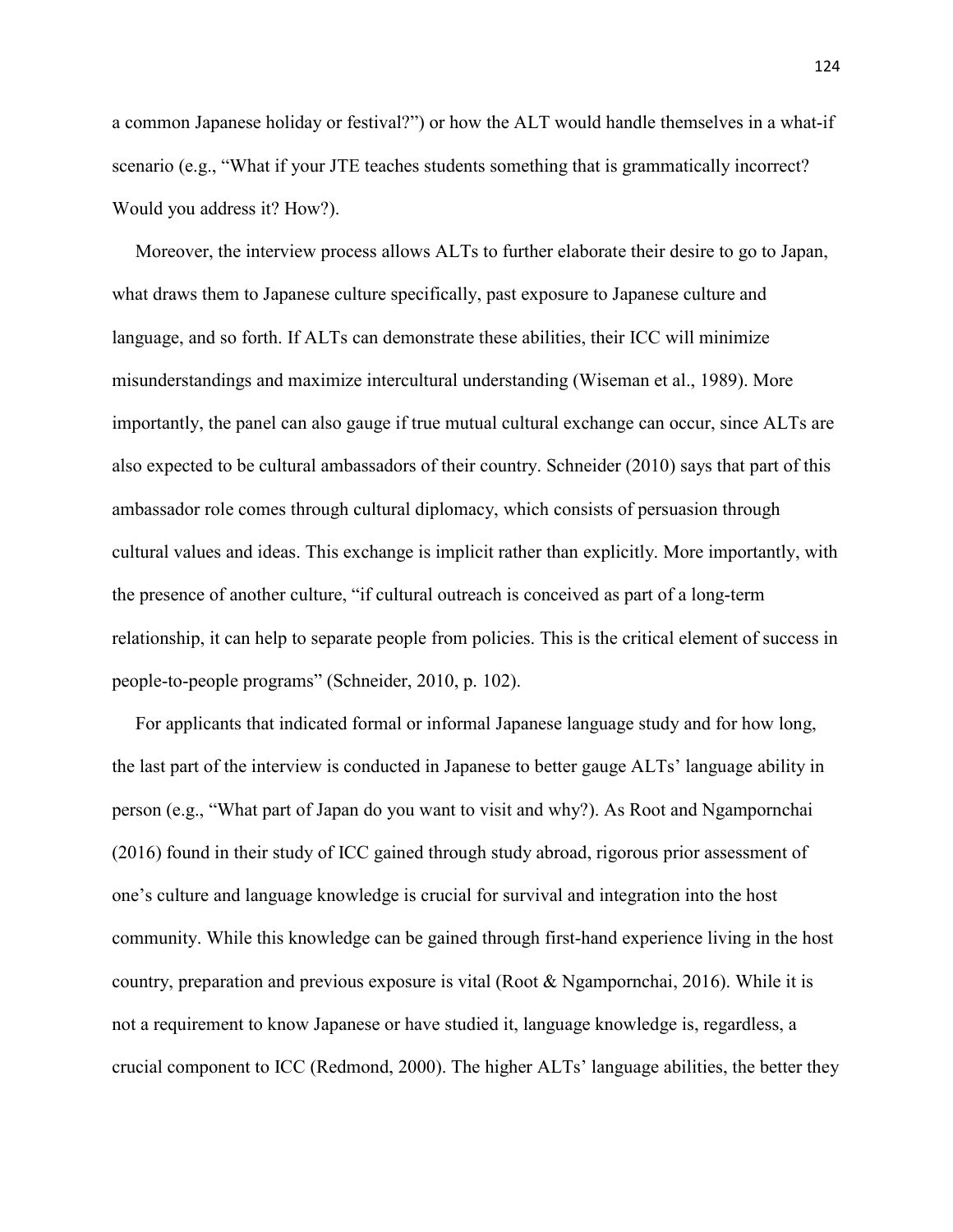a common Japanese holiday or festival?") or how the ALT would handle themselves in a what-if scenario (e.g., "What if your JTE teaches students something that is grammatically incorrect? Would you address it? How?).

Moreover, the interview process allows ALTs to further elaborate their desire to go to Japan, what draws them to Japanese culture specifically, past exposure to Japanese culture and language, and so forth. If ALTs can demonstrate these abilities, their ICC will minimize misunderstandings and maximize intercultural understanding (Wiseman et al., 1989). More importantly, the panel can also gauge if true mutual cultural exchange can occur, since ALTs are also expected to be cultural ambassadors of their country. Schneider (2010) says that part of this ambassador role comes through cultural diplomacy, which consists of persuasion through cultural values and ideas. This exchange is implicit rather than explicitly. More importantly, with the presence of another culture, "if cultural outreach is conceived as part of a long-term relationship, it can help to separate people from policies. This is the critical element of success in people-to-people programs" (Schneider, 2010, p. 102).

For applicants that indicated formal or informal Japanese language study and for how long, the last part of the interview is conducted in Japanese to better gauge ALTs' language ability in person (e.g., "What part of Japan do you want to visit and why?). As Root and Ngampornchai (2016) found in their study of ICC gained through study abroad, rigorous prior assessment of one's culture and language knowledge is crucial for survival and integration into the host community. While this knowledge can be gained through first-hand experience living in the host country, preparation and previous exposure is vital (Root & Ngampornchai, 2016). While it is not a requirement to know Japanese or have studied it, language knowledge is, regardless, a crucial component to ICC (Redmond, 2000). The higher ALTs' language abilities, the better they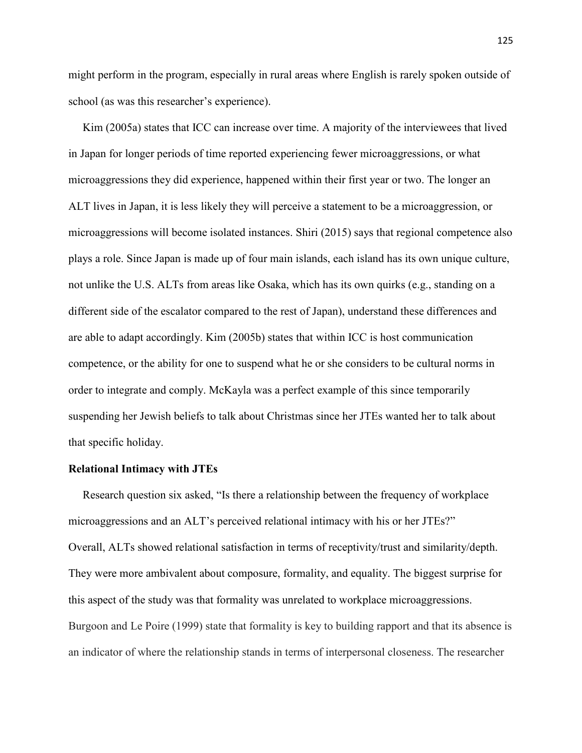might perform in the program, especially in rural areas where English is rarely spoken outside of school (as was this researcher's experience).

Kim (2005a) states that ICC can increase over time. A majority of the interviewees that lived in Japan for longer periods of time reported experiencing fewer microaggressions, or what microaggressions they did experience, happened within their first year or two. The longer an ALT lives in Japan, it is less likely they will perceive a statement to be a microaggression, or microaggressions will become isolated instances. Shiri (2015) says that regional competence also plays a role. Since Japan is made up of four main islands, each island has its own unique culture, not unlike the U.S. ALTs from areas like Osaka, which has its own quirks (e.g., standing on a different side of the escalator compared to the rest of Japan), understand these differences and are able to adapt accordingly. Kim (2005b) states that within ICC is host communication competence, or the ability for one to suspend what he or she considers to be cultural norms in order to integrate and comply. McKayla was a perfect example of this since temporarily suspending her Jewish beliefs to talk about Christmas since her JTEs wanted her to talk about that specific holiday.

**Relational Intimacy with JTEs**

Research question six asked, "Is there a relationship between the frequency of workplace microaggressions and an ALT's perceived relational intimacy with his or her JTEs?" Overall, ALTs showed relational satisfaction in terms of receptivity/trust and similarity/depth. They were more ambivalent about composure, formality, and equality. The biggest surprise for this aspect of the study was that formality was unrelated to workplace microaggressions. Burgoon and Le Poire (1999) state that formality is key to building rapport and that its absence is an indicator of where the relationship stands in terms of interpersonal closeness. The researcher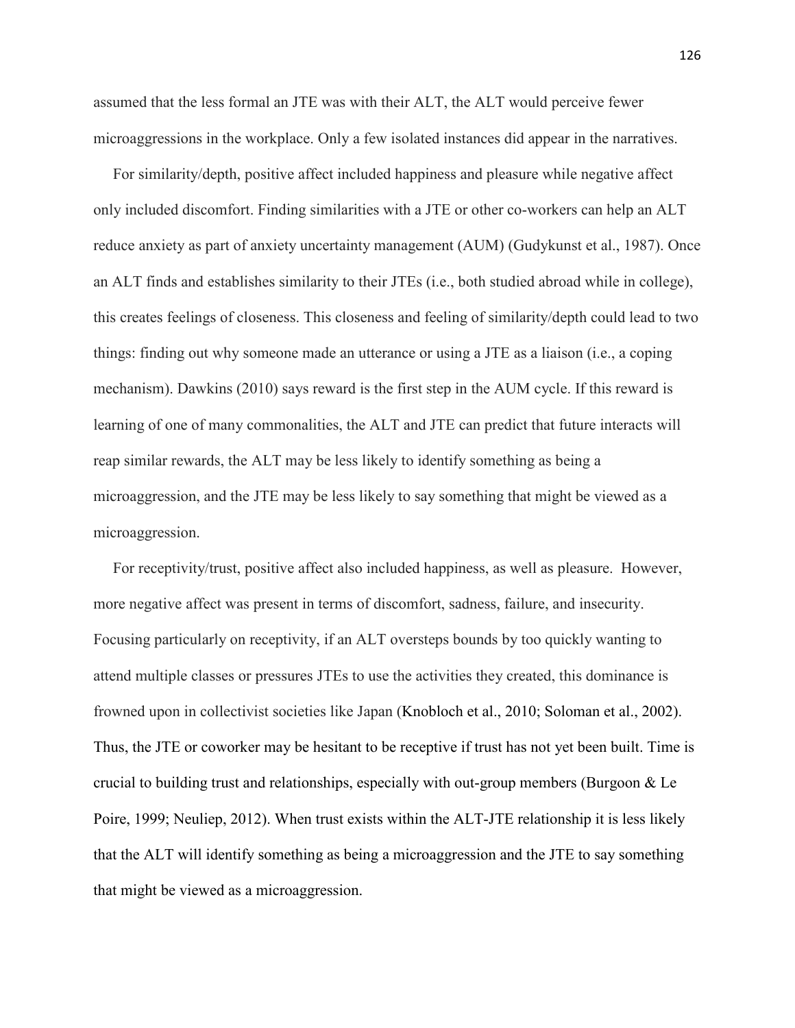assumed that the less formal an JTE was with their ALT, the ALT would perceive fewer microaggressions in the workplace. Only a few isolated instances did appear in the narratives.

For similarity/depth, positive affect included happiness and pleasure while negative affect only included discomfort. Finding similarities with a JTE or other co-workers can help an ALT reduce anxiety as part of anxiety uncertainty management (AUM) (Gudykunst et al., 1987). Once an ALT finds and establishes similarity to their JTEs (i.e., both studied abroad while in college), this creates feelings of closeness. This closeness and feeling of similarity/depth could lead to two things: finding out why someone made an utterance or using a JTE as a liaison (i.e., a coping mechanism). Dawkins (2010) says reward is the first step in the AUM cycle. If this reward is learning of one of many commonalities, the ALT and JTE can predict that future interacts will reap similar rewards, the ALT may be less likely to identify something as being a microaggression, and the JTE may be less likely to say something that might be viewed as a microaggression.

For receptivity/trust, positive affect also included happiness, as well as pleasure. However, more negative affect was present in terms of discomfort, sadness, failure, and insecurity. Focusing particularly on receptivity, if an ALT oversteps bounds by too quickly wanting to attend multiple classes or pressures JTEs to use the activities they created, this dominance is frowned upon in collectivist societies like Japan (Knobloch et al., 2010; Soloman et al., 2002). Thus, the JTE or coworker may be hesitant to be receptive if trust has not yet been built. Time is crucial to building trust and relationships, especially with out-group members (Burgoon & Le Poire, 1999; Neuliep, 2012). When trust exists within the ALT-JTE relationship it is less likely that the ALT will identify something as being a microaggression and the JTE to say something that might be viewed as a microaggression.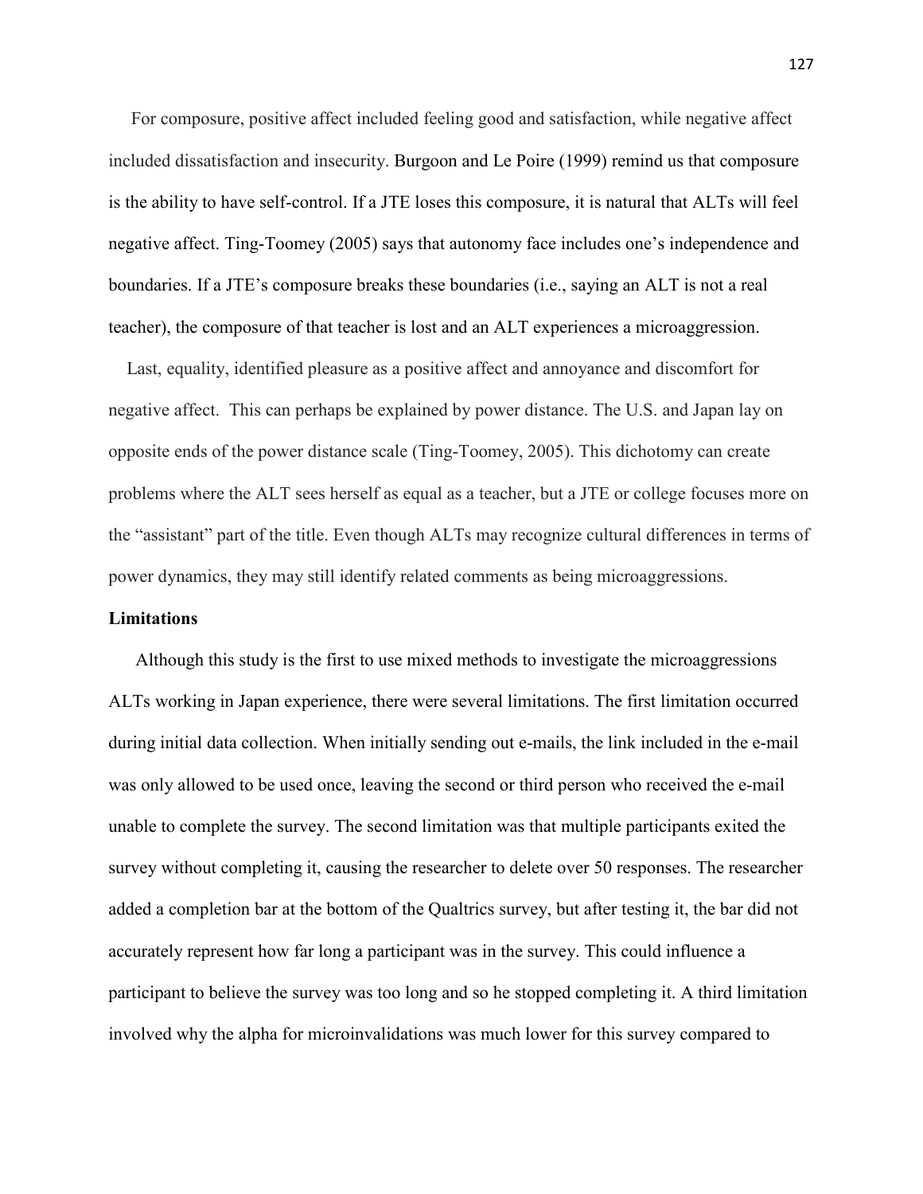For composure, positive affect included feeling good and satisfaction, while negative affect included dissatisfaction and insecurity. Burgoon and Le Poire (1999) remind us that composure is the ability to have self-control. If a JTE loses this composure, it is natural that ALTs will feel negative affect. Ting-Toomey (2005) says that autonomy face includes one's independence and boundaries. If a JTE's composure breaks these boundaries (i.e., saying an ALT is not a real teacher), the composure of that teacher is lost and an ALT experiences a microaggression.

Last, equality, identified pleasure as a positive affect and annoyance and discomfort for negative affect. This can perhaps be explained by power distance. The U.S. and Japan lay on opposite ends of the power distance scale (Ting-Toomey, 2005). This dichotomy can create problems where the ALT sees herself as equal as a teacher, but a JTE or college focuses more on the "assistant" part of the title. Even though ALTs may recognize cultural differences in terms of power dynamics, they may still identify related comments as being microaggressions.

**Limitations**

Although this study is the first to use mixed methods to investigate the microaggressions ALTs working in Japan experience, there were several limitations. The first limitation occurred during initial data collection. When initially sending out e-mails, the link included in the e-mail was only allowed to be used once, leaving the second or third person who received the e-mail unable to complete the survey. The second limitation was that multiple participants exited the survey without completing it, causing the researcher to delete over 50 responses. The researcher added a completion bar at the bottom of the Qualtrics survey, but after testing it, the bar did not accurately represent how far long a participant was in the survey. This could influence a participant to believe the survey was too long and so he stopped completing it. A third limitation involved why the alpha for microinvalidations was much lower for this survey compared to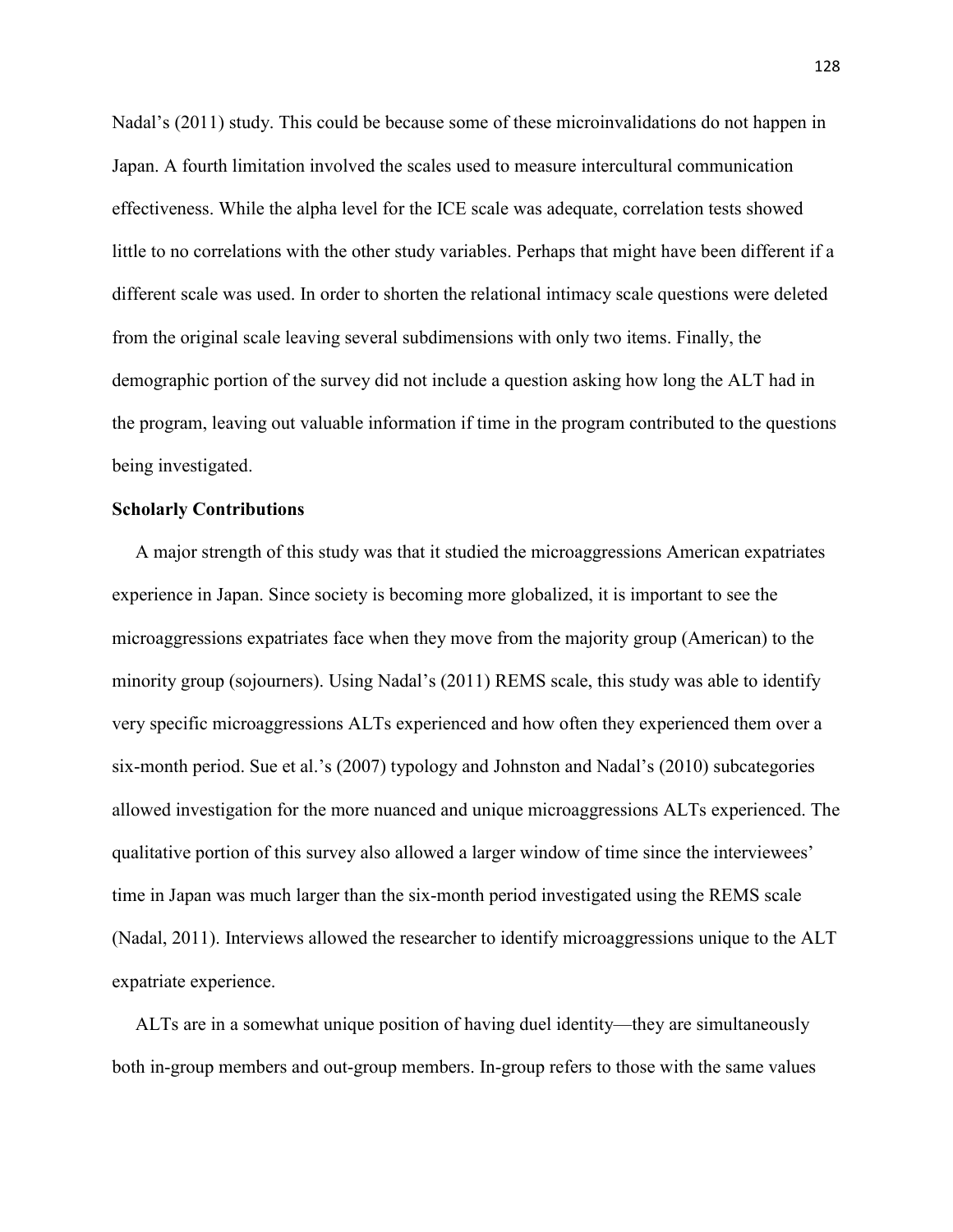Nadal's (2011) study. This could be because some of these microinvalidations do not happen in Japan. A fourth limitation involved the scales used to measure intercultural communication effectiveness. While the alpha level for the ICE scale was adequate, correlation tests showed little to no correlations with the other study variables. Perhaps that might have been different if a different scale was used. In order to shorten the relational intimacy scale questions were deleted from the original scale leaving several subdimensions with only two items. Finally, the demographic portion of the survey did not include a question asking how long the ALT had in the program, leaving out valuable information if time in the program contributed to the questions being investigated.

**Scholarly Contributions**

A major strength of this study was that it studied the microaggressions American expatriates experience in Japan. Since society is becoming more globalized, it is important to see the microaggressions expatriates face when they move from the majority group (American) to the minority group (sojourners). Using Nadal's (2011) REMS scale, this study was able to identify very specific microaggressions ALTs experienced and how often they experienced them over a six-month period. Sue et al.'s (2007) typology and Johnston and Nadal's (2010) subcategories allowed investigation for the more nuanced and unique microaggressions ALTs experienced. The qualitative portion of this survey also allowed a larger window of time since the interviewees' time in Japan was much larger than the six-month period investigated using the REMS scale (Nadal, 2011). Interviews allowed the researcher to identify microaggressions unique to the ALT expatriate experience.

ALTs are in a somewhat unique position of having duel identity—they are simultaneously both in-group members and out-group members. In-group refers to those with the same values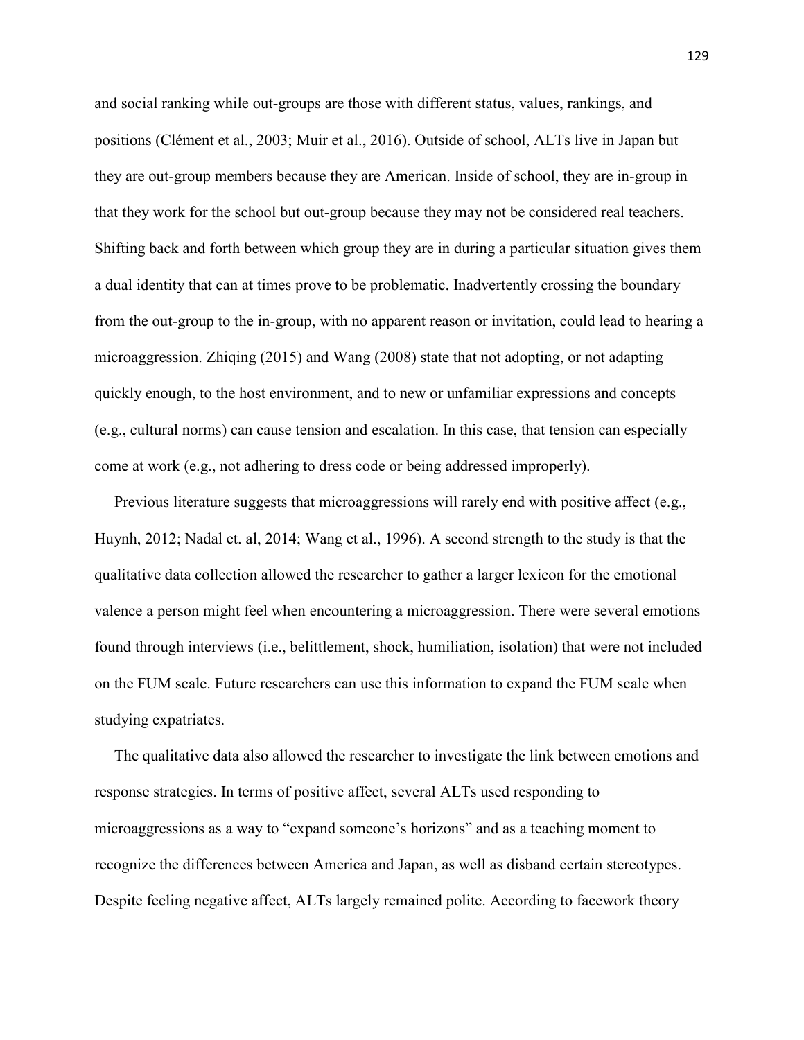and social ranking while out-groups are those with different status, values, rankings, and positions (Clément et al., 2003; Muir et al., 2016). Outside of school, ALTs live in Japan but they are out-group members because they are American. Inside of school, they are in-group in that they work for the school but out-group because they may not be considered real teachers. Shifting back and forth between which group they are in during a particular situation gives them a dual identity that can at times prove to be problematic. Inadvertently crossing the boundary from the out-group to the in-group, with no apparent reason or invitation, could lead to hearing a microaggression. Zhiqing (2015) and Wang (2008) state that not adopting, or not adapting quickly enough, to the host environment, and to new or unfamiliar expressions and concepts (e.g., cultural norms) can cause tension and escalation. In this case, that tension can especially come at work (e.g., not adhering to dress code or being addressed improperly).

Previous literature suggests that microaggressions will rarely end with positive affect (e.g., Huynh, 2012; Nadal et. al, 2014; Wang et al., 1996). A second strength to the study is that the qualitative data collection allowed the researcher to gather a larger lexicon for the emotional valence a person might feel when encountering a microaggression. There were several emotions found through interviews (i.e., belittlement, shock, humiliation, isolation) that were not included on the FUM scale. Future researchers can use this information to expand the FUM scale when studying expatriates.

The qualitative data also allowed the researcher to investigate the link between emotions and response strategies. In terms of positive affect, several ALTs used responding to microaggressions as a way to "expand someone's horizons" and as a teaching moment to recognize the differences between America and Japan, as well as disband certain stereotypes. Despite feeling negative affect, ALTs largely remained polite. According to facework theory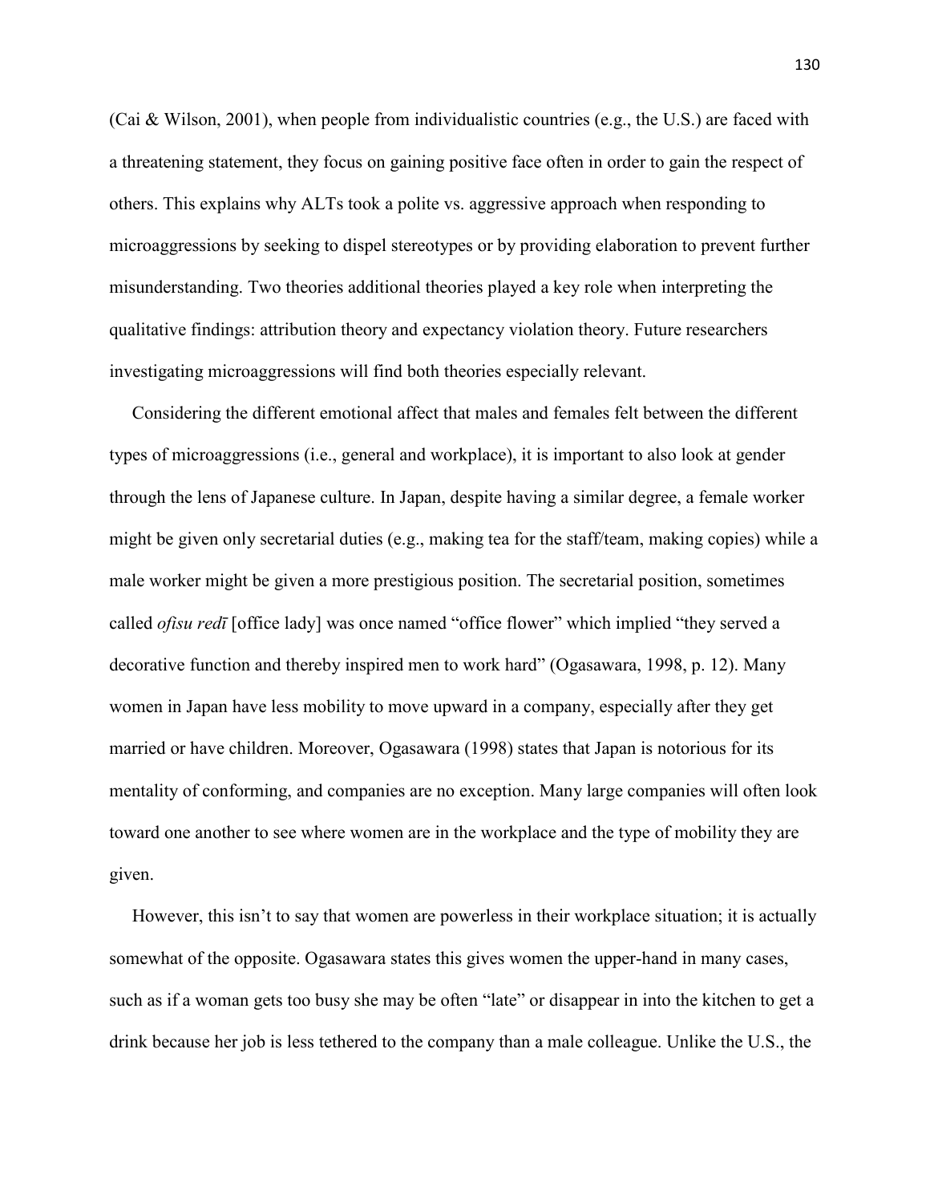(Cai & Wilson, 2001), when people from individualistic countries (e.g., the U.S.) are faced with a threatening statement, they focus on gaining positive face often in order to gain the respect of others. This explains why ALTs took a polite vs. aggressive approach when responding to microaggressions by seeking to dispel stereotypes or by providing elaboration to prevent further misunderstanding. Two theories additional theories played a key role when interpreting the qualitative findings: attribution theory and expectancy violation theory. Future researchers investigating microaggressions will find both theories especially relevant.

Considering the different emotional affect that males and females felt between the different types of microaggressions (i.e., general and workplace), it is important to also look at gender through the lens of Japanese culture. In Japan, despite having a similar degree, a female worker might be given only secretarial duties (e.g., making tea for the staff/team, making copies) while a male worker might be given a more prestigious position. The secretarial position, sometimes called *ofisu redī* [office lady] was once named "office flower" which implied "they served a decorative function and thereby inspired men to work hard" (Ogasawara, 1998, p. 12). Many women in Japan have less mobility to move upward in a company, especially after they get married or have children. Moreover, Ogasawara (1998) states that Japan is notorious for its mentality of conforming, and companies are no exception. Many large companies will often look toward one another to see where women are in the workplace and the type of mobility they are given.

However, this isn't to say that women are powerless in their workplace situation; it is actually somewhat of the opposite. Ogasawara states this gives women the upper-hand in many cases, such as if a woman gets too busy she may be often "late" or disappear in into the kitchen to get a drink because her job is less tethered to the company than a male colleague. Unlike the U.S., the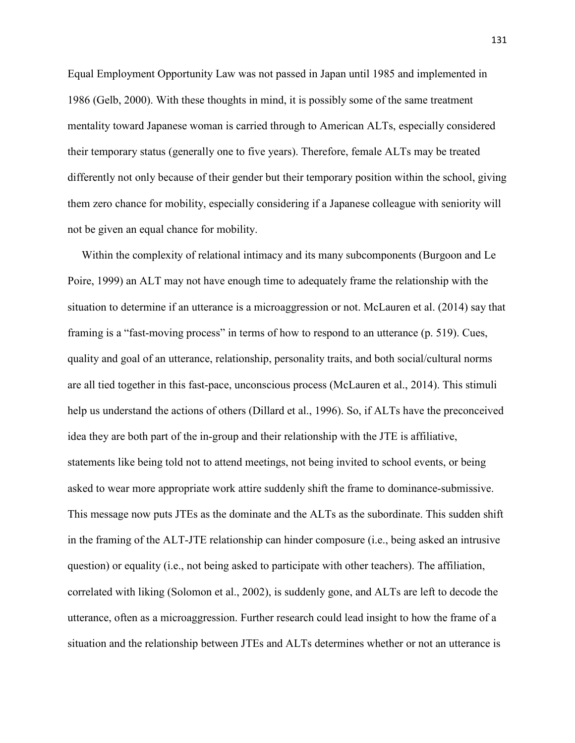Equal Employment Opportunity Law was not passed in Japan until 1985 and implemented in 1986 (Gelb, 2000). With these thoughts in mind, it is possibly some of the same treatment mentality toward Japanese woman is carried through to American ALTs, especially considered their temporary status (generally one to five years). Therefore, female ALTs may be treated differently not only because of their gender but their temporary position within the school, giving them zero chance for mobility, especially considering if a Japanese colleague with seniority will not be given an equal chance for mobility.

Within the complexity of relational intimacy and its many subcomponents (Burgoon and Le Poire, 1999) an ALT may not have enough time to adequately frame the relationship with the situation to determine if an utterance is a microaggression or not. McLauren et al. (2014) say that framing is a "fast-moving process" in terms of how to respond to an utterance (p. 519). Cues, quality and goal of an utterance, relationship, personality traits, and both social/cultural norms are all tied together in this fast-pace, unconscious process (McLauren et al., 2014). This stimuli help us understand the actions of others (Dillard et al., 1996). So, if ALTs have the preconceived idea they are both part of the in-group and their relationship with the JTE is affiliative, statements like being told not to attend meetings, not being invited to school events, or being asked to wear more appropriate work attire suddenly shift the frame to dominance-submissive. This message now puts JTEs as the dominate and the ALTs as the subordinate. This sudden shift in the framing of the ALT-JTE relationship can hinder composure (i.e., being asked an intrusive question) or equality (i.e., not being asked to participate with other teachers). The affiliation, correlated with liking (Solomon et al., 2002), is suddenly gone, and ALTs are left to decode the utterance, often as a microaggression. Further research could lead insight to how the frame of a situation and the relationship between JTEs and ALTs determines whether or not an utterance is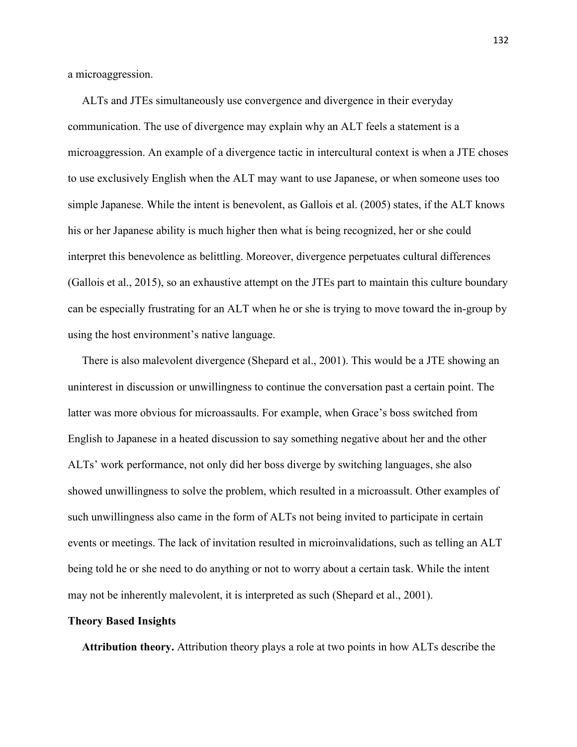a microaggression.

ALTs and JTEs simultaneously use convergence and divergence in their everyday communication. The use of divergence may explain why an ALT feels a statement is a microaggression. An example of a divergence tactic in intercultural context is when a JTE choses to use exclusively English when the ALT may want to use Japanese, or when someone uses too simple Japanese. While the intent is benevolent, as Gallois et al. (2005) states, if the ALT knows his or her Japanese ability is much higher then what is being recognized, her or she could interpret this benevolence as belittling. Moreover, divergence perpetuates cultural differences (Gallois et al., 2015), so an exhaustive attempt on the JTEs part to maintain this culture boundary can be especially frustrating for an ALT when he or she is trying to move toward the in-group by using the host environment's native language.

There is also malevolent divergence (Shepard et al., 2001). This would be a JTE showing an uninterest in discussion or unwillingness to continue the conversation past a certain point. The latter was more obvious for microassaults. For example, when Grace's boss switched from English to Japanese in a heated discussion to say something negative about her and the other ALTs' work performance, not only did her boss diverge by switching languages, she also showed unwillingness to solve the problem, which resulted in a microassult. Other examples of such unwillingness also came in the form of ALTs not being invited to participate in certain events or meetings. The lack of invitation resulted in microinvalidations, such as telling an ALT being told he or she need to do anything or not to worry about a certain task. While the intent may not be inherently malevolent, it is interpreted as such (Shepard et al., 2001).

### Theory Based Insights

**Attribution theory.** Attribution theory plays a role at two points in how ALTs describe the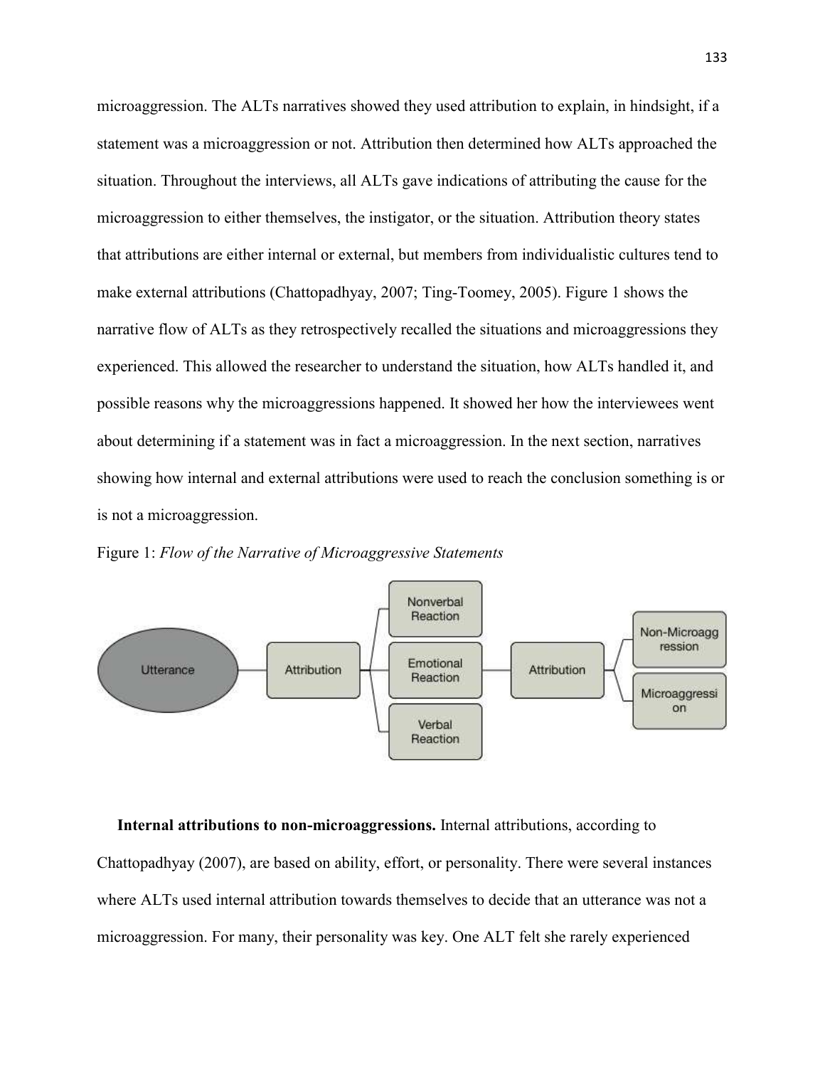microaggression. The ALTs narratives showed they used attribution to explain, in hindsight, if a statement was a microaggression or not. Attribution then determined how ALTs approached the situation. Throughout the interviews, all ALTs gave indications of attributing the cause for the microaggression to either themselves, the instigator, or the situation. Attribution theory states that attributions are either internal or external, but members from individualistic cultures tend to make external attributions (Chattopadhyay, 2007; Ting-Toomey, 2005). Figure 1 shows the narrative flow of ALTs as they retrospectively recalled the situations and microaggressions they experienced. This allowed the researcher to understand the situation, how ALTs handled it, and possible reasons why the microaggressions happened. It showed her how the interviewees went about determining if a statement was in fact a microaggression. In the next section, narratives showing how internal and external attributions were used to reach the conclusion something is or is not a microaggression.

Figure 1: *Flow of the Narrative of Microaggressive Statements*

**Internal attributions to non-microaggressions.** Internal attributions, according to Chattopadhyay (2007), are based on ability, effort, or personality. There were several instances where ALTs used internal attribution towards themselves to decide that an utterance was not a microaggression. For many, their personality was key. One ALT felt she rarely experienced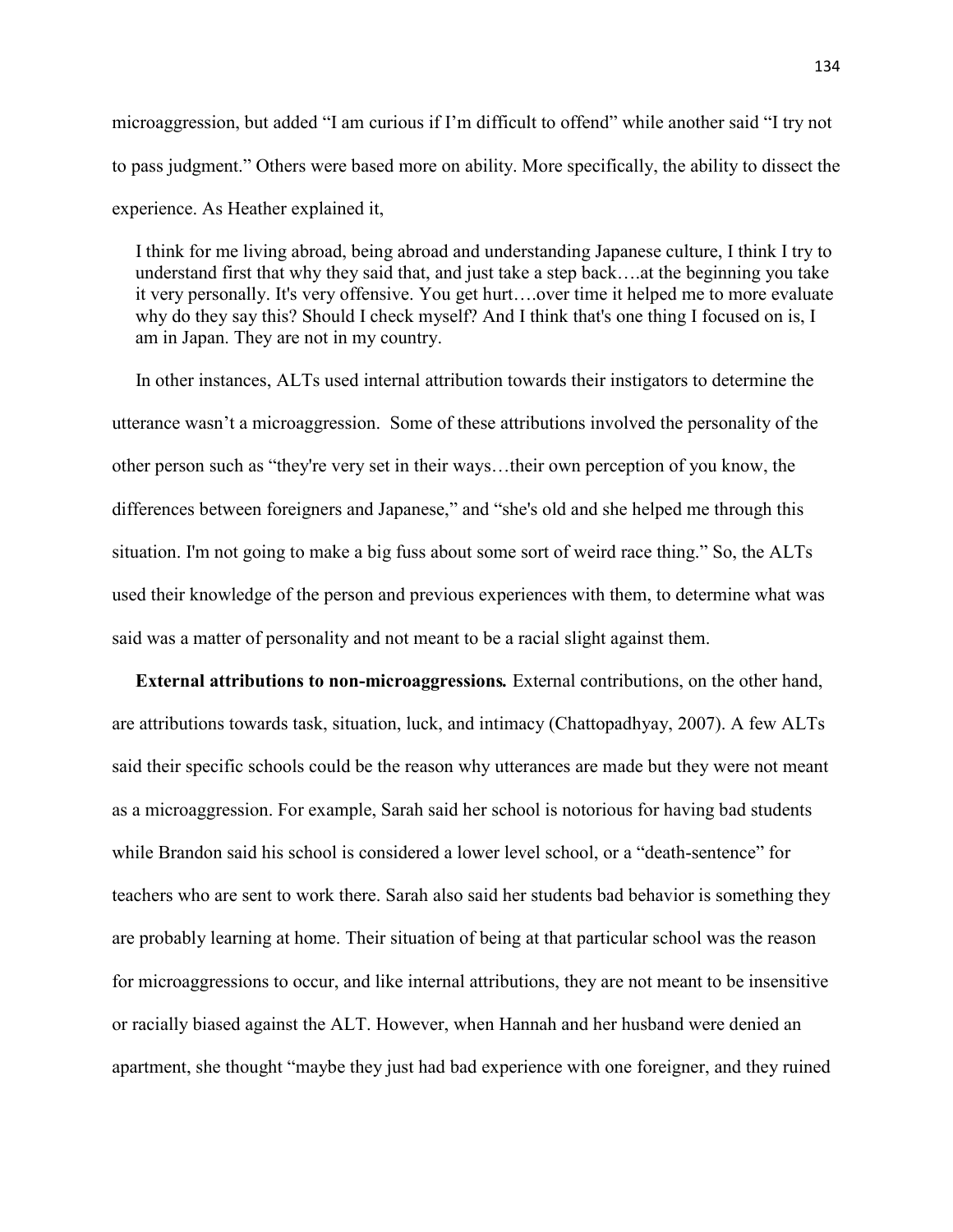microaggression, but added "I am curious if I'm difficult to offend" while another said "I try not to pass judgment." Others were based more on ability. More specifically, the ability to dissect the experience. As Heather explained it,

> I think for me living abroad, being abroad and understanding Japanese culture, I think I try to understand first that why they said that, and just take a step back….at the beginning you take it very personally. It's very offensive. You get hurt….over time it helped me to more evaluate why do they say this? Should I check myself? And I think that's one thing I focused on is, I am in Japan. They are not in my country.

In other instances, ALTs used internal attribution towards their instigators to determine the utterance wasn't a microaggression. Some of these attributions involved the personality of the other person such as "they're very set in their ways…their own perception of you know, the differences between foreigners and Japanese," and "she's old and she helped me through this situation. I'm not going to make a big fuss about some sort of weird race thing." So, the ALTs used their knowledge of the person and previous experiences with them, to determine what was said was a matter of personality and not meant to be a racial slight against them.

**External attributions to non-microaggressions*.*** External contributions, on the other hand, are attributions towards task, situation, luck, and intimacy (Chattopadhyay, 2007). A few ALTs said their specific schools could be the reason why utterances are made but they were not meant as a microaggression. For example, Sarah said her school is notorious for having bad students while Brandon said his school is considered a lower level school, or a "death-sentence" for teachers who are sent to work there. Sarah also said her students bad behavior is something they are probably learning at home. Their situation of being at that particular school was the reason for microaggressions to occur, and like internal attributions, they are not meant to be insensitive or racially biased against the ALT. However, when Hannah and her husband were denied an apartment, she thought "maybe they just had bad experience with one foreigner, and they ruined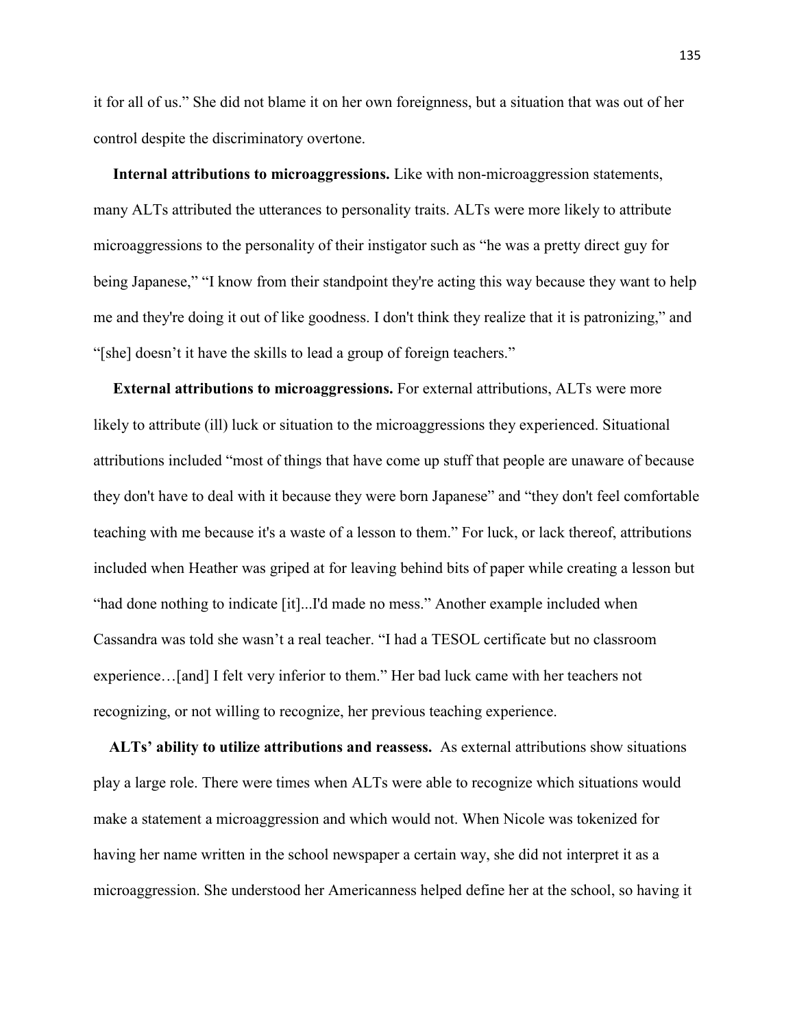it for all of us." She did not blame it on her own foreignness, but a situation that was out of her control despite the discriminatory overtone.

**Internal attributions to microaggressions.** Like with non-microaggression statements, many ALTs attributed the utterances to personality traits. ALTs were more likely to attribute microaggressions to the personality of their instigator such as "he was a pretty direct guy for being Japanese," "I know from their standpoint they're acting this way because they want to help me and they're doing it out of like goodness. I don't think they realize that it is patronizing," and "[she] doesn't it have the skills to lead a group of foreign teachers."

**External attributions to microaggressions.** For external attributions, ALTs were more likely to attribute (ill) luck or situation to the microaggressions they experienced. Situational attributions included "most of things that have come up stuff that people are unaware of because they don't have to deal with it because they were born Japanese" and "they don't feel comfortable teaching with me because it's a waste of a lesson to them." For luck, or lack thereof, attributions included when Heather was griped at for leaving behind bits of paper while creating a lesson but "had done nothing to indicate [it]...I'd made no mess." Another example included when Cassandra was told she wasn't a real teacher. "I had a TESOL certificate but no classroom experience…[and] I felt very inferior to them." Her bad luck came with her teachers not recognizing, or not willing to recognize, her previous teaching experience.

**ALTs' ability to utilize attributions and reassess.** As external attributions show situations play a large role. There were times when ALTs were able to recognize which situations would make a statement a microaggression and which would not. When Nicole was tokenized for having her name written in the school newspaper a certain way, she did not interpret it as a microaggression. She understood her Americanness helped define her at the school, so having it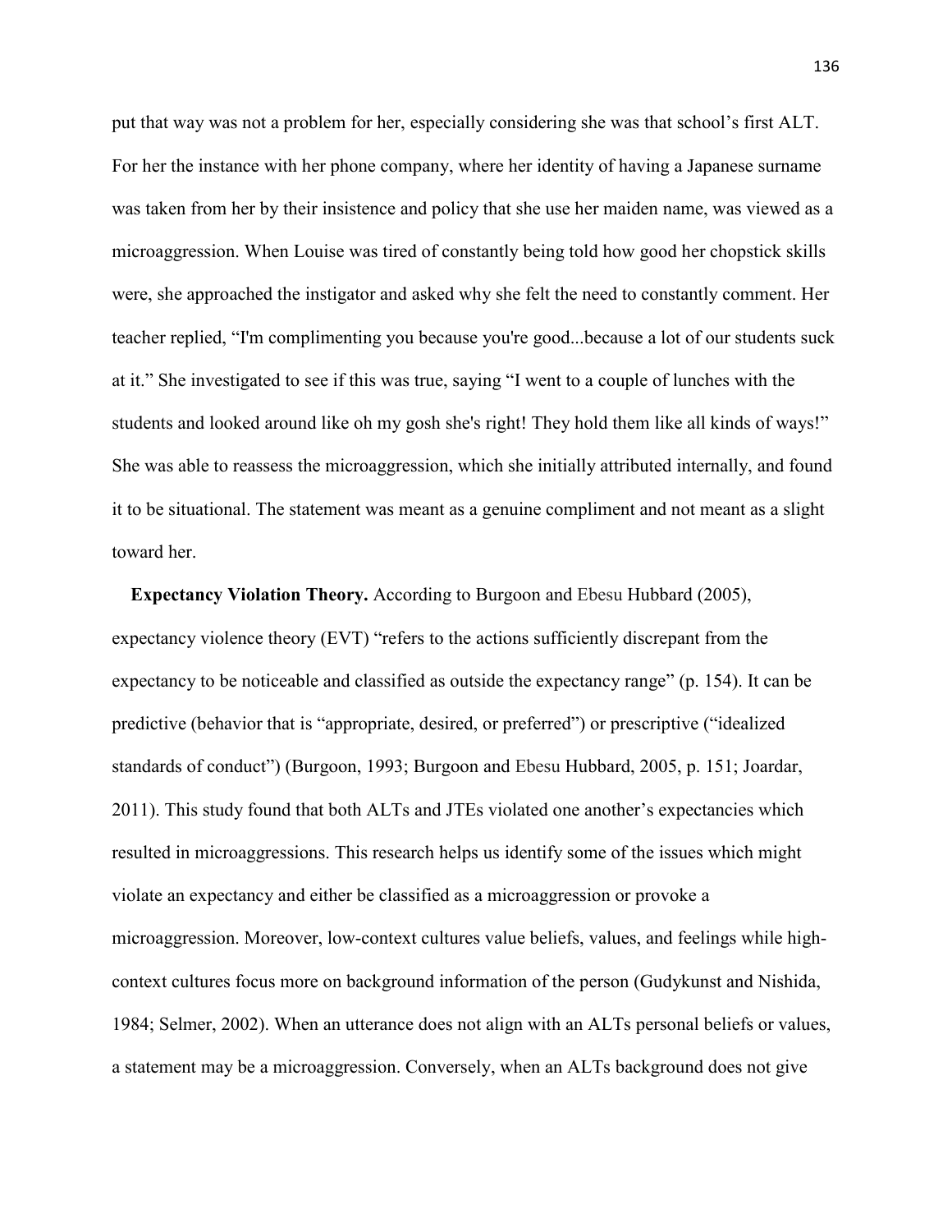put that way was not a problem for her, especially considering she was that school's first ALT. For her the instance with her phone company, where her identity of having a Japanese surname was taken from her by their insistence and policy that she use her maiden name, was viewed as a microaggression. When Louise was tired of constantly being told how good her chopstick skills were, she approached the instigator and asked why she felt the need to constantly comment. Her teacher replied, "I'm complimenting you because you're good...because a lot of our students suck at it." She investigated to see if this was true, saying "I went to a couple of lunches with the students and looked around like oh my gosh she's right! They hold them like all kinds of ways!" She was able to reassess the microaggression, which she initially attributed internally, and found it to be situational. The statement was meant as a genuine compliment and not meant as a slight toward her.

**Expectancy Violation Theory.** According to Burgoon and Ebesu Hubbard (2005), expectancy violence theory (EVT) "refers to the actions sufficiently discrepant from the expectancy to be noticeable and classified as outside the expectancy range" (p. 154). It can be predictive (behavior that is "appropriate, desired, or preferred") or prescriptive ("idealized standards of conduct") (Burgoon, 1993; Burgoon and Ebesu Hubbard, 2005, p. 151; Joardar, 2011). This study found that both ALTs and JTEs violated one another's expectancies which resulted in microaggressions. This research helps us identify some of the issues which might violate an expectancy and either be classified as a microaggression or provoke a microaggression. Moreover, low-context cultures value beliefs, values, and feelings while high-context cultures focus more on background information of the person (Gudykunst and Nishida, 1984; Selmer, 2002). When an utterance does not align with an ALTs personal beliefs or values, a statement may be a microaggression. Conversely, when an ALTs background does not give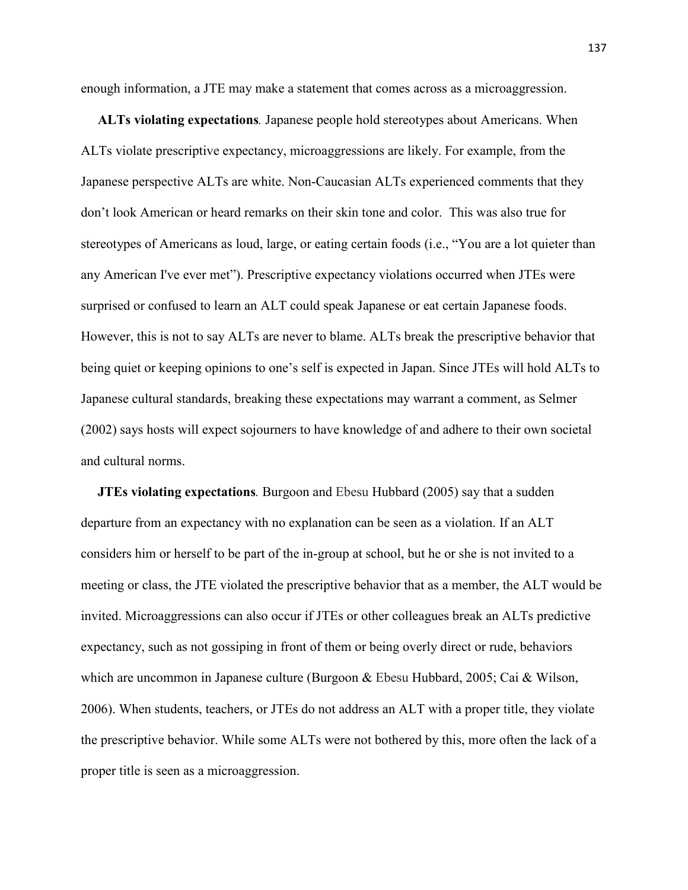enough information, a JTE may make a statement that comes across as a microaggression.

**ALTs violating expectations***.* Japanese people hold stereotypes about Americans. When ALTs violate prescriptive expectancy, microaggressions are likely. For example, from the Japanese perspective ALTs are white. Non-Caucasian ALTs experienced comments that they don't look American or heard remarks on their skin tone and color. This was also true for stereotypes of Americans as loud, large, or eating certain foods (i.e., "You are a lot quieter than any American I've ever met"). Prescriptive expectancy violations occurred when JTEs were surprised or confused to learn an ALT could speak Japanese or eat certain Japanese foods. However, this is not to say ALTs are never to blame. ALTs break the prescriptive behavior that being quiet or keeping opinions to one's self is expected in Japan. Since JTEs will hold ALTs to Japanese cultural standards, breaking these expectations may warrant a comment, as Selmer (2002) says hosts will expect sojourners to have knowledge of and adhere to their own societal and cultural norms.

**JTEs violating expectations***.* Burgoon and Ebesu Hubbard (2005) say that a sudden departure from an expectancy with no explanation can be seen as a violation. If an ALT considers him or herself to be part of the in-group at school, but he or she is not invited to a meeting or class, the JTE violated the prescriptive behavior that as a member, the ALT would be invited. Microaggressions can also occur if JTEs or other colleagues break an ALTs predictive expectancy, such as not gossiping in front of them or being overly direct or rude, behaviors which are uncommon in Japanese culture (Burgoon & Ebesu Hubbard, 2005; Cai & Wilson, 2006). When students, teachers, or JTEs do not address an ALT with a proper title, they violate the prescriptive behavior. While some ALTs were not bothered by this, more often the lack of a proper title is seen as a microaggression.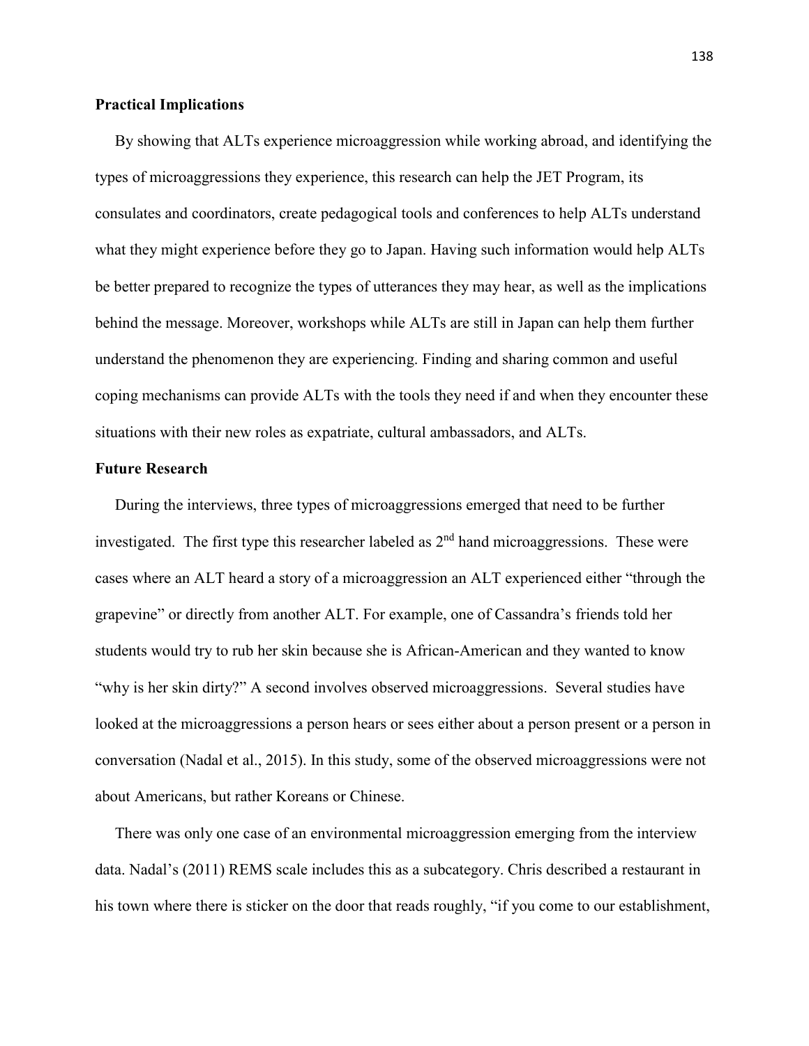**Practical Implications**

By showing that ALTs experience microaggression while working abroad, and identifying the types of microaggressions they experience, this research can help the JET Program, its consulates and coordinators, create pedagogical tools and conferences to help ALTs understand what they might experience before they go to Japan. Having such information would help ALTs be better prepared to recognize the types of utterances they may hear, as well as the implications behind the message. Moreover, workshops while ALTs are still in Japan can help them further understand the phenomenon they are experiencing. Finding and sharing common and useful coping mechanisms can provide ALTs with the tools they need if and when they encounter these situations with their new roles as expatriate, cultural ambassadors, and ALTs.

**Future Research**

During the interviews, three types of microaggressions emerged that need to be further investigated. The first type this researcher labeled as 2nd hand microaggressions. These were cases where an ALT heard a story of a microaggression an ALT experienced either "through the grapevine" or directly from another ALT. For example, one of Cassandra's friends told her students would try to rub her skin because she is African-American and they wanted to know "why is her skin dirty?" A second involves observed microaggressions. Several studies have looked at the microaggressions a person hears or sees either about a person present or a person in conversation (Nadal et al., 2015). In this study, some of the observed microaggressions were not about Americans, but rather Koreans or Chinese.

There was only one case of an environmental microaggression emerging from the interview data. Nadal's (2011) REMS scale includes this as a subcategory. Chris described a restaurant in his town where there is sticker on the door that reads roughly, "if you come to our establishment,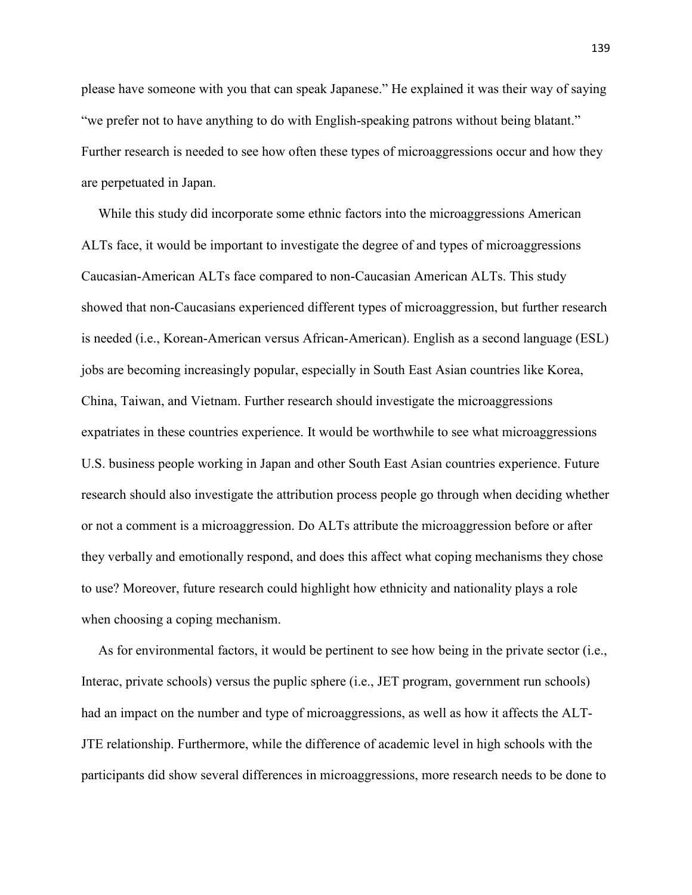please have someone with you that can speak Japanese." He explained it was their way of saying "we prefer not to have anything to do with English-speaking patrons without being blatant." Further research is needed to see how often these types of microaggressions occur and how they are perpetuated in Japan.

While this study did incorporate some ethnic factors into the microaggressions American ALTs face, it would be important to investigate the degree of and types of microaggressions Caucasian-American ALTs face compared to non-Caucasian American ALTs. This study showed that non-Caucasians experienced different types of microaggression, but further research is needed (i.e., Korean-American versus African-American). English as a second language (ESL) jobs are becoming increasingly popular, especially in South East Asian countries like Korea, China, Taiwan, and Vietnam. Further research should investigate the microaggressions expatriates in these countries experience. It would be worthwhile to see what microaggressions U.S. business people working in Japan and other South East Asian countries experience. Future research should also investigate the attribution process people go through when deciding whether or not a comment is a microaggression. Do ALTs attribute the microaggression before or after they verbally and emotionally respond, and does this affect what coping mechanisms they chose to use? Moreover, future research could highlight how ethnicity and nationality plays a role when choosing a coping mechanism.

As for environmental factors, it would be pertinent to see how being in the private sector (i.e., Interac, private schools) versus the puplic sphere (i.e., JET program, government run schools) had an impact on the number and type of microaggressions, as well as how it affects the ALT-JTE relationship. Furthermore, while the difference of academic level in high schools with the participants did show several differences in microaggressions, more research needs to be done to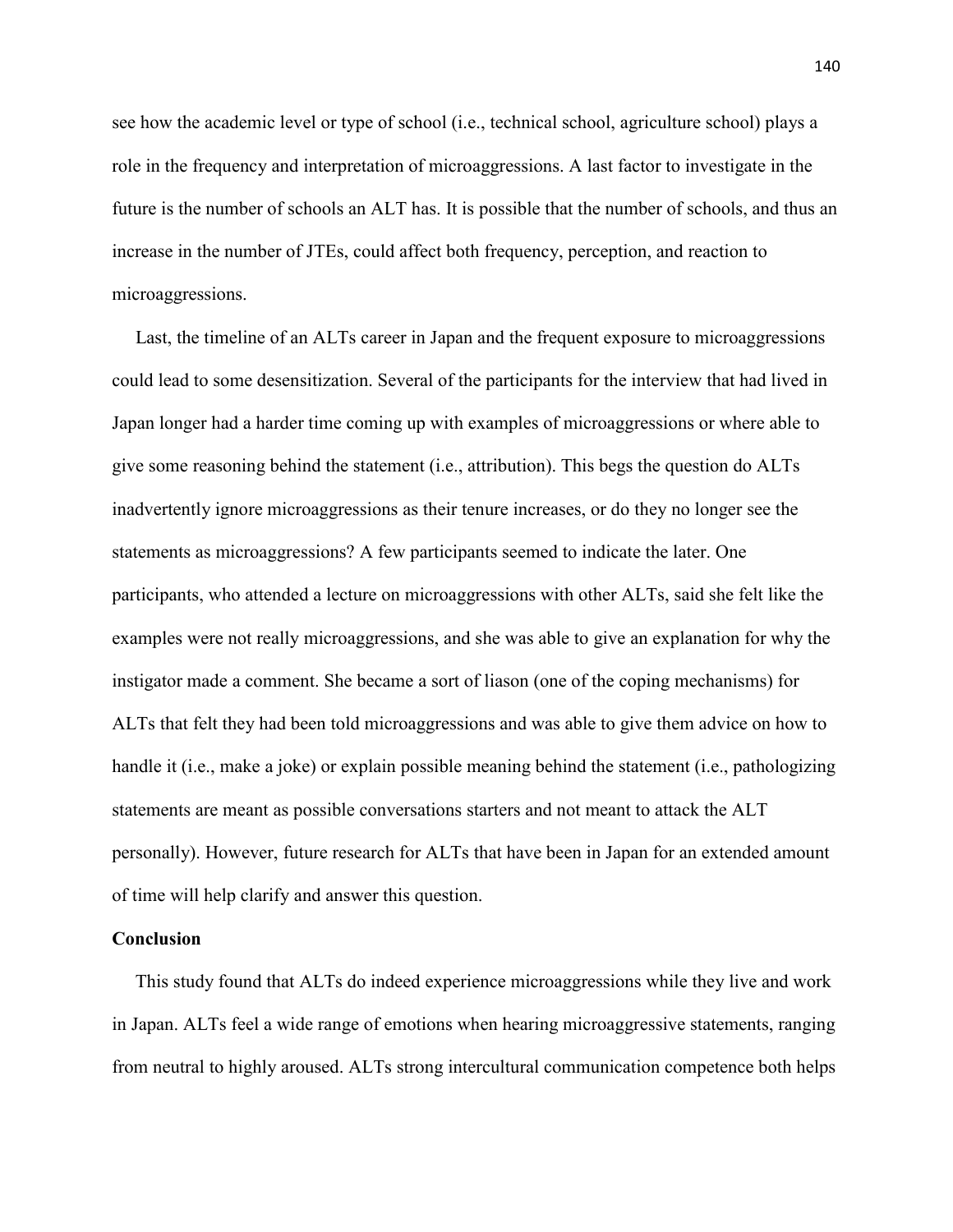see how the academic level or type of school (i.e., technical school, agriculture school) plays a role in the frequency and interpretation of microaggressions. A last factor to investigate in the future is the number of schools an ALT has. It is possible that the number of schools, and thus an increase in the number of JTEs, could affect both frequency, perception, and reaction to microaggressions.

Last, the timeline of an ALTs career in Japan and the frequent exposure to microaggressions could lead to some desensitization. Several of the participants for the interview that had lived in Japan longer had a harder time coming up with examples of microaggressions or where able to give some reasoning behind the statement (i.e., attribution). This begs the question do ALTs inadvertently ignore microaggressions as their tenure increases, or do they no longer see the statements as microaggressions? A few participants seemed to indicate the later. One participants, who attended a lecture on microaggressions with other ALTs, said she felt like the examples were not really microaggressions, and she was able to give an explanation for why the instigator made a comment. She became a sort of liason (one of the coping mechanisms) for ALTs that felt they had been told microaggressions and was able to give them advice on how to handle it (i.e., make a joke) or explain possible meaning behind the statement (i.e., pathologizing statements are meant as possible conversations starters and not meant to attack the ALT personally). However, future research for ALTs that have been in Japan for an extended amount of time will help clarify and answer this question.

## Conclusion

This study found that ALTs do indeed experience microaggressions while they live and work in Japan. ALTs feel a wide range of emotions when hearing microaggressive statements, ranging from neutral to highly aroused. ALTs strong intercultural communication competence both helps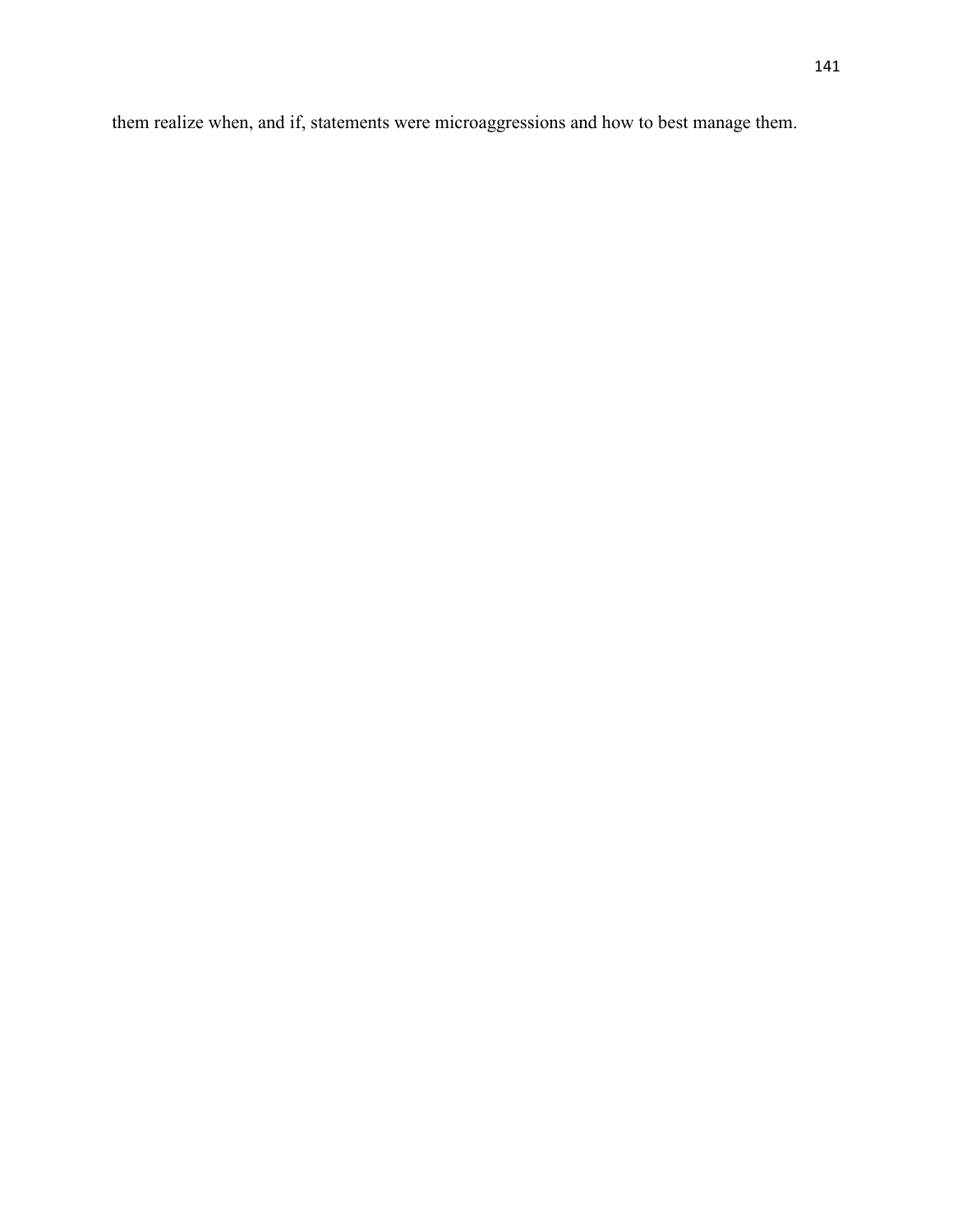them realize when, and if, statements were microaggressions and how to best manage them.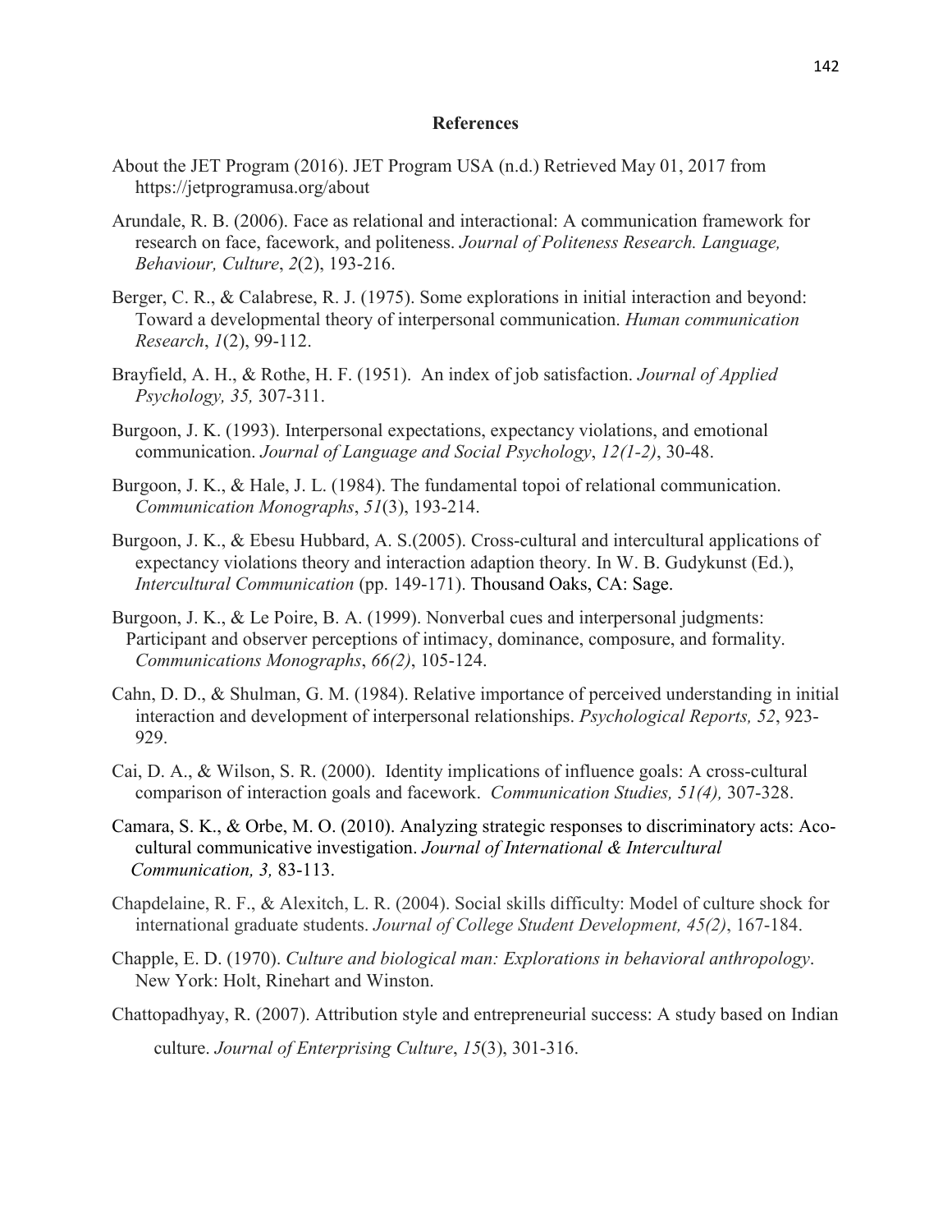## References

About the JET Program (2016). JET Program USA (n.d.) Retrieved May 01, 2017 from https://jetprogramusa.org/about

Arundale, R. B. (2006). Face as relational and interactional: A communication framework for research on face, facework, and politeness. *Journal of Politeness Research. Language, Behaviour, Culture*, *2*(2), 193-216.

Berger, C. R., & Calabrese, R. J. (1975). Some explorations in initial interaction and beyond: Toward a developmental theory of interpersonal communication. *Human communication Research*, *1*(2), 99-112.

Brayfield, A. H., & Rothe, H. F. (1951). An index of job satisfaction. *Journal of Applied Psychology, 35,* 307-311.

Burgoon, J. K. (1993). Interpersonal expectations, expectancy violations, and emotional communication. *Journal of Language and Social Psychology*, *12(1-2)*, 30-48.

Burgoon, J. K., & Hale, J. L. (1984). The fundamental topoi of relational communication. *Communication Monographs*, *51*(3), 193-214.

Burgoon, J. K., & Ebesu Hubbard, A. S.(2005). Cross-cultural and intercultural applications of expectancy violations theory and interaction adaption theory. In W. B. Gudykunst (Ed.), *Intercultural Communication* (pp. 149-171). Thousand Oaks, CA: Sage.

Burgoon, J. K., & Le Poire, B. A. (1999). Nonverbal cues and interpersonal judgments: Participant and observer perceptions of intimacy, dominance, composure, and formality. *Communications Monographs*, *66(2)*, 105-124.

Cahn, D. D., & Shulman, G. M. (1984). Relative importance of perceived understanding in initial interaction and development of interpersonal relationships. *Psychological Reports, 52*, 923-929.

Cai, D. A., & Wilson, S. R. (2000). Identity implications of influence goals: A cross-cultural comparison of interaction goals and facework. *Communication Studies, 51(4),* 307-328.

Camara, S. K., & Orbe, M. O. (2010). Analyzing strategic responses to discriminatory acts: Aco-cultural communicative investigation. *Journal of International & Intercultural Communication, 3,* 83-113.

Chapdelaine, R. F., & Alexitch, L. R. (2004). Social skills difficulty: Model of culture shock for international graduate students. *Journal of College Student Development, 45(2)*, 167-184.

Chapple, E. D. (1970). *Culture and biological man: Explorations in behavioral anthropology*. New York: Holt, Rinehart and Winston.

Chattopadhyay, R. (2007). Attribution style and entrepreneurial success: A study based on Indian culture. *Journal of Enterprising Culture*, *15*(3), 301-316.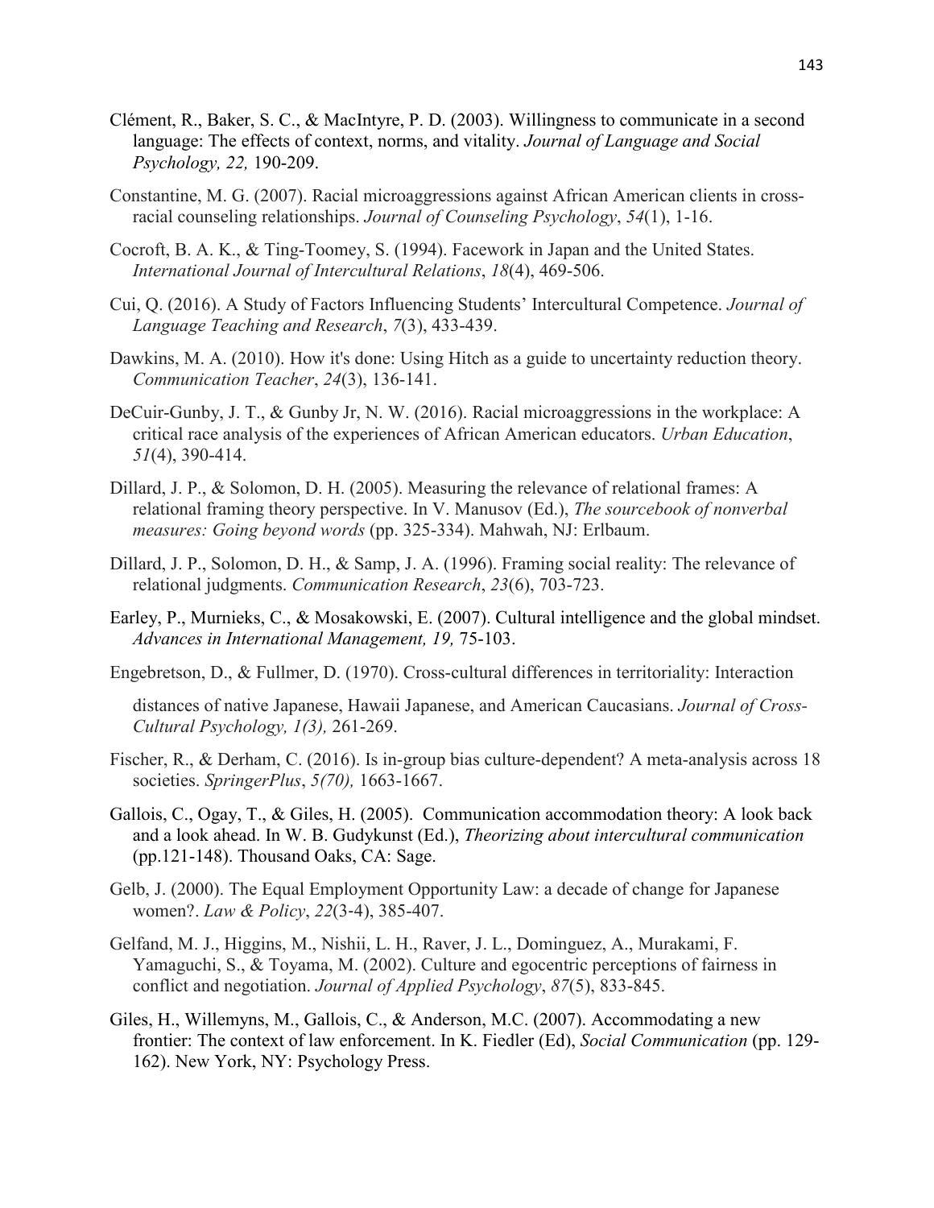Clément, R., Baker, S. C., & MacIntyre, P. D. (2003). Willingness to communicate in a second language: The effects of context, norms, and vitality. *Journal of Language and Social Psychology, 22,* 190-209.

Constantine, M. G. (2007). Racial microaggressions against African American clients in cross-racial counseling relationships. *Journal of Counseling Psychology*, *54*(1), 1-16.

Cocroft, B. A. K., & Ting-Toomey, S. (1994). Facework in Japan and the United States. *International Journal of Intercultural Relations*, *18*(4), 469-506.

Cui, Q. (2016). A Study of Factors Influencing Students' Intercultural Competence. *Journal of Language Teaching and Research*, *7*(3), 433-439.

Dawkins, M. A. (2010). How it's done: Using Hitch as a guide to uncertainty reduction theory. *Communication Teacher*, *24*(3), 136-141.

DeCuir-Gunby, J. T., & Gunby Jr, N. W. (2016). Racial microaggressions in the workplace: A critical race analysis of the experiences of African American educators. *Urban Education*, *51*(4), 390-414.

Dillard, J. P., & Solomon, D. H. (2005). Measuring the relevance of relational frames: A relational framing theory perspective. In V. Manusov (Ed.), *The sourcebook of nonverbal measures: Going beyond words* (pp. 325-334). Mahwah, NJ: Erlbaum.

Dillard, J. P., Solomon, D. H., & Samp, J. A. (1996). Framing social reality: The relevance of relational judgments. *Communication Research*, *23*(6), 703-723.

Earley, P., Murnieks, C., & Mosakowski, E. (2007). Cultural intelligence and the global mindset. *Advances in International Management, 19,* 75-103.

Engebretson, D., & Fullmer, D. (1970). Cross-cultural differences in territoriality: Interaction distances of native Japanese, Hawaii Japanese, and American Caucasians. *Journal of Cross-Cultural Psychology, 1(3),* 261-269.

Fischer, R., & Derham, C. (2016). Is in-group bias culture-dependent? A meta-analysis across 18 societies. *SpringerPlus*, *5(70),* 1663-1667.

Gallois, C., Ogay, T., & Giles, H. (2005). Communication accommodation theory: A look back and a look ahead. In W. B. Gudykunst (Ed.), *Theorizing about intercultural communication* (pp.121-148). Thousand Oaks, CA: Sage.

Gelb, J. (2000). The Equal Employment Opportunity Law: a decade of change for Japanese women?. *Law & Policy*, *22*(3-4), 385-407.

Gelfand, M. J., Higgins, M., Nishii, L. H., Raver, J. L., Dominguez, A., Murakami, F. Yamaguchi, S., & Toyama, M. (2002). Culture and egocentric perceptions of fairness in conflict and negotiation. *Journal of Applied Psychology*, *87*(5), 833-845.

Giles, H., Willemyns, M., Gallois, C., & Anderson, M.C. (2007). Accommodating a new frontier: The context of law enforcement. In K. Fiedler (Ed), *Social Communication* (pp. 129-162). New York, NY: Psychology Press.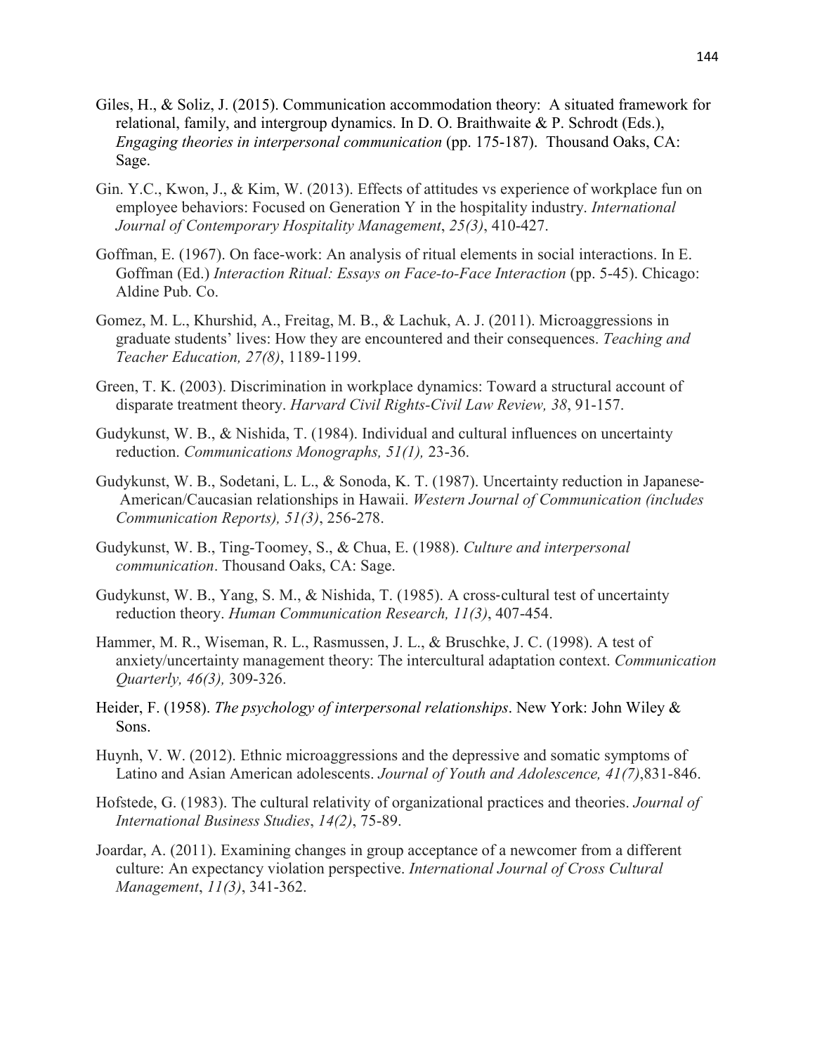Giles, H., & Soliz, J. (2015). Communication accommodation theory: A situated framework for relational, family, and intergroup dynamics. In D. O. Braithwaite & P. Schrodt (Eds.), *Engaging theories in interpersonal communication* (pp. 175-187). Thousand Oaks, CA: Sage.

Gin. Y.C., Kwon, J., & Kim, W. (2013). Effects of attitudes vs experience of workplace fun on employee behaviors: Focused on Generation Y in the hospitality industry. *International Journal of Contemporary Hospitality Management*, *25(3)*, 410-427.

Goffman, E. (1967). On face-work: An analysis of ritual elements in social interactions. In E. Goffman (Ed.) *Interaction Ritual: Essays on Face-to-Face Interaction* (pp. 5-45). Chicago: Aldine Pub. Co.

Gomez, M. L., Khurshid, A., Freitag, M. B., & Lachuk, A. J. (2011). Microaggressions in graduate students' lives: How they are encountered and their consequences. *Teaching and Teacher Education, 27(8)*, 1189-1199.

Green, T. K. (2003). Discrimination in workplace dynamics: Toward a structural account of disparate treatment theory. *Harvard Civil Rights-Civil Law Review, 38*, 91-157.

Gudykunst, W. B., & Nishida, T. (1984). Individual and cultural influences on uncertainty reduction. *Communications Monographs, 51(1),* 23-36.

Gudykunst, W. B., Sodetani, L. L., & Sonoda, K. T. (1987). Uncertainty reduction in Japanese-American/Caucasian relationships in Hawaii. *Western Journal of Communication (includes Communication Reports), 51(3)*, 256-278.

Gudykunst, W. B., Ting-Toomey, S., & Chua, E. (1988). *Culture and interpersonal communication*. Thousand Oaks, CA: Sage.

Gudykunst, W. B., Yang, S. M., & Nishida, T. (1985). A cross-cultural test of uncertainty reduction theory. *Human Communication Research, 11(3)*, 407-454.

Hammer, M. R., Wiseman, R. L., Rasmussen, J. L., & Bruschke, J. C. (1998). A test of anxiety/uncertainty management theory: The intercultural adaptation context. *Communication Quarterly, 46(3),* 309-326.

Heider, F. (1958). *The psychology of interpersonal relationships*. New York: John Wiley & Sons.

Huynh, V. W. (2012). Ethnic microaggressions and the depressive and somatic symptoms of Latino and Asian American adolescents. *Journal of Youth and Adolescence, 41(7)*,831-846.

Hofstede, G. (1983). The cultural relativity of organizational practices and theories. *Journal of International Business Studies*, *14(2)*, 75-89.

Joardar, A. (2011). Examining changes in group acceptance of a newcomer from a different culture: An expectancy violation perspective. *International Journal of Cross Cultural Management*, *11(3)*, 341-362.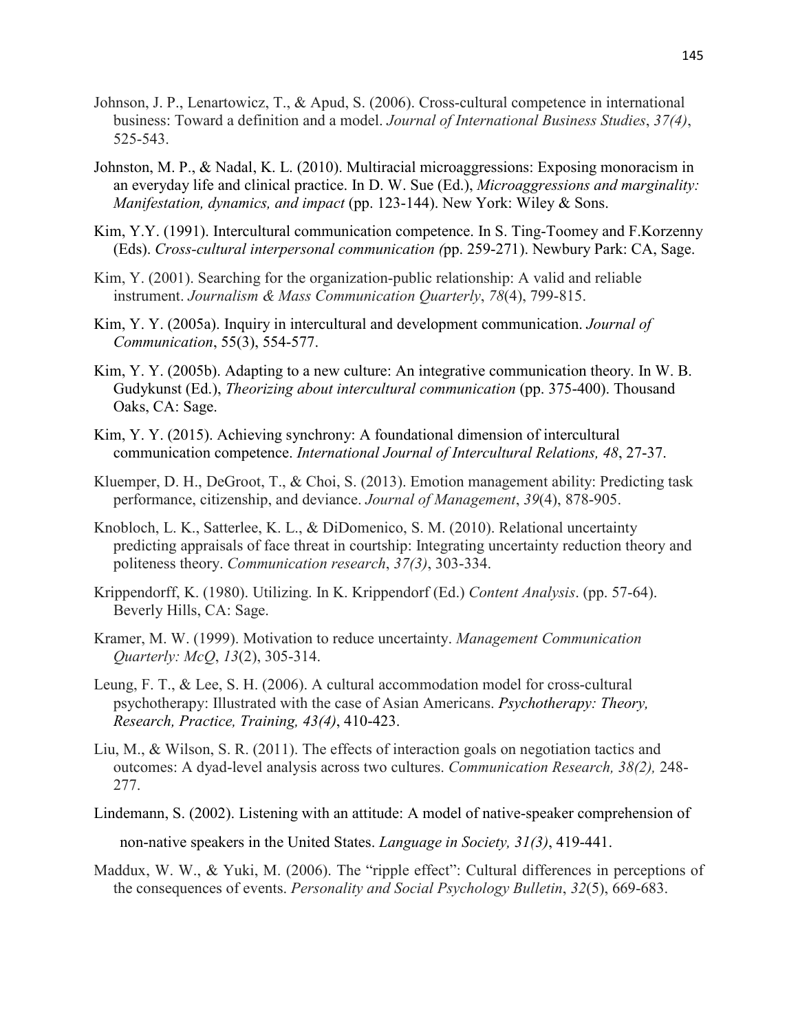Johnson, J. P., Lenartowicz, T., & Apud, S. (2006). Cross-cultural competence in international business: Toward a definition and a model. *Journal of International Business Studies*, *37(4)*, 525-543.

Johnston, M. P., & Nadal, K. L. (2010). Multiracial microaggressions: Exposing monoracism in an everyday life and clinical practice. In D. W. Sue (Ed.), *Microaggressions and marginality: Manifestation, dynamics, and impact* (pp. 123-144). New York: Wiley & Sons.

Kim, Y.Y. (1991). Intercultural communication competence. In S. Ting-Toomey and F.Korzenny (Eds). *Cross-cultural interpersonal communication (*pp. 259-271). Newbury Park: CA, Sage.

Kim, Y. (2001). Searching for the organization-public relationship: A valid and reliable instrument. *Journalism & Mass Communication Quarterly*, *78*(4), 799-815.

Kim, Y. Y. (2005a). Inquiry in intercultural and development communication. *Journal of Communication*, 55(3), 554-577.

Kim, Y. Y. (2005b). Adapting to a new culture: An integrative communication theory. In W. B. Gudykunst (Ed.), *Theorizing about intercultural communication* (pp. 375-400). Thousand Oaks, CA: Sage.

Kim, Y. Y. (2015). Achieving synchrony: A foundational dimension of intercultural communication competence. *International Journal of Intercultural Relations, 48*, 27-37.

Kluemper, D. H., DeGroot, T., & Choi, S. (2013). Emotion management ability: Predicting task performance, citizenship, and deviance. *Journal of Management*, *39*(4), 878-905.

Knobloch, L. K., Satterlee, K. L., & DiDomenico, S. M. (2010). Relational uncertainty predicting appraisals of face threat in courtship: Integrating uncertainty reduction theory and politeness theory. *Communication research*, *37(3)*, 303-334.

Krippendorff, K. (1980). Utilizing. In K. Krippendorf (Ed.) *Content Analysis*. (pp. 57-64). Beverly Hills, CA: Sage.

Kramer, M. W. (1999). Motivation to reduce uncertainty. *Management Communication Quarterly: McQ*, *13*(2), 305-314.

Leung, F. T., & Lee, S. H. (2006). A cultural accommodation model for cross-cultural psychotherapy: Illustrated with the case of Asian Americans. *Psychotherapy: Theory, Research, Practice, Training, 43(4)*, 410-423.

Liu, M., & Wilson, S. R. (2011). The effects of interaction goals on negotiation tactics and outcomes: A dyad-level analysis across two cultures. *Communication Research, 38(2),* 248-277.

Lindemann, S. (2002). Listening with an attitude: A model of native-speaker comprehension of non-native speakers in the United States. *Language in Society, 31(3)*, 419-441.

Maddux, W. W., & Yuki, M. (2006). The "ripple effect": Cultural differences in perceptions of the consequences of events. *Personality and Social Psychology Bulletin*, *32*(5), 669-683.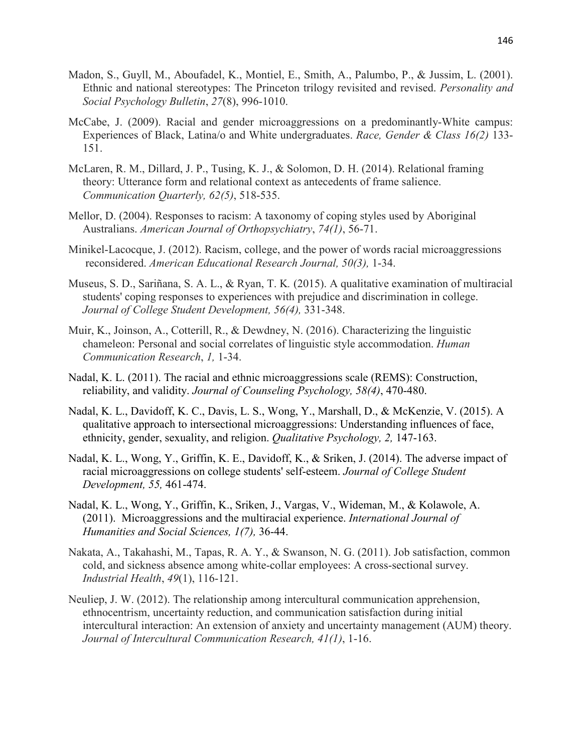Madon, S., Guyll, M., Aboufadel, K., Montiel, E., Smith, A., Palumbo, P., & Jussim, L. (2001). Ethnic and national stereotypes: The Princeton trilogy revisited and revised. *Personality and Social Psychology Bulletin*, *27*(8), 996-1010.

McCabe, J. (2009). Racial and gender microaggressions on a predominantly-White campus: Experiences of Black, Latina/o and White undergraduates. *Race, Gender & Class 16(2)* 133-151.

McLaren, R. M., Dillard, J. P., Tusing, K. J., & Solomon, D. H. (2014). Relational framing theory: Utterance form and relational context as antecedents of frame salience. *Communication Quarterly, 62(5)*, 518-535.

Mellor, D. (2004). Responses to racism: A taxonomy of coping styles used by Aboriginal Australians. *American Journal of Orthopsychiatry*, *74(1)*, 56-71.

Minikel-Lacocque, J. (2012). Racism, college, and the power of words racial microaggressions reconsidered. *American Educational Research Journal, 50(3),* 1-34.

Museus, S. D., Sariñana, S. A. L., & Ryan, T. K. (2015). A qualitative examination of multiracial students' coping responses to experiences with prejudice and discrimination in college. *Journal of College Student Development, 56(4),* 331-348.

Muir, K., Joinson, A., Cotterill, R., & Dewdney, N. (2016). Characterizing the linguistic chameleon: Personal and social correlates of linguistic style accommodation. *Human Communication Research*, *1,* 1-34.

Nadal, K. L. (2011). The racial and ethnic microaggressions scale (REMS): Construction, reliability, and validity. *Journal of Counseling Psychology, 58(4)*, 470-480.

Nadal, K. L., Davidoff, K. C., Davis, L. S., Wong, Y., Marshall, D., & McKenzie, V. (2015). A qualitative approach to intersectional microaggressions: Understanding influences of face, ethnicity, gender, sexuality, and religion. *Qualitative Psychology, 2,* 147-163.

Nadal, K. L., Wong, Y., Griffin, K. E., Davidoff, K., & Sriken, J. (2014). The adverse impact of racial microaggressions on college students' self-esteem. *Journal of College Student Development, 55,* 461-474.

Nadal, K. L., Wong, Y., Griffin, K., Sriken, J., Vargas, V., Wideman, M., & Kolawole, A. (2011). Microaggressions and the multiracial experience. *International Journal of Humanities and Social Sciences, 1(7),* 36-44.

Nakata, A., Takahashi, M., Tapas, R. A. Y., & Swanson, N. G. (2011). Job satisfaction, common cold, and sickness absence among white-collar employees: A cross-sectional survey. *Industrial Health*, *49*(1), 116-121.

Neuliep, J. W. (2012). The relationship among intercultural communication apprehension, ethnocentrism, uncertainty reduction, and communication satisfaction during initial intercultural interaction: An extension of anxiety and uncertainty management (AUM) theory. *Journal of Intercultural Communication Research, 41(1)*, 1-16.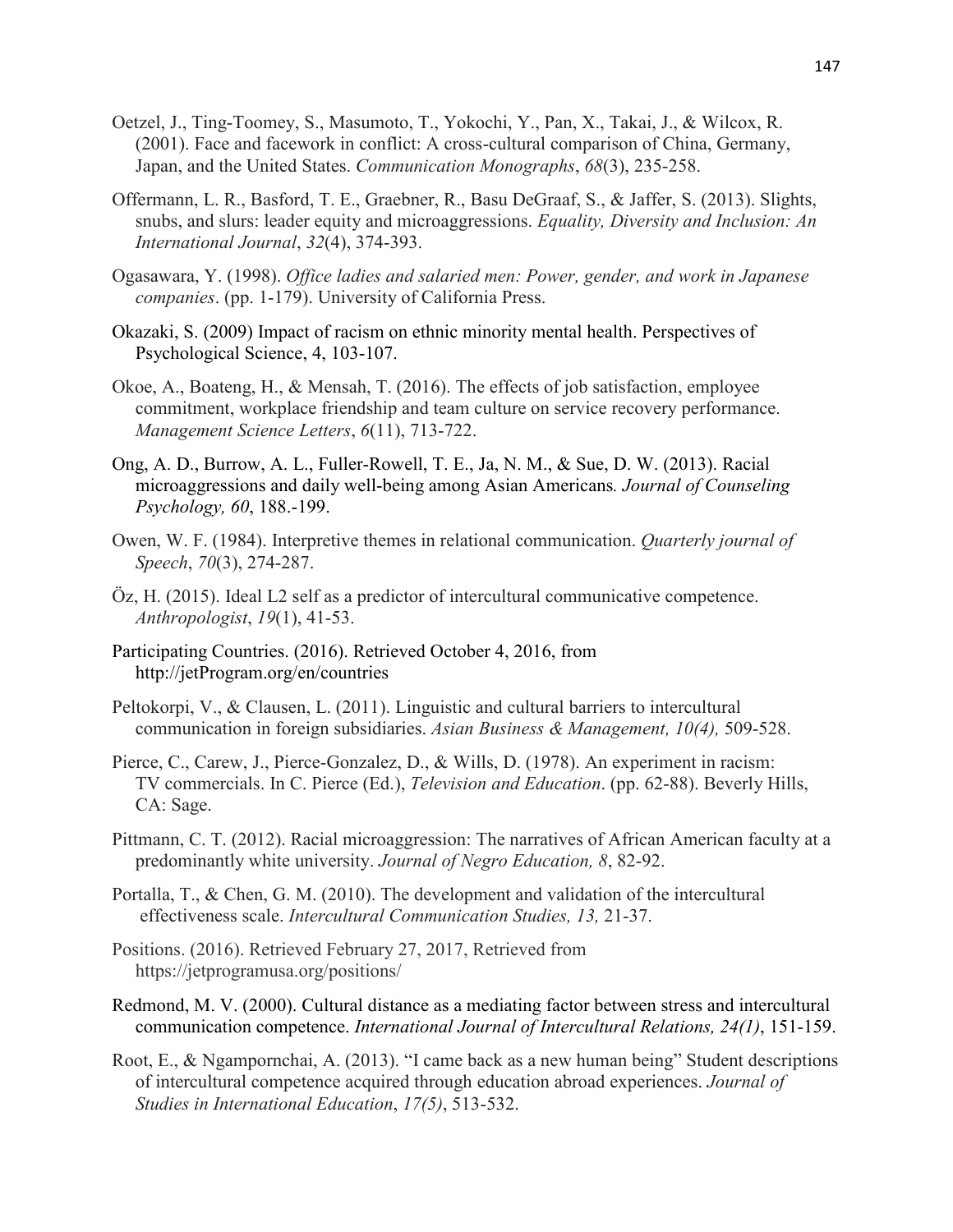Oetzel, J., Ting-Toomey, S., Masumoto, T., Yokochi, Y., Pan, X., Takai, J., & Wilcox, R. (2001). Face and facework in conflict: A cross-cultural comparison of China, Germany, Japan, and the United States. *Communication Monographs*, *68*(3), 235-258.

Offermann, L. R., Basford, T. E., Graebner, R., Basu DeGraaf, S., & Jaffer, S. (2013). Slights, snubs, and slurs: leader equity and microaggressions. *Equality, Diversity and Inclusion: An International Journal*, *32*(4), 374-393.

Ogasawara, Y. (1998). *Office ladies and salaried men: Power, gender, and work in Japanese companies*. (pp. 1-179). University of California Press.

Okazaki, S. (2009) Impact of racism on ethnic minority mental health. Perspectives of Psychological Science, 4, 103-107.

Okoe, A., Boateng, H., & Mensah, T. (2016). The effects of job satisfaction, employee commitment, workplace friendship and team culture on service recovery performance. *Management Science Letters*, *6*(11), 713-722.

Ong, A. D., Burrow, A. L., Fuller-Rowell, T. E., Ja, N. M., & Sue, D. W. (2013). Racial microaggressions and daily well-being among Asian Americans*. Journal of Counseling Psychology, 60*, 188.-199.

Owen, W. F. (1984). Interpretive themes in relational communication. *Quarterly journal of Speech*, *70*(3), 274-287.

Öz, H. (2015). Ideal L2 self as a predictor of intercultural communicative competence. *Anthropologist*, *19*(1), 41-53.

Participating Countries. (2016). Retrieved October 4, 2016, from http://jetProgram.org/en/countries

Peltokorpi, V., & Clausen, L. (2011). Linguistic and cultural barriers to intercultural communication in foreign subsidiaries. *Asian Business & Management, 10(4),* 509-528.

Pierce, C., Carew, J., Pierce-Gonzalez, D., & Wills, D. (1978). An experiment in racism: TV commercials. In C. Pierce (Ed.), *Television and Education*. (pp. 62-88). Beverly Hills, CA: Sage.

Pittmann, C. T. (2012). Racial microaggression: The narratives of African American faculty at a predominantly white university. *Journal of Negro Education, 8*, 82-92.

Portalla, T., & Chen, G. M. (2010). The development and validation of the intercultural effectiveness scale. *Intercultural Communication Studies, 13,* 21-37.

Positions. (2016). Retrieved February 27, 2017, Retrieved from https://jetprogramusa.org/positions/

Redmond, M. V. (2000). Cultural distance as a mediating factor between stress and intercultural communication competence. *International Journal of Intercultural Relations, 24(1)*, 151-159.

Root, E., & Ngampornchai, A. (2013). "I came back as a new human being" Student descriptions of intercultural competence acquired through education abroad experiences. *Journal of Studies in International Education*, *17(5)*, 513-532.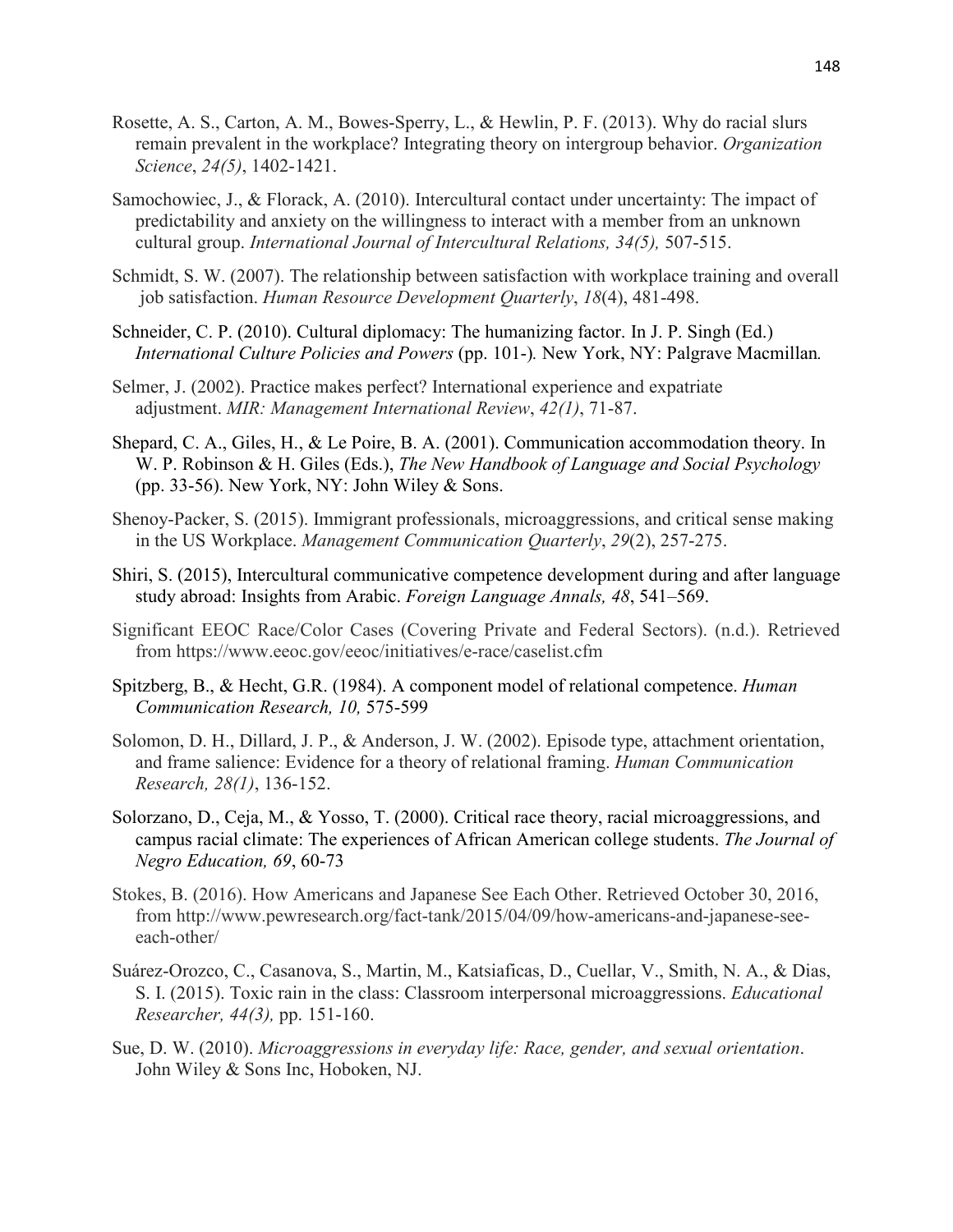Rosette, A. S., Carton, A. M., Bowes-Sperry, L., & Hewlin, P. F. (2013). Why do racial slurs remain prevalent in the workplace? Integrating theory on intergroup behavior. *Organization Science*, *24(5)*, 1402-1421.

Samochowiec, J., & Florack, A. (2010). Intercultural contact under uncertainty: The impact of predictability and anxiety on the willingness to interact with a member from an unknown cultural group. *International Journal of Intercultural Relations, 34(5),* 507-515.

Schmidt, S. W. (2007). The relationship between satisfaction with workplace training and overall job satisfaction. *Human Resource Development Quarterly*, *18*(4), 481-498.

Schneider, C. P. (2010). Cultural diplomacy: The humanizing factor. In J. P. Singh (Ed.) *International Culture Policies and Powers* (pp. 101-)*.* New York, NY: Palgrave Macmillan*.*

Selmer, J. (2002). Practice makes perfect? International experience and expatriate adjustment. *MIR: Management International Review*, *42(1)*, 71-87.

Shepard, C. A., Giles, H., & Le Poire, B. A. (2001). Communication accommodation theory. In W. P. Robinson & H. Giles (Eds.), *The New Handbook of Language and Social Psychology* (pp. 33-56). New York, NY: John Wiley & Sons.

Shenoy-Packer, S. (2015). Immigrant professionals, microaggressions, and critical sense making in the US Workplace. *Management Communication Quarterly*, *29*(2), 257-275.

Shiri, S. (2015), Intercultural communicative competence development during and after language study abroad: Insights from Arabic. *Foreign Language Annals, 48*, 541–569.

Significant EEOC Race/Color Cases (Covering Private and Federal Sectors). (n.d.). Retrieved from https://www.eeoc.gov/eeoc/initiatives/e-race/caselist.cfm

Spitzberg, B., & Hecht, G.R. (1984). A component model of relational competence. *Human Communication Research, 10,* 575-599

Solomon, D. H., Dillard, J. P., & Anderson, J. W. (2002). Episode type, attachment orientation, and frame salience: Evidence for a theory of relational framing. *Human Communication Research, 28(1)*, 136-152.

Solorzano, D., Ceja, M., & Yosso, T. (2000). Critical race theory, racial microaggressions, and campus racial climate: The experiences of African American college students. *The Journal of Negro Education, 69*, 60-73

Stokes, B. (2016). How Americans and Japanese See Each Other. Retrieved October 30, 2016, from http://www.pewresearch.org/fact-tank/2015/04/09/how-americans-and-japanese-see-each-other/

Suárez-Orozco, C., Casanova, S., Martin, M., Katsiaficas, D., Cuellar, V., Smith, N. A., & Dias, S. I. (2015). Toxic rain in the class: Classroom interpersonal microaggressions. *Educational Researcher, 44(3),* pp. 151-160.

Sue, D. W. (2010). *Microaggressions in everyday life: Race, gender, and sexual orientation*. John Wiley & Sons Inc, Hoboken, NJ.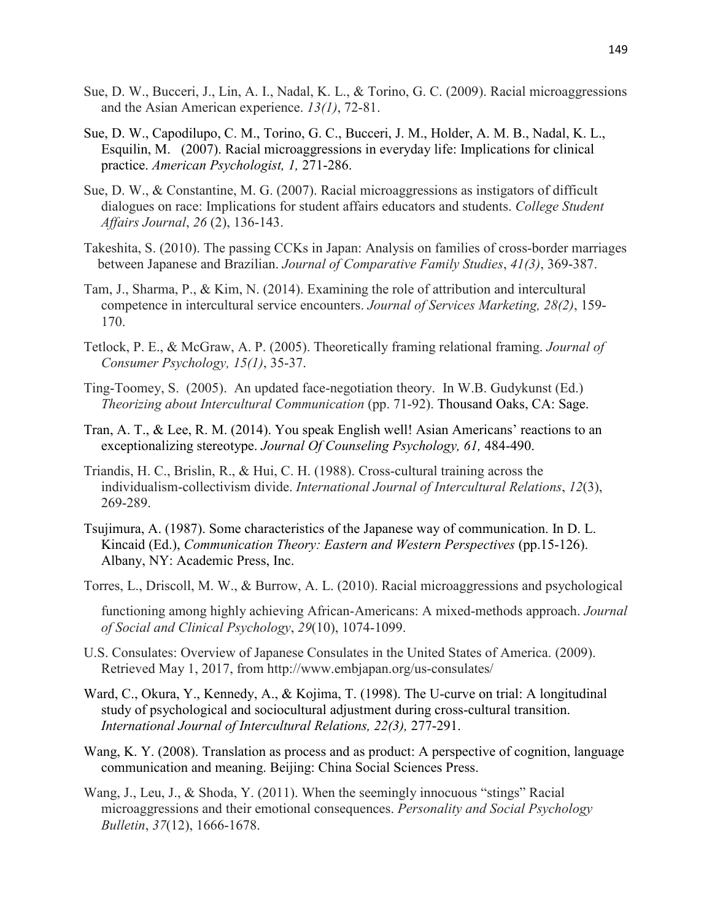Sue, D. W., Bucceri, J., Lin, A. I., Nadal, K. L., & Torino, G. C. (2009). Racial microaggressions and the Asian American experience. *13(1)*, 72-81.

Sue, D. W., Capodilupo, C. M., Torino, G. C., Bucceri, J. M., Holder, A. M. B., Nadal, K. L., Esquilin, M. (2007). Racial microaggressions in everyday life: Implications for clinical practice. *American Psychologist, 1,* 271-286.

Sue, D. W., & Constantine, M. G. (2007). Racial microaggressions as instigators of difficult dialogues on race: Implications for student affairs educators and students. *College Student Affairs Journal*, *26* (2), 136-143.

Takeshita, S. (2010). The passing CCKs in Japan: Analysis on families of cross-border marriages between Japanese and Brazilian. *Journal of Comparative Family Studies*, *41(3)*, 369-387.

Tam, J., Sharma, P., & Kim, N. (2014). Examining the role of attribution and intercultural competence in intercultural service encounters. *Journal of Services Marketing, 28(2)*, 159-170.

Tetlock, P. E., & McGraw, A. P. (2005). Theoretically framing relational framing. *Journal of Consumer Psychology, 15(1)*, 35-37.

Ting-Toomey, S. (2005). An updated face-negotiation theory. In W.B. Gudykunst (Ed.) *Theorizing about Intercultural Communication* (pp. 71-92). Thousand Oaks, CA: Sage.

Tran, A. T., & Lee, R. M. (2014). You speak English well! Asian Americans' reactions to an exceptionalizing stereotype. *Journal Of Counseling Psychology, 61,* 484-490.

Triandis, H. C., Brislin, R., & Hui, C. H. (1988). Cross-cultural training across the individualism-collectivism divide. *International Journal of Intercultural Relations*, *12*(3), 269-289.

Tsujimura, A. (1987). Some characteristics of the Japanese way of communication. In D. L. Kincaid (Ed.), *Communication Theory: Eastern and Western Perspectives* (pp.15-126). Albany, NY: Academic Press, Inc.

Torres, L., Driscoll, M. W., & Burrow, A. L. (2010). Racial microaggressions and psychological functioning among highly achieving African-Americans: A mixed-methods approach. *Journal of Social and Clinical Psychology*, *29*(10), 1074-1099.

U.S. Consulates: Overview of Japanese Consulates in the United States of America. (2009). Retrieved May 1, 2017, from http://www.embjapan.org/us-consulates/

Ward, C., Okura, Y., Kennedy, A., & Kojima, T. (1998). The U-curve on trial: A longitudinal study of psychological and sociocultural adjustment during cross-cultural transition. *International Journal of Intercultural Relations, 22(3),* 277-291.

Wang, K. Y. (2008). Translation as process and as product: A perspective of cognition, language communication and meaning. Beijing: China Social Sciences Press.

Wang, J., Leu, J., & Shoda, Y. (2011). When the seemingly innocuous "stings" Racial microaggressions and their emotional consequences. *Personality and Social Psychology Bulletin*, *37*(12), 1666-1678.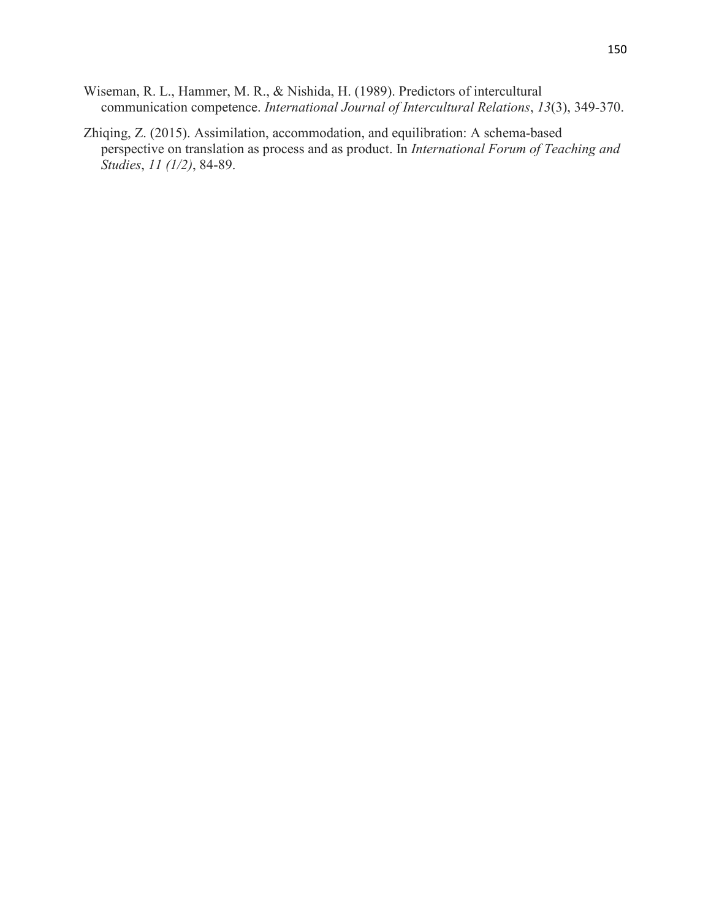Wiseman, R. L., Hammer, M. R., & Nishida, H. (1989). Predictors of intercultural communication competence. *International Journal of Intercultural Relations*, *13*(3), 349-370.

Zhiqing, Z. (2015). Assimilation, accommodation, and equilibration: A schema-based perspective on translation as process and as product. In *International Forum of Teaching and Studies*, *11 (1/2)*, 84-89.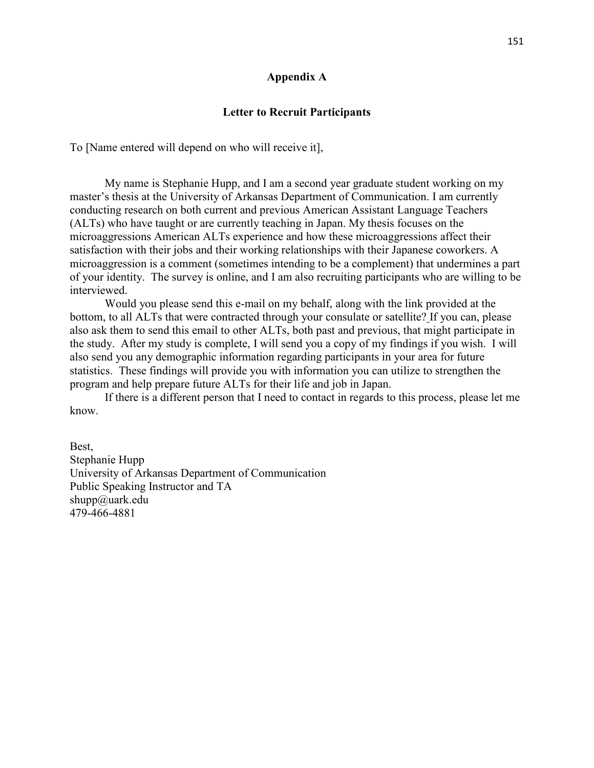# Appendix A

## Letter to Recruit Participants

To [Name entered will depend on who will receive it],

My name is Stephanie Hupp, and I am a second year graduate student working on my master's thesis at the University of Arkansas Department of Communication. I am currently conducting research on both current and previous American Assistant Language Teachers (ALTs) who have taught or are currently teaching in Japan. My thesis focuses on the microaggressions American ALTs experience and how these microaggressions affect their satisfaction with their jobs and their working relationships with their Japanese coworkers. A microaggression is a comment (sometimes intending to be a complement) that undermines a part of your identity. The survey is online, and I am also recruiting participants who are willing to be interviewed.

Would you please send this e-mail on my behalf, along with the link provided at the bottom, to all ALTs that were contracted through your consulate or satellite? If you can, please also ask them to send this email to other ALTs, both past and previous, that might participate in the study. After my study is complete, I will send you a copy of my findings if you wish. I will also send you any demographic information regarding participants in your area for future statistics. These findings will provide you with information you can utilize to strengthen the program and help prepare future ALTs for their life and job in Japan.

If there is a different person that I need to contact in regards to this process, please let me know.

Best,
Stephanie Hupp
University of Arkansas Department of Communication
Public Speaking Instructor and TA
shupp@uark.edu
479-466-4881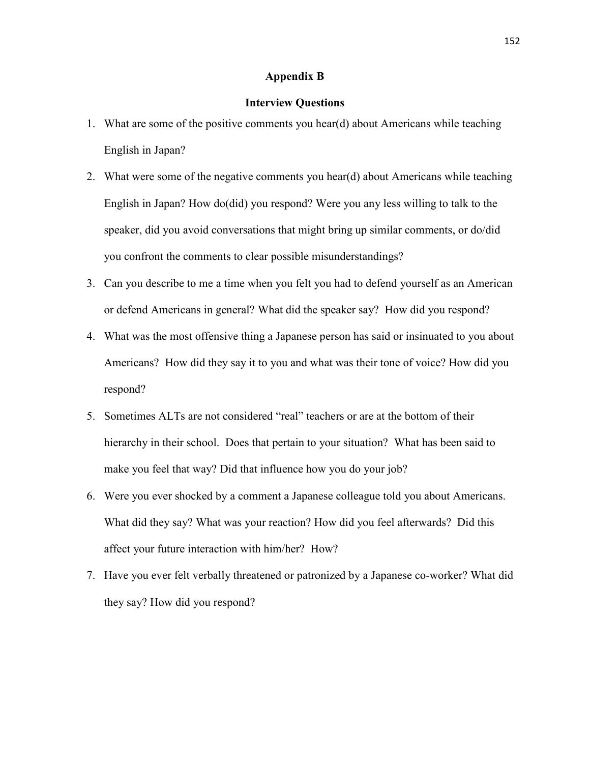# Appendix B

## Interview Questions

1. What are some of the positive comments you hear(d) about Americans while teaching English in Japan?
2. What were some of the negative comments you hear(d) about Americans while teaching English in Japan? How do(did) you respond? Were you any less willing to talk to the speaker, did you avoid conversations that might bring up similar comments, or do/did you confront the comments to clear possible misunderstandings?
3. Can you describe to me a time when you felt you had to defend yourself as an American or defend Americans in general? What did the speaker say? How did you respond?
4. What was the most offensive thing a Japanese person has said or insinuated to you about Americans? How did they say it to you and what was their tone of voice? How did you respond?
5. Sometimes ALTs are not considered "real" teachers or are at the bottom of their hierarchy in their school. Does that pertain to your situation? What has been said to make you feel that way? Did that influence how you do your job?
6. Were you ever shocked by a comment a Japanese colleague told you about Americans. What did they say? What was your reaction? How did you feel afterwards? Did this affect your future interaction with him/her? How?
7. Have you ever felt verbally threatened or patronized by a Japanese co-worker? What did they say? How did you respond?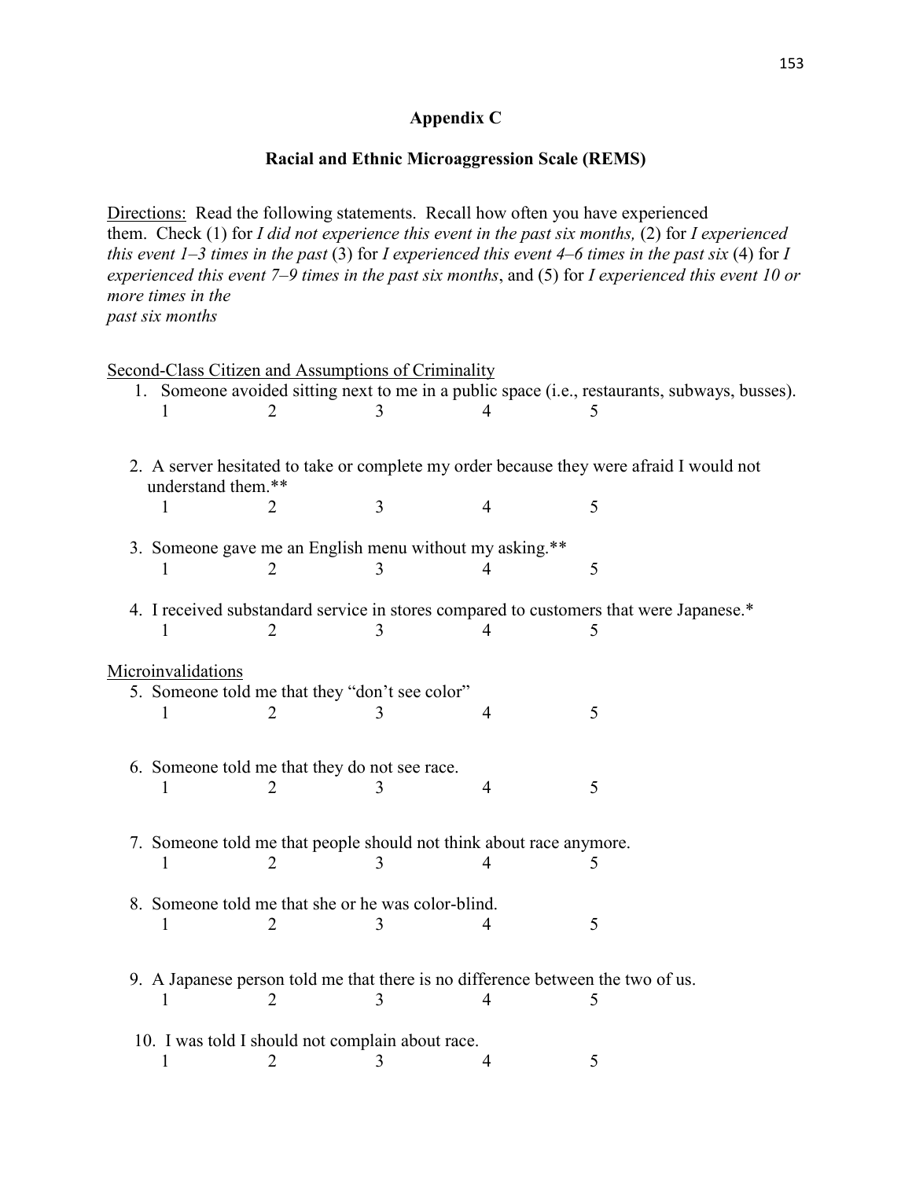## Appendix C

## Racial and Ethnic Microaggression Scale (REMS)

Directions: Read the following statements. Recall how often you have experienced them. Check (1) for *I did not experience this event in the past six months,* (2) for *I experienced this event 1–3 times in the past* (3) for *I experienced this event 4–6 times in the past six* (4) for *I experienced this event 7–9 times in the past six months*, and (5) for *I experienced this event 10 or more times in the past six months*

Second-Class Citizen and Assumptions of Criminality

1. Someone avoided sitting next to me in a public space (i.e., restaurants, subways, busses).
   1 2 3 4 5

2. A server hesitated to take or complete my order because they were afraid I would not understand them.**
   1 2 3 4 5

3. Someone gave me an English menu without my asking.**
   1 2 3 4 5

4. I received substandard service in stores compared to customers that were Japanese.*
   1 2 3 4 5

Microinvalidations

5. Someone told me that they "don't see color"
   1 2 3 4 5

6. Someone told me that they do not see race.
   1 2 3 4 5

7. Someone told me that people should not think about race anymore.
   1 2 3 4 5

8. Someone told me that she or he was color-blind.
   1 2 3 4 5

9. A Japanese person told me that there is no difference between the two of us.
   1 2 3 4 5

10. I was told I should not complain about race.
    1 2 3 4 5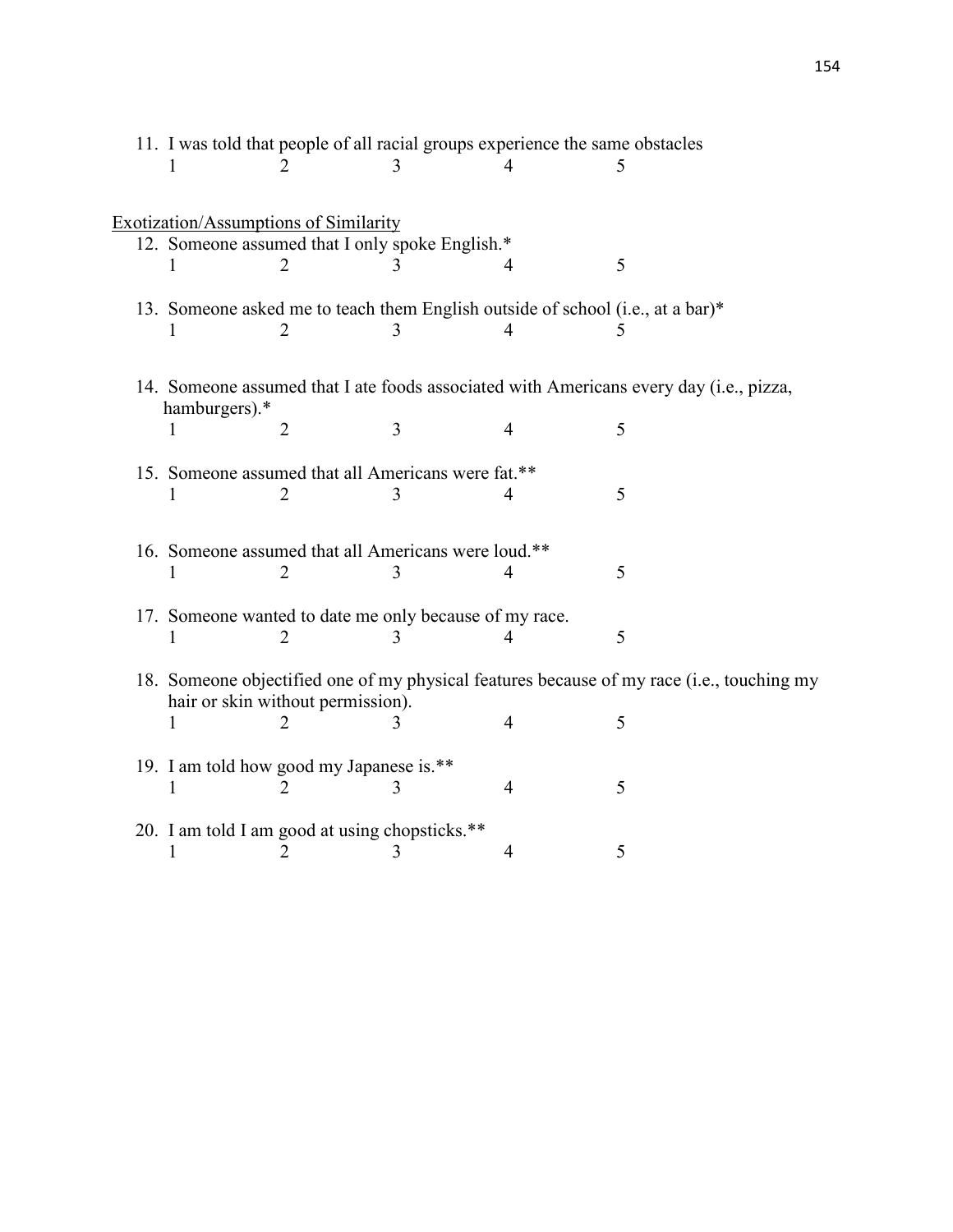11. I was told that people of all racial groups experience the same obstacles

    1 2 3 4 5

Exotization/Assumptions of Similarity

12. Someone assumed that I only spoke English.*

    1 2 3 4 5

13. Someone asked me to teach them English outside of school (i.e., at a bar)*

    1 2 3 4 5

14. Someone assumed that I ate foods associated with Americans every day (i.e., pizza, hamburgers).*

    1 2 3 4 5

15. Someone assumed that all Americans were fat.**

    1 2 3 4 5

16. Someone assumed that all Americans were loud.**

    1 2 3 4 5

17. Someone wanted to date me only because of my race.

    1 2 3 4 5

18. Someone objectified one of my physical features because of my race (i.e., touching my hair or skin without permission).

    1 2 3 4 5

19. I am told how good my Japanese is.**

    1 2 3 4 5

20. I am told I am good at using chopsticks.**

    1 2 3 4 5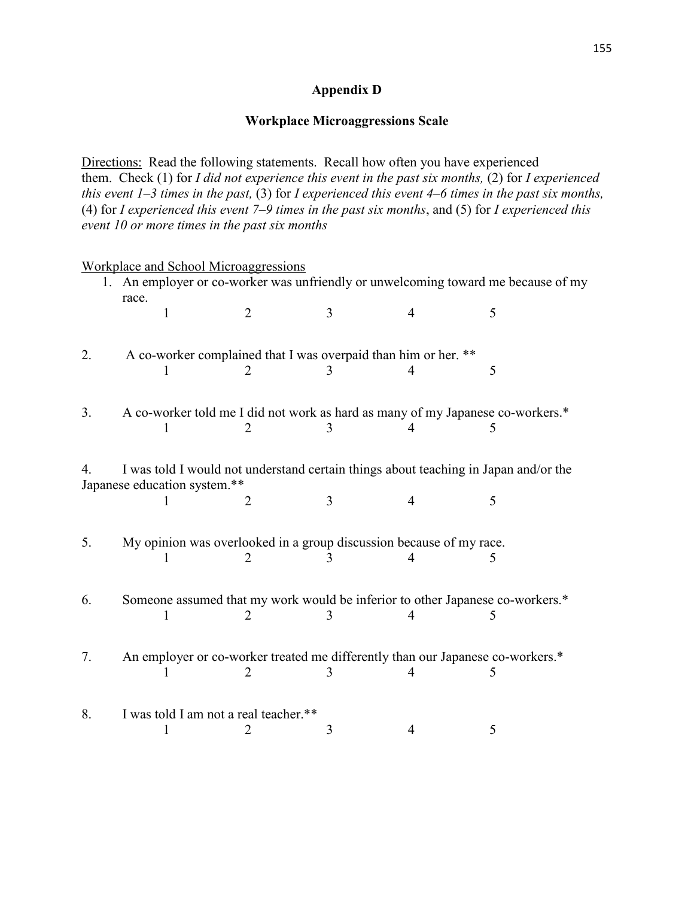# Appendix D

## Workplace Microaggressions Scale

Directions: Read the following statements. Recall how often you have experienced them. Check (1) for *I did not experience this event in the past six months,* (2) for *I experienced this event 1–3 times in the past,* (3) for *I experienced this event 4–6 times in the past six months,* (4) for *I experienced this event 7–9 times in the past six months*, and (5) for *I experienced this event 10 or more times in the past six months*

Workplace and School Microaggressions

1. An employer or co-worker was unfriendly or unwelcoming toward me because of my race.

   1 2 3 4 5

2. A co-worker complained that I was overpaid than him or her. **

   1 2 3 4 5

3. A co-worker told me I did not work as hard as many of my Japanese co-workers.*

   1 2 3 4 5

4. I was told I would not understand certain things about teaching in Japan and/or the Japanese education system.**

   1 2 3 4 5

5. My opinion was overlooked in a group discussion because of my race.

   1 2 3 4 5

6. Someone assumed that my work would be inferior to other Japanese co-workers.*

   1 2 3 4 5

7. An employer or co-worker treated me differently than our Japanese co-workers.*

   1 2 3 4 5

8. I was told I am not a real teacher.**

   1 2 3 4 5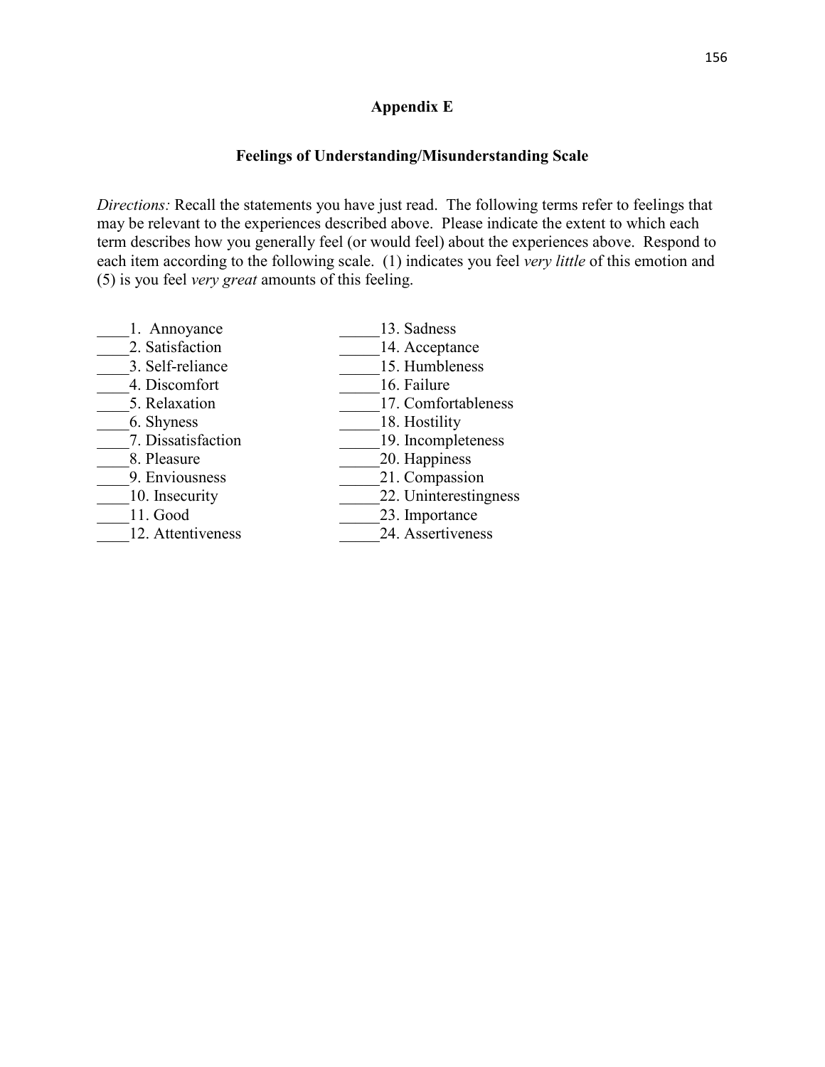# Appendix E

## Feelings of Understanding/Misunderstanding Scale

*Directions:* Recall the statements you have just read. The following terms refer to feelings that may be relevant to the experiences described above. Please indicate the extent to which each term describes how you generally feel (or would feel) about the experiences above. Respond to each item according to the following scale. (1) indicates you feel *very little* of this emotion and (5) is you feel *very great* amounts of this feeling.

____1. Annoyance
____2. Satisfaction
____3. Self-reliance
____4. Discomfort
____5. Relaxation
____6. Shyness
____7. Dissatisfaction
____8. Pleasure
____9. Enviousness
____10. Insecurity
____11. Good
____12. Attentiveness
_____13. Sadness
_____14. Acceptance
_____15. Humbleness
_____16. Failure
_____17. Comfortableness
_____18. Hostility
_____19. Incompleteness
_____20. Happiness
_____21. Compassion
_____22. Uninterestingness
_____23. Importance
_____24. Assertiveness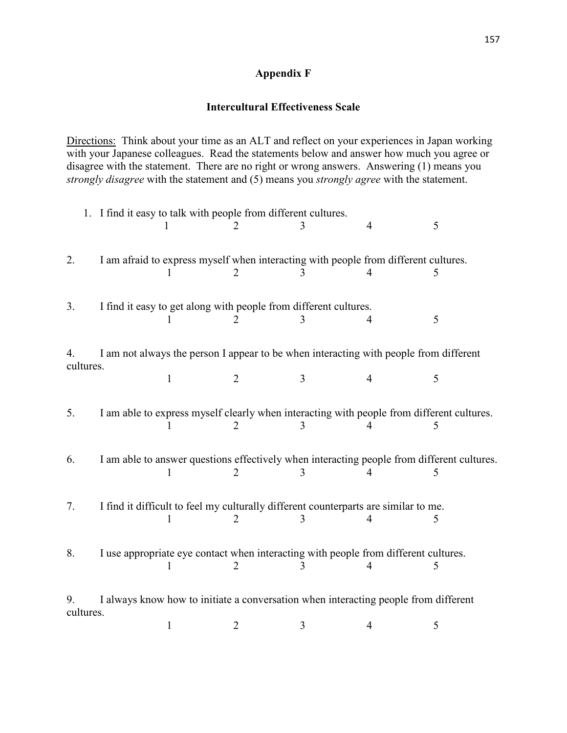# Appendix F

## Intercultural Effectiveness Scale

<u>Directions:</u> Think about your time as an ALT and reflect on your experiences in Japan working with your Japanese colleagues. Read the statements below and answer how much you agree or disagree with the statement. There are no right or wrong answers. Answering (1) means you *strongly disagree* with the statement and (5) means you *strongly agree* with the statement.

1. I find it easy to talk with people from different cultures.

   1 2 3 4 5

2. I am afraid to express myself when interacting with people from different cultures.

   1 2 3 4 5

3. I find it easy to get along with people from different cultures.

   1 2 3 4 5

4. I am not always the person I appear to be when interacting with people from different cultures.

   1 2 3 4 5

5. I am able to express myself clearly when interacting with people from different cultures.

   1 2 3 4 5

6. I am able to answer questions effectively when interacting people from different cultures.

   1 2 3 4 5

7. I find it difficult to feel my culturally different counterparts are similar to me.

   1 2 3 4 5

8. I use appropriate eye contact when interacting with people from different cultures.

   1 2 3 4 5

9. I always know how to initiate a conversation when interacting people from different cultures.

   1 2 3 4 5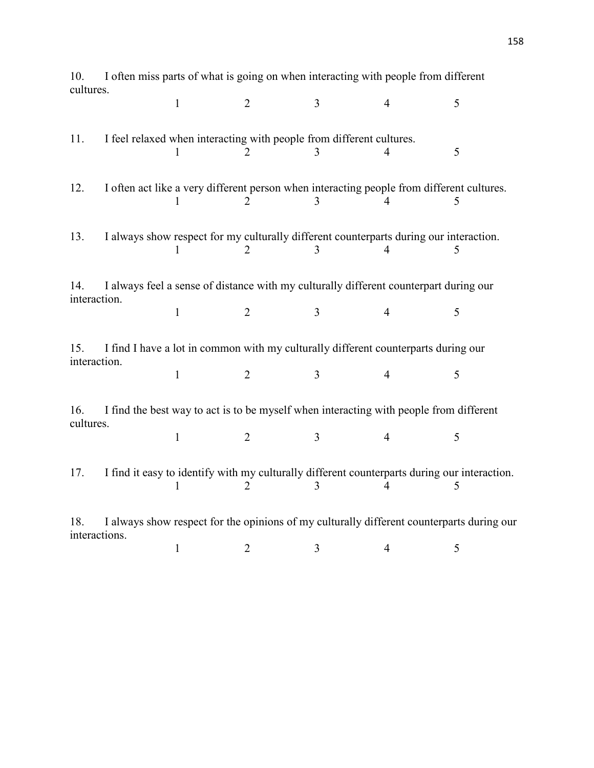10. I often miss parts of what is going on when interacting with people from different cultures.

1 2 3 4 5

11. I feel relaxed when interacting with people from different cultures.

1 2 3 4 5

12. I often act like a very different person when interacting people from different cultures.

1 2 3 4 5

13. I always show respect for my culturally different counterparts during our interaction.

1 2 3 4 5

14. I always feel a sense of distance with my culturally different counterpart during our interaction.

1 2 3 4 5

15. I find I have a lot in common with my culturally different counterparts during our interaction.

1 2 3 4 5

16. I find the best way to act is to be myself when interacting with people from different cultures.

1 2 3 4 5

17. I find it easy to identify with my culturally different counterparts during our interaction.

1 2 3 4 5

18. I always show respect for the opinions of my culturally different counterparts during our interactions.

1 2 3 4 5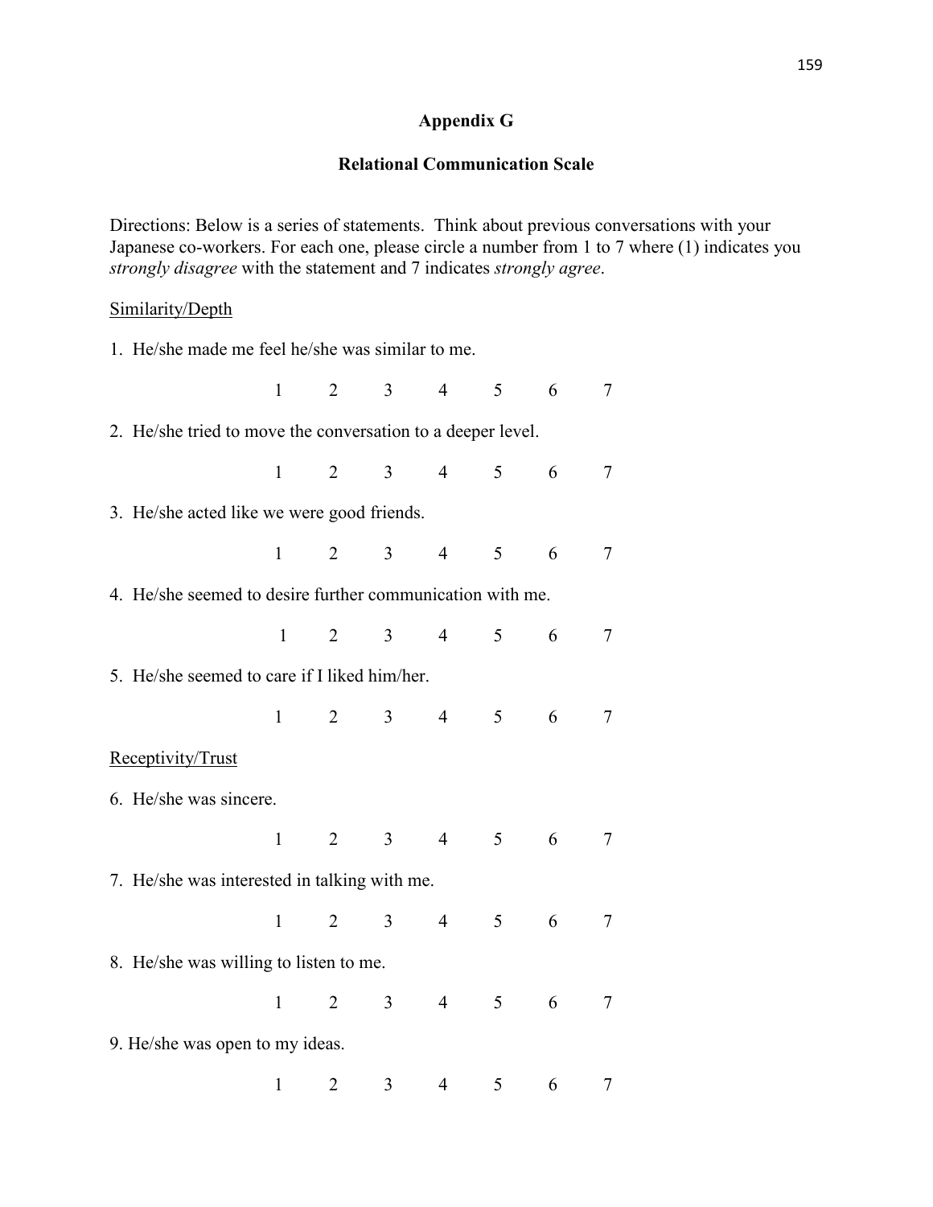## Appendix G

## Relational Communication Scale

Directions: Below is a series of statements. Think about previous conversations with your Japanese co-workers. For each one, please circle a number from 1 to 7 where (1) indicates you *strongly disagree* with the statement and 7 indicates *strongly agree*.

<u>Similarity/Depth</u>

1. He/she made me feel he/she was similar to me.

   1 2 3 4 5 6 7

2. He/she tried to move the conversation to a deeper level.

   1 2 3 4 5 6 7

3. He/she acted like we were good friends.

   1 2 3 4 5 6 7

4. He/she seemed to desire further communication with me.

   1 2 3 4 5 6 7

5. He/she seemed to care if I liked him/her.

   1 2 3 4 5 6 7

<u>Receptivity/Trust</u>

6. He/she was sincere.

   1 2 3 4 5 6 7

7. He/she was interested in talking with me.

   1 2 3 4 5 6 7

8. He/she was willing to listen to me.

   1 2 3 4 5 6 7

9. He/she was open to my ideas.

   1 2 3 4 5 6 7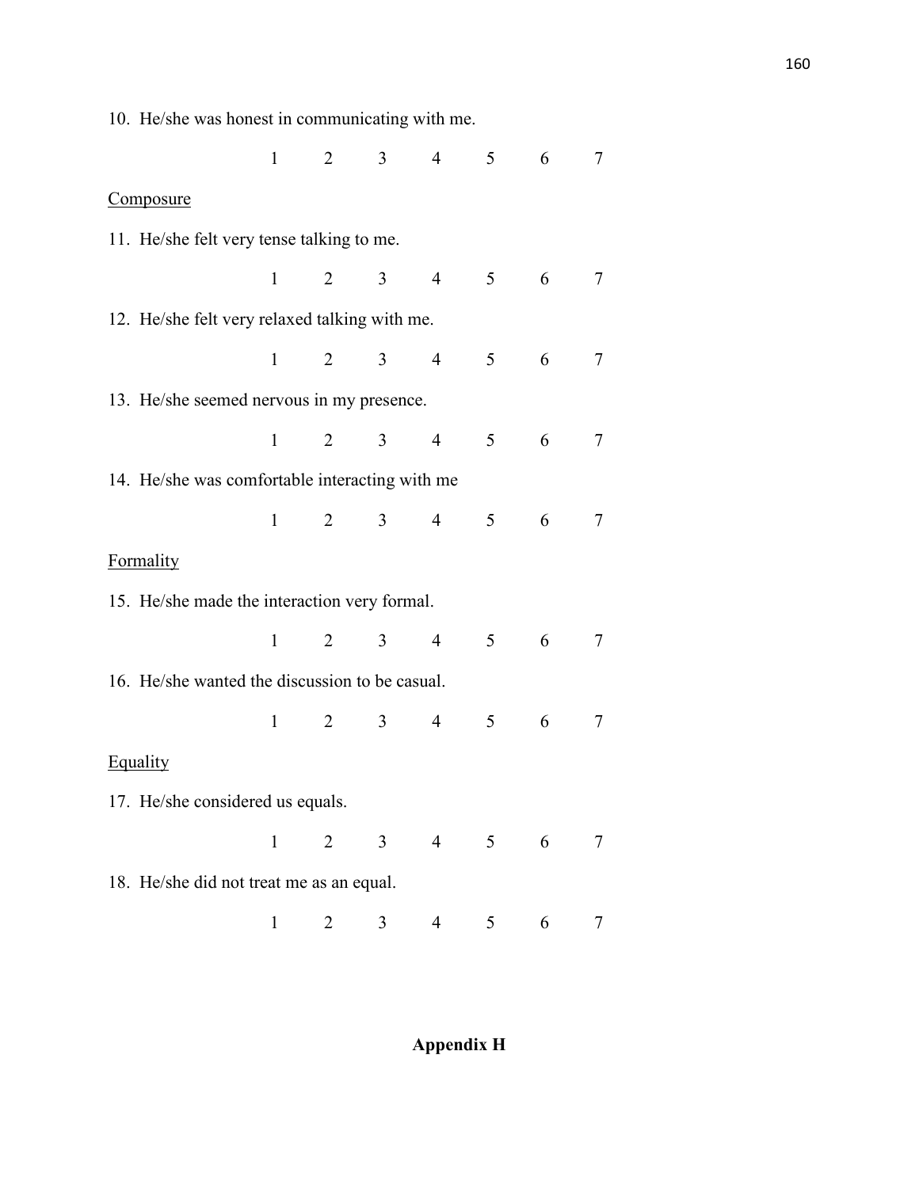10. He/she was honest in communicating with me.

1 2 3 4 5 6 7

Composure

11. He/she felt very tense talking to me.

1 2 3 4 5 6 7

12. He/she felt very relaxed talking with me.

1 2 3 4 5 6 7

13. He/she seemed nervous in my presence.

1 2 3 4 5 6 7

14. He/she was comfortable interacting with me

1 2 3 4 5 6 7

Formality

15. He/she made the interaction very formal.

1 2 3 4 5 6 7

16. He/she wanted the discussion to be casual.

1 2 3 4 5 6 7

Equality

17. He/she considered us equals.

1 2 3 4 5 6 7

18. He/she did not treat me as an equal.

1 2 3 4 5 6 7

**Appendix H**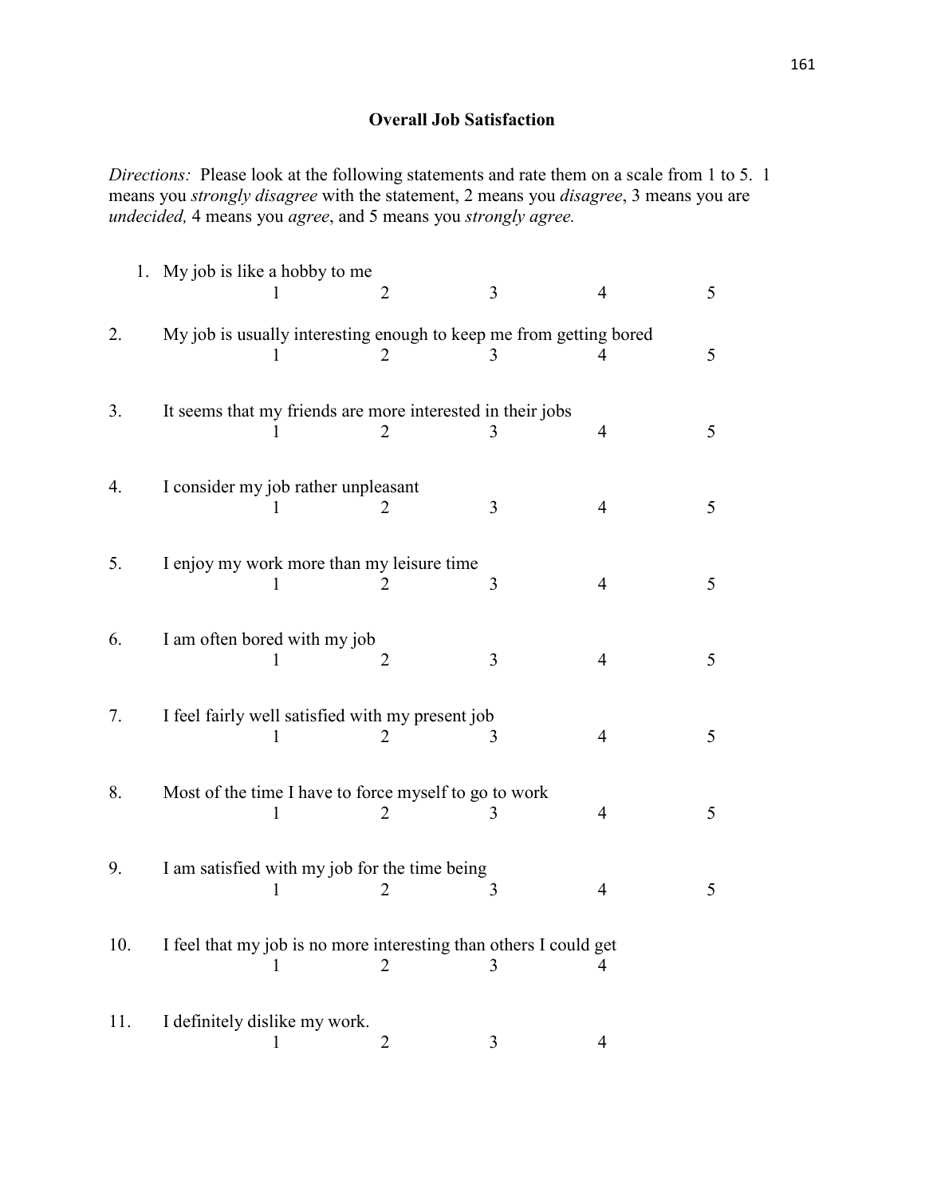## Overall Job Satisfaction

*Directions:* Please look at the following statements and rate them on a scale from 1 to 5. 1 means you *strongly disagree* with the statement, 2 means you *disagree*, 3 means you are *undecided,* 4 means you *agree*, and 5 means you *strongly agree.*

1. My job is like a hobby to me

   1 2 3 4 5

2. My job is usually interesting enough to keep me from getting bored

   1 2 3 4 5

3. It seems that my friends are more interested in their jobs

   1 2 3 4 5

4. I consider my job rather unpleasant

   1 2 3 4 5

5. I enjoy my work more than my leisure time

   1 2 3 4 5

6. I am often bored with my job

   1 2 3 4 5

7. I feel fairly well satisfied with my present job

   1 2 3 4 5

8. Most of the time I have to force myself to go to work

   1 2 3 4 5

9. I am satisfied with my job for the time being

   1 2 3 4 5

10. I feel that my job is no more interesting than others I could get

    1 2 3 4

11. I definitely dislike my work.

    1 2 3 4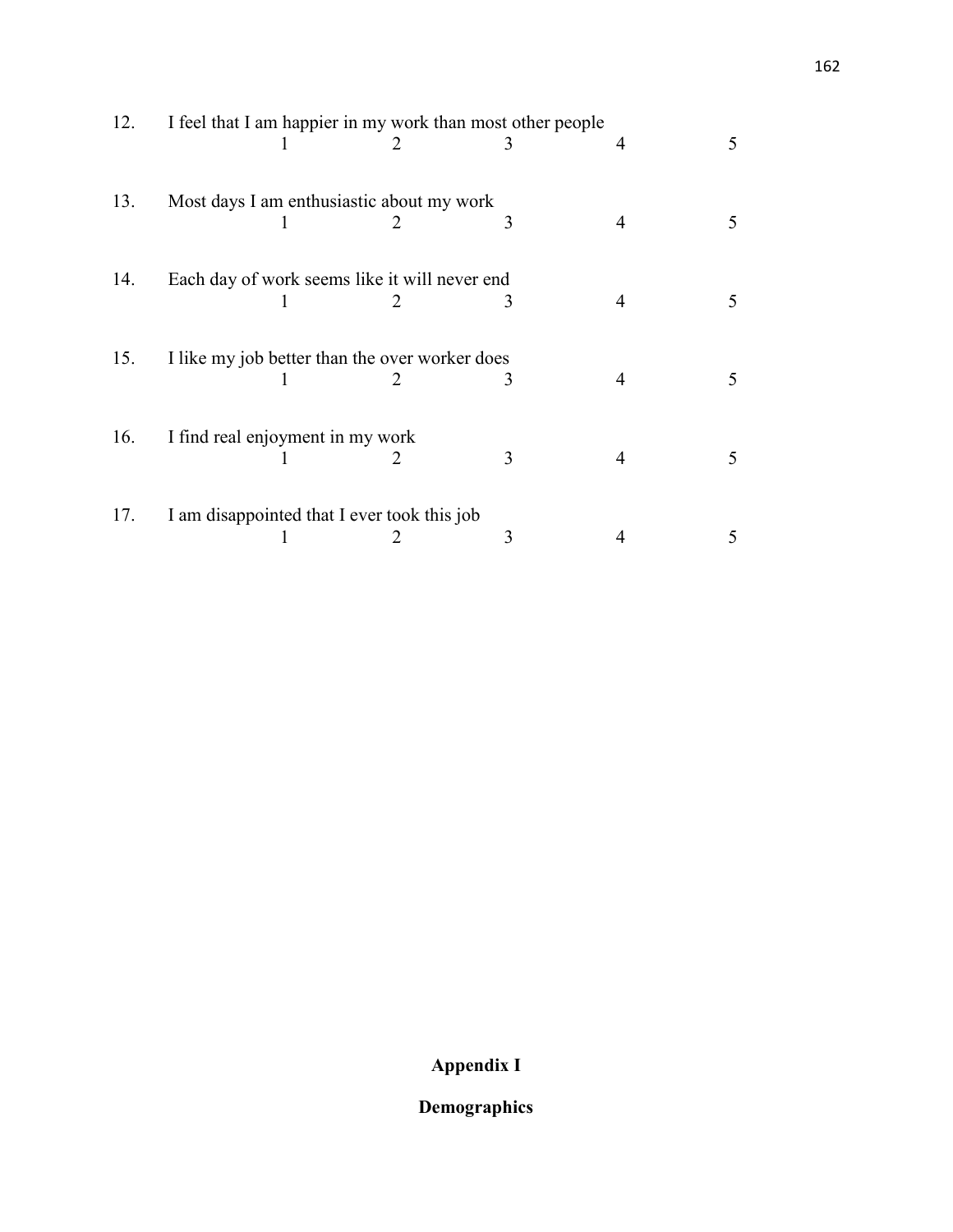12. I feel that I am happier in my work than most other people

    1 2 3 4 5

13. Most days I am enthusiastic about my work

    1 2 3 4 5

14. Each day of work seems like it will never end

    1 2 3 4 5

15. I like my job better than the over worker does

    1 2 3 4 5

16. I find real enjoyment in my work

    1 2 3 4 5

17. I am disappointed that I ever took this job

    1 2 3 4 5

## Appendix I

## Demographics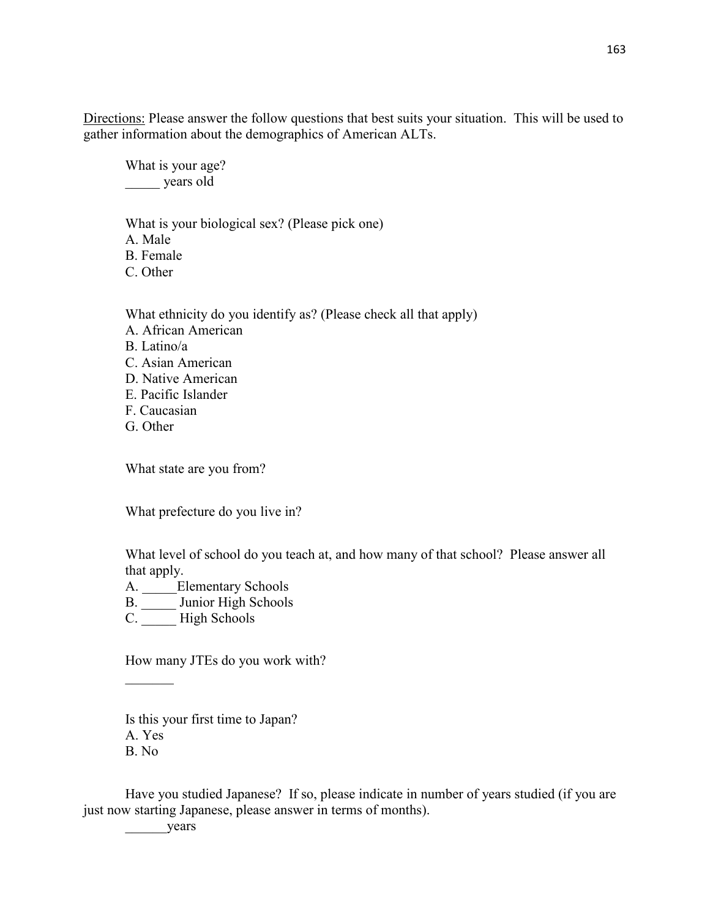Directions: Please answer the follow questions that best suits your situation. This will be used to gather information about the demographics of American ALTs.

What is your age?
_____ years old

What is your biological sex? (Please pick one)
A. Male
B. Female
C. Other

What ethnicity do you identify as? (Please check all that apply)
A. African American
B. Latino/a
C. Asian American
D. Native American
E. Pacific Islander
F. Caucasian
G. Other

What state are you from?

What prefecture do you live in?

What level of school do you teach at, and how many of that school? Please answer all that apply.
A. _____Elementary Schools
B. _____ Junior High Schools
C. _____ High Schools

How many JTEs do you work with?
_______

Is this your first time to Japan?
A. Yes
B. No

Have you studied Japanese? If so, please indicate in number of years studied (if you are just now starting Japanese, please answer in terms of months).
______years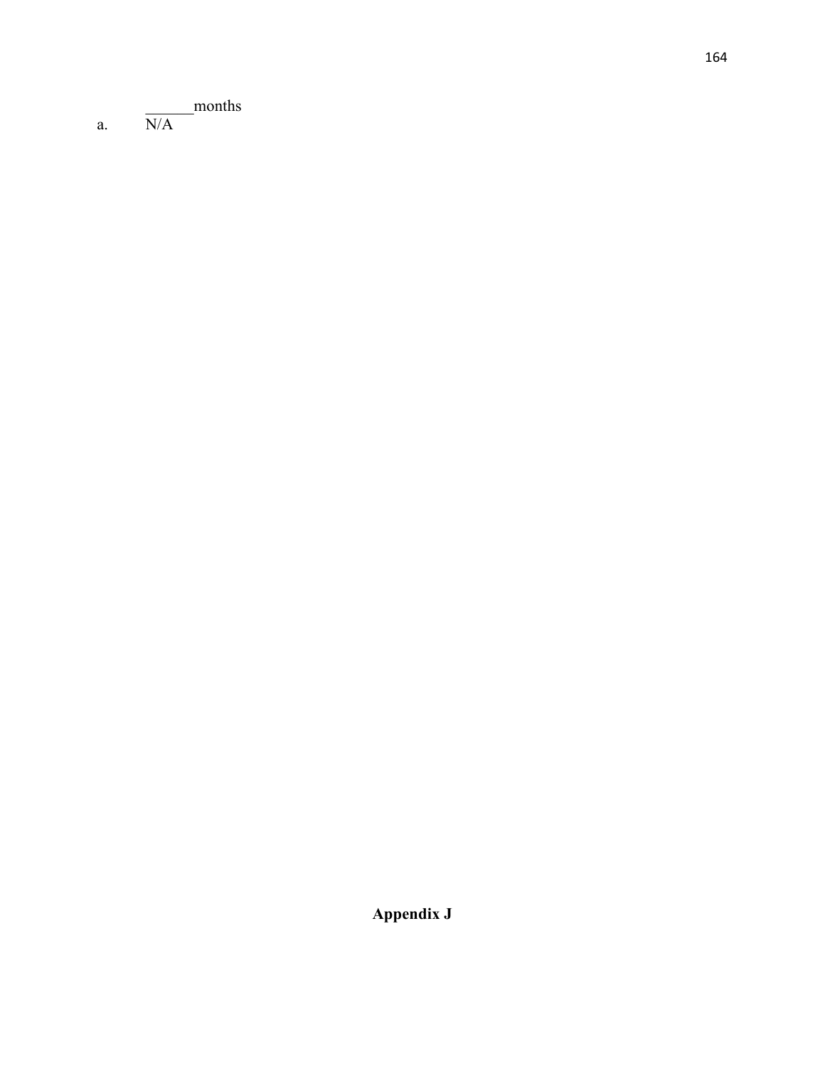______months

a. N/A

**Appendix J**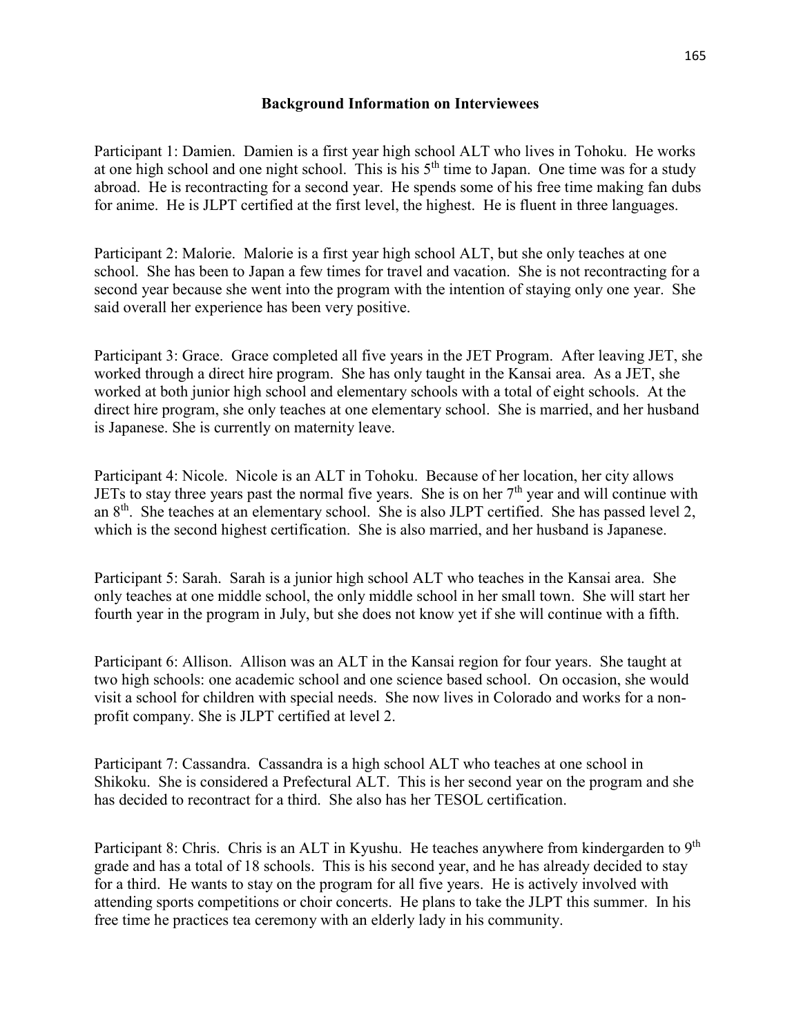## Background Information on Interviewees

Participant 1: Damien. Damien is a first year high school ALT who lives in Tohoku. He works at one high school and one night school. This is his 5th time to Japan. One time was for a study abroad. He is recontracting for a second year. He spends some of his free time making fan dubs for anime. He is JLPT certified at the first level, the highest. He is fluent in three languages.

Participant 2: Malorie. Malorie is a first year high school ALT, but she only teaches at one school. She has been to Japan a few times for travel and vacation. She is not recontracting for a second year because she went into the program with the intention of staying only one year. She said overall her experience has been very positive.

Participant 3: Grace. Grace completed all five years in the JET Program. After leaving JET, she worked through a direct hire program. She has only taught in the Kansai area. As a JET, she worked at both junior high school and elementary schools with a total of eight schools. At the direct hire program, she only teaches at one elementary school. She is married, and her husband is Japanese. She is currently on maternity leave.

Participant 4: Nicole. Nicole is an ALT in Tohoku. Because of her location, her city allows JETs to stay three years past the normal five years. She is on her 7th year and will continue with an 8th. She teaches at an elementary school. She is also JLPT certified. She has passed level 2, which is the second highest certification. She is also married, and her husband is Japanese.

Participant 5: Sarah. Sarah is a junior high school ALT who teaches in the Kansai area. She only teaches at one middle school, the only middle school in her small town. She will start her fourth year in the program in July, but she does not know yet if she will continue with a fifth.

Participant 6: Allison. Allison was an ALT in the Kansai region for four years. She taught at two high schools: one academic school and one science based school. On occasion, she would visit a school for children with special needs. She now lives in Colorado and works for a non-profit company. She is JLPT certified at level 2.

Participant 7: Cassandra. Cassandra is a high school ALT who teaches at one school in Shikoku. She is considered a Prefectural ALT. This is her second year on the program and she has decided to recontract for a third. She also has her TESOL certification.

Participant 8: Chris. Chris is an ALT in Kyushu. He teaches anywhere from kindergarden to 9th grade and has a total of 18 schools. This is his second year, and he has already decided to stay for a third. He wants to stay on the program for all five years. He is actively involved with attending sports competitions or choir concerts. He plans to take the JLPT this summer. In his free time he practices tea ceremony with an elderly lady in his community.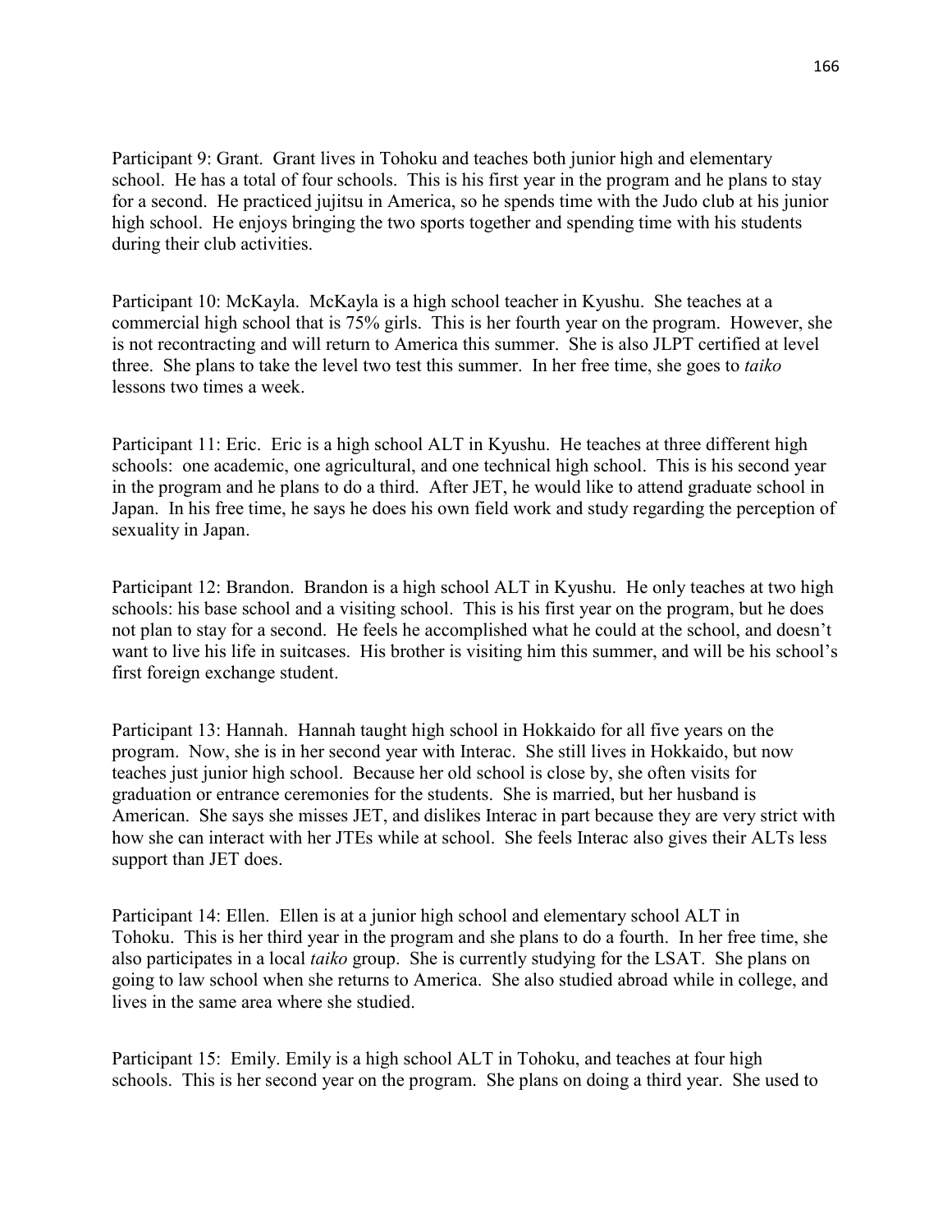Participant 9: Grant. Grant lives in Tohoku and teaches both junior high and elementary school. He has a total of four schools. This is his first year in the program and he plans to stay for a second. He practiced jujitsu in America, so he spends time with the Judo club at his junior high school. He enjoys bringing the two sports together and spending time with his students during their club activities.

Participant 10: McKayla. McKayla is a high school teacher in Kyushu. She teaches at a commercial high school that is 75% girls. This is her fourth year on the program. However, she is not recontracting and will return to America this summer. She is also JLPT certified at level three. She plans to take the level two test this summer. In her free time, she goes to *taiko* lessons two times a week.

Participant 11: Eric. Eric is a high school ALT in Kyushu. He teaches at three different high schools: one academic, one agricultural, and one technical high school. This is his second year in the program and he plans to do a third. After JET, he would like to attend graduate school in Japan. In his free time, he says he does his own field work and study regarding the perception of sexuality in Japan.

Participant 12: Brandon. Brandon is a high school ALT in Kyushu. He only teaches at two high schools: his base school and a visiting school. This is his first year on the program, but he does not plan to stay for a second. He feels he accomplished what he could at the school, and doesn't want to live his life in suitcases. His brother is visiting him this summer, and will be his school's first foreign exchange student.

Participant 13: Hannah. Hannah taught high school in Hokkaido for all five years on the program. Now, she is in her second year with Interac. She still lives in Hokkaido, but now teaches just junior high school. Because her old school is close by, she often visits for graduation or entrance ceremonies for the students. She is married, but her husband is American. She says she misses JET, and dislikes Interac in part because they are very strict with how she can interact with her JTEs while at school. She feels Interac also gives their ALTs less support than JET does.

Participant 14: Ellen. Ellen is at a junior high school and elementary school ALT in Tohoku. This is her third year in the program and she plans to do a fourth. In her free time, she also participates in a local *taiko* group. She is currently studying for the LSAT. She plans on going to law school when she returns to America. She also studied abroad while in college, and lives in the same area where she studied.

Participant 15: Emily. Emily is a high school ALT in Tohoku, and teaches at four high schools. This is her second year on the program. She plans on doing a third year. She used to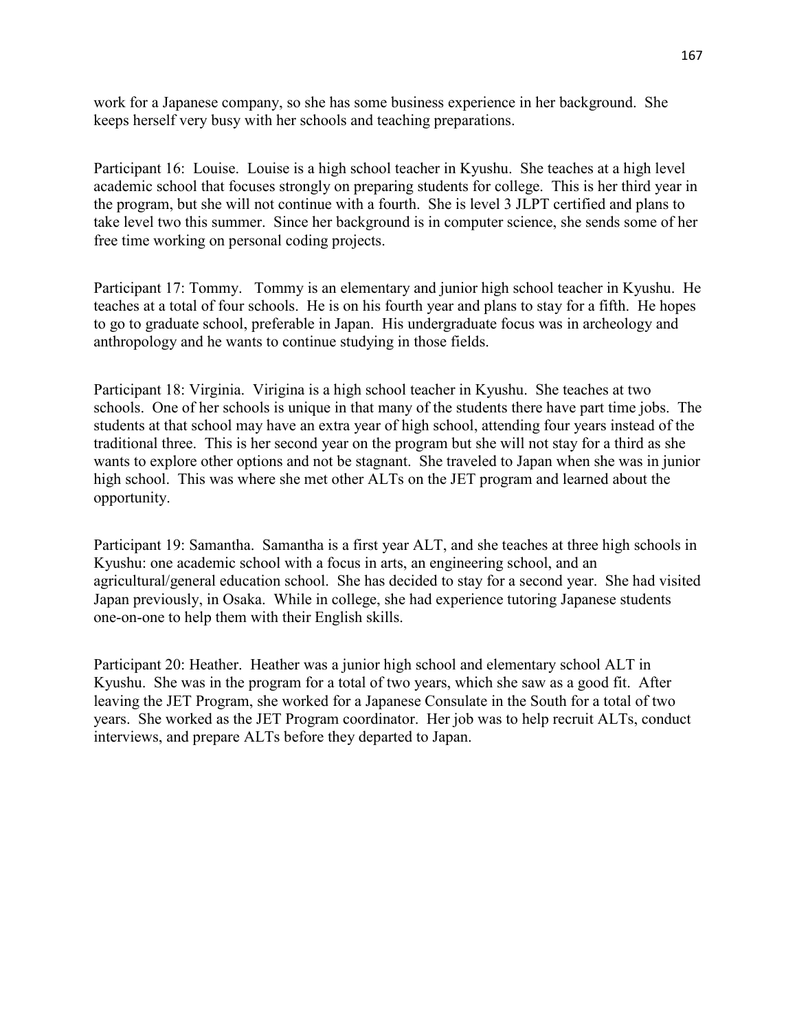work for a Japanese company, so she has some business experience in her background. She keeps herself very busy with her schools and teaching preparations.

Participant 16: Louise. Louise is a high school teacher in Kyushu. She teaches at a high level academic school that focuses strongly on preparing students for college. This is her third year in the program, but she will not continue with a fourth. She is level 3 JLPT certified and plans to take level two this summer. Since her background is in computer science, she sends some of her free time working on personal coding projects.

Participant 17: Tommy. Tommy is an elementary and junior high school teacher in Kyushu. He teaches at a total of four schools. He is on his fourth year and plans to stay for a fifth. He hopes to go to graduate school, preferable in Japan. His undergraduate focus was in archeology and anthropology and he wants to continue studying in those fields.

Participant 18: Virginia. Virigina is a high school teacher in Kyushu. She teaches at two schools. One of her schools is unique in that many of the students there have part time jobs. The students at that school may have an extra year of high school, attending four years instead of the traditional three. This is her second year on the program but she will not stay for a third as she wants to explore other options and not be stagnant. She traveled to Japan when she was in junior high school. This was where she met other ALTs on the JET program and learned about the opportunity.

Participant 19: Samantha. Samantha is a first year ALT, and she teaches at three high schools in Kyushu: one academic school with a focus in arts, an engineering school, and an agricultural/general education school. She has decided to stay for a second year. She had visited Japan previously, in Osaka. While in college, she had experience tutoring Japanese students one-on-one to help them with their English skills.

Participant 20: Heather. Heather was a junior high school and elementary school ALT in Kyushu. She was in the program for a total of two years, which she saw as a good fit. After leaving the JET Program, she worked for a Japanese Consulate in the South for a total of two years. She worked as the JET Program coordinator. Her job was to help recruit ALTs, conduct interviews, and prepare ALTs before they departed to Japan.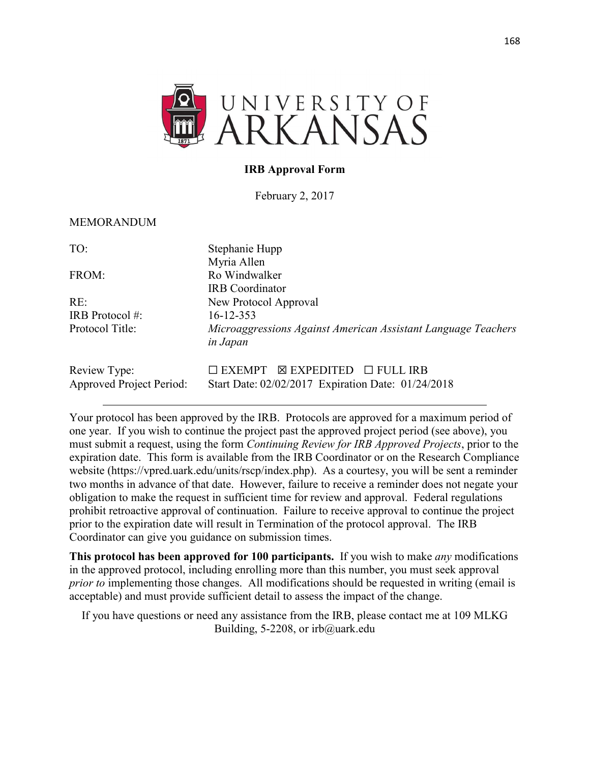UNIVERSITY OF ARKANSAS

**IRB Approval Form**

February 2, 2017

MEMORANDUM

| | |
|---|---|
| TO: | Stephanie Hupp<br>Myria Allen |
| FROM: | Ro Windwalker<br>IRB Coordinator |
| RE: | New Protocol Approval |
| IRB Protocol #: | 16-12-353 |
| Protocol Title: | *Microaggressions Against American Assistant Language Teachers in Japan* |
| Review Type: | ☐ EXEMPT ☒ EXPEDITED ☐ FULL IRB |
| Approved Project Period: | Start Date: 02/02/2017 Expiration Date: 01/24/2018 |

---

Your protocol has been approved by the IRB. Protocols are approved for a maximum period of one year. If you wish to continue the project past the approved project period (see above), you must submit a request, using the form *Continuing Review for IRB Approved Projects*, prior to the expiration date. This form is available from the IRB Coordinator or on the Research Compliance website (https://vpred.uark.edu/units/rscp/index.php). As a courtesy, you will be sent a reminder two months in advance of that date. However, failure to receive a reminder does not negate your obligation to make the request in sufficient time for review and approval. Federal regulations prohibit retroactive approval of continuation. Failure to receive approval to continue the project prior to the expiration date will result in Termination of the protocol approval. The IRB Coordinator can give you guidance on submission times.

**This protocol has been approved for 100 participants.** If you wish to make *any* modifications in the approved protocol, including enrolling more than this number, you must seek approval *prior to* implementing those changes. All modifications should be requested in writing (email is acceptable) and must provide sufficient detail to assess the impact of the change.

If you have questions or need any assistance from the IRB, please contact me at 109 MLKG Building, 5-2208, or irb@uark.edu